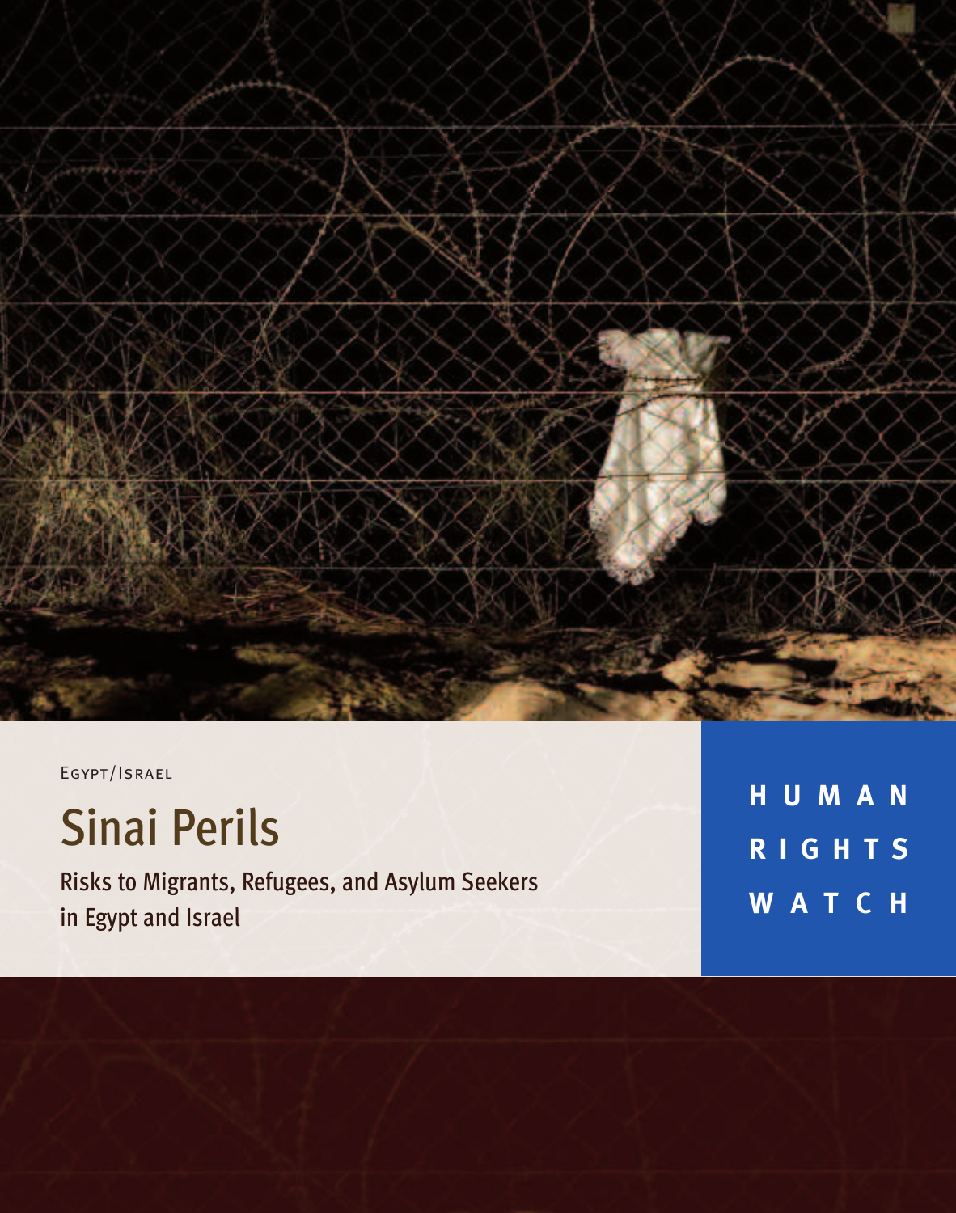Egypt/Israel

# Sinai Perils

## Risks to Migrants, Refugees, and Asylum Seekers in Egypt and Israel

HUMAN RIGHTS WATCH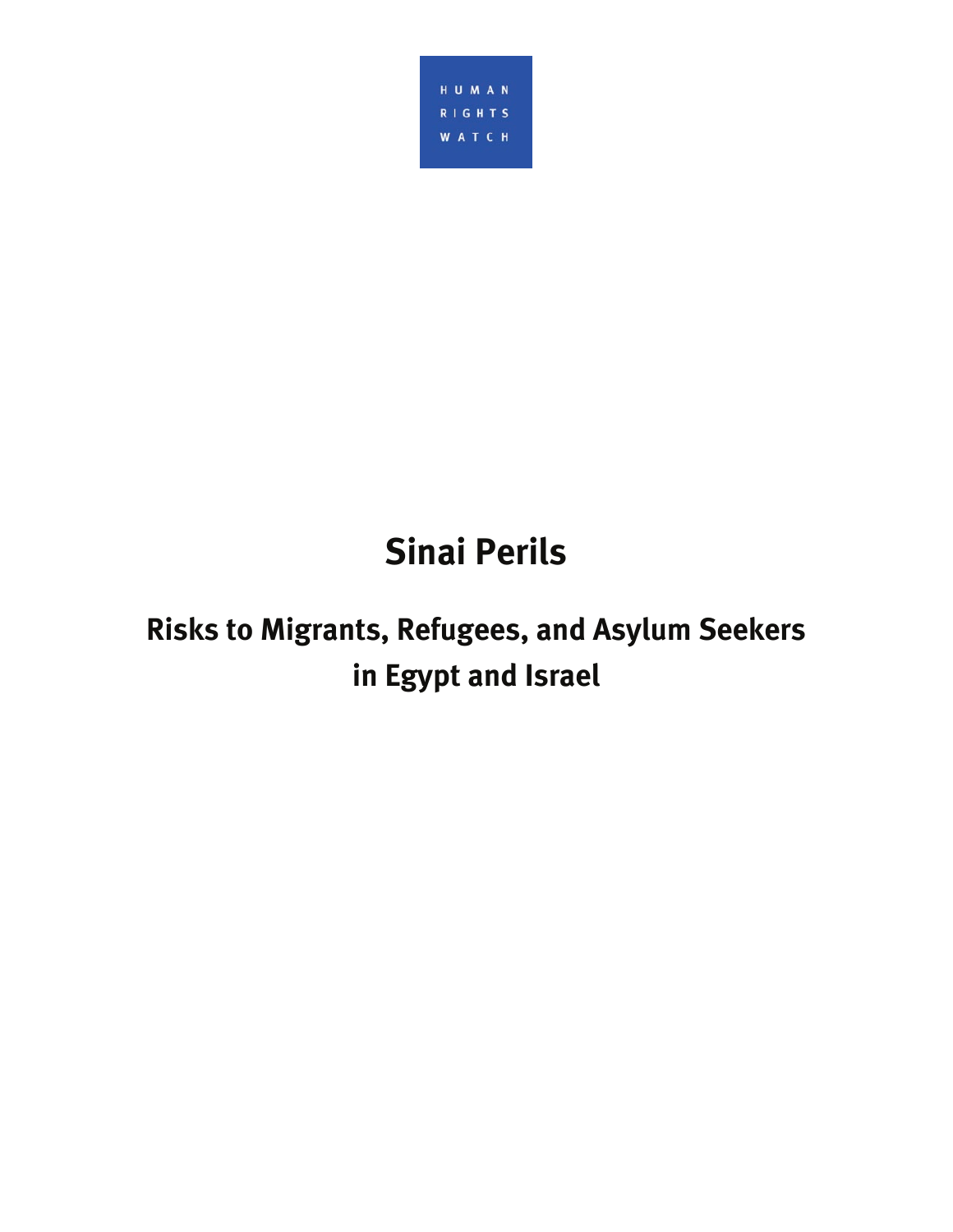HUMAN RIGHTS WATCH

# Sinai Perils

## Risks to Migrants, Refugees, and Asylum Seekers in Egypt and Israel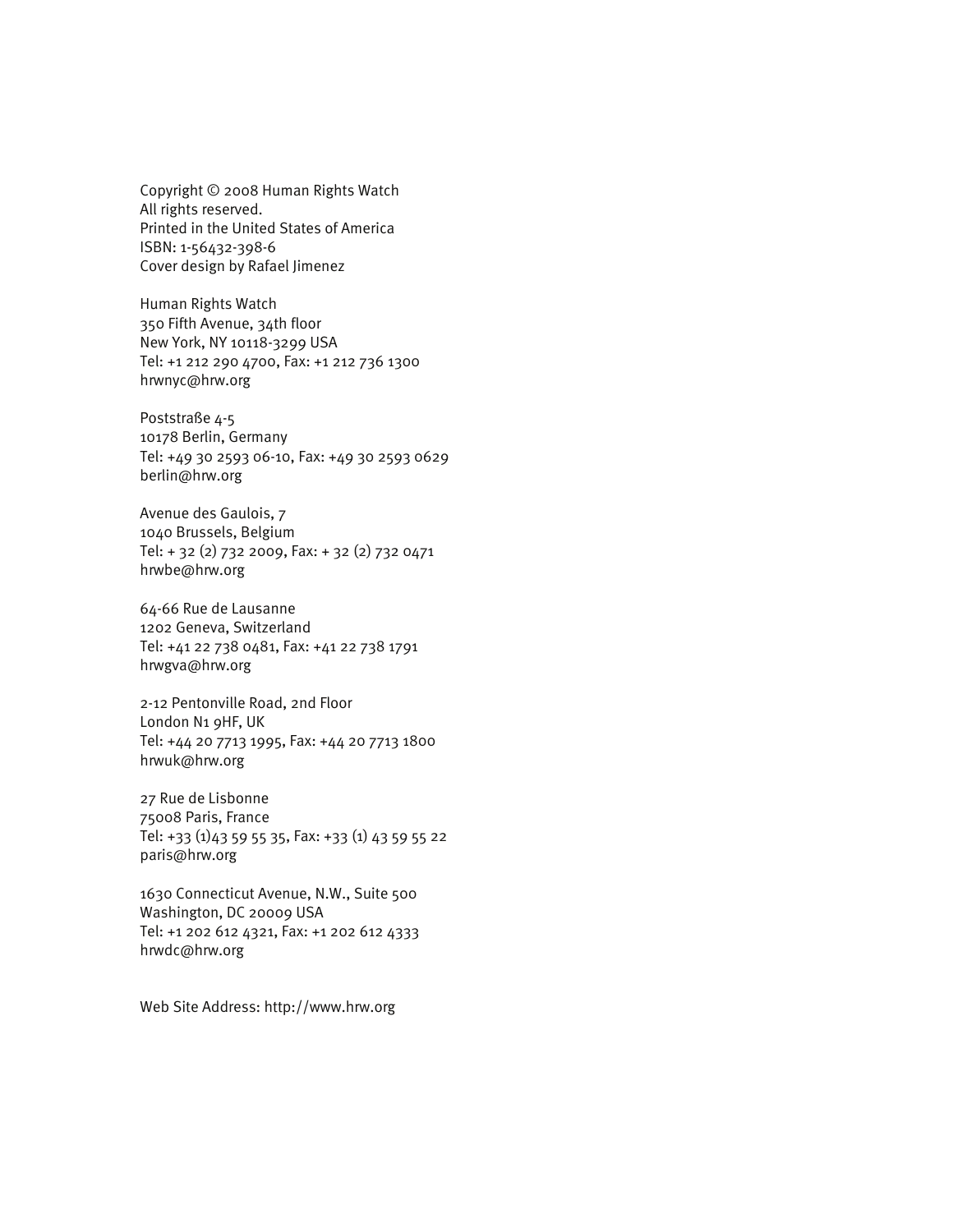Copyright © 2008 Human Rights Watch
All rights reserved.
Printed in the United States of America
ISBN: 1-56432-398-6
Cover design by Rafael Jimenez

Human Rights Watch
350 Fifth Avenue, 34th floor
New York, NY 10118-3299 USA
Tel: +1 212 290 4700, Fax: +1 212 736 1300
hrwnyc@hrw.org

Poststraße 4-5
10178 Berlin, Germany
Tel: +49 30 2593 06-10, Fax: +49 30 2593 0629
berlin@hrw.org

Avenue des Gaulois, 7
1040 Brussels, Belgium
Tel: + 32 (2) 732 2009, Fax: + 32 (2) 732 0471
hrwbe@hrw.org

64-66 Rue de Lausanne
1202 Geneva, Switzerland
Tel: +41 22 738 0481, Fax: +41 22 738 1791
hrwgva@hrw.org

2-12 Pentonville Road, 2nd Floor
London N1 9HF, UK
Tel: +44 20 7713 1995, Fax: +44 20 7713 1800
hrwuk@hrw.org

27 Rue de Lisbonne
75008 Paris, France
Tel: +33 (1)43 59 55 35, Fax: +33 (1) 43 59 55 22
paris@hrw.org

1630 Connecticut Avenue, N.W., Suite 500
Washington, DC 20009 USA
Tel: +1 202 612 4321, Fax: +1 202 612 4333
hrwdc@hrw.org

Web Site Address: http://www.hrw.org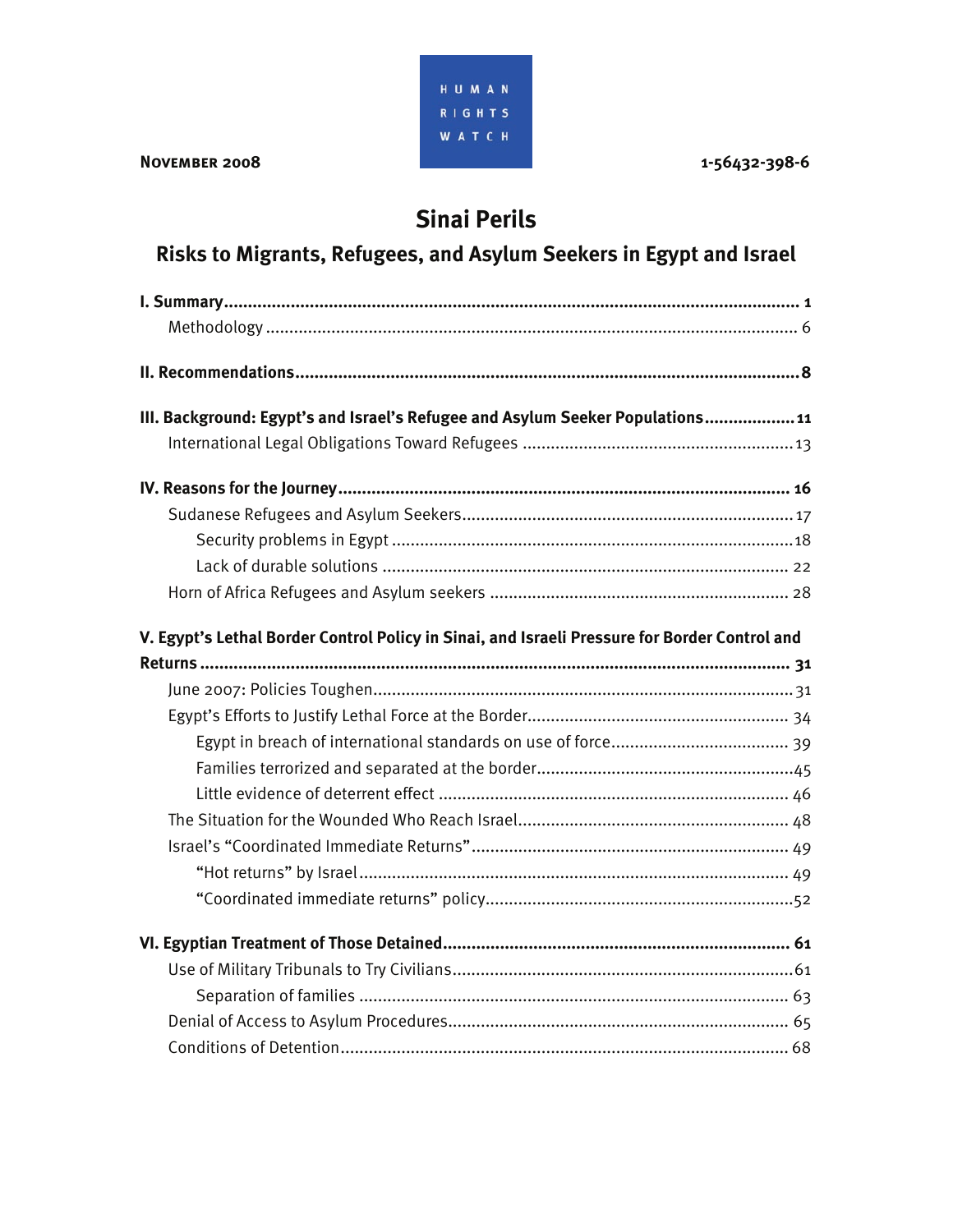HUMAN RIGHTS WATCH

**NOVEMBER 2008** 1-56432-398-6

# Sinai Perils

## Risks to Migrants, Refugees, and Asylum Seekers in Egypt and Israel

**I. Summary** .......... **1**
- Methodology .......... 6

**II. Recommendations** .......... **8**

**III. Background: Egypt's and Israel's Refugee and Asylum Seeker Populations** .......... **11**
- International Legal Obligations Toward Refugees .......... 13

**IV. Reasons for the Journey** .......... **16**
- Sudanese Refugees and Asylum Seekers .......... 17
  - Security problems in Egypt .......... 18
  - Lack of durable solutions .......... 22
- Horn of Africa Refugees and Asylum seekers .......... 28

**V. Egypt's Lethal Border Control Policy in Sinai, and Israeli Pressure for Border Control and Returns** .......... **31**
- June 2007: Policies Toughen .......... 31
- Egypt's Efforts to Justify Lethal Force at the Border .......... 34
  - Egypt in breach of international standards on use of force .......... 39
  - Families terrorized and separated at the border .......... 45
  - Little evidence of deterrent effect .......... 46
- The Situation for the Wounded Who Reach Israel .......... 48
- Israel's "Coordinated Immediate Returns" .......... 49
  - "Hot returns" by Israel .......... 49
  - "Coordinated immediate returns" policy .......... 52

**VI. Egyptian Treatment of Those Detained** .......... **61**
- Use of Military Tribunals to Try Civilians .......... 61
  - Separation of families .......... 63
- Denial of Access to Asylum Procedures .......... 65
- Conditions of Detention .......... 68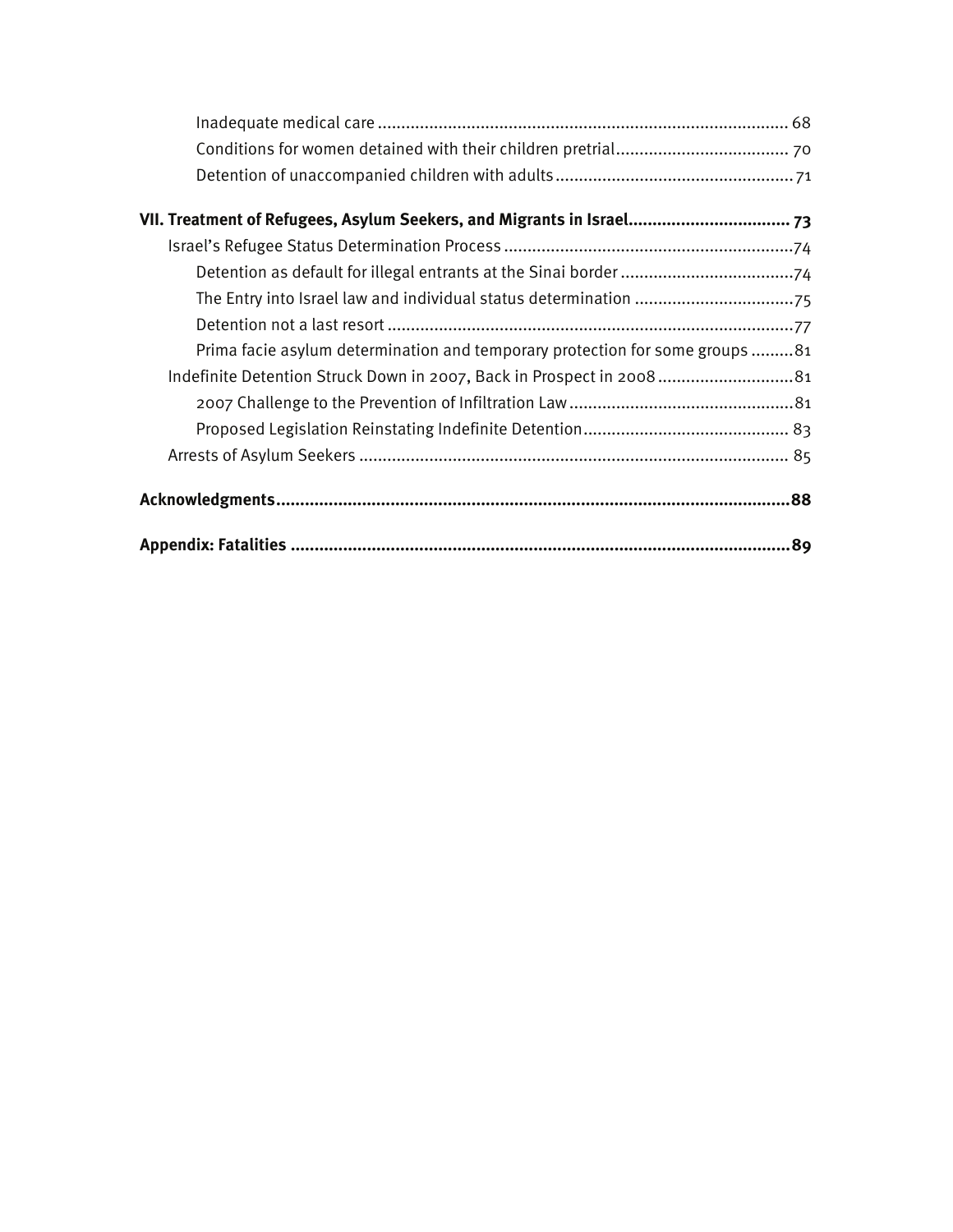- Inadequate medical care ........................................................................................ 68
- Conditions for women detained with their children pretrial..................................... 70
- Detention of unaccompanied children with adults................................................... 71

**VII. Treatment of Refugees, Asylum Seekers, and Migrants in Israel................................. 73**

- Israel's Refugee Status Determination Process ..............................................................74
  - Detention as default for illegal entrants at the Sinai border .....................................74
  - The Entry into Israel law and individual status determination ..................................75
  - Detention not a last resort .......................................................................................77
  - Prima facie asylum determination and temporary protection for some groups .........81
- Indefinite Detention Struck Down in 2007, Back in Prospect in 2008 .............................81
  - 2007 Challenge to the Prevention of Infiltration Law ................................................81
  - Proposed Legislation Reinstating Indefinite Detention............................................ 83
- Arrests of Asylum Seekers ............................................................................................ 85

**Acknowledgments............................................................................................................88**

**Appendix: Fatalities .........................................................................................................89**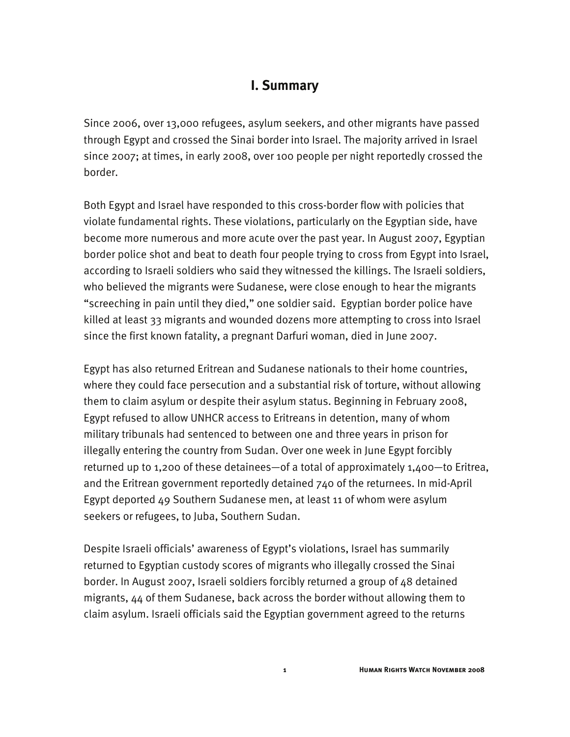# I. Summary

Since 2006, over 13,000 refugees, asylum seekers, and other migrants have passed through Egypt and crossed the Sinai border into Israel. The majority arrived in Israel since 2007; at times, in early 2008, over 100 people per night reportedly crossed the border.

Both Egypt and Israel have responded to this cross-border flow with policies that violate fundamental rights. These violations, particularly on the Egyptian side, have become more numerous and more acute over the past year. In August 2007, Egyptian border police shot and beat to death four people trying to cross from Egypt into Israel, according to Israeli soldiers who said they witnessed the killings. The Israeli soldiers, who believed the migrants were Sudanese, were close enough to hear the migrants "screeching in pain until they died," one soldier said. Egyptian border police have killed at least 33 migrants and wounded dozens more attempting to cross into Israel since the first known fatality, a pregnant Darfuri woman, died in June 2007.

Egypt has also returned Eritrean and Sudanese nationals to their home countries, where they could face persecution and a substantial risk of torture, without allowing them to claim asylum or despite their asylum status. Beginning in February 2008, Egypt refused to allow UNHCR access to Eritreans in detention, many of whom military tribunals had sentenced to between one and three years in prison for illegally entering the country from Sudan. Over one week in June Egypt forcibly returned up to 1,200 of these detainees—of a total of approximately 1,400—to Eritrea, and the Eritrean government reportedly detained 740 of the returnees. In mid-April Egypt deported 49 Southern Sudanese men, at least 11 of whom were asylum seekers or refugees, to Juba, Southern Sudan.

Despite Israeli officials' awareness of Egypt's violations, Israel has summarily returned to Egyptian custody scores of migrants who illegally crossed the Sinai border. In August 2007, Israeli soldiers forcibly returned a group of 48 detained migrants, 44 of them Sudanese, back across the border without allowing them to claim asylum. Israeli officials said the Egyptian government agreed to the returns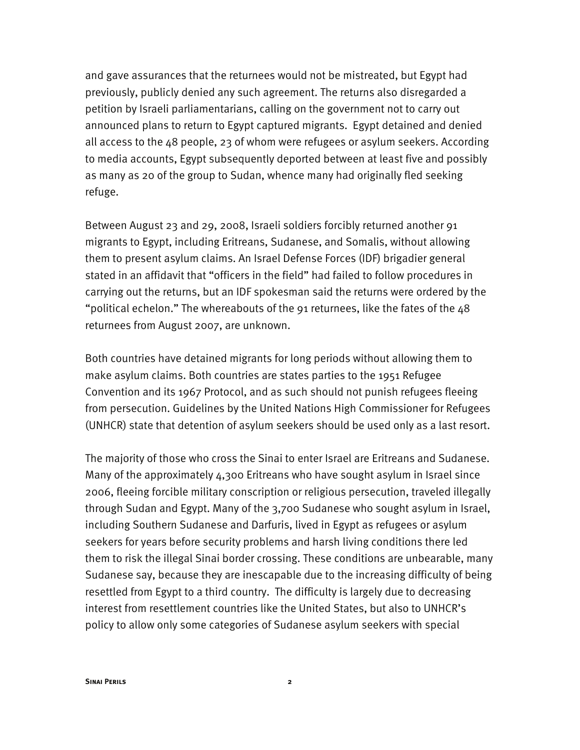and gave assurances that the returnees would not be mistreated, but Egypt had previously, publicly denied any such agreement. The returns also disregarded a petition by Israeli parliamentarians, calling on the government not to carry out announced plans to return to Egypt captured migrants. Egypt detained and denied all access to the 48 people, 23 of whom were refugees or asylum seekers. According to media accounts, Egypt subsequently deported between at least five and possibly as many as 20 of the group to Sudan, whence many had originally fled seeking refuge.

Between August 23 and 29, 2008, Israeli soldiers forcibly returned another 91 migrants to Egypt, including Eritreans, Sudanese, and Somalis, without allowing them to present asylum claims. An Israel Defense Forces (IDF) brigadier general stated in an affidavit that "officers in the field" had failed to follow procedures in carrying out the returns, but an IDF spokesman said the returns were ordered by the "political echelon." The whereabouts of the 91 returnees, like the fates of the 48 returnees from August 2007, are unknown.

Both countries have detained migrants for long periods without allowing them to make asylum claims. Both countries are states parties to the 1951 Refugee Convention and its 1967 Protocol, and as such should not punish refugees fleeing from persecution. Guidelines by the United Nations High Commissioner for Refugees (UNHCR) state that detention of asylum seekers should be used only as a last resort.

The majority of those who cross the Sinai to enter Israel are Eritreans and Sudanese. Many of the approximately 4,300 Eritreans who have sought asylum in Israel since 2006, fleeing forcible military conscription or religious persecution, traveled illegally through Sudan and Egypt. Many of the 3,700 Sudanese who sought asylum in Israel, including Southern Sudanese and Darfuris, lived in Egypt as refugees or asylum seekers for years before security problems and harsh living conditions there led them to risk the illegal Sinai border crossing. These conditions are unbearable, many Sudanese say, because they are inescapable due to the increasing difficulty of being resettled from Egypt to a third country. The difficulty is largely due to decreasing interest from resettlement countries like the United States, but also to UNHCR's policy to allow only some categories of Sudanese asylum seekers with special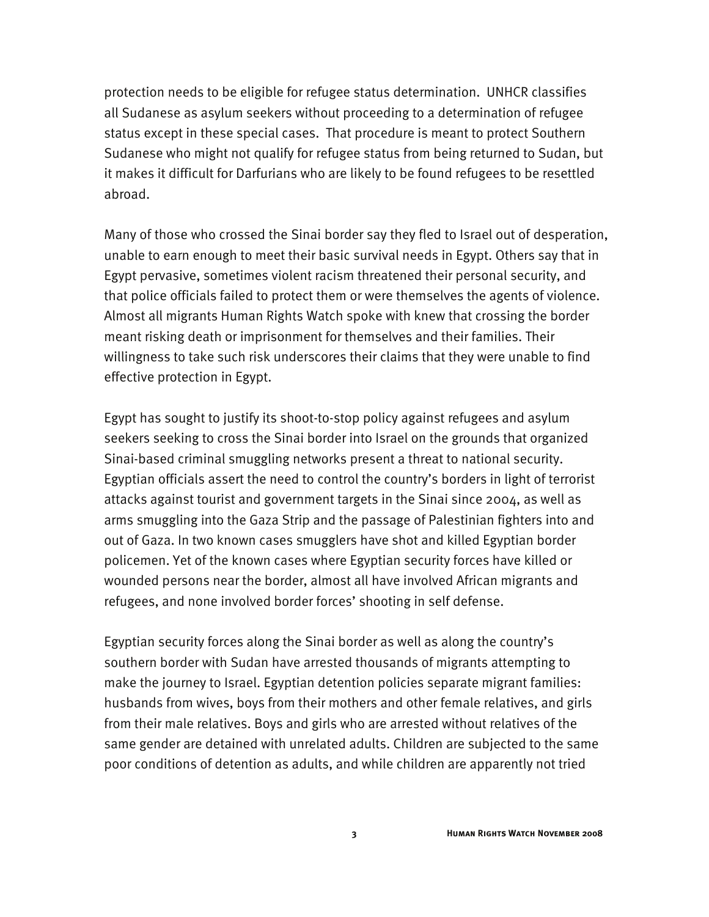protection needs to be eligible for refugee status determination. UNHCR classifies all Sudanese as asylum seekers without proceeding to a determination of refugee status except in these special cases. That procedure is meant to protect Southern Sudanese who might not qualify for refugee status from being returned to Sudan, but it makes it difficult for Darfurians who are likely to be found refugees to be resettled abroad.

Many of those who crossed the Sinai border say they fled to Israel out of desperation, unable to earn enough to meet their basic survival needs in Egypt. Others say that in Egypt pervasive, sometimes violent racism threatened their personal security, and that police officials failed to protect them or were themselves the agents of violence. Almost all migrants Human Rights Watch spoke with knew that crossing the border meant risking death or imprisonment for themselves and their families. Their willingness to take such risk underscores their claims that they were unable to find effective protection in Egypt.

Egypt has sought to justify its shoot-to-stop policy against refugees and asylum seekers seeking to cross the Sinai border into Israel on the grounds that organized Sinai-based criminal smuggling networks present a threat to national security. Egyptian officials assert the need to control the country's borders in light of terrorist attacks against tourist and government targets in the Sinai since 2004, as well as arms smuggling into the Gaza Strip and the passage of Palestinian fighters into and out of Gaza. In two known cases smugglers have shot and killed Egyptian border policemen. Yet of the known cases where Egyptian security forces have killed or wounded persons near the border, almost all have involved African migrants and refugees, and none involved border forces' shooting in self defense.

Egyptian security forces along the Sinai border as well as along the country's southern border with Sudan have arrested thousands of migrants attempting to make the journey to Israel. Egyptian detention policies separate migrant families: husbands from wives, boys from their mothers and other female relatives, and girls from their male relatives. Boys and girls who are arrested without relatives of the same gender are detained with unrelated adults. Children are subjected to the same poor conditions of detention as adults, and while children are apparently not tried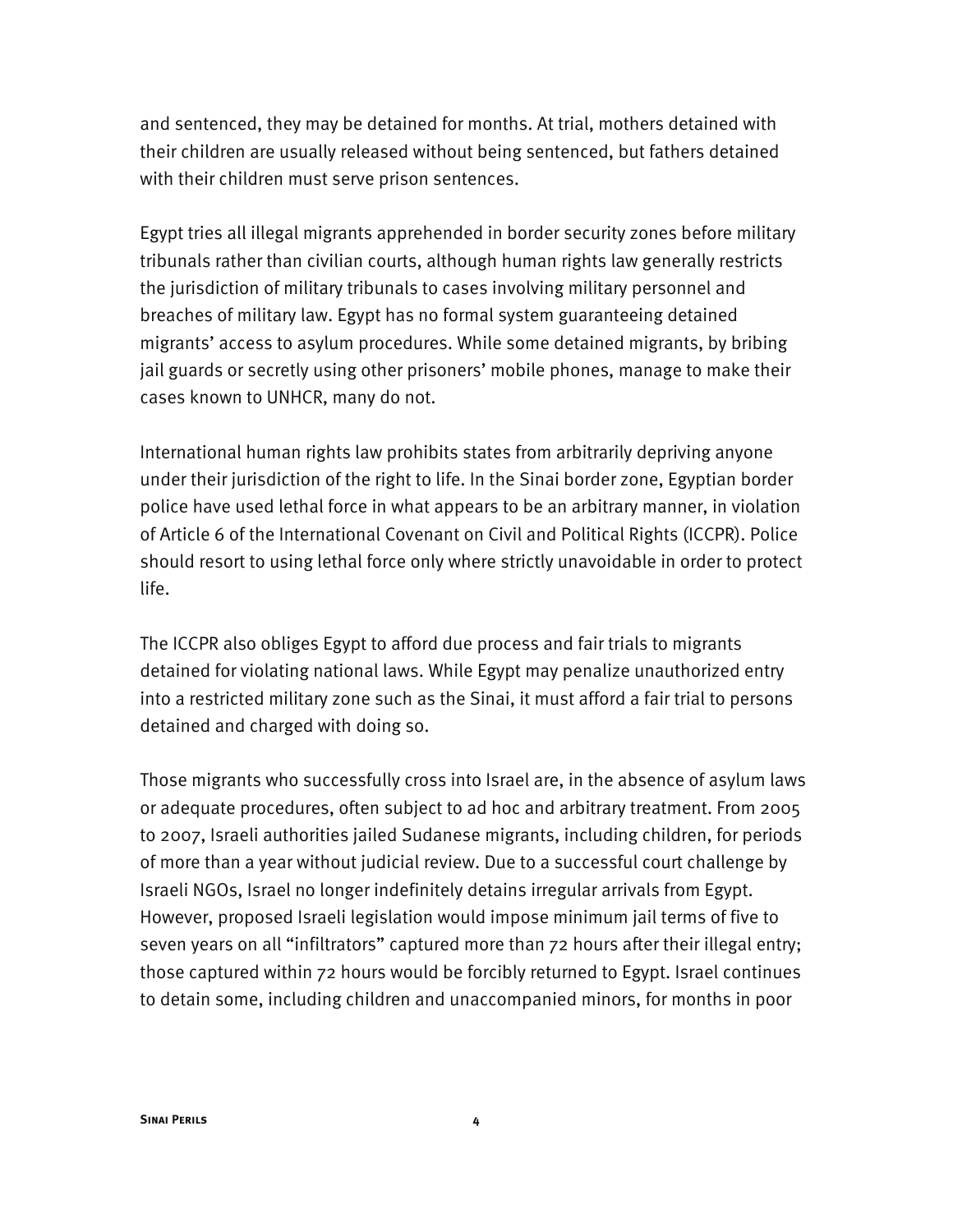and sentenced, they may be detained for months. At trial, mothers detained with their children are usually released without being sentenced, but fathers detained with their children must serve prison sentences.

Egypt tries all illegal migrants apprehended in border security zones before military tribunals rather than civilian courts, although human rights law generally restricts the jurisdiction of military tribunals to cases involving military personnel and breaches of military law. Egypt has no formal system guaranteeing detained migrants' access to asylum procedures. While some detained migrants, by bribing jail guards or secretly using other prisoners' mobile phones, manage to make their cases known to UNHCR, many do not.

International human rights law prohibits states from arbitrarily depriving anyone under their jurisdiction of the right to life. In the Sinai border zone, Egyptian border police have used lethal force in what appears to be an arbitrary manner, in violation of Article 6 of the International Covenant on Civil and Political Rights (ICCPR). Police should resort to using lethal force only where strictly unavoidable in order to protect life.

The ICCPR also obliges Egypt to afford due process and fair trials to migrants detained for violating national laws. While Egypt may penalize unauthorized entry into a restricted military zone such as the Sinai, it must afford a fair trial to persons detained and charged with doing so.

Those migrants who successfully cross into Israel are, in the absence of asylum laws or adequate procedures, often subject to ad hoc and arbitrary treatment. From 2005 to 2007, Israeli authorities jailed Sudanese migrants, including children, for periods of more than a year without judicial review. Due to a successful court challenge by Israeli NGOs, Israel no longer indefinitely detains irregular arrivals from Egypt. However, proposed Israeli legislation would impose minimum jail terms of five to seven years on all "infiltrators" captured more than 72 hours after their illegal entry; those captured within 72 hours would be forcibly returned to Egypt. Israel continues to detain some, including children and unaccompanied minors, for months in poor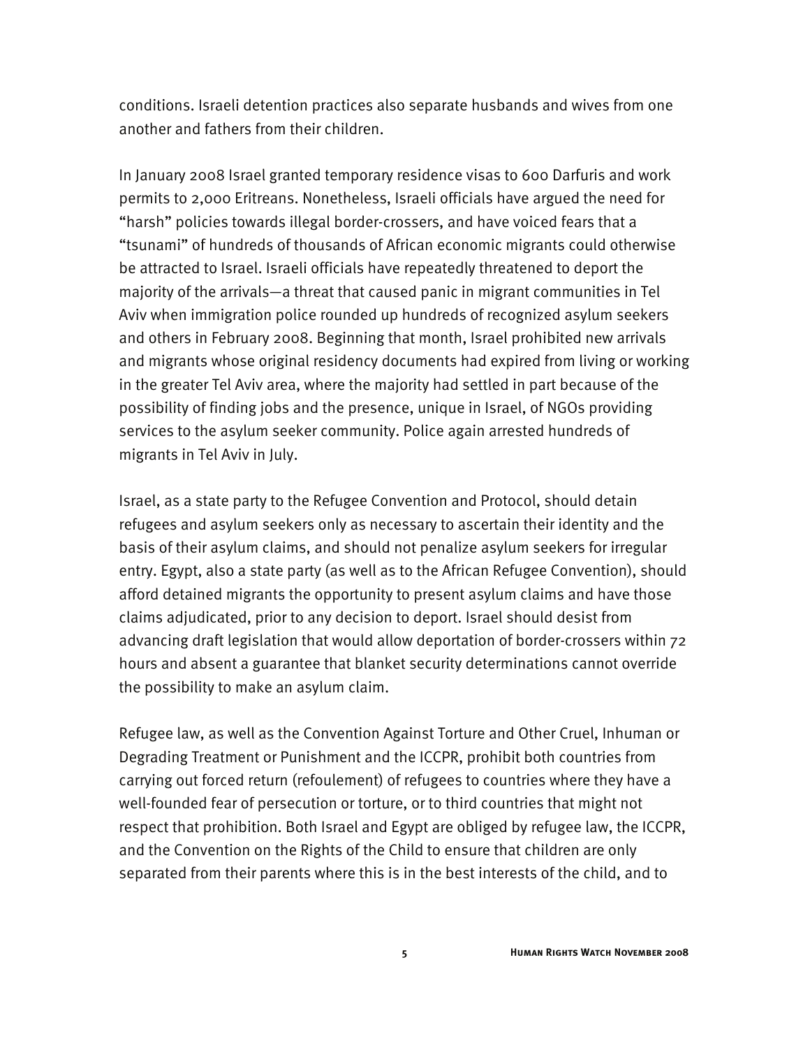conditions. Israeli detention practices also separate husbands and wives from one another and fathers from their children.

In January 2008 Israel granted temporary residence visas to 600 Darfuris and work permits to 2,000 Eritreans. Nonetheless, Israeli officials have argued the need for "harsh" policies towards illegal border-crossers, and have voiced fears that a "tsunami" of hundreds of thousands of African economic migrants could otherwise be attracted to Israel. Israeli officials have repeatedly threatened to deport the majority of the arrivals—a threat that caused panic in migrant communities in Tel Aviv when immigration police rounded up hundreds of recognized asylum seekers and others in February 2008. Beginning that month, Israel prohibited new arrivals and migrants whose original residency documents had expired from living or working in the greater Tel Aviv area, where the majority had settled in part because of the possibility of finding jobs and the presence, unique in Israel, of NGOs providing services to the asylum seeker community. Police again arrested hundreds of migrants in Tel Aviv in July.

Israel, as a state party to the Refugee Convention and Protocol, should detain refugees and asylum seekers only as necessary to ascertain their identity and the basis of their asylum claims, and should not penalize asylum seekers for irregular entry. Egypt, also a state party (as well as to the African Refugee Convention), should afford detained migrants the opportunity to present asylum claims and have those claims adjudicated, prior to any decision to deport. Israel should desist from advancing draft legislation that would allow deportation of border-crossers within 72 hours and absent a guarantee that blanket security determinations cannot override the possibility to make an asylum claim.

Refugee law, as well as the Convention Against Torture and Other Cruel, Inhuman or Degrading Treatment or Punishment and the ICCPR, prohibit both countries from carrying out forced return (refoulement) of refugees to countries where they have a well-founded fear of persecution or torture, or to third countries that might not respect that prohibition. Both Israel and Egypt are obliged by refugee law, the ICCPR, and the Convention on the Rights of the Child to ensure that children are only separated from their parents where this is in the best interests of the child, and to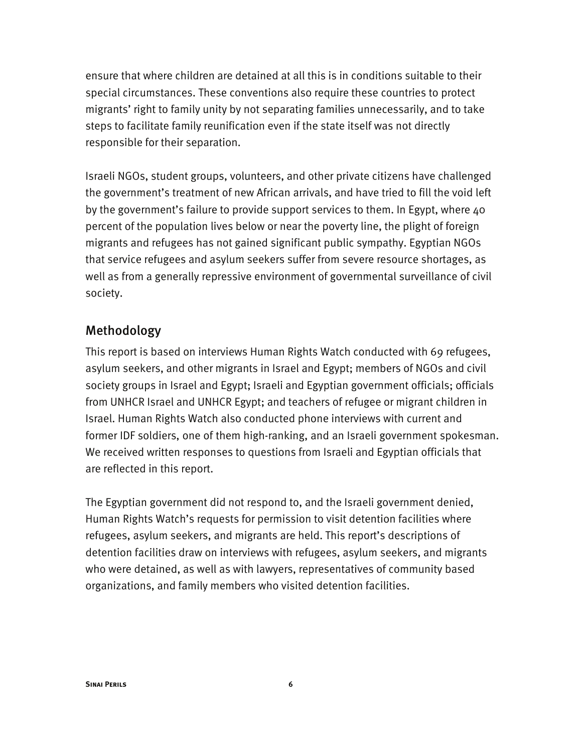ensure that where children are detained at all this is in conditions suitable to their special circumstances. These conventions also require these countries to protect migrants' right to family unity by not separating families unnecessarily, and to take steps to facilitate family reunification even if the state itself was not directly responsible for their separation.

Israeli NGOs, student groups, volunteers, and other private citizens have challenged the government's treatment of new African arrivals, and have tried to fill the void left by the government's failure to provide support services to them. In Egypt, where 40 percent of the population lives below or near the poverty line, the plight of foreign migrants and refugees has not gained significant public sympathy. Egyptian NGOs that service refugees and asylum seekers suffer from severe resource shortages, as well as from a generally repressive environment of governmental surveillance of civil society.

## Methodology

This report is based on interviews Human Rights Watch conducted with 69 refugees, asylum seekers, and other migrants in Israel and Egypt; members of NGOs and civil society groups in Israel and Egypt; Israeli and Egyptian government officials; officials from UNHCR Israel and UNHCR Egypt; and teachers of refugee or migrant children in Israel. Human Rights Watch also conducted phone interviews with current and former IDF soldiers, one of them high-ranking, and an Israeli government spokesman. We received written responses to questions from Israeli and Egyptian officials that are reflected in this report.

The Egyptian government did not respond to, and the Israeli government denied, Human Rights Watch's requests for permission to visit detention facilities where refugees, asylum seekers, and migrants are held. This report's descriptions of detention facilities draw on interviews with refugees, asylum seekers, and migrants who were detained, as well as with lawyers, representatives of community based organizations, and family members who visited detention facilities.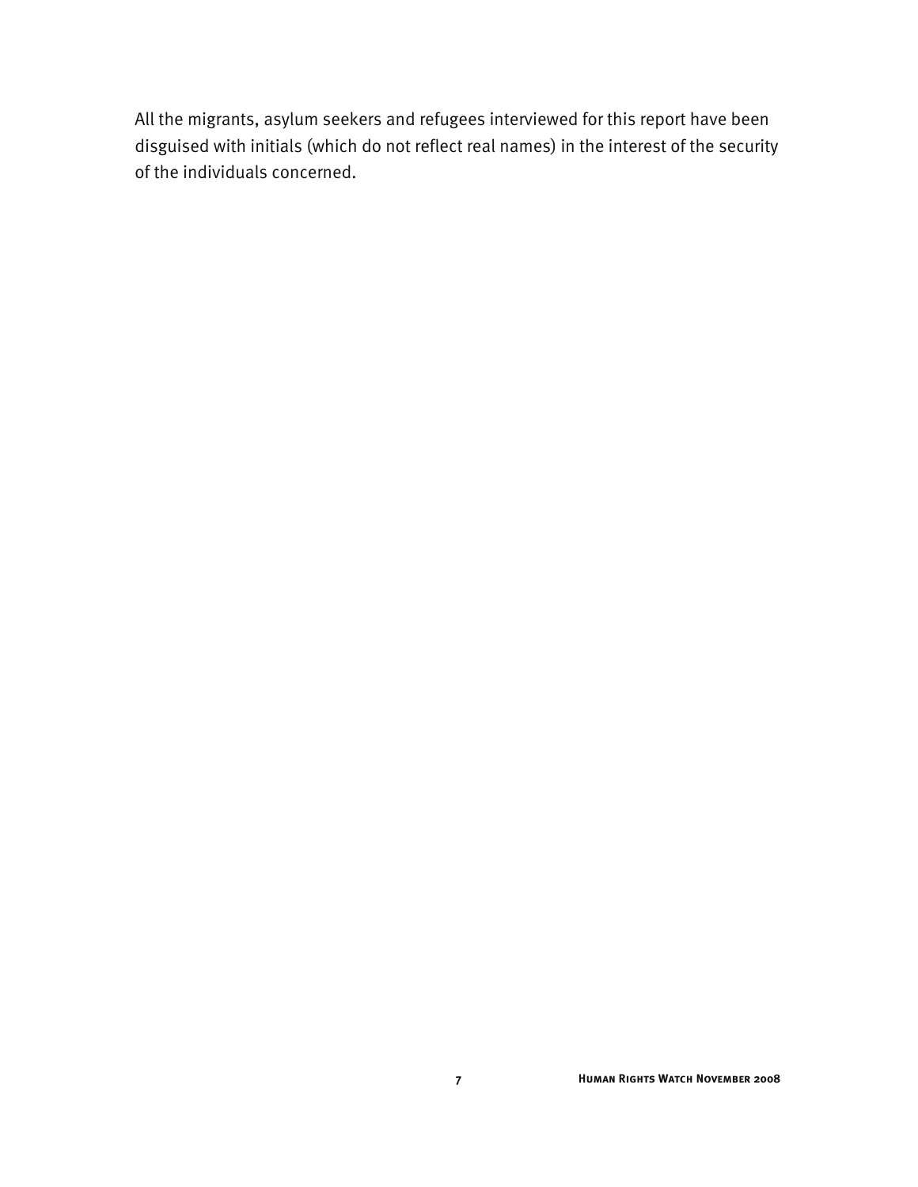All the migrants, asylum seekers and refugees interviewed for this report have been disguised with initials (which do not reflect real names) in the interest of the security of the individuals concerned.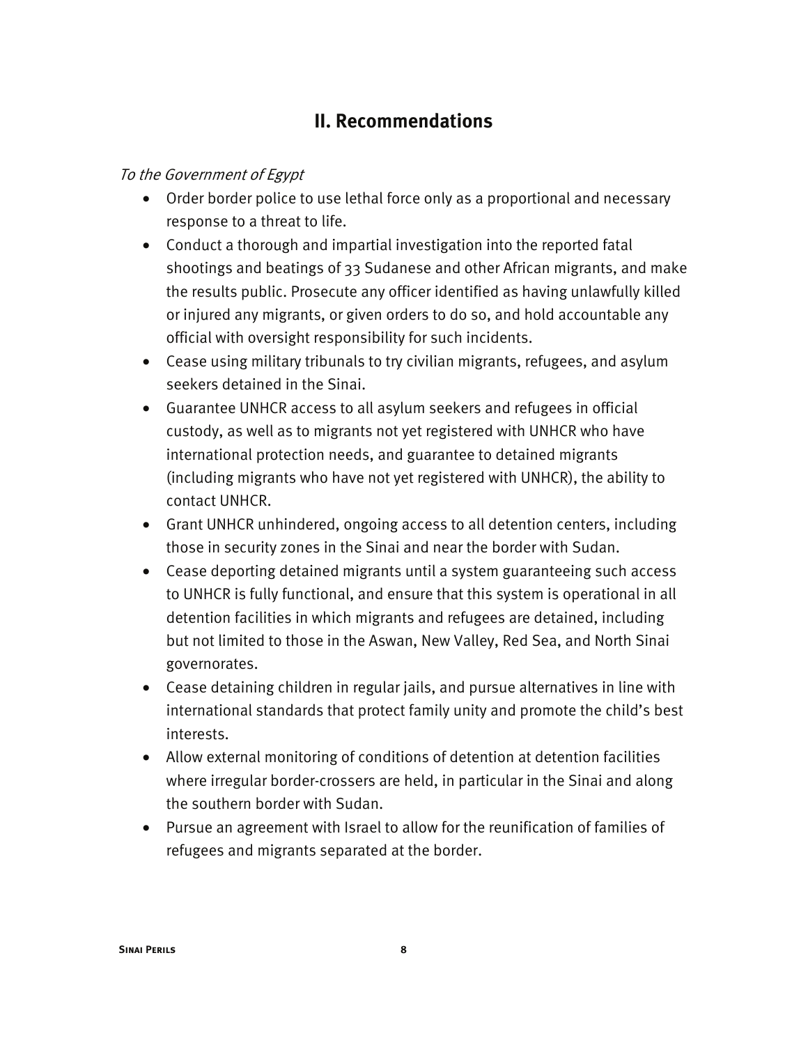## II. Recommendations

*To the Government of Egypt*

- Order border police to use lethal force only as a proportional and necessary response to a threat to life.
- Conduct a thorough and impartial investigation into the reported fatal shootings and beatings of 33 Sudanese and other African migrants, and make the results public. Prosecute any officer identified as having unlawfully killed or injured any migrants, or given orders to do so, and hold accountable any official with oversight responsibility for such incidents.
- Cease using military tribunals to try civilian migrants, refugees, and asylum seekers detained in the Sinai.
- Guarantee UNHCR access to all asylum seekers and refugees in official custody, as well as to migrants not yet registered with UNHCR who have international protection needs, and guarantee to detained migrants (including migrants who have not yet registered with UNHCR), the ability to contact UNHCR.
- Grant UNHCR unhindered, ongoing access to all detention centers, including those in security zones in the Sinai and near the border with Sudan.
- Cease deporting detained migrants until a system guaranteeing such access to UNHCR is fully functional, and ensure that this system is operational in all detention facilities in which migrants and refugees are detained, including but not limited to those in the Aswan, New Valley, Red Sea, and North Sinai governorates.
- Cease detaining children in regular jails, and pursue alternatives in line with international standards that protect family unity and promote the child's best interests.
- Allow external monitoring of conditions of detention at detention facilities where irregular border-crossers are held, in particular in the Sinai and along the southern border with Sudan.
- Pursue an agreement with Israel to allow for the reunification of families of refugees and migrants separated at the border.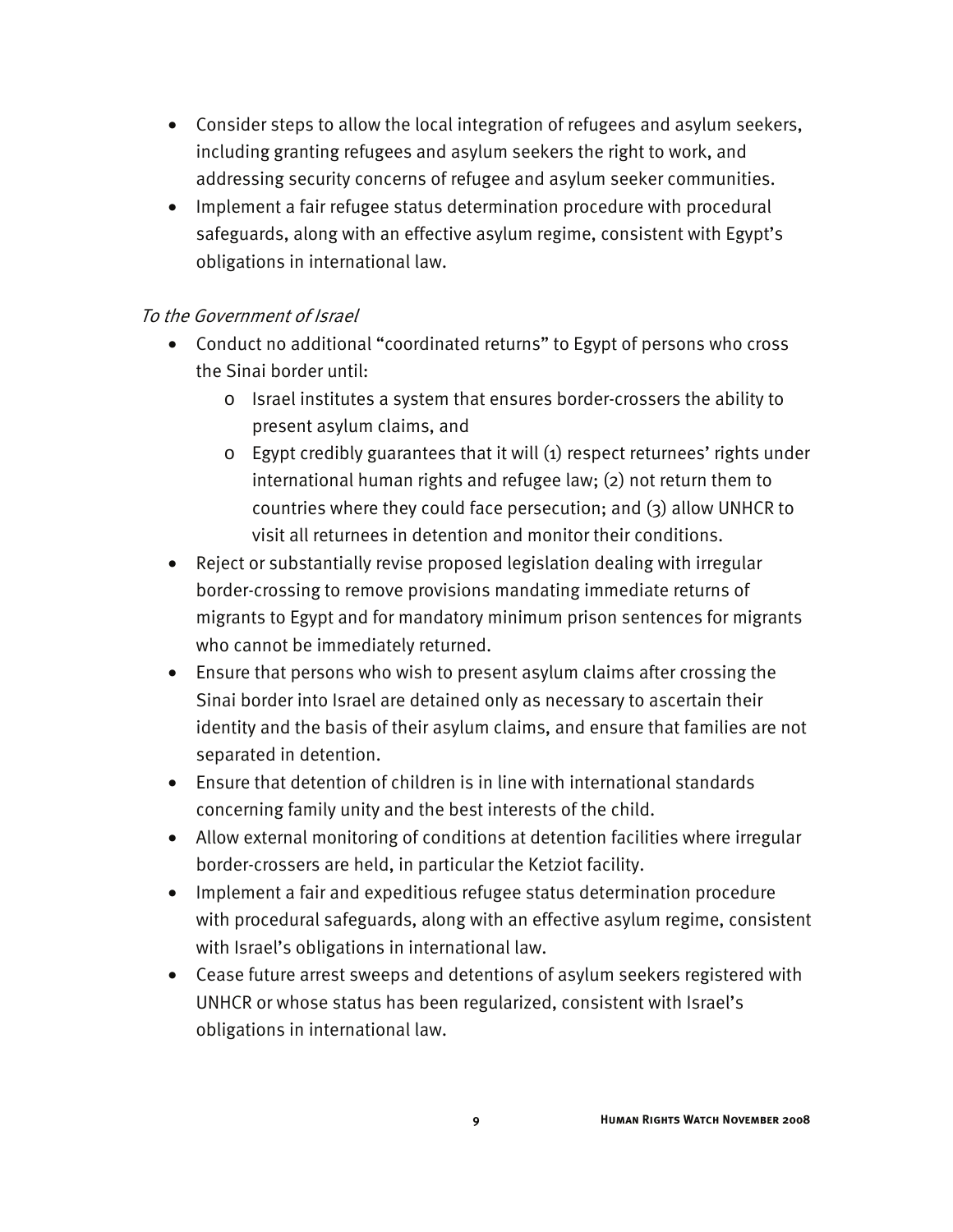- Consider steps to allow the local integration of refugees and asylum seekers, including granting refugees and asylum seekers the right to work, and addressing security concerns of refugee and asylum seeker communities.
- Implement a fair refugee status determination procedure with procedural safeguards, along with an effective asylum regime, consistent with Egypt's obligations in international law.

*To the Government of Israel*

- Conduct no additional "coordinated returns" to Egypt of persons who cross the Sinai border until:
  - Israel institutes a system that ensures border-crossers the ability to present asylum claims, and
  - Egypt credibly guarantees that it will (1) respect returnees' rights under international human rights and refugee law; (2) not return them to countries where they could face persecution; and (3) allow UNHCR to visit all returnees in detention and monitor their conditions.
- Reject or substantially revise proposed legislation dealing with irregular border-crossing to remove provisions mandating immediate returns of migrants to Egypt and for mandatory minimum prison sentences for migrants who cannot be immediately returned.
- Ensure that persons who wish to present asylum claims after crossing the Sinai border into Israel are detained only as necessary to ascertain their identity and the basis of their asylum claims, and ensure that families are not separated in detention.
- Ensure that detention of children is in line with international standards concerning family unity and the best interests of the child.
- Allow external monitoring of conditions at detention facilities where irregular border-crossers are held, in particular the Ketziot facility.
- Implement a fair and expeditious refugee status determination procedure with procedural safeguards, along with an effective asylum regime, consistent with Israel's obligations in international law.
- Cease future arrest sweeps and detentions of asylum seekers registered with UNHCR or whose status has been regularized, consistent with Israel's obligations in international law.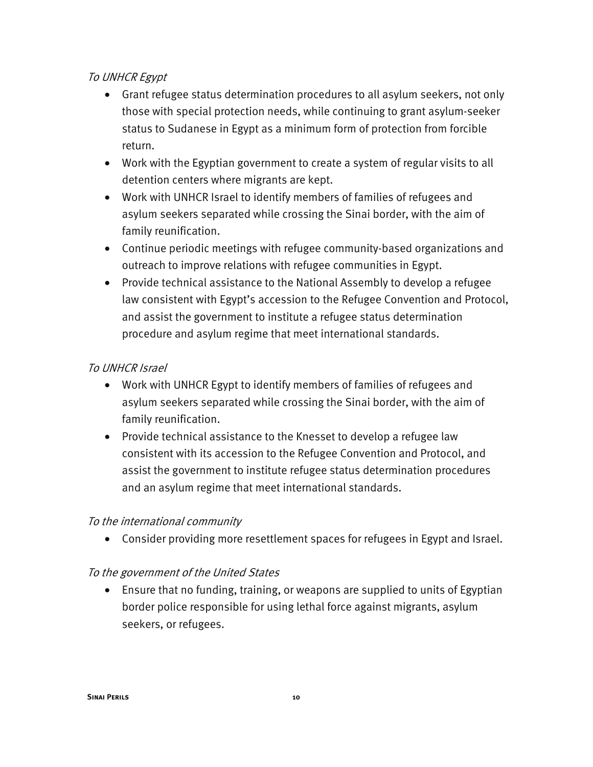*To UNHCR Egypt*

- Grant refugee status determination procedures to all asylum seekers, not only those with special protection needs, while continuing to grant asylum-seeker status to Sudanese in Egypt as a minimum form of protection from forcible return.
- Work with the Egyptian government to create a system of regular visits to all detention centers where migrants are kept.
- Work with UNHCR Israel to identify members of families of refugees and asylum seekers separated while crossing the Sinai border, with the aim of family reunification.
- Continue periodic meetings with refugee community-based organizations and outreach to improve relations with refugee communities in Egypt.
- Provide technical assistance to the National Assembly to develop a refugee law consistent with Egypt's accession to the Refugee Convention and Protocol, and assist the government to institute a refugee status determination procedure and asylum regime that meet international standards.

*To UNHCR Israel*

- Work with UNHCR Egypt to identify members of families of refugees and asylum seekers separated while crossing the Sinai border, with the aim of family reunification.
- Provide technical assistance to the Knesset to develop a refugee law consistent with its accession to the Refugee Convention and Protocol, and assist the government to institute refugee status determination procedures and an asylum regime that meet international standards.

*To the international community*

- Consider providing more resettlement spaces for refugees in Egypt and Israel.

*To the government of the United States*

- Ensure that no funding, training, or weapons are supplied to units of Egyptian border police responsible for using lethal force against migrants, asylum seekers, or refugees.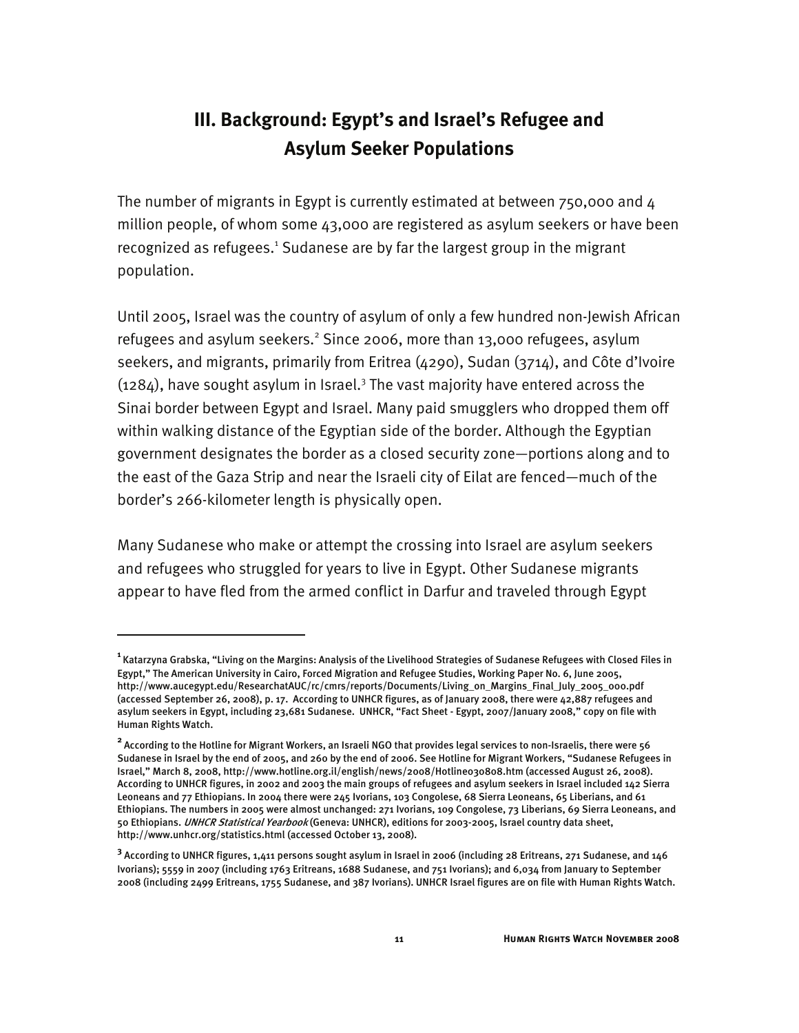## III. Background: Egypt's and Israel's Refugee and Asylum Seeker Populations

The number of migrants in Egypt is currently estimated at between 750,000 and 4 million people, of whom some 43,000 are registered as asylum seekers or have been recognized as refugees.[1] Sudanese are by far the largest group in the migrant population.

Until 2005, Israel was the country of asylum of only a few hundred non-Jewish African refugees and asylum seekers.[2] Since 2006, more than 13,000 refugees, asylum seekers, and migrants, primarily from Eritrea (4290), Sudan (3714), and Côte d'Ivoire (1284), have sought asylum in Israel.[3] The vast majority have entered across the Sinai border between Egypt and Israel. Many paid smugglers who dropped them off within walking distance of the Egyptian side of the border. Although the Egyptian government designates the border as a closed security zone—portions along and to the east of the Gaza Strip and near the Israeli city of Eilat are fenced—much of the border's 266-kilometer length is physically open.

Many Sudanese who make or attempt the crossing into Israel are asylum seekers and refugees who struggled for years to live in Egypt. Other Sudanese migrants appear to have fled from the armed conflict in Darfur and traveled through Egypt

---

[1] Katarzyna Grabska, "Living on the Margins: Analysis of the Livelihood Strategies of Sudanese Refugees with Closed Files in Egypt," The American University in Cairo, Forced Migration and Refugee Studies, Working Paper No. 6, June 2005, http://www.aucegypt.edu/ResearchatAUC/rc/cmrs/reports/Documents/Living_on_Margins_Final_July_2005_000.pdf (accessed September 26, 2008), p. 17. According to UNHCR figures, as of January 2008, there were 42,887 refugees and asylum seekers in Egypt, including 23,681 Sudanese. UNHCR, "Fact Sheet - Egypt, 2007/January 2008," copy on file with Human Rights Watch.

[2] According to the Hotline for Migrant Workers, an Israeli NGO that provides legal services to non-Israelis, there were 56 Sudanese in Israel by the end of 2005, and 260 by the end of 2006. See Hotline for Migrant Workers, "Sudanese Refugees in Israel," March 8, 2008, http://www.hotline.org.il/english/news/2008/Hotline030808.htm (accessed August 26, 2008). According to UNHCR figures, in 2002 and 2003 the main groups of refugees and asylum seekers in Israel included 142 Sierra Leoneans and 77 Ethiopians. In 2004 there were 245 Ivorians, 103 Congolese, 68 Sierra Leoneans, 65 Liberians, and 61 Ethiopians. The numbers in 2005 were almost unchanged: 271 Ivorians, 109 Congolese, 73 Liberians, 69 Sierra Leoneans, and 50 Ethiopians. *UNHCR Statistical Yearbook* (Geneva: UNHCR), editions for 2003-2005, Israel country data sheet, http://www.unhcr.org/statistics.html (accessed October 13, 2008).

[3] According to UNHCR figures, 1,411 persons sought asylum in Israel in 2006 (including 28 Eritreans, 271 Sudanese, and 146 Ivorians); 5559 in 2007 (including 1763 Eritreans, 1688 Sudanese, and 751 Ivorians); and 6,034 from January to September 2008 (including 2499 Eritreans, 1755 Sudanese, and 387 Ivorians). UNHCR Israel figures are on file with Human Rights Watch.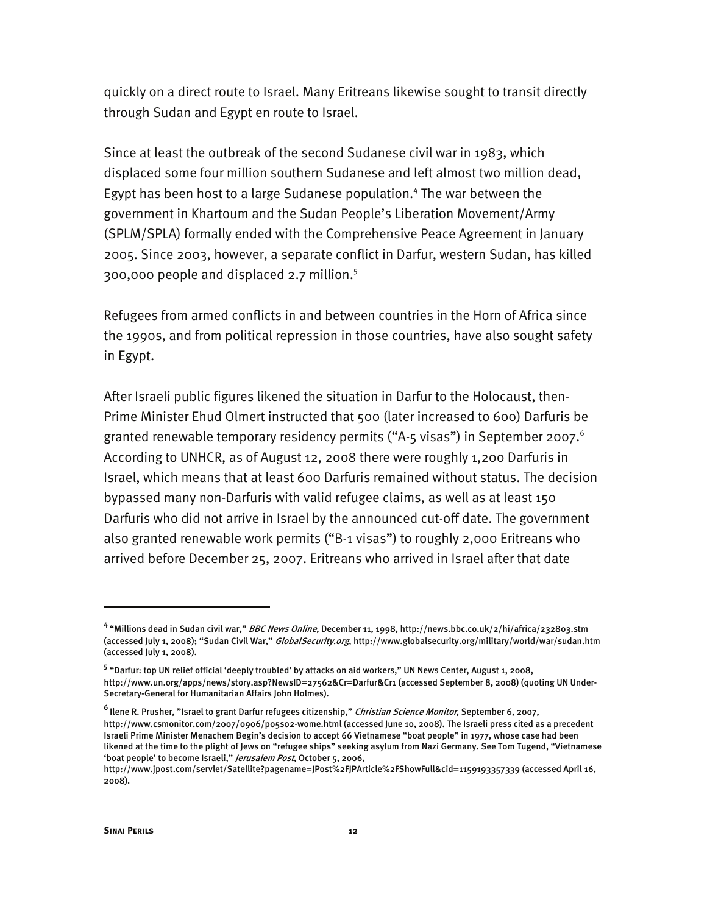quickly on a direct route to Israel. Many Eritreans likewise sought to transit directly through Sudan and Egypt en route to Israel.

Since at least the outbreak of the second Sudanese civil war in 1983, which displaced some four million southern Sudanese and left almost two million dead, Egypt has been host to a large Sudanese population.[4] The war between the government in Khartoum and the Sudan People's Liberation Movement/Army (SPLM/SPLA) formally ended with the Comprehensive Peace Agreement in January 2005. Since 2003, however, a separate conflict in Darfur, western Sudan, has killed 300,000 people and displaced 2.7 million.[5]

Refugees from armed conflicts in and between countries in the Horn of Africa since the 1990s, and from political repression in those countries, have also sought safety in Egypt.

After Israeli public figures likened the situation in Darfur to the Holocaust, then-Prime Minister Ehud Olmert instructed that 500 (later increased to 600) Darfuris be granted renewable temporary residency permits ("A-5 visas") in September 2007.[6] According to UNHCR, as of August 12, 2008 there were roughly 1,200 Darfuris in Israel, which means that at least 600 Darfuris remained without status. The decision bypassed many non-Darfuris with valid refugee claims, as well as at least 150 Darfuris who did not arrive in Israel by the announced cut-off date. The government also granted renewable work permits ("B-1 visas") to roughly 2,000 Eritreans who arrived before December 25, 2007. Eritreans who arrived in Israel after that date

---

[4] "Millions dead in Sudan civil war," *BBC News Online*, December 11, 1998, http://news.bbc.co.uk/2/hi/africa/232803.stm (accessed July 1, 2008); "Sudan Civil War," *GlobalSecurity.org*, http://www.globalsecurity.org/military/world/war/sudan.htm (accessed July 1, 2008).

[5] "Darfur: top UN relief official 'deeply troubled' by attacks on aid workers," UN News Center, August 1, 2008, http://www.un.org/apps/news/story.asp?NewsID=27562&Cr=Darfur&Cr1 (accessed September 8, 2008) (quoting UN Under-Secretary-General for Humanitarian Affairs John Holmes).

[6] Ilene R. Prusher, "Israel to grant Darfur refugees citizenship," *Christian Science Monitor*, September 6, 2007, http://www.csmonitor.com/2007/0906/p05s02-wome.html (accessed June 10, 2008). The Israeli press cited as a precedent Israeli Prime Minister Menachem Begin's decision to accept 66 Vietnamese "boat people" in 1977, whose case had been likened at the time to the plight of Jews on "refugee ships" seeking asylum from Nazi Germany. See Tom Tugend, "Vietnamese 'boat people' to become Israeli," *Jerusalem Post*, October 5, 2006, http://www.jpost.com/servlet/Satellite?pagename=JPost%2FJPArticle%2FShowFull&cid=1159193357339 (accessed April 16, 2008).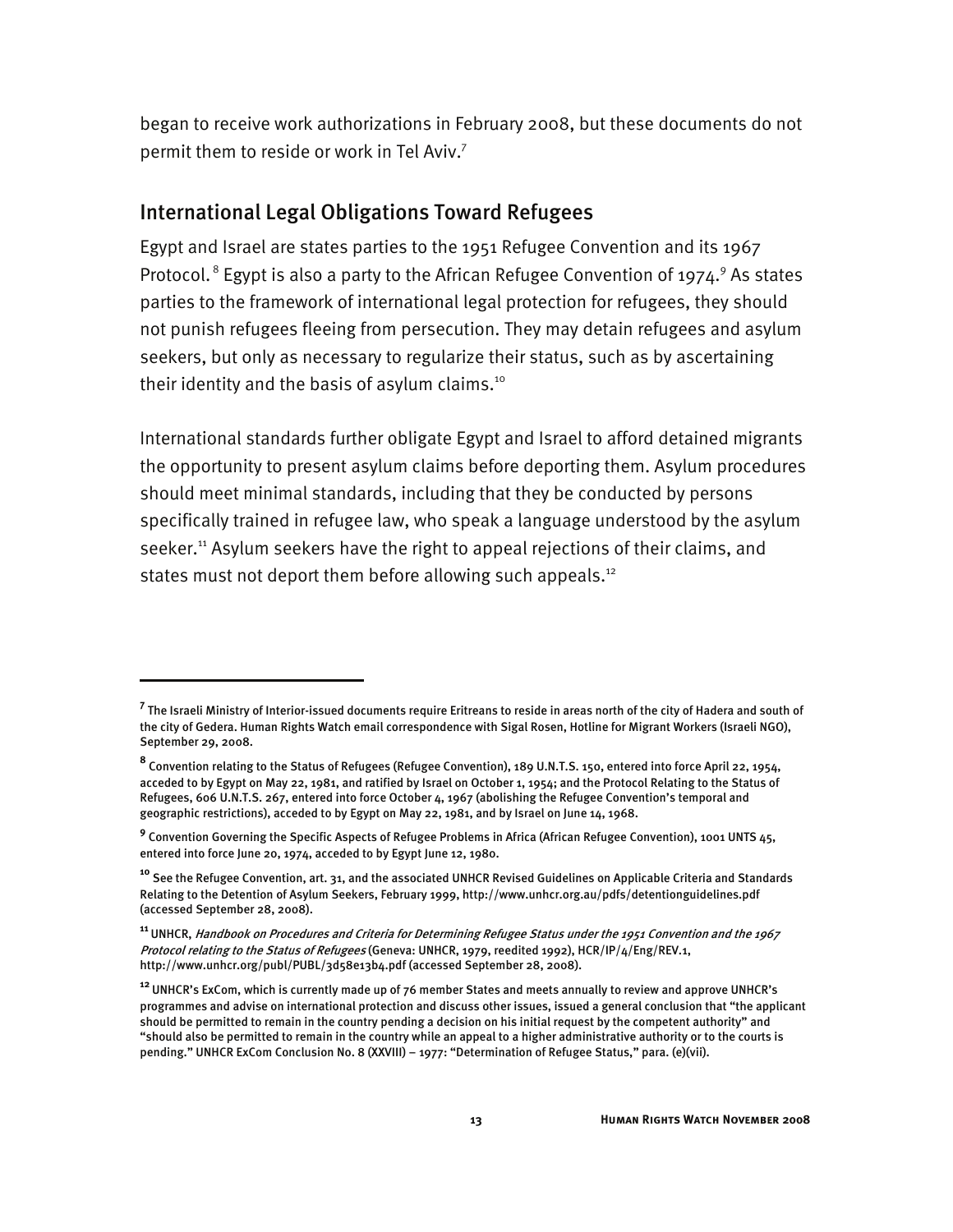began to receive work authorizations in February 2008, but these documents do not permit them to reside or work in Tel Aviv.[7]

## International Legal Obligations Toward Refugees

Egypt and Israel are states parties to the 1951 Refugee Convention and its 1967 Protocol.[8] Egypt is also a party to the African Refugee Convention of 1974.[9] As states parties to the framework of international legal protection for refugees, they should not punish refugees fleeing from persecution. They may detain refugees and asylum seekers, but only as necessary to regularize their status, such as by ascertaining their identity and the basis of asylum claims.[10]

International standards further obligate Egypt and Israel to afford detained migrants the opportunity to present asylum claims before deporting them. Asylum procedures should meet minimal standards, including that they be conducted by persons specifically trained in refugee law, who speak a language understood by the asylum seeker.[11] Asylum seekers have the right to appeal rejections of their claims, and states must not deport them before allowing such appeals.[12]

---

[7] The Israeli Ministry of Interior-issued documents require Eritreans to reside in areas north of the city of Hadera and south of the city of Gedera. Human Rights Watch email correspondence with Sigal Rosen, Hotline for Migrant Workers (Israeli NGO), September 29, 2008.

[8] Convention relating to the Status of Refugees (Refugee Convention), 189 U.N.T.S. 150, entered into force April 22, 1954, acceded to by Egypt on May 22, 1981, and ratified by Israel on October 1, 1954; and the Protocol Relating to the Status of Refugees, 606 U.N.T.S. 267, entered into force October 4, 1967 (abolishing the Refugee Convention's temporal and geographic restrictions), acceded to by Egypt on May 22, 1981, and by Israel on June 14, 1968.

[9] Convention Governing the Specific Aspects of Refugee Problems in Africa (African Refugee Convention), 1001 UNTS 45, entered into force June 20, 1974, acceded to by Egypt June 12, 1980.

[10] See the Refugee Convention, art. 31, and the associated UNHCR Revised Guidelines on Applicable Criteria and Standards Relating to the Detention of Asylum Seekers, February 1999, http://www.unhcr.org.au/pdfs/detentionguidelines.pdf (accessed September 28, 2008).

[11] UNHCR, *Handbook on Procedures and Criteria for Determining Refugee Status under the 1951 Convention and the 1967 Protocol relating to the Status of Refugees* (Geneva: UNHCR, 1979, reedited 1992), HCR/IP/4/Eng/REV.1, http://www.unhcr.org/publ/PUBL/3d58e13b4.pdf (accessed September 28, 2008).

[12] UNHCR's ExCom, which is currently made up of 76 member States and meets annually to review and approve UNHCR's programmes and advise on international protection and discuss other issues, issued a general conclusion that "the applicant should be permitted to remain in the country pending a decision on his initial request by the competent authority" and "should also be permitted to remain in the country while an appeal to a higher administrative authority or to the courts is pending." UNHCR ExCom Conclusion No. 8 (XXVIII) – 1977: "Determination of Refugee Status," para. (e)(vii).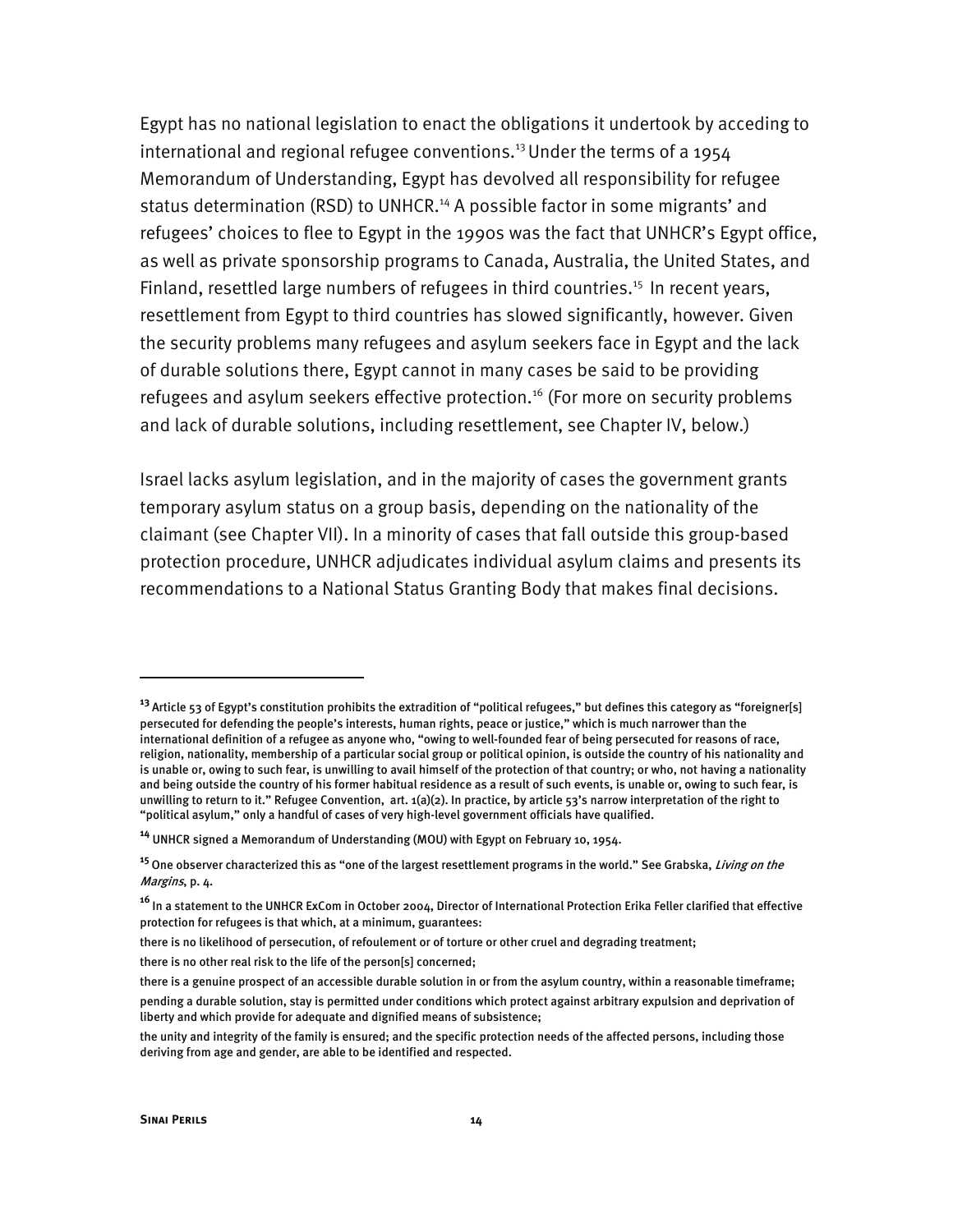Egypt has no national legislation to enact the obligations it undertook by acceding to international and regional refugee conventions.[13] Under the terms of a 1954 Memorandum of Understanding, Egypt has devolved all responsibility for refugee status determination (RSD) to UNHCR.[14] A possible factor in some migrants' and refugees' choices to flee to Egypt in the 1990s was the fact that UNHCR's Egypt office, as well as private sponsorship programs to Canada, Australia, the United States, and Finland, resettled large numbers of refugees in third countries.[15] In recent years, resettlement from Egypt to third countries has slowed significantly, however. Given the security problems many refugees and asylum seekers face in Egypt and the lack of durable solutions there, Egypt cannot in many cases be said to be providing refugees and asylum seekers effective protection.[16] (For more on security problems and lack of durable solutions, including resettlement, see Chapter IV, below.)

Israel lacks asylum legislation, and in the majority of cases the government grants temporary asylum status on a group basis, depending on the nationality of the claimant (see Chapter VII). In a minority of cases that fall outside this group-based protection procedure, UNHCR adjudicates individual asylum claims and presents its recommendations to a National Status Granting Body that makes final decisions.

---

[13] Article 53 of Egypt's constitution prohibits the extradition of "political refugees," but defines this category as "foreigner[s] persecuted for defending the people's interests, human rights, peace or justice," which is much narrower than the international definition of a refugee as anyone who, "owing to well-founded fear of being persecuted for reasons of race, religion, nationality, membership of a particular social group or political opinion, is outside the country of his nationality and is unable or, owing to such fear, is unwilling to avail himself of the protection of that country; or who, not having a nationality and being outside the country of his former habitual residence as a result of such events, is unable or, owing to such fear, is unwilling to return to it." Refugee Convention, art. 1(a)(2). In practice, by article 53's narrow interpretation of the right to "political asylum," only a handful of cases of very high-level government officials have qualified.

[14] UNHCR signed a Memorandum of Understanding (MOU) with Egypt on February 10, 1954.

[15] One observer characterized this as "one of the largest resettlement programs in the world." See Grabska, *Living on the Margins*, p. 4.

[16] In a statement to the UNHCR ExCom in October 2004, Director of International Protection Erika Feller clarified that effective protection for refugees is that which, at a minimum, guarantees:

there is no likelihood of persecution, of refoulement or of torture or other cruel and degrading treatment;

there is no other real risk to the life of the person[s] concerned;

there is a genuine prospect of an accessible durable solution in or from the asylum country, within a reasonable timeframe;

pending a durable solution, stay is permitted under conditions which protect against arbitrary expulsion and deprivation of liberty and which provide for adequate and dignified means of subsistence;

the unity and integrity of the family is ensured; and the specific protection needs of the affected persons, including those deriving from age and gender, are able to be identified and respected.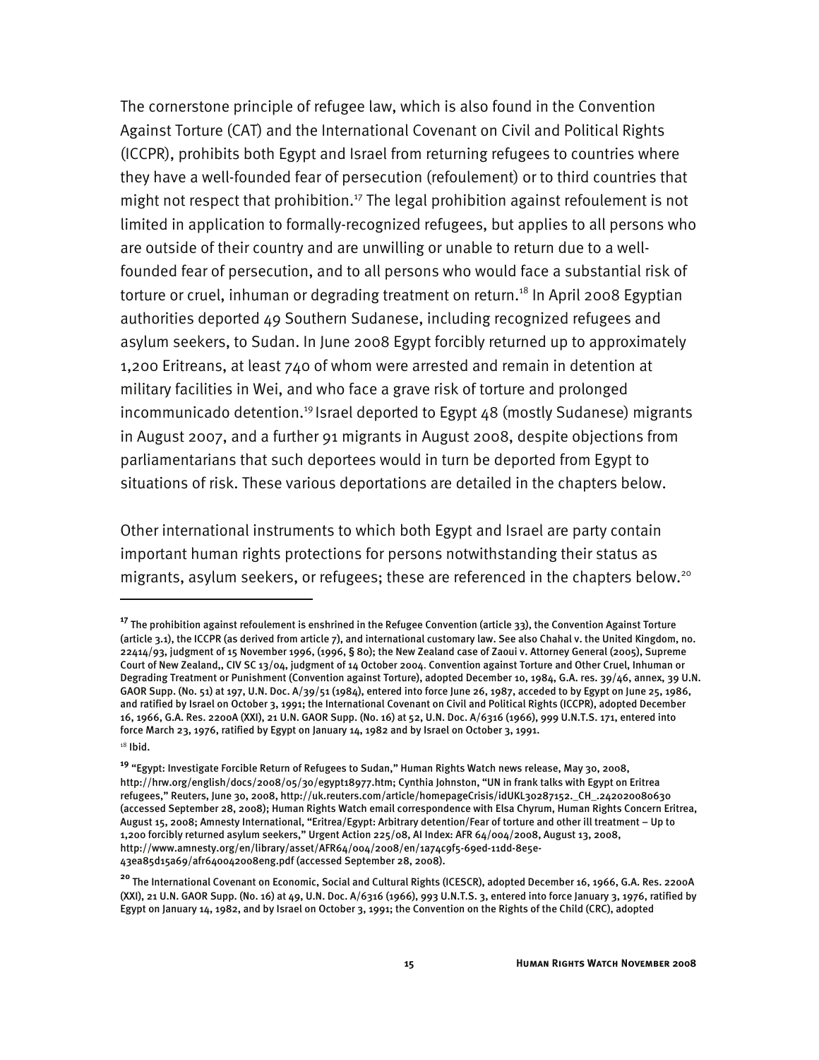The cornerstone principle of refugee law, which is also found in the Convention Against Torture (CAT) and the International Covenant on Civil and Political Rights (ICCPR), prohibits both Egypt and Israel from returning refugees to countries where they have a well-founded fear of persecution (refoulement) or to third countries that might not respect that prohibition.[17] The legal prohibition against refoulement is not limited in application to formally-recognized refugees, but applies to all persons who are outside of their country and are unwilling or unable to return due to a well-founded fear of persecution, and to all persons who would face a substantial risk of torture or cruel, inhuman or degrading treatment on return.[18] In April 2008 Egyptian authorities deported 49 Southern Sudanese, including recognized refugees and asylum seekers, to Sudan. In June 2008 Egypt forcibly returned up to approximately 1,200 Eritreans, at least 740 of whom were arrested and remain in detention at military facilities in Wei, and who face a grave risk of torture and prolonged incommunicado detention.[19] Israel deported to Egypt 48 (mostly Sudanese) migrants in August 2007, and a further 91 migrants in August 2008, despite objections from parliamentarians that such deportees would in turn be deported from Egypt to situations of risk. These various deportations are detailed in the chapters below.

Other international instruments to which both Egypt and Israel are party contain important human rights protections for persons notwithstanding their status as migrants, asylum seekers, or refugees; these are referenced in the chapters below.[20]

---

[17] The prohibition against refoulement is enshrined in the Refugee Convention (article 33), the Convention Against Torture (article 3.1), the ICCPR (as derived from article 7), and international customary law. See also Chahal v. the United Kingdom, no. 22414/93, judgment of 15 November 1996, (1996, § 80); the New Zealand case of Zaoui v. Attorney General (2005), Supreme Court of New Zealand,, CIV SC 13/04, judgment of 14 October 2004. Convention against Torture and Other Cruel, Inhuman or Degrading Treatment or Punishment (Convention against Torture), adopted December 10, 1984, G.A. res. 39/46, annex, 39 U.N. GAOR Supp. (No. 51) at 197, U.N. Doc. A/39/51 (1984), entered into force June 26, 1987, acceded to by Egypt on June 25, 1986, and ratified by Israel on October 3, 1991; the International Covenant on Civil and Political Rights (ICCPR), adopted December 16, 1966, G.A. Res. 2200A (XXI), 21 U.N. GAOR Supp. (No. 16) at 52, U.N. Doc. A/6316 (1966), 999 U.N.T.S. 171, entered into force March 23, 1976, ratified by Egypt on January 14, 1982 and by Israel on October 3, 1991.

[18] Ibid.

[19] "Egypt: Investigate Forcible Return of Refugees to Sudan," Human Rights Watch news release, May 30, 2008, http://hrw.org/english/docs/2008/05/30/egypt18977.htm; Cynthia Johnston, "UN in frank talks with Egypt on Eritrea refugees," Reuters, June 30, 2008, http://uk.reuters.com/article/homepageCrisis/idUKL30287152._CH_.242020080630 (accessed September 28, 2008); Human Rights Watch email correspondence with Elsa Chyrum, Human Rights Concern Eritrea, August 15, 2008; Amnesty International, "Eritrea/Egypt: Arbitrary detention/Fear of torture and other ill treatment – Up to 1,200 forcibly returned asylum seekers," Urgent Action 225/08, AI Index: AFR 64/004/2008, August 13, 2008, http://www.amnesty.org/en/library/asset/AFR64/004/2008/en/1a74c9f5-69ed-11dd-8e5e-43ea85d15a69/afr640042008eng.pdf (accessed September 28, 2008).

[20] The International Covenant on Economic, Social and Cultural Rights (ICESCR), adopted December 16, 1966, G.A. Res. 2200A (XXI), 21 U.N. GAOR Supp. (No. 16) at 49, U.N. Doc. A/6316 (1966), 993 U.N.T.S. 3, entered into force January 3, 1976, ratified by Egypt on January 14, 1982, and by Israel on October 3, 1991; the Convention on the Rights of the Child (CRC), adopted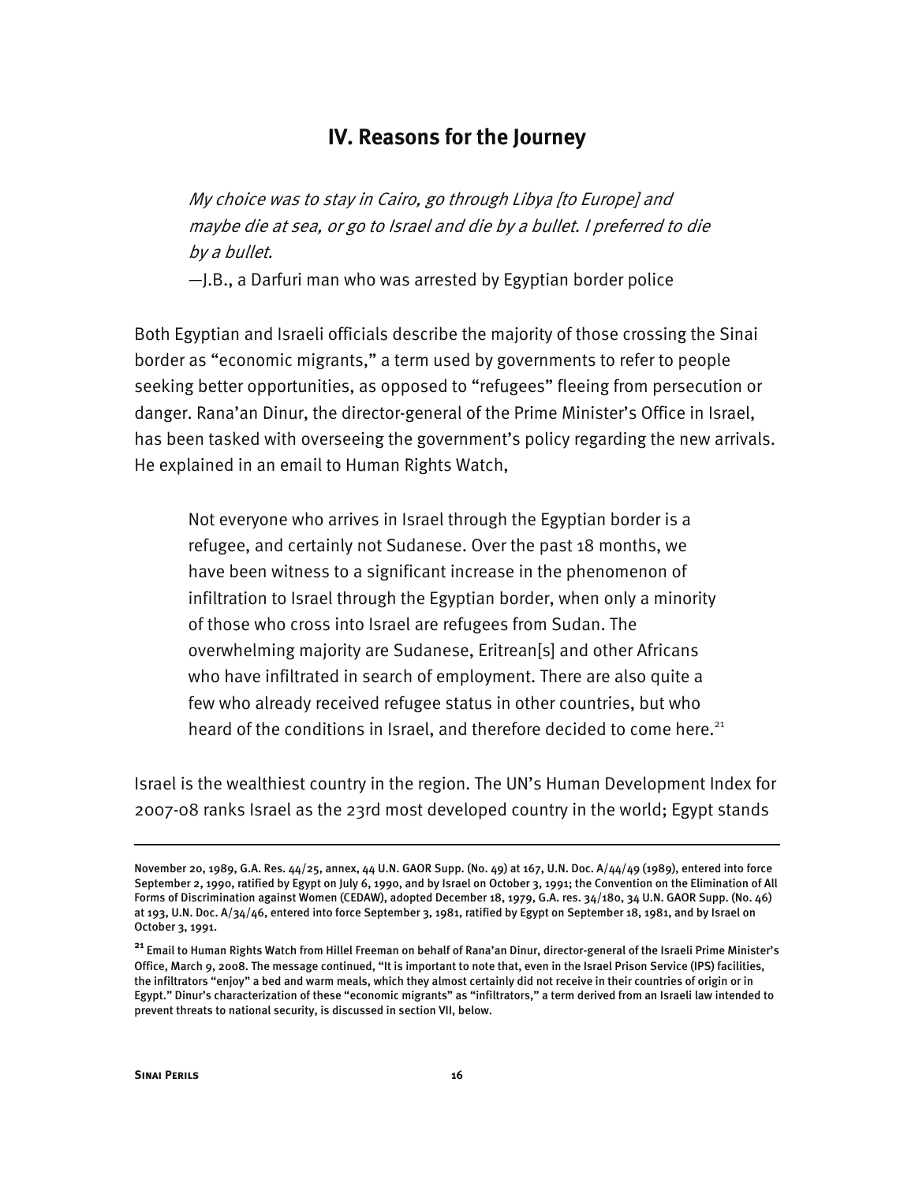## IV. Reasons for the Journey

> *My choice was to stay in Cairo, go through Libya [to Europe] and maybe die at sea, or go to Israel and die by a bullet. I preferred to die by a bullet.*
>
> —J.B., a Darfuri man who was arrested by Egyptian border police

Both Egyptian and Israeli officials describe the majority of those crossing the Sinai border as "economic migrants," a term used by governments to refer to people seeking better opportunities, as opposed to "refugees" fleeing from persecution or danger. Rana'an Dinur, the director-general of the Prime Minister's Office in Israel, has been tasked with overseeing the government's policy regarding the new arrivals. He explained in an email to Human Rights Watch,

> Not everyone who arrives in Israel through the Egyptian border is a refugee, and certainly not Sudanese. Over the past 18 months, we have been witness to a significant increase in the phenomenon of infiltration to Israel through the Egyptian border, when only a minority of those who cross into Israel are refugees from Sudan. The overwhelming majority are Sudanese, Eritrean[s] and other Africans who have infiltrated in search of employment. There are also quite a few who already received refugee status in other countries, but who heard of the conditions in Israel, and therefore decided to come here.[21]

Israel is the wealthiest country in the region. The UN's Human Development Index for 2007-08 ranks Israel as the 23rd most developed country in the world; Egypt stands

---

November 20, 1989, G.A. Res. 44/25, annex, 44 U.N. GAOR Supp. (No. 49) at 167, U.N. Doc. A/44/49 (1989), entered into force September 2, 1990, ratified by Egypt on July 6, 1990, and by Israel on October 3, 1991; the Convention on the Elimination of All Forms of Discrimination against Women (CEDAW), adopted December 18, 1979, G.A. res. 34/180, 34 U.N. GAOR Supp. (No. 46) at 193, U.N. Doc. A/34/46, entered into force September 3, 1981, ratified by Egypt on September 18, 1981, and by Israel on October 3, 1991.

[21] Email to Human Rights Watch from Hillel Freeman on behalf of Rana'an Dinur, director-general of the Israeli Prime Minister's Office, March 9, 2008. The message continued, "It is important to note that, even in the Israel Prison Service (IPS) facilities, the infiltrators "enjoy" a bed and warm meals, which they almost certainly did not receive in their countries of origin or in Egypt." Dinur's characterization of these "economic migrants" as "infiltrators," a term derived from an Israeli law intended to prevent threats to national security, is discussed in section VII, below.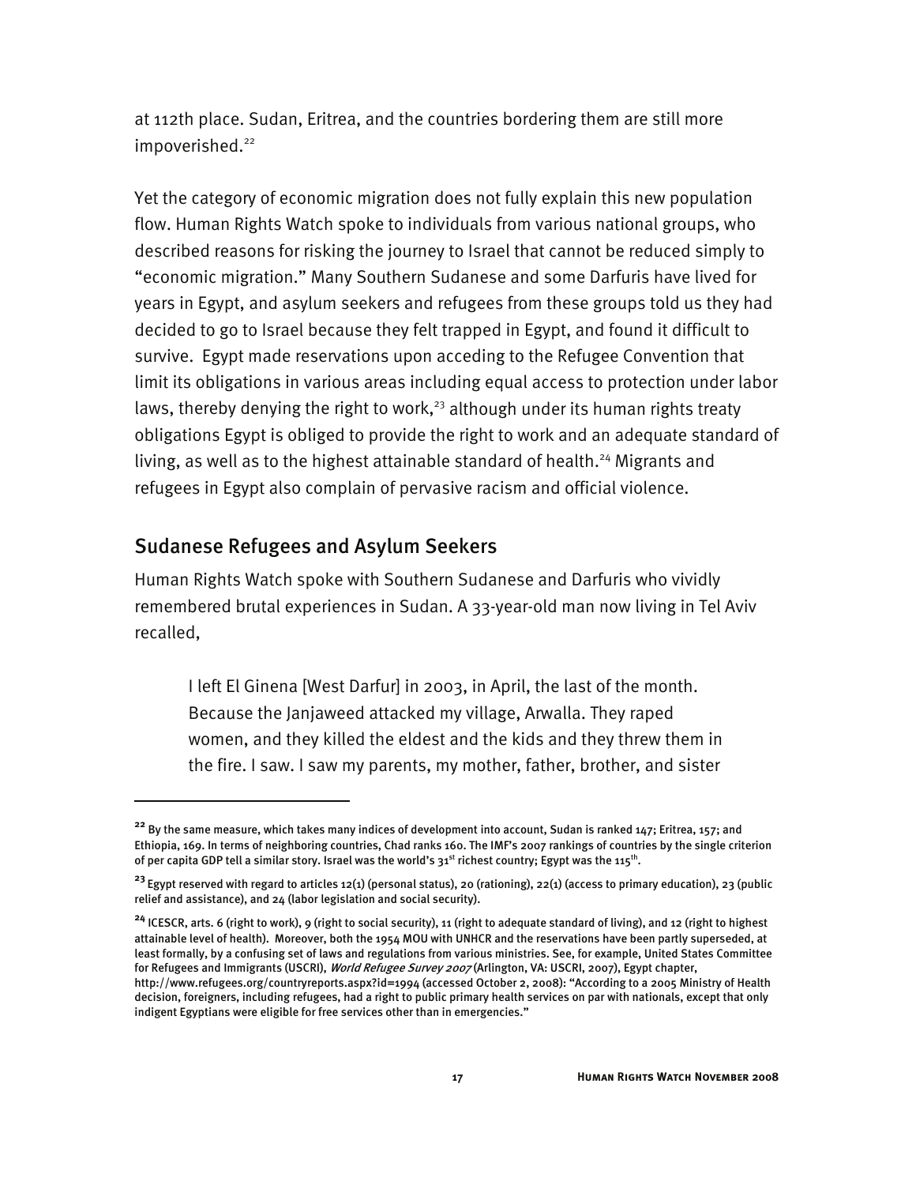at 112th place. Sudan, Eritrea, and the countries bordering them are still more impoverished.[22]

Yet the category of economic migration does not fully explain this new population flow. Human Rights Watch spoke to individuals from various national groups, who described reasons for risking the journey to Israel that cannot be reduced simply to "economic migration." Many Southern Sudanese and some Darfuris have lived for years in Egypt, and asylum seekers and refugees from these groups told us they had decided to go to Israel because they felt trapped in Egypt, and found it difficult to survive. Egypt made reservations upon acceding to the Refugee Convention that limit its obligations in various areas including equal access to protection under labor laws, thereby denying the right to work,[23] although under its human rights treaty obligations Egypt is obliged to provide the right to work and an adequate standard of living, as well as to the highest attainable standard of health.[24] Migrants and refugees in Egypt also complain of pervasive racism and official violence.

## Sudanese Refugees and Asylum Seekers

Human Rights Watch spoke with Southern Sudanese and Darfuris who vividly remembered brutal experiences in Sudan. A 33-year-old man now living in Tel Aviv recalled,

> I left El Ginena [West Darfur] in 2003, in April, the last of the month. Because the Janjaweed attacked my village, Arwalla. They raped women, and they killed the eldest and the kids and they threw them in the fire. I saw. I saw my parents, my mother, father, brother, and sister

---

[22] By the same measure, which takes many indices of development into account, Sudan is ranked 147; Eritrea, 157; and Ethiopia, 169. In terms of neighboring countries, Chad ranks 160. The IMF's 2007 rankings of countries by the single criterion of per capita GDP tell a similar story. Israel was the world's 31st richest country; Egypt was the 115th.

[23] Egypt reserved with regard to articles 12(1) (personal status), 20 (rationing), 22(1) (access to primary education), 23 (public relief and assistance), and 24 (labor legislation and social security).

[24] ICESCR, arts. 6 (right to work), 9 (right to social security), 11 (right to adequate standard of living), and 12 (right to highest attainable level of health). Moreover, both the 1954 MOU with UNHCR and the reservations have been partly superseded, at least formally, by a confusing set of laws and regulations from various ministries. See, for example, United States Committee for Refugees and Immigrants (USCRI), *World Refugee Survey 2007* (Arlington, VA: USCRI, 2007), Egypt chapter, http://www.refugees.org/countryreports.aspx?id=1994 (accessed October 2, 2008): "According to a 2005 Ministry of Health decision, foreigners, including refugees, had a right to public primary health services on par with nationals, except that only indigent Egyptians were eligible for free services other than in emergencies."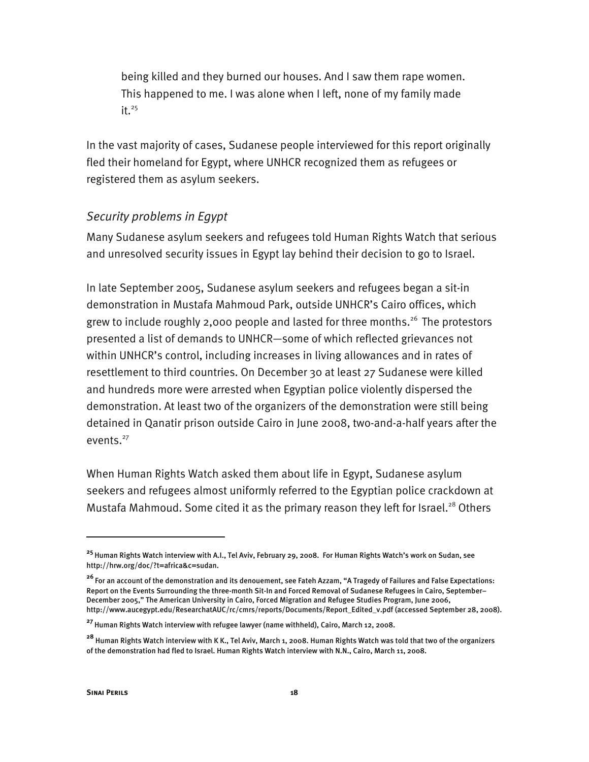> being killed and they burned our houses. And I saw them rape women. This happened to me. I was alone when I left, none of my family made it.[25]

In the vast majority of cases, Sudanese people interviewed for this report originally fled their homeland for Egypt, where UNHCR recognized them as refugees or registered them as asylum seekers.

### *Security problems in Egypt*

Many Sudanese asylum seekers and refugees told Human Rights Watch that serious and unresolved security issues in Egypt lay behind their decision to go to Israel.

In late September 2005, Sudanese asylum seekers and refugees began a sit-in demonstration in Mustafa Mahmoud Park, outside UNHCR's Cairo offices, which grew to include roughly 2,000 people and lasted for three months.[26] The protestors presented a list of demands to UNHCR—some of which reflected grievances not within UNHCR's control, including increases in living allowances and in rates of resettlement to third countries. On December 30 at least 27 Sudanese were killed and hundreds more were arrested when Egyptian police violently dispersed the demonstration. At least two of the organizers of the demonstration were still being detained in Qanatir prison outside Cairo in June 2008, two-and-a-half years after the events.[27]

When Human Rights Watch asked them about life in Egypt, Sudanese asylum seekers and refugees almost uniformly referred to the Egyptian police crackdown at Mustafa Mahmoud. Some cited it as the primary reason they left for Israel.[28] Others

---

[25] Human Rights Watch interview with A.I., Tel Aviv, February 29, 2008. For Human Rights Watch's work on Sudan, see http://hrw.org/doc/?t=africa&c=sudan.

[26] For an account of the demonstration and its denouement, see Fateh Azzam, "A Tragedy of Failures and False Expectations: Report on the Events Surrounding the three-month Sit-In and Forced Removal of Sudanese Refugees in Cairo, September–December 2005," The American University in Cairo, Forced Migration and Refugee Studies Program, June 2006, http://www.aucegypt.edu/ResearchatAUC/rc/cmrs/reports/Documents/Report_Edited_v.pdf (accessed September 28, 2008).

[27] Human Rights Watch interview with refugee lawyer (name withheld), Cairo, March 12, 2008.

[28] Human Rights Watch interview with K K., Tel Aviv, March 1, 2008. Human Rights Watch was told that two of the organizers of the demonstration had fled to Israel. Human Rights Watch interview with N.N., Cairo, March 11, 2008.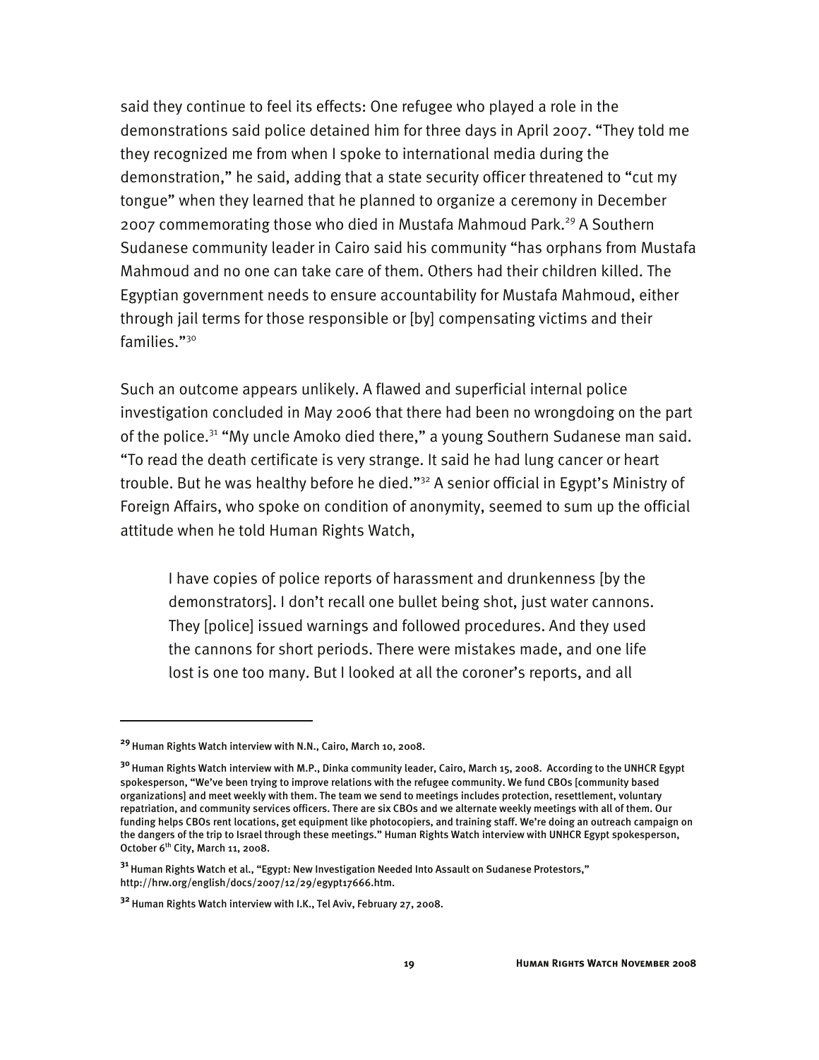said they continue to feel its effects: One refugee who played a role in the demonstrations said police detained him for three days in April 2007. "They told me they recognized me from when I spoke to international media during the demonstration," he said, adding that a state security officer threatened to "cut my tongue" when they learned that he planned to organize a ceremony in December 2007 commemorating those who died in Mustafa Mahmoud Park.[29] A Southern Sudanese community leader in Cairo said his community "has orphans from Mustafa Mahmoud and no one can take care of them. Others had their children killed. The Egyptian government needs to ensure accountability for Mustafa Mahmoud, either through jail terms for those responsible or [by] compensating victims and their families."[30]

Such an outcome appears unlikely. A flawed and superficial internal police investigation concluded in May 2006 that there had been no wrongdoing on the part of the police.[31] "My uncle Amoko died there," a young Southern Sudanese man said. "To read the death certificate is very strange. It said he had lung cancer or heart trouble. But he was healthy before he died."[32] A senior official in Egypt's Ministry of Foreign Affairs, who spoke on condition of anonymity, seemed to sum up the official attitude when he told Human Rights Watch,

> I have copies of police reports of harassment and drunkenness [by the demonstrators]. I don't recall one bullet being shot, just water cannons. They [police] issued warnings and followed procedures. And they used the cannons for short periods. There were mistakes made, and one life lost is one too many. But I looked at all the coroner's reports, and all

---

[29] Human Rights Watch interview with N.N., Cairo, March 10, 2008.

[30] Human Rights Watch interview with M.P., Dinka community leader, Cairo, March 15, 2008. According to the UNHCR Egypt spokesperson, "We've been trying to improve relations with the refugee community. We fund CBOs [community based organizations] and meet weekly with them. The team we send to meetings includes protection, resettlement, voluntary repatriation, and community services officers. There are six CBOs and we alternate weekly meetings with all of them. Our funding helps CBOs rent locations, get equipment like photocopiers, and training staff. We're doing an outreach campaign on the dangers of the trip to Israel through these meetings." Human Rights Watch interview with UNHCR Egypt spokesperson, October 6th City, March 11, 2008.

[31] Human Rights Watch et al., "Egypt: New Investigation Needed Into Assault on Sudanese Protestors," http://hrw.org/english/docs/2007/12/29/egypt17666.htm.

[32] Human Rights Watch interview with I.K., Tel Aviv, February 27, 2008.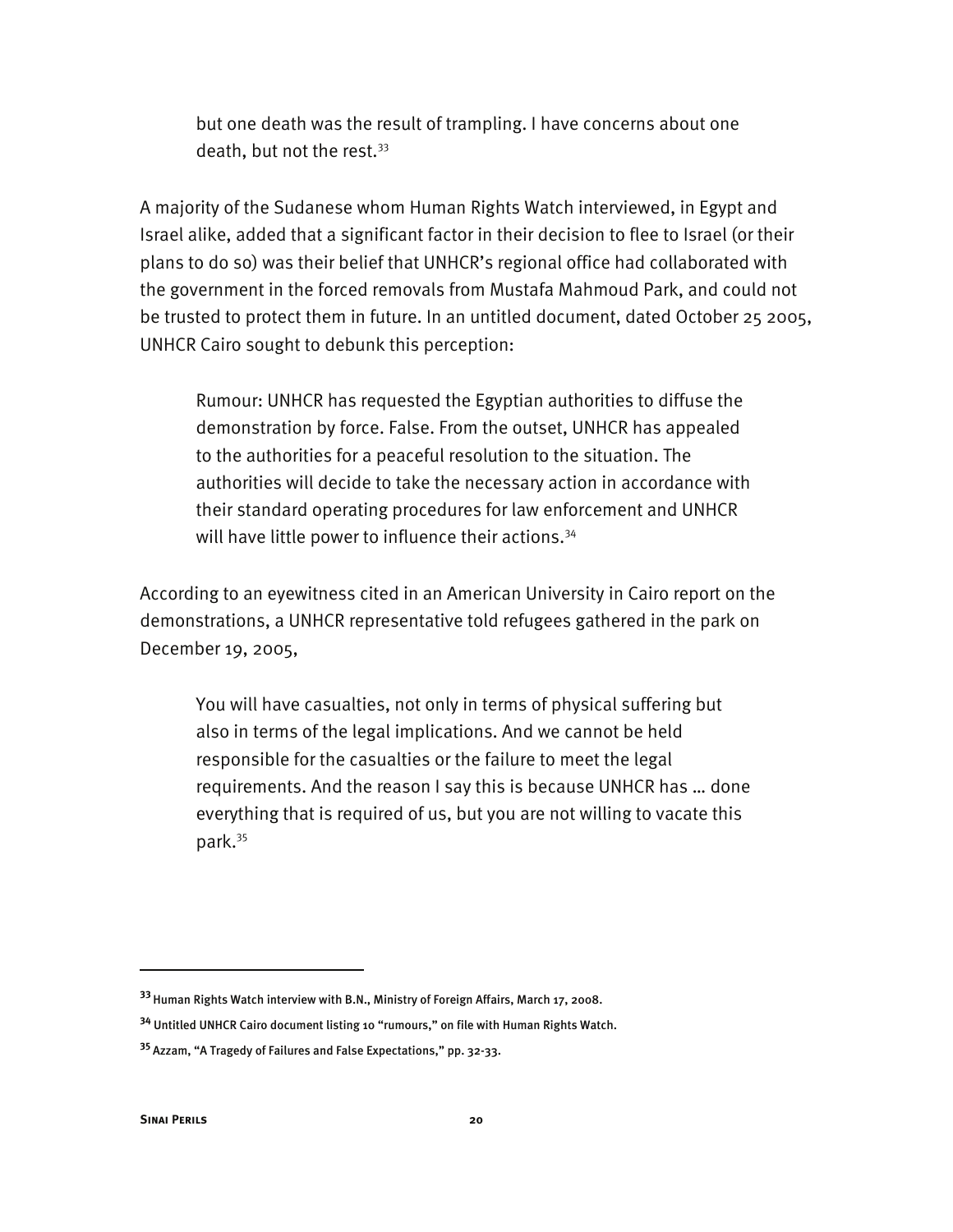> but one death was the result of trampling. I have concerns about one death, but not the rest.[33]

A majority of the Sudanese whom Human Rights Watch interviewed, in Egypt and Israel alike, added that a significant factor in their decision to flee to Israel (or their plans to do so) was their belief that UNHCR's regional office had collaborated with the government in the forced removals from Mustafa Mahmoud Park, and could not be trusted to protect them in future. In an untitled document, dated October 25 2005, UNHCR Cairo sought to debunk this perception:

> Rumour: UNHCR has requested the Egyptian authorities to diffuse the demonstration by force. False. From the outset, UNHCR has appealed to the authorities for a peaceful resolution to the situation. The authorities will decide to take the necessary action in accordance with their standard operating procedures for law enforcement and UNHCR will have little power to influence their actions.[34]

According to an eyewitness cited in an American University in Cairo report on the demonstrations, a UNHCR representative told refugees gathered in the park on December 19, 2005,

> You will have casualties, not only in terms of physical suffering but also in terms of the legal implications. And we cannot be held responsible for the casualties or the failure to meet the legal requirements. And the reason I say this is because UNHCR has … done everything that is required of us, but you are not willing to vacate this park.[35]

---

[33] Human Rights Watch interview with B.N., Ministry of Foreign Affairs, March 17, 2008.

[34] Untitled UNHCR Cairo document listing 10 "rumours," on file with Human Rights Watch.

[35] Azzam, "A Tragedy of Failures and False Expectations," pp. 32-33.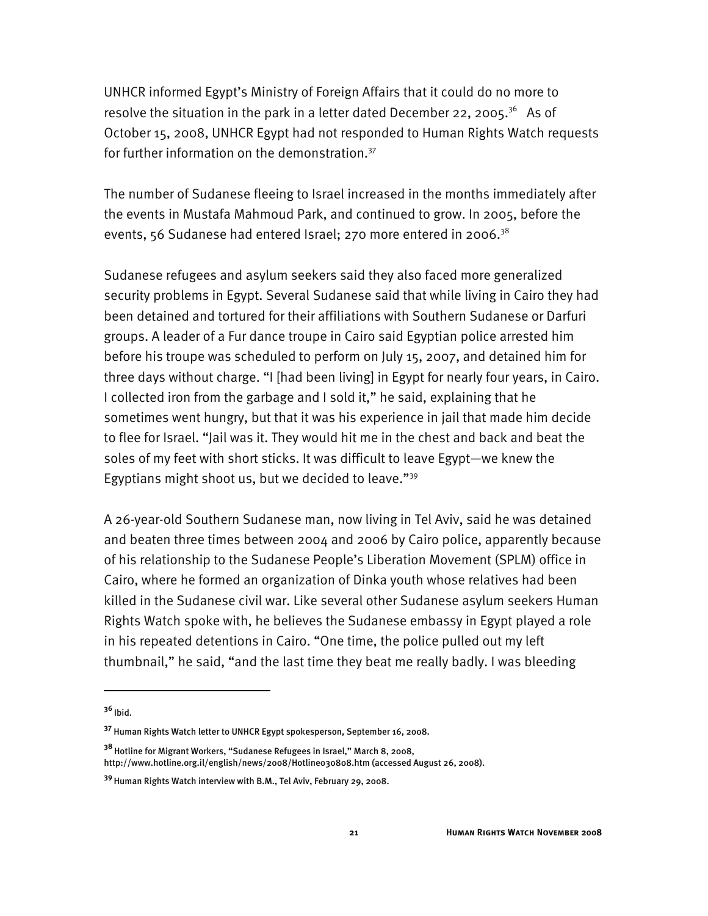UNHCR informed Egypt's Ministry of Foreign Affairs that it could do no more to resolve the situation in the park in a letter dated December 22, 2005.[36] As of October 15, 2008, UNHCR Egypt had not responded to Human Rights Watch requests for further information on the demonstration.[37]

The number of Sudanese fleeing to Israel increased in the months immediately after the events in Mustafa Mahmoud Park, and continued to grow. In 2005, before the events, 56 Sudanese had entered Israel; 270 more entered in 2006.[38]

Sudanese refugees and asylum seekers said they also faced more generalized security problems in Egypt. Several Sudanese said that while living in Cairo they had been detained and tortured for their affiliations with Southern Sudanese or Darfuri groups. A leader of a Fur dance troupe in Cairo said Egyptian police arrested him before his troupe was scheduled to perform on July 15, 2007, and detained him for three days without charge. "I [had been living] in Egypt for nearly four years, in Cairo. I collected iron from the garbage and I sold it," he said, explaining that he sometimes went hungry, but that it was his experience in jail that made him decide to flee for Israel. "Jail was it. They would hit me in the chest and back and beat the soles of my feet with short sticks. It was difficult to leave Egypt—we knew the Egyptians might shoot us, but we decided to leave."[39]

A 26-year-old Southern Sudanese man, now living in Tel Aviv, said he was detained and beaten three times between 2004 and 2006 by Cairo police, apparently because of his relationship to the Sudanese People's Liberation Movement (SPLM) office in Cairo, where he formed an organization of Dinka youth whose relatives had been killed in the Sudanese civil war. Like several other Sudanese asylum seekers Human Rights Watch spoke with, he believes the Sudanese embassy in Egypt played a role in his repeated detentions in Cairo. "One time, the police pulled out my left thumbnail," he said, "and the last time they beat me really badly. I was bleeding

---

[36] Ibid.

[37] Human Rights Watch letter to UNHCR Egypt spokesperson, September 16, 2008.

[38] Hotline for Migrant Workers, "Sudanese Refugees in Israel," March 8, 2008, http://www.hotline.org.il/english/news/2008/Hotline030808.htm (accessed August 26, 2008).

[39] Human Rights Watch interview with B.M., Tel Aviv, February 29, 2008.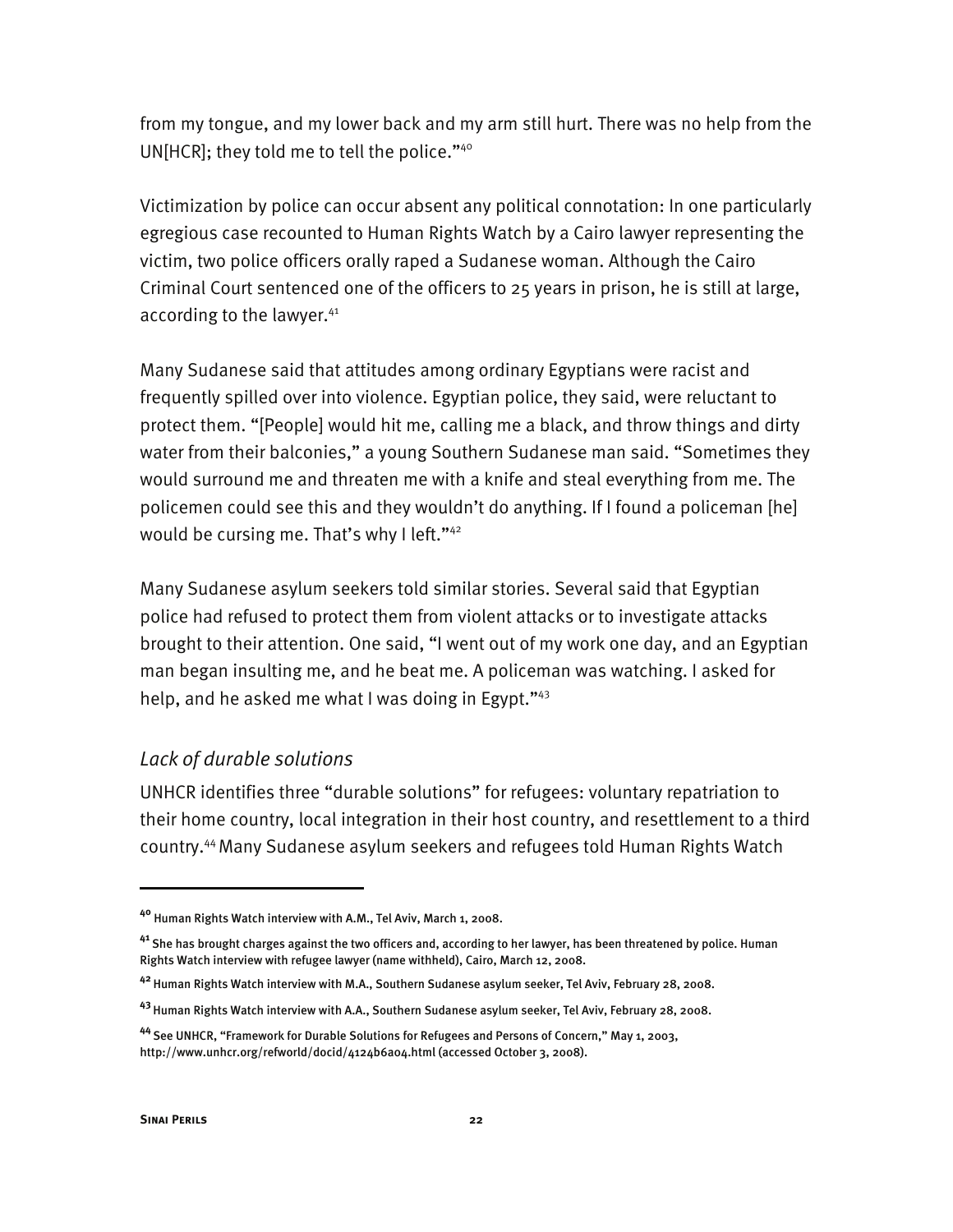from my tongue, and my lower back and my arm still hurt. There was no help from the UN[HCR]; they told me to tell the police."[40]

Victimization by police can occur absent any political connotation: In one particularly egregious case recounted to Human Rights Watch by a Cairo lawyer representing the victim, two police officers orally raped a Sudanese woman. Although the Cairo Criminal Court sentenced one of the officers to 25 years in prison, he is still at large, according to the lawyer.[41]

Many Sudanese said that attitudes among ordinary Egyptians were racist and frequently spilled over into violence. Egyptian police, they said, were reluctant to protect them. "[People] would hit me, calling me a black, and throw things and dirty water from their balconies," a young Southern Sudanese man said. "Sometimes they would surround me and threaten me with a knife and steal everything from me. The policemen could see this and they wouldn't do anything. If I found a policeman [he] would be cursing me. That's why I left."[42]

Many Sudanese asylum seekers told similar stories. Several said that Egyptian police had refused to protect them from violent attacks or to investigate attacks brought to their attention. One said, "I went out of my work one day, and an Egyptian man began insulting me, and he beat me. A policeman was watching. I asked for help, and he asked me what I was doing in Egypt."[43]

### *Lack of durable solutions*

UNHCR identifies three "durable solutions" for refugees: voluntary repatriation to their home country, local integration in their host country, and resettlement to a third country.[44] Many Sudanese asylum seekers and refugees told Human Rights Watch

---

[40] Human Rights Watch interview with A.M., Tel Aviv, March 1, 2008.

[41] She has brought charges against the two officers and, according to her lawyer, has been threatened by police. Human Rights Watch interview with refugee lawyer (name withheld), Cairo, March 12, 2008.

[42] Human Rights Watch interview with M.A., Southern Sudanese asylum seeker, Tel Aviv, February 28, 2008.

[43] Human Rights Watch interview with A.A., Southern Sudanese asylum seeker, Tel Aviv, February 28, 2008.

[44] See UNHCR, "Framework for Durable Solutions for Refugees and Persons of Concern," May 1, 2003, http://www.unhcr.org/refworld/docid/4124b6a04.html (accessed October 3, 2008).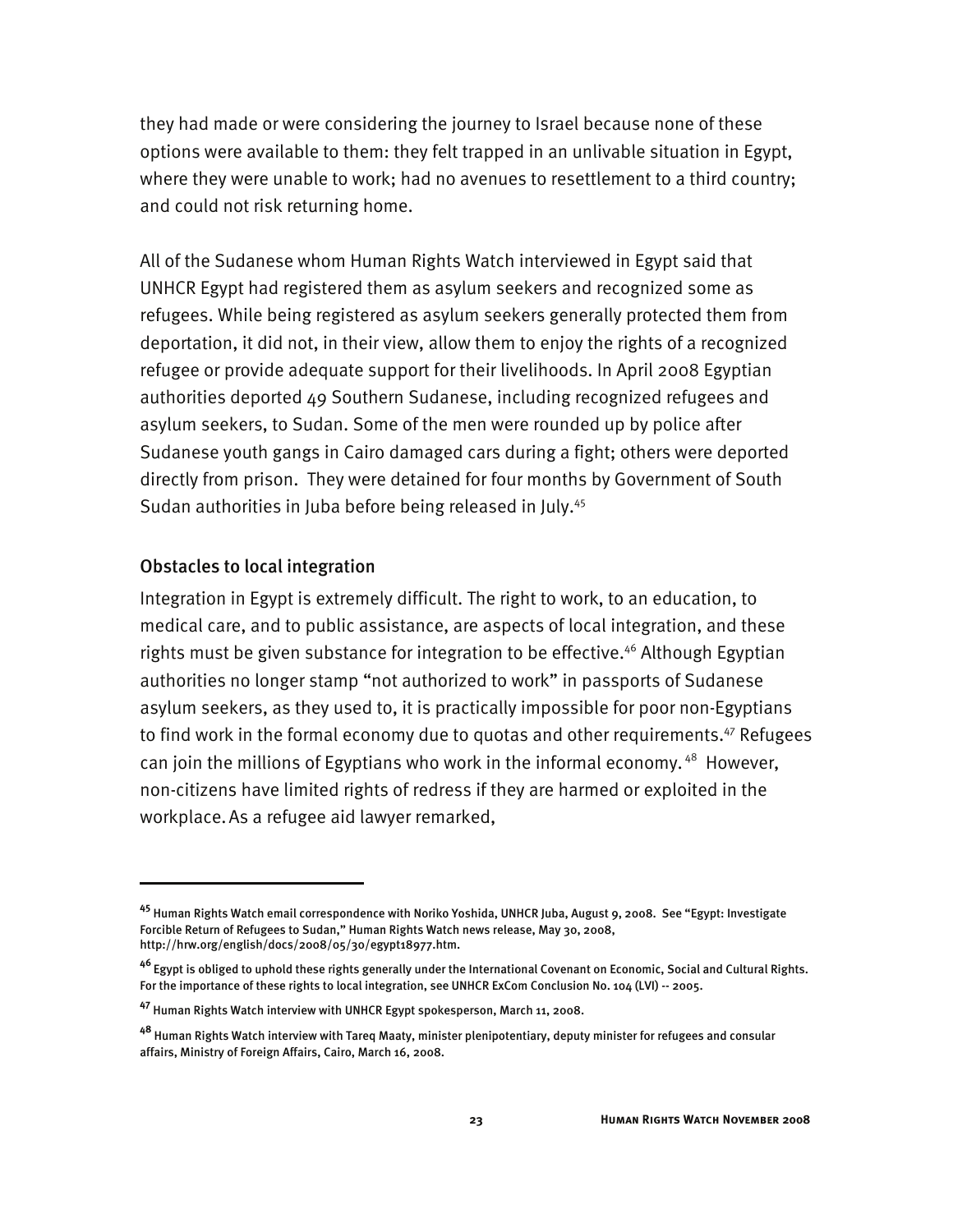they had made or were considering the journey to Israel because none of these options were available to them: they felt trapped in an unlivable situation in Egypt, where they were unable to work; had no avenues to resettlement to a third country; and could not risk returning home.

All of the Sudanese whom Human Rights Watch interviewed in Egypt said that UNHCR Egypt had registered them as asylum seekers and recognized some as refugees. While being registered as asylum seekers generally protected them from deportation, it did not, in their view, allow them to enjoy the rights of a recognized refugee or provide adequate support for their livelihoods. In April 2008 Egyptian authorities deported 49 Southern Sudanese, including recognized refugees and asylum seekers, to Sudan. Some of the men were rounded up by police after Sudanese youth gangs in Cairo damaged cars during a fight; others were deported directly from prison. They were detained for four months by Government of South Sudan authorities in Juba before being released in July.[45]

### Obstacles to local integration

Integration in Egypt is extremely difficult. The right to work, to an education, to medical care, and to public assistance, are aspects of local integration, and these rights must be given substance for integration to be effective.[46] Although Egyptian authorities no longer stamp "not authorized to work" in passports of Sudanese asylum seekers, as they used to, it is practically impossible for poor non-Egyptians to find work in the formal economy due to quotas and other requirements.[47] Refugees can join the millions of Egyptians who work in the informal economy.[48] However, non-citizens have limited rights of redress if they are harmed or exploited in the workplace. As a refugee aid lawyer remarked,

---

[45] Human Rights Watch email correspondence with Noriko Yoshida, UNHCR Juba, August 9, 2008. See "Egypt: Investigate Forcible Return of Refugees to Sudan," Human Rights Watch news release, May 30, 2008, http://hrw.org/english/docs/2008/05/30/egypt18977.htm.

[46] Egypt is obliged to uphold these rights generally under the International Covenant on Economic, Social and Cultural Rights. For the importance of these rights to local integration, see UNHCR ExCom Conclusion No. 104 (LVI) -- 2005.

[47] Human Rights Watch interview with UNHCR Egypt spokesperson, March 11, 2008.

[48] Human Rights Watch interview with Tareq Maaty, minister plenipotentiary, deputy minister for refugees and consular affairs, Ministry of Foreign Affairs, Cairo, March 16, 2008.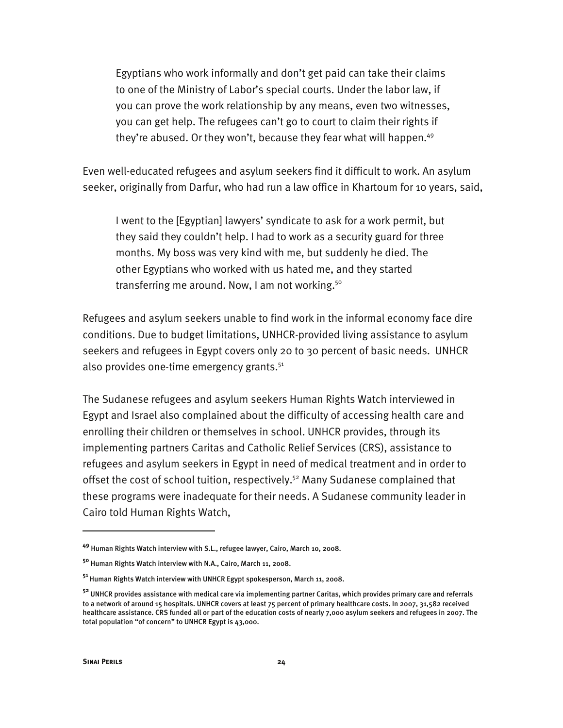> Egyptians who work informally and don't get paid can take their claims to one of the Ministry of Labor's special courts. Under the labor law, if you can prove the work relationship by any means, even two witnesses, you can get help. The refugees can't go to court to claim their rights if they're abused. Or they won't, because they fear what will happen.[49]

Even well-educated refugees and asylum seekers find it difficult to work. An asylum seeker, originally from Darfur, who had run a law office in Khartoum for 10 years, said,

> I went to the [Egyptian] lawyers' syndicate to ask for a work permit, but they said they couldn't help. I had to work as a security guard for three months. My boss was very kind with me, but suddenly he died. The other Egyptians who worked with us hated me, and they started transferring me around. Now, I am not working.[50]

Refugees and asylum seekers unable to find work in the informal economy face dire conditions. Due to budget limitations, UNHCR-provided living assistance to asylum seekers and refugees in Egypt covers only 20 to 30 percent of basic needs. UNHCR also provides one-time emergency grants.[51]

The Sudanese refugees and asylum seekers Human Rights Watch interviewed in Egypt and Israel also complained about the difficulty of accessing health care and enrolling their children or themselves in school. UNHCR provides, through its implementing partners Caritas and Catholic Relief Services (CRS), assistance to refugees and asylum seekers in Egypt in need of medical treatment and in order to offset the cost of school tuition, respectively.[52] Many Sudanese complained that these programs were inadequate for their needs. A Sudanese community leader in Cairo told Human Rights Watch,

---

[49] Human Rights Watch interview with S.L., refugee lawyer, Cairo, March 10, 2008.

[50] Human Rights Watch interview with N.A., Cairo, March 11, 2008.

[51] Human Rights Watch interview with UNHCR Egypt spokesperson, March 11, 2008.

[52] UNHCR provides assistance with medical care via implementing partner Caritas, which provides primary care and referrals to a network of around 15 hospitals. UNHCR covers at least 75 percent of primary healthcare costs. In 2007, 31,582 received healthcare assistance. CRS funded all or part of the education costs of nearly 7,000 asylum seekers and refugees in 2007. The total population "of concern" to UNHCR Egypt is 43,000.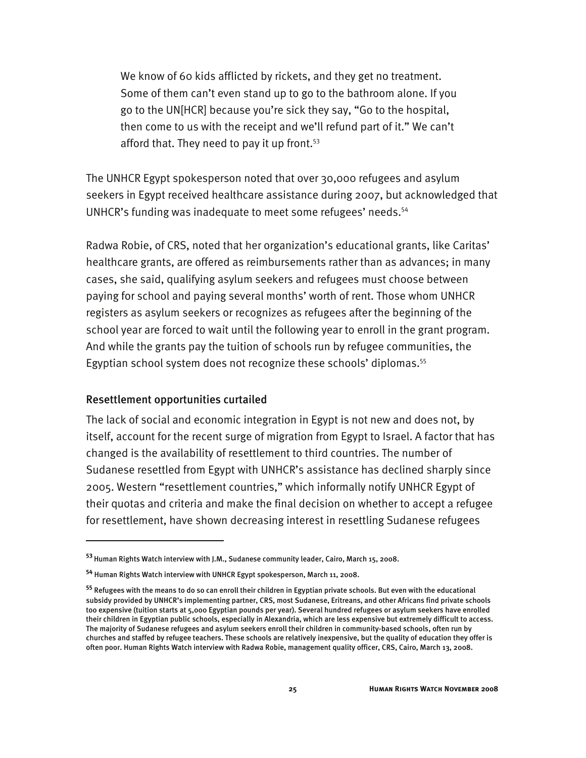> We know of 60 kids afflicted by rickets, and they get no treatment. Some of them can't even stand up to go to the bathroom alone. If you go to the UN[HCR] because you're sick they say, "Go to the hospital, then come to us with the receipt and we'll refund part of it." We can't afford that. They need to pay it up front.[53]

The UNHCR Egypt spokesperson noted that over 30,000 refugees and asylum seekers in Egypt received healthcare assistance during 2007, but acknowledged that UNHCR's funding was inadequate to meet some refugees' needs.[54]

Radwa Robie, of CRS, noted that her organization's educational grants, like Caritas' healthcare grants, are offered as reimbursements rather than as advances; in many cases, she said, qualifying asylum seekers and refugees must choose between paying for school and paying several months' worth of rent. Those whom UNHCR registers as asylum seekers or recognizes as refugees after the beginning of the school year are forced to wait until the following year to enroll in the grant program. And while the grants pay the tuition of schools run by refugee communities, the Egyptian school system does not recognize these schools' diplomas.[55]

### Resettlement opportunities curtailed

The lack of social and economic integration in Egypt is not new and does not, by itself, account for the recent surge of migration from Egypt to Israel. A factor that has changed is the availability of resettlement to third countries. The number of Sudanese resettled from Egypt with UNHCR's assistance has declined sharply since 2005. Western "resettlement countries," which informally notify UNHCR Egypt of their quotas and criteria and make the final decision on whether to accept a refugee for resettlement, have shown decreasing interest in resettling Sudanese refugees

---

[53] Human Rights Watch interview with J.M., Sudanese community leader, Cairo, March 15, 2008.

[54] Human Rights Watch interview with UNHCR Egypt spokesperson, March 11, 2008.

[55] Refugees with the means to do so can enroll their children in Egyptian private schools. But even with the educational subsidy provided by UNHCR's implementing partner, CRS, most Sudanese, Eritreans, and other Africans find private schools too expensive (tuition starts at 5,000 Egyptian pounds per year). Several hundred refugees or asylum seekers have enrolled their children in Egyptian public schools, especially in Alexandria, which are less expensive but extremely difficult to access. The majority of Sudanese refugees and asylum seekers enroll their children in community-based schools, often run by churches and staffed by refugee teachers. These schools are relatively inexpensive, but the quality of education they offer is often poor. Human Rights Watch interview with Radwa Robie, management quality officer, CRS, Cairo, March 13, 2008.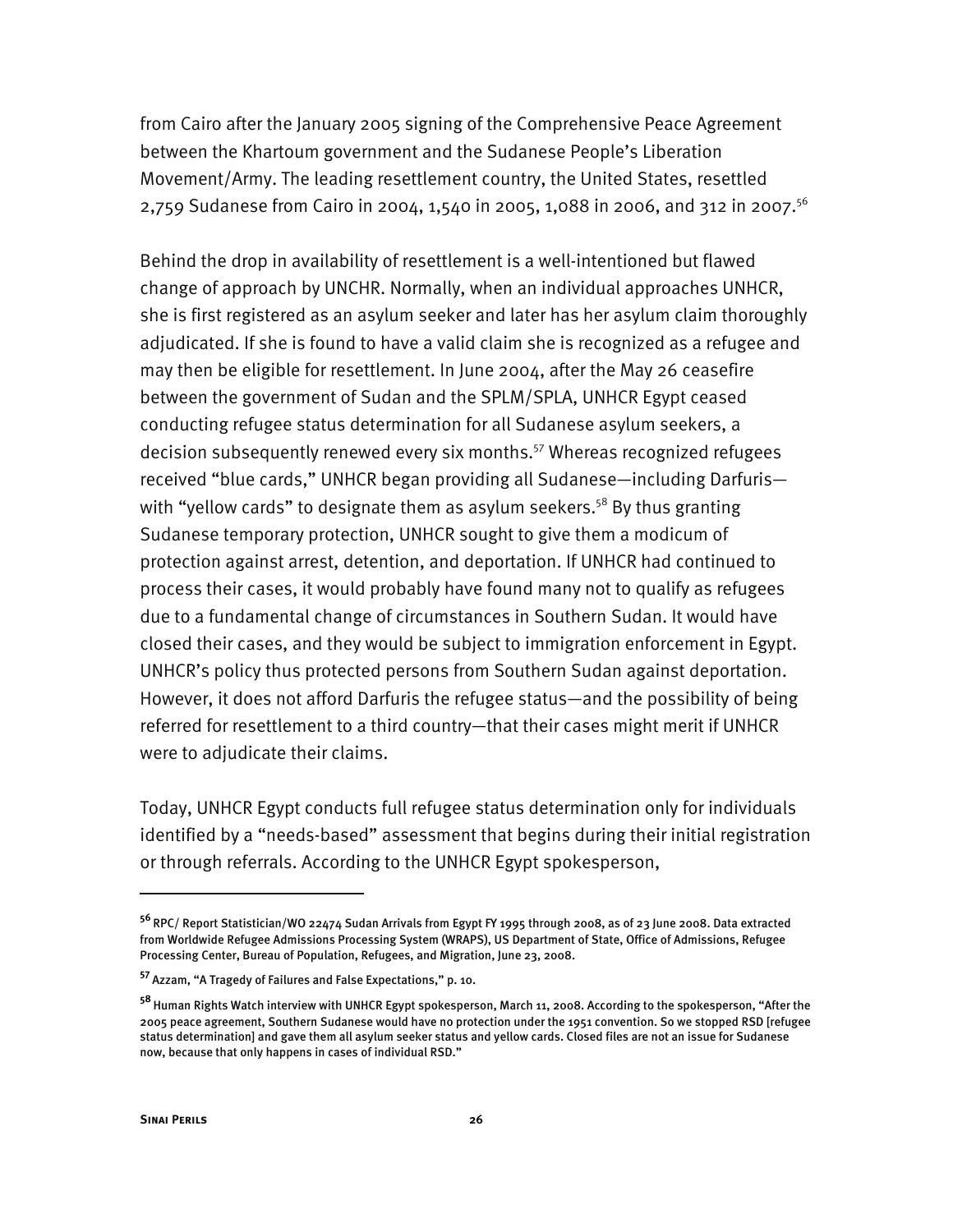from Cairo after the January 2005 signing of the Comprehensive Peace Agreement between the Khartoum government and the Sudanese People's Liberation Movement/Army. The leading resettlement country, the United States, resettled 2,759 Sudanese from Cairo in 2004, 1,540 in 2005, 1,088 in 2006, and 312 in 2007.[56]

Behind the drop in availability of resettlement is a well-intentioned but flawed change of approach by UNCHR. Normally, when an individual approaches UNHCR, she is first registered as an asylum seeker and later has her asylum claim thoroughly adjudicated. If she is found to have a valid claim she is recognized as a refugee and may then be eligible for resettlement. In June 2004, after the May 26 ceasefire between the government of Sudan and the SPLM/SPLA, UNHCR Egypt ceased conducting refugee status determination for all Sudanese asylum seekers, a decision subsequently renewed every six months.[57] Whereas recognized refugees received "blue cards," UNHCR began providing all Sudanese—including Darfuris—with "yellow cards" to designate them as asylum seekers.[58] By thus granting Sudanese temporary protection, UNHCR sought to give them a modicum of protection against arrest, detention, and deportation. If UNHCR had continued to process their cases, it would probably have found many not to qualify as refugees due to a fundamental change of circumstances in Southern Sudan. It would have closed their cases, and they would be subject to immigration enforcement in Egypt. UNHCR's policy thus protected persons from Southern Sudan against deportation. However, it does not afford Darfuris the refugee status—and the possibility of being referred for resettlement to a third country—that their cases might merit if UNHCR were to adjudicate their claims.

Today, UNHCR Egypt conducts full refugee status determination only for individuals identified by a "needs-based" assessment that begins during their initial registration or through referrals. According to the UNHCR Egypt spokesperson,

---

[56] RPC/ Report Statistician/WO 22474 Sudan Arrivals from Egypt FY 1995 through 2008, as of 23 June 2008. Data extracted from Worldwide Refugee Admissions Processing System (WRAPS), US Department of State, Office of Admissions, Refugee Processing Center, Bureau of Population, Refugees, and Migration, June 23, 2008.

[57] Azzam, "A Tragedy of Failures and False Expectations," p. 10.

[58] Human Rights Watch interview with UNHCR Egypt spokesperson, March 11, 2008. According to the spokesperson, "After the 2005 peace agreement, Southern Sudanese would have no protection under the 1951 convention. So we stopped RSD [refugee status determination] and gave them all asylum seeker status and yellow cards. Closed files are not an issue for Sudanese now, because that only happens in cases of individual RSD."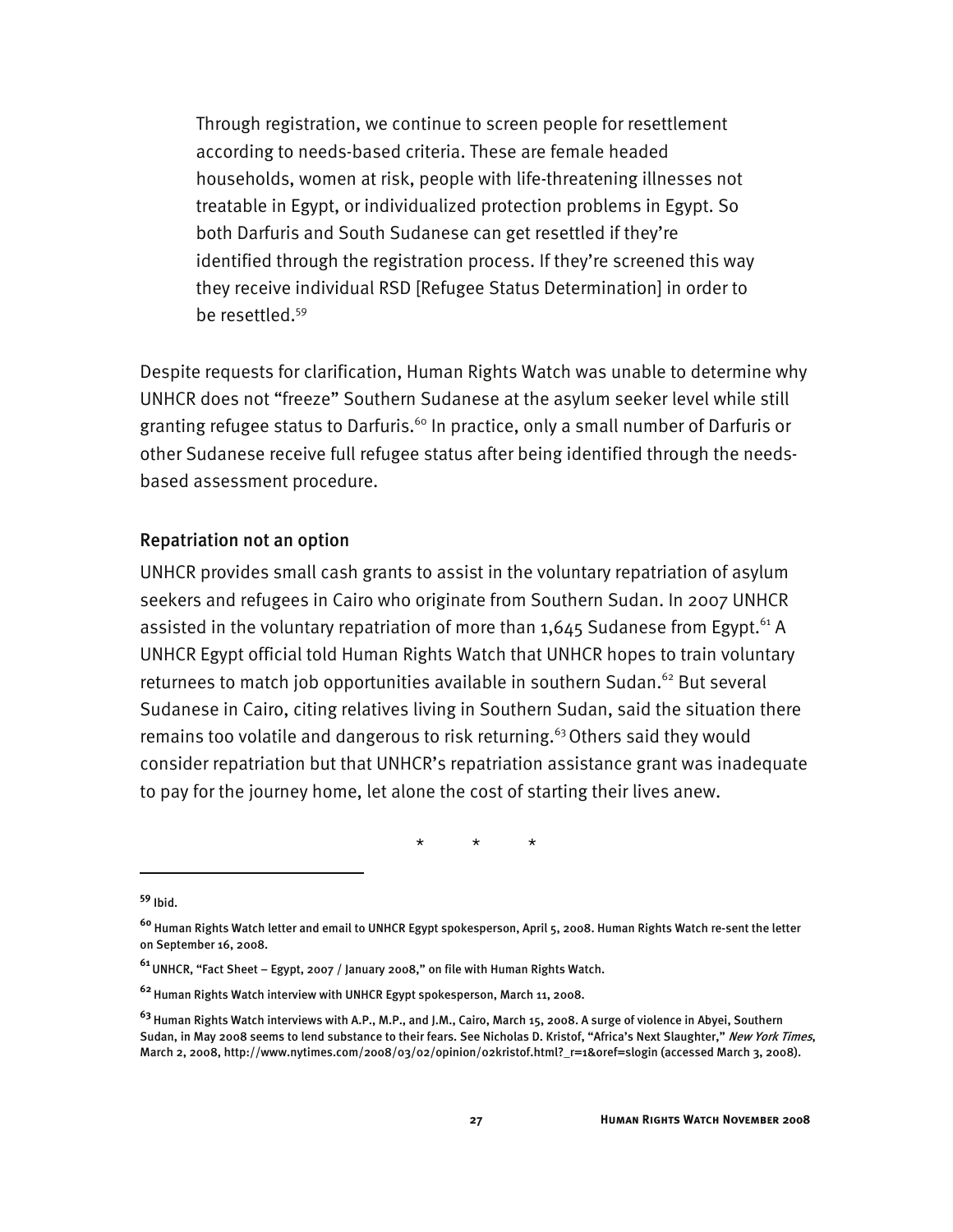> Through registration, we continue to screen people for resettlement according to needs-based criteria. These are female headed households, women at risk, people with life-threatening illnesses not treatable in Egypt, or individualized protection problems in Egypt. So both Darfuris and South Sudanese can get resettled if they're identified through the registration process. If they're screened this way they receive individual RSD [Refugee Status Determination] in order to be resettled.[59]

Despite requests for clarification, Human Rights Watch was unable to determine why UNHCR does not "freeze" Southern Sudanese at the asylum seeker level while still granting refugee status to Darfuris.[60] In practice, only a small number of Darfuris or other Sudanese receive full refugee status after being identified through the needs-based assessment procedure.

### Repatriation not an option

UNHCR provides small cash grants to assist in the voluntary repatriation of asylum seekers and refugees in Cairo who originate from Southern Sudan. In 2007 UNHCR assisted in the voluntary repatriation of more than 1,645 Sudanese from Egypt.[61] A UNHCR Egypt official told Human Rights Watch that UNHCR hopes to train voluntary returnees to match job opportunities available in southern Sudan.[62] But several Sudanese in Cairo, citing relatives living in Southern Sudan, said the situation there remains too volatile and dangerous to risk returning.[63] Others said they would consider repatriation but that UNHCR's repatriation assistance grant was inadequate to pay for the journey home, let alone the cost of starting their lives anew.

\* \* \*

---

[59] Ibid.

[60] Human Rights Watch letter and email to UNHCR Egypt spokesperson, April 5, 2008. Human Rights Watch re-sent the letter on September 16, 2008.

[61] UNHCR, "Fact Sheet – Egypt, 2007 / January 2008," on file with Human Rights Watch.

[62] Human Rights Watch interview with UNHCR Egypt spokesperson, March 11, 2008.

[63] Human Rights Watch interviews with A.P., M.P., and J.M., Cairo, March 15, 2008. A surge of violence in Abyei, Southern Sudan, in May 2008 seems to lend substance to their fears. See Nicholas D. Kristof, "Africa's Next Slaughter," *New York Times*, March 2, 2008, http://www.nytimes.com/2008/03/02/opinion/02kristof.html?_r=1&oref=slogin (accessed March 3, 2008).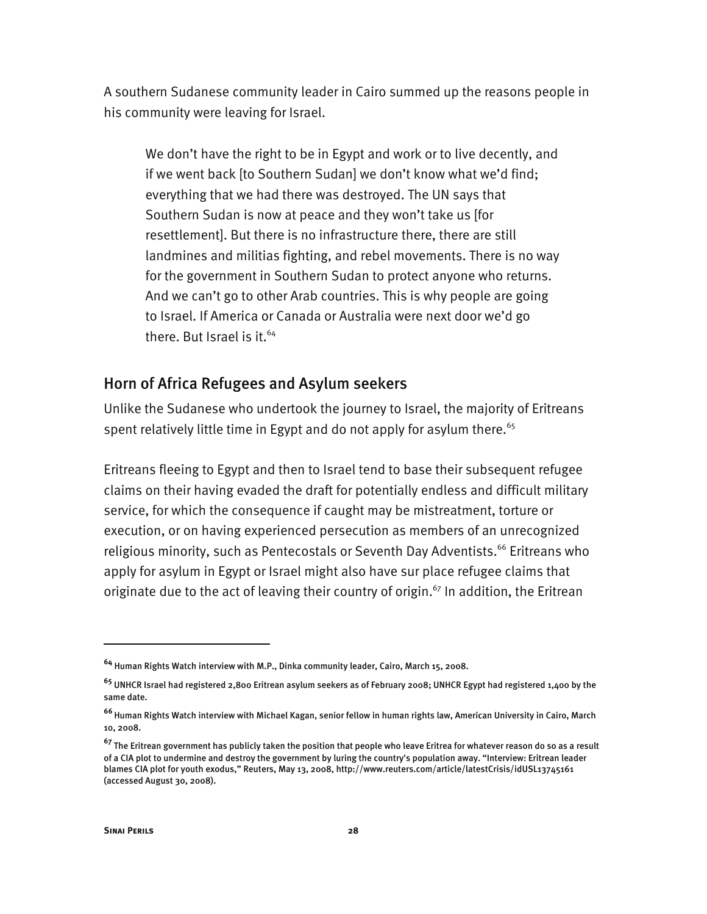A southern Sudanese community leader in Cairo summed up the reasons people in his community were leaving for Israel.

> We don't have the right to be in Egypt and work or to live decently, and if we went back [to Southern Sudan] we don't know what we'd find; everything that we had there was destroyed. The UN says that Southern Sudan is now at peace and they won't take us [for resettlement]. But there is no infrastructure there, there are still landmines and militias fighting, and rebel movements. There is no way for the government in Southern Sudan to protect anyone who returns. And we can't go to other Arab countries. This is why people are going to Israel. If America or Canada or Australia were next door we'd go there. But Israel is it.[64]

## Horn of Africa Refugees and Asylum seekers

Unlike the Sudanese who undertook the journey to Israel, the majority of Eritreans spent relatively little time in Egypt and do not apply for asylum there.[65]

Eritreans fleeing to Egypt and then to Israel tend to base their subsequent refugee claims on their having evaded the draft for potentially endless and difficult military service, for which the consequence if caught may be mistreatment, torture or execution, or on having experienced persecution as members of an unrecognized religious minority, such as Pentecostals or Seventh Day Adventists.[66] Eritreans who apply for asylum in Egypt or Israel might also have sur place refugee claims that originate due to the act of leaving their country of origin.[67] In addition, the Eritrean

---

[64] Human Rights Watch interview with M.P., Dinka community leader, Cairo, March 15, 2008.

[65] UNHCR Israel had registered 2,800 Eritrean asylum seekers as of February 2008; UNHCR Egypt had registered 1,400 by the same date.

[66] Human Rights Watch interview with Michael Kagan, senior fellow in human rights law, American University in Cairo, March 10, 2008.

[67] The Eritrean government has publicly taken the position that people who leave Eritrea for whatever reason do so as a result of a CIA plot to undermine and destroy the government by luring the country's population away. "Interview: Eritrean leader blames CIA plot for youth exodus," Reuters, May 13, 2008, http://www.reuters.com/article/latestCrisis/idUSL13745161 (accessed August 30, 2008).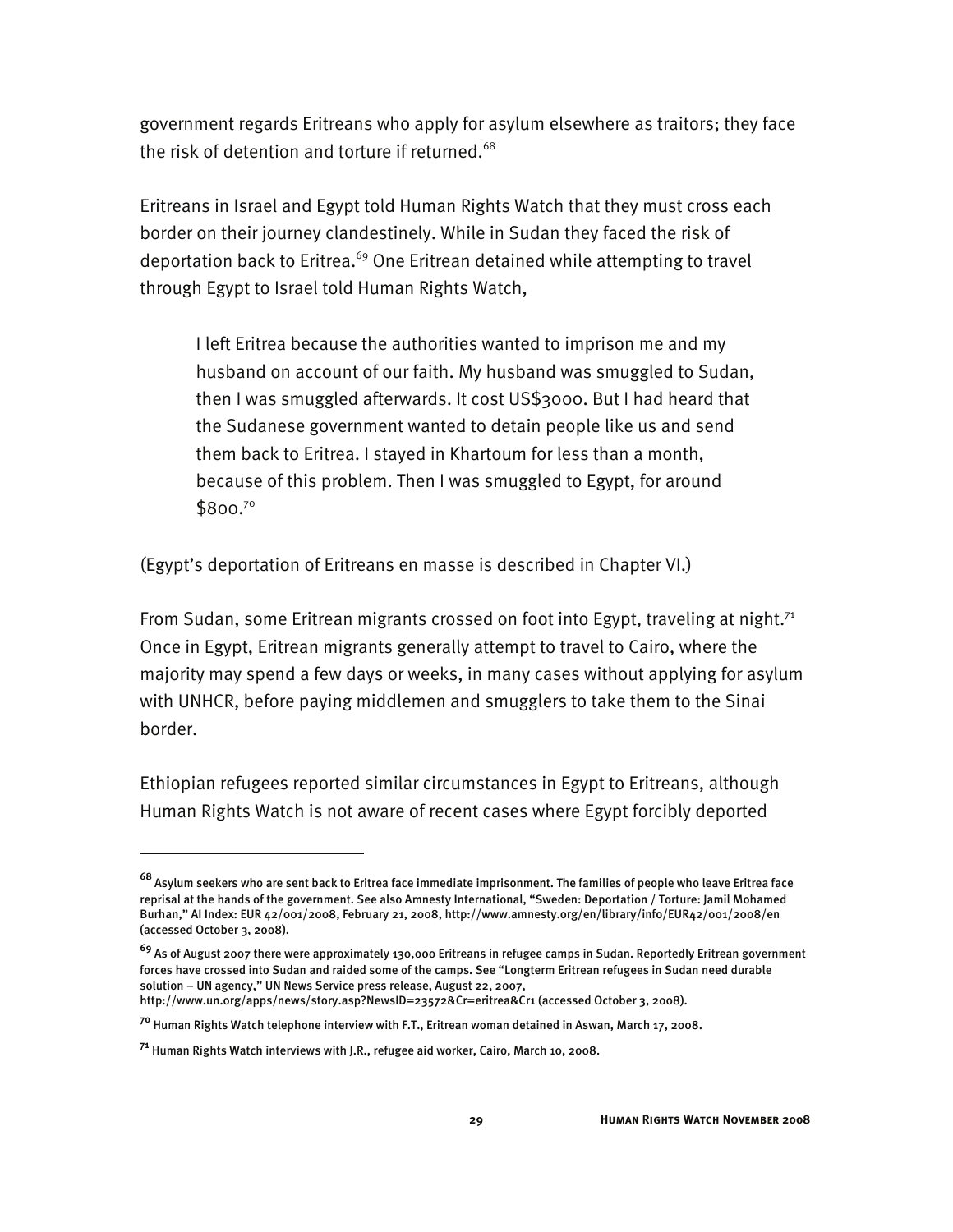government regards Eritreans who apply for asylum elsewhere as traitors; they face the risk of detention and torture if returned.[68]

Eritreans in Israel and Egypt told Human Rights Watch that they must cross each border on their journey clandestinely. While in Sudan they faced the risk of deportation back to Eritrea.[69] One Eritrean detained while attempting to travel through Egypt to Israel told Human Rights Watch,

> I left Eritrea because the authorities wanted to imprison me and my husband on account of our faith. My husband was smuggled to Sudan, then I was smuggled afterwards. It cost US$3000. But I had heard that the Sudanese government wanted to detain people like us and send them back to Eritrea. I stayed in Khartoum for less than a month, because of this problem. Then I was smuggled to Egypt, for around $800.[70]

(Egypt's deportation of Eritreans en masse is described in Chapter VI.)

From Sudan, some Eritrean migrants crossed on foot into Egypt, traveling at night.[71] Once in Egypt, Eritrean migrants generally attempt to travel to Cairo, where the majority may spend a few days or weeks, in many cases without applying for asylum with UNHCR, before paying middlemen and smugglers to take them to the Sinai border.

Ethiopian refugees reported similar circumstances in Egypt to Eritreans, although Human Rights Watch is not aware of recent cases where Egypt forcibly deported

---

**68** Asylum seekers who are sent back to Eritrea face immediate imprisonment. The families of people who leave Eritrea face reprisal at the hands of the government. See also Amnesty International, "Sweden: Deportation / Torture: Jamil Mohamed Burhan," AI Index: EUR 42/001/2008, February 21, 2008, http://www.amnesty.org/en/library/info/EUR42/001/2008/en (accessed October 3, 2008).

**69** As of August 2007 there were approximately 130,000 Eritreans in refugee camps in Sudan. Reportedly Eritrean government forces have crossed into Sudan and raided some of the camps. See "Longterm Eritrean refugees in Sudan need durable solution – UN agency," UN News Service press release, August 22, 2007, http://www.un.org/apps/news/story.asp?NewsID=23572&Cr=eritrea&Cr1 (accessed October 3, 2008).

**70** Human Rights Watch telephone interview with F.T., Eritrean woman detained in Aswan, March 17, 2008.

**71** Human Rights Watch interviews with J.R., refugee aid worker, Cairo, March 10, 2008.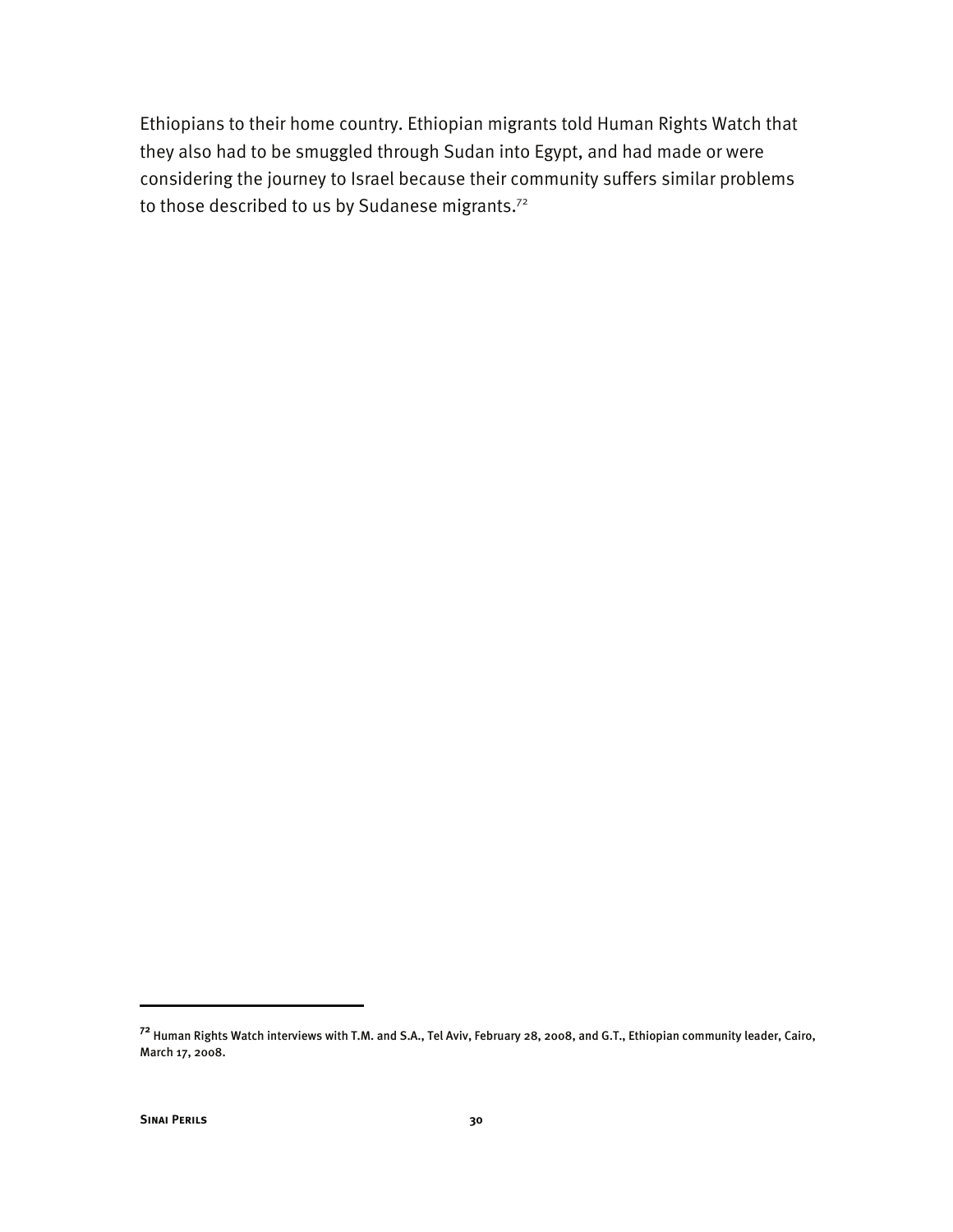Ethiopians to their home country. Ethiopian migrants told Human Rights Watch that they also had to be smuggled through Sudan into Egypt, and had made or were considering the journey to Israel because their community suffers similar problems to those described to us by Sudanese migrants.[72]

[72] Human Rights Watch interviews with T.M. and S.A., Tel Aviv, February 28, 2008, and G.T., Ethiopian community leader, Cairo, March 17, 2008.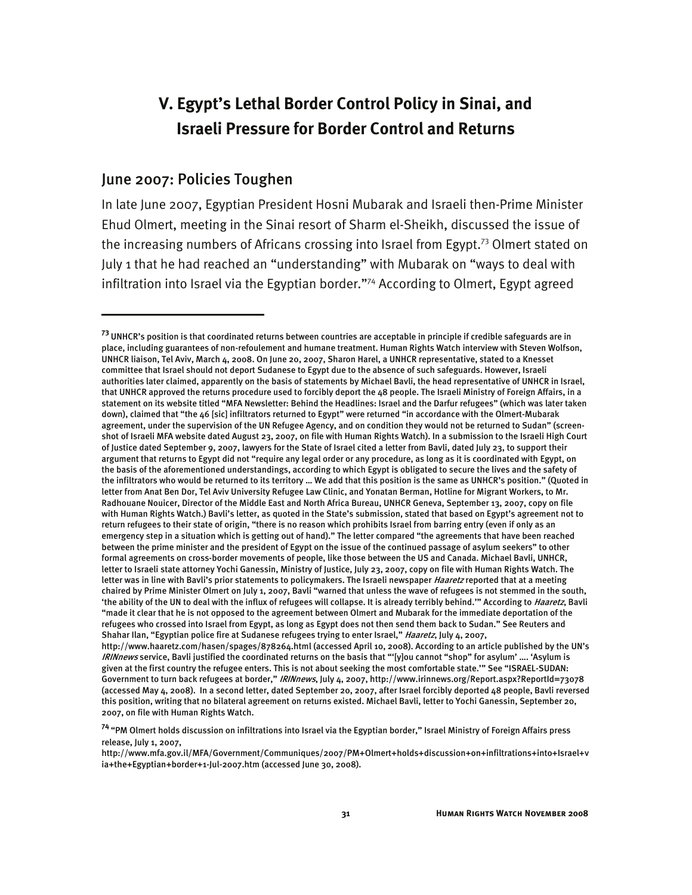# V. Egypt's Lethal Border Control Policy in Sinai, and Israeli Pressure for Border Control and Returns

## June 2007: Policies Toughen

In late June 2007, Egyptian President Hosni Mubarak and Israeli then-Prime Minister Ehud Olmert, meeting in the Sinai resort of Sharm el-Sheikh, discussed the issue of the increasing numbers of Africans crossing into Israel from Egypt.[73] Olmert stated on July 1 that he had reached an "understanding" with Mubarak on "ways to deal with infiltration into Israel via the Egyptian border."[74] According to Olmert, Egypt agreed

---

[73] UNHCR's position is that coordinated returns between countries are acceptable in principle if credible safeguards are in place, including guarantees of non-refoulement and humane treatment. Human Rights Watch interview with Steven Wolfson, UNHCR liaison, Tel Aviv, March 4, 2008. On June 20, 2007, Sharon Harel, a UNHCR representative, stated to a Knesset committee that Israel should not deport Sudanese to Egypt due to the absence of such safeguards. However, Israeli authorities later claimed, apparently on the basis of statements by Michael Bavli, the head representative of UNHCR in Israel, that UNHCR approved the returns procedure used to forcibly deport the 48 people. The Israeli Ministry of Foreign Affairs, in a statement on its website titled "MFA Newsletter: Behind the Headlines: Israel and the Darfur refugees" (which was later taken down), claimed that "the 46 [sic] infiltrators returned to Egypt" were returned "in accordance with the Olmert-Mubarak agreement, under the supervision of the UN Refugee Agency, and on condition they would not be returned to Sudan" (screen-shot of Israeli MFA website dated August 23, 2007, on file with Human Rights Watch). In a submission to the Israeli High Court of Justice dated September 9, 2007, lawyers for the State of Israel cited a letter from Bavli, dated July 23, to support their argument that returns to Egypt did not "require any legal order or any procedure, as long as it is coordinated with Egypt, on the basis of the aforementioned understandings, according to which Egypt is obligated to secure the lives and the safety of the infiltrators who would be returned to its territory … We add that this position is the same as UNHCR's position." (Quoted in letter from Anat Ben Dor, Tel Aviv University Refugee Law Clinic, and Yonatan Berman, Hotline for Migrant Workers, to Mr. Radhouane Nouicer, Director of the Middle East and North Africa Bureau, UNHCR Geneva, September 13, 2007, copy on file with Human Rights Watch.) Bavli's letter, as quoted in the State's submission, stated that based on Egypt's agreement not to return refugees to their state of origin, "there is no reason which prohibits Israel from barring entry (even if only as an emergency step in a situation which is getting out of hand)." The letter compared "the agreements that have been reached between the prime minister and the president of Egypt on the issue of the continued passage of asylum seekers" to other formal agreements on cross-border movements of people, like those between the US and Canada. Michael Bavli, UNHCR, letter to Israeli state attorney Yochi Ganessin, Ministry of Justice, July 23, 2007, copy on file with Human Rights Watch. The letter was in line with Bavli's prior statements to policymakers. The Israeli newspaper *Haaretz* reported that at a meeting chaired by Prime Minister Olmert on July 1, 2007, Bavli "warned that unless the wave of refugees is not stemmed in the south, 'the ability of the UN to deal with the influx of refugees will collapse. It is already terribly behind.'" According to *Haaretz*, Bavli "made it clear that he is not opposed to the agreement between Olmert and Mubarak for the immediate deportation of the refugees who crossed into Israel from Egypt, as long as Egypt does not then send them back to Sudan." See Reuters and Shahar Ilan, "Egyptian police fire at Sudanese refugees trying to enter Israel," *Haaretz*, July 4, 2007, http://www.haaretz.com/hasen/spages/878264.html (accessed April 10, 2008). According to an article published by the UN's *IRINnews* service, Bavli justified the coordinated returns on the basis that "'[y]ou cannot "shop" for asylum' …. 'Asylum is given at the first country the refugee enters. This is not about seeking the most comfortable state.'" See "ISRAEL-SUDAN: Government to turn back refugees at border," *IRINnews*, July 4, 2007, http://www.irinnews.org/Report.aspx?ReportId=73078 (accessed May 4, 2008). In a second letter, dated September 20, 2007, after Israel forcibly deported 48 people, Bavli reversed this position, writing that no bilateral agreement on returns existed. Michael Bavli, letter to Yochi Ganessin, September 20, 2007, on file with Human Rights Watch.

[74] "PM Olmert holds discussion on infiltrations into Israel via the Egyptian border," Israel Ministry of Foreign Affairs press release, July 1, 2007, http://www.mfa.gov.il/MFA/Government/Communiques/2007/PM+Olmert+holds+discussion+on+infiltrations+into+Israel+via+the+Egyptian+border+1-Jul-2007.htm (accessed June 30, 2008).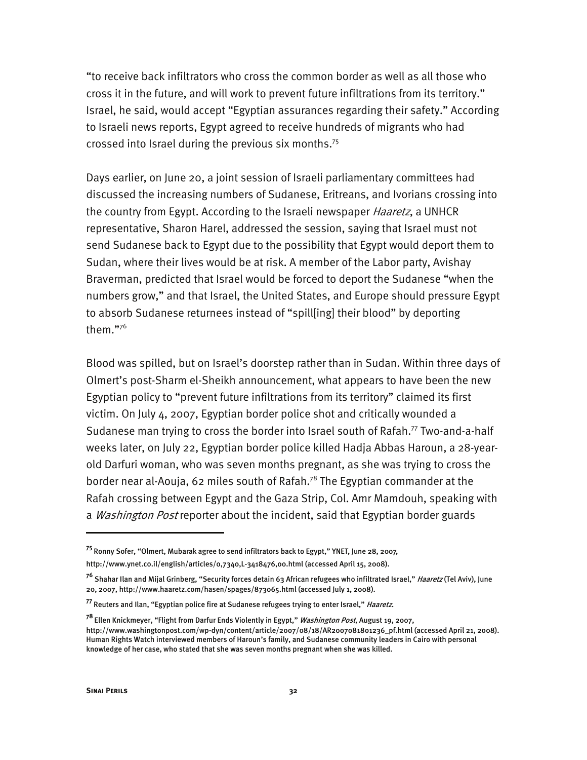"to receive back infiltrators who cross the common border as well as all those who cross it in the future, and will work to prevent future infiltrations from its territory." Israel, he said, would accept "Egyptian assurances regarding their safety." According to Israeli news reports, Egypt agreed to receive hundreds of migrants who had crossed into Israel during the previous six months.[75]

Days earlier, on June 20, a joint session of Israeli parliamentary committees had discussed the increasing numbers of Sudanese, Eritreans, and Ivorians crossing into the country from Egypt. According to the Israeli newspaper *Haaretz*, a UNHCR representative, Sharon Harel, addressed the session, saying that Israel must not send Sudanese back to Egypt due to the possibility that Egypt would deport them to Sudan, where their lives would be at risk. A member of the Labor party, Avishay Braverman, predicted that Israel would be forced to deport the Sudanese "when the numbers grow," and that Israel, the United States, and Europe should pressure Egypt to absorb Sudanese returnees instead of "spill[ing] their blood" by deporting them."[76]

Blood was spilled, but on Israel's doorstep rather than in Sudan. Within three days of Olmert's post-Sharm el-Sheikh announcement, what appears to have been the new Egyptian policy to "prevent future infiltrations from its territory" claimed its first victim. On July 4, 2007, Egyptian border police shot and critically wounded a Sudanese man trying to cross the border into Israel south of Rafah.[77] Two-and-a-half weeks later, on July 22, Egyptian border police killed Hadja Abbas Haroun, a 28-year-old Darfuri woman, who was seven months pregnant, as she was trying to cross the border near al-Aouja, 62 miles south of Rafah.[78] The Egyptian commander at the Rafah crossing between Egypt and the Gaza Strip, Col. Amr Mamdouh, speaking with a *Washington Post* reporter about the incident, said that Egyptian border guards

---

[75] Ronny Sofer, "Olmert, Mubarak agree to send infiltrators back to Egypt," YNET, June 28, 2007, http://www.ynet.co.il/english/articles/0,7340,L-3418476,00.html (accessed April 15, 2008).

[76] Shahar Ilan and Mijal Grinberg, "Security forces detain 63 African refugees who infiltrated Israel," *Haaretz* (Tel Aviv), June 20, 2007, http://www.haaretz.com/hasen/spages/873065.html (accessed July 1, 2008).

[77] Reuters and Ilan, "Egyptian police fire at Sudanese refugees trying to enter Israel," *Haaretz*.

[78] Ellen Knickmeyer, "Flight from Darfur Ends Violently in Egypt," *Washington Post*, August 19, 2007, http://www.washingtonpost.com/wp-dyn/content/article/2007/08/18/AR2007081801236_pf.html (accessed April 21, 2008). Human Rights Watch interviewed members of Haroun's family, and Sudanese community leaders in Cairo with personal knowledge of her case, who stated that she was seven months pregnant when she was killed.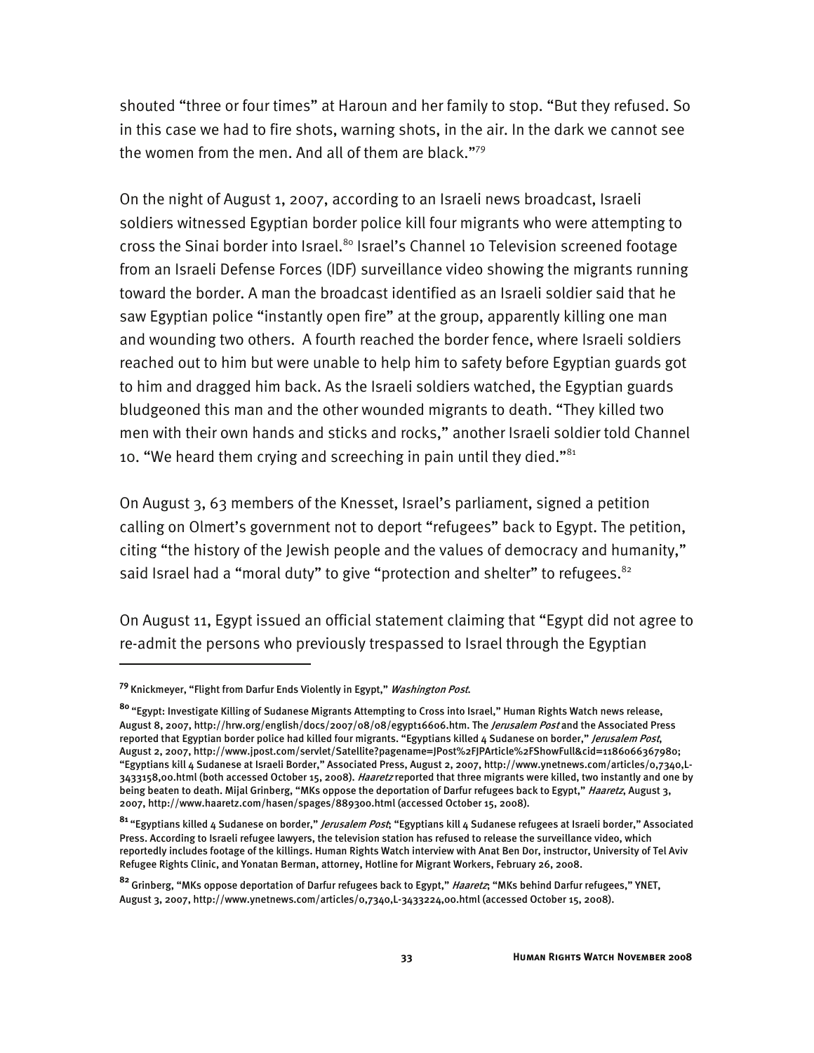shouted "three or four times" at Haroun and her family to stop. "But they refused. So in this case we had to fire shots, warning shots, in the air. In the dark we cannot see the women from the men. And all of them are black."[79]

On the night of August 1, 2007, according to an Israeli news broadcast, Israeli soldiers witnessed Egyptian border police kill four migrants who were attempting to cross the Sinai border into Israel.[80] Israel's Channel 10 Television screened footage from an Israeli Defense Forces (IDF) surveillance video showing the migrants running toward the border. A man the broadcast identified as an Israeli soldier said that he saw Egyptian police "instantly open fire" at the group, apparently killing one man and wounding two others. A fourth reached the border fence, where Israeli soldiers reached out to him but were unable to help him to safety before Egyptian guards got to him and dragged him back. As the Israeli soldiers watched, the Egyptian guards bludgeoned this man and the other wounded migrants to death. "They killed two men with their own hands and sticks and rocks," another Israeli soldier told Channel 10. "We heard them crying and screeching in pain until they died."[81]

On August 3, 63 members of the Knesset, Israel's parliament, signed a petition calling on Olmert's government not to deport "refugees" back to Egypt. The petition, citing "the history of the Jewish people and the values of democracy and humanity," said Israel had a "moral duty" to give "protection and shelter" to refugees.[82]

On August 11, Egypt issued an official statement claiming that "Egypt did not agree to re-admit the persons who previously trespassed to Israel through the Egyptian

---

[79] Knickmeyer, "Flight from Darfur Ends Violently in Egypt," *Washington Post*.

[80] "Egypt: Investigate Killing of Sudanese Migrants Attempting to Cross into Israel," Human Rights Watch news release, August 8, 2007, http://hrw.org/english/docs/2007/08/08/egypt16606.htm. The *Jerusalem Post* and the Associated Press reported that Egyptian border police had killed four migrants. "Egyptians killed 4 Sudanese on border," *Jerusalem Post*, August 2, 2007, http://www.jpost.com/servlet/Satellite?pagename=JPost%2FJPArticle%2FShowFull&cid=1186066367980; "Egyptians kill 4 Sudanese at Israeli Border," Associated Press, August 2, 2007, http://www.ynetnews.com/articles/0,7340,L-3433158,00.html (both accessed October 15, 2008). *Haaretz* reported that three migrants were killed, two instantly and one by being beaten to death. Mijal Grinberg, "MKs oppose the deportation of Darfur refugees back to Egypt," *Haaretz*, August 3, 2007, http://www.haaretz.com/hasen/spages/889300.html (accessed October 15, 2008).

[81] "Egyptians killed 4 Sudanese on border," *Jerusalem Post*; "Egyptians kill 4 Sudanese refugees at Israeli border," Associated Press. According to Israeli refugee lawyers, the television station has refused to release the surveillance video, which reportedly includes footage of the killings. Human Rights Watch interview with Anat Ben Dor, instructor, University of Tel Aviv Refugee Rights Clinic, and Yonatan Berman, attorney, Hotline for Migrant Workers, February 26, 2008.

[82] Grinberg, "MKs oppose deportation of Darfur refugees back to Egypt," *Haaretz*; "MKs behind Darfur refugees," YNET, August 3, 2007, http://www.ynetnews.com/articles/0,7340,L-3433224,00.html (accessed October 15, 2008).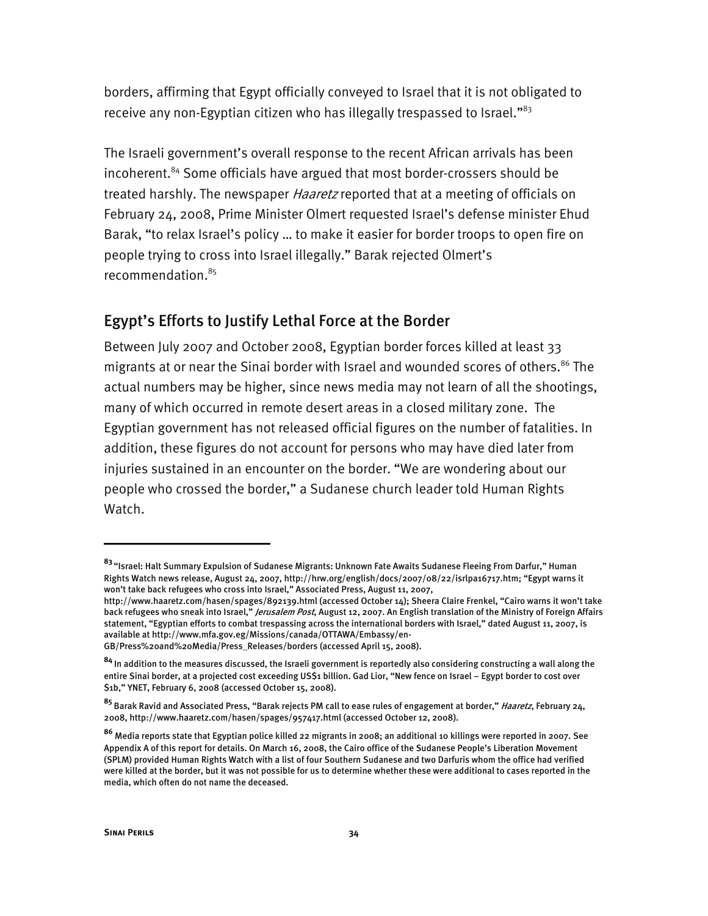borders, affirming that Egypt officially conveyed to Israel that it is not obligated to receive any non-Egyptian citizen who has illegally trespassed to Israel."[83]

The Israeli government's overall response to the recent African arrivals has been incoherent.[84] Some officials have argued that most border-crossers should be treated harshly. The newspaper *Haaretz* reported that at a meeting of officials on February 24, 2008, Prime Minister Olmert requested Israel's defense minister Ehud Barak, "to relax Israel's policy … to make it easier for border troops to open fire on people trying to cross into Israel illegally." Barak rejected Olmert's recommendation.[85]

## Egypt's Efforts to Justify Lethal Force at the Border

Between July 2007 and October 2008, Egyptian border forces killed at least 33 migrants at or near the Sinai border with Israel and wounded scores of others.[86] The actual numbers may be higher, since news media may not learn of all the shootings, many of which occurred in remote desert areas in a closed military zone. The Egyptian government has not released official figures on the number of fatalities. In addition, these figures do not account for persons who may have died later from injuries sustained in an encounter on the border. "We are wondering about our people who crossed the border," a Sudanese church leader told Human Rights Watch.

---

[83] "Israel: Halt Summary Expulsion of Sudanese Migrants: Unknown Fate Awaits Sudanese Fleeing From Darfur," Human Rights Watch news release, August 24, 2007, http://hrw.org/english/docs/2007/08/22/isrlpa16717.htm; "Egypt warns it won't take back refugees who cross into Israel," Associated Press, August 11, 2007, http://www.haaretz.com/hasen/spages/892139.html (accessed October 14); Sheera Claire Frenkel, "Cairo warns it won't take back refugees who sneak into Israel," *Jerusalem Post*, August 12, 2007. An English translation of the Ministry of Foreign Affairs statement, "Egyptian efforts to combat trespassing across the international borders with Israel," dated August 11, 2007, is available at http://www.mfa.gov.eg/Missions/canada/OTTAWA/Embassy/en-GB/Press%20and%20Media/Press_Releases/borders (accessed April 15, 2008).

[84] In addition to the measures discussed, the Israeli government is reportedly also considering constructing a wall along the entire Sinai border, at a projected cost exceeding US$1 billion. Gad Lior, "New fence on Israel – Egypt border to cost over $1b," YNET, February 6, 2008 (accessed October 15, 2008).

[85] Barak Ravid and Associated Press, "Barak rejects PM call to ease rules of engagement at border," *Haaretz*, February 24, 2008, http://www.haaretz.com/hasen/spages/957417.html (accessed October 12, 2008).

[86] Media reports state that Egyptian police killed 22 migrants in 2008; an additional 10 killings were reported in 2007. See Appendix A of this report for details. On March 16, 2008, the Cairo office of the Sudanese People's Liberation Movement (SPLM) provided Human Rights Watch with a list of four Southern Sudanese and two Darfuris whom the office had verified were killed at the border, but it was not possible for us to determine whether these were additional to cases reported in the media, which often do not name the deceased.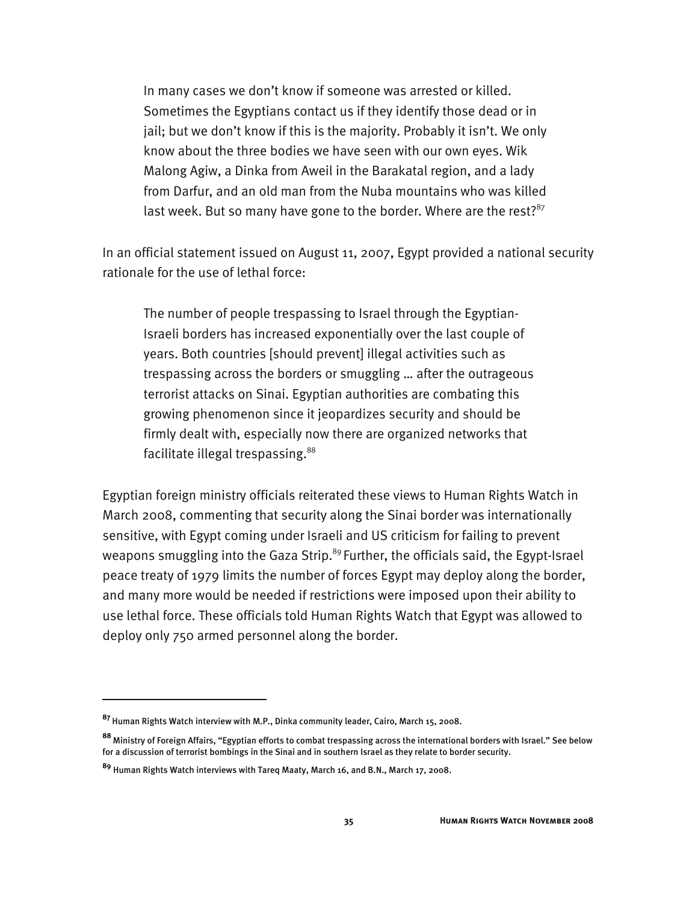> In many cases we don't know if someone was arrested or killed. Sometimes the Egyptians contact us if they identify those dead or in jail; but we don't know if this is the majority. Probably it isn't. We only know about the three bodies we have seen with our own eyes. Wik Malong Agiw, a Dinka from Aweil in the Barakatal region, and a lady from Darfur, and an old man from the Nuba mountains who was killed last week. But so many have gone to the border. Where are the rest?[87]

In an official statement issued on August 11, 2007, Egypt provided a national security rationale for the use of lethal force:

> The number of people trespassing to Israel through the Egyptian-Israeli borders has increased exponentially over the last couple of years. Both countries [should prevent] illegal activities such as trespassing across the borders or smuggling … after the outrageous terrorist attacks on Sinai. Egyptian authorities are combating this growing phenomenon since it jeopardizes security and should be firmly dealt with, especially now there are organized networks that facilitate illegal trespassing.[88]

Egyptian foreign ministry officials reiterated these views to Human Rights Watch in March 2008, commenting that security along the Sinai border was internationally sensitive, with Egypt coming under Israeli and US criticism for failing to prevent weapons smuggling into the Gaza Strip.[89] Further, the officials said, the Egypt-Israel peace treaty of 1979 limits the number of forces Egypt may deploy along the border, and many more would be needed if restrictions were imposed upon their ability to use lethal force. These officials told Human Rights Watch that Egypt was allowed to deploy only 750 armed personnel along the border.

---

[87] Human Rights Watch interview with M.P., Dinka community leader, Cairo, March 15, 2008.

[88] Ministry of Foreign Affairs, "Egyptian efforts to combat trespassing across the international borders with Israel." See below for a discussion of terrorist bombings in the Sinai and in southern Israel as they relate to border security.

[89] Human Rights Watch interviews with Tareq Maaty, March 16, and B.N., March 17, 2008.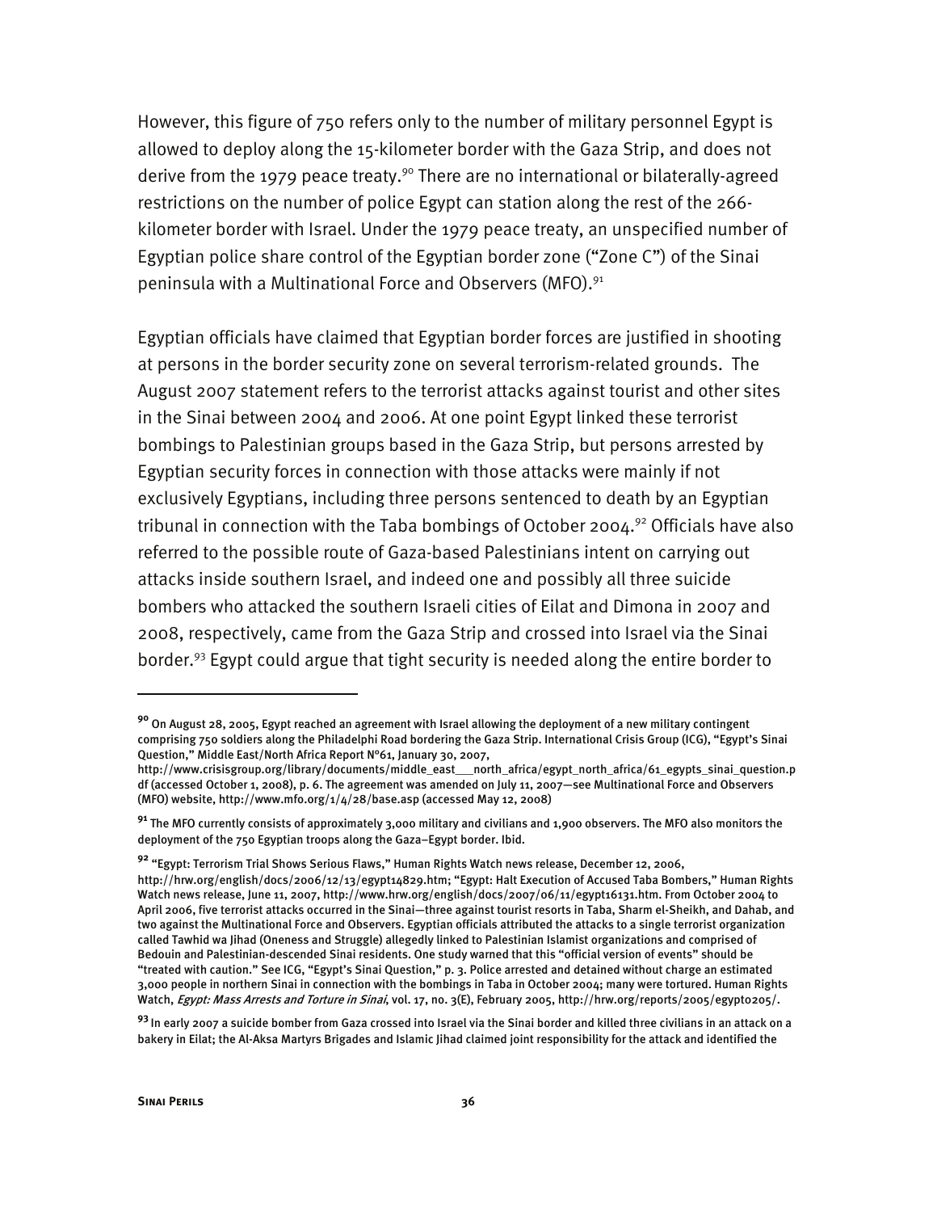However, this figure of 750 refers only to the number of military personnel Egypt is allowed to deploy along the 15-kilometer border with the Gaza Strip, and does not derive from the 1979 peace treaty.[90] There are no international or bilaterally-agreed restrictions on the number of police Egypt can station along the rest of the 266-kilometer border with Israel. Under the 1979 peace treaty, an unspecified number of Egyptian police share control of the Egyptian border zone ("Zone C") of the Sinai peninsula with a Multinational Force and Observers (MFO).[91]

Egyptian officials have claimed that Egyptian border forces are justified in shooting at persons in the border security zone on several terrorism-related grounds. The August 2007 statement refers to the terrorist attacks against tourist and other sites in the Sinai between 2004 and 2006. At one point Egypt linked these terrorist bombings to Palestinian groups based in the Gaza Strip, but persons arrested by Egyptian security forces in connection with those attacks were mainly if not exclusively Egyptians, including three persons sentenced to death by an Egyptian tribunal in connection with the Taba bombings of October 2004.[92] Officials have also referred to the possible route of Gaza-based Palestinians intent on carrying out attacks inside southern Israel, and indeed one and possibly all three suicide bombers who attacked the southern Israeli cities of Eilat and Dimona in 2007 and 2008, respectively, came from the Gaza Strip and crossed into Israel via the Sinai border.[93] Egypt could argue that tight security is needed along the entire border to

---

[90] On August 28, 2005, Egypt reached an agreement with Israel allowing the deployment of a new military contingent comprising 750 soldiers along the Philadelphi Road bordering the Gaza Strip. International Crisis Group (ICG), "Egypt's Sinai Question," Middle East/North Africa Report Nº61, January 30, 2007, http://www.crisisgroup.org/library/documents/middle_east___north_africa/egypt_north_africa/61_egypts_sinai_question.pdf (accessed October 1, 2008), p. 6. The agreement was amended on July 11, 2007—see Multinational Force and Observers (MFO) website, http://www.mfo.org/1/4/28/base.asp (accessed May 12, 2008)

[91] The MFO currently consists of approximately 3,000 military and civilians and 1,900 observers. The MFO also monitors the deployment of the 750 Egyptian troops along the Gaza–Egypt border. Ibid.

[92] "Egypt: Terrorism Trial Shows Serious Flaws," Human Rights Watch news release, December 12, 2006, http://hrw.org/english/docs/2006/12/13/egypt14829.htm; "Egypt: Halt Execution of Accused Taba Bombers," Human Rights Watch news release, June 11, 2007, http://www.hrw.org/english/docs/2007/06/11/egypt16131.htm. From October 2004 to April 2006, five terrorist attacks occurred in the Sinai—three against tourist resorts in Taba, Sharm el-Sheikh, and Dahab, and two against the Multinational Force and Observers. Egyptian officials attributed the attacks to a single terrorist organization called Tawhid wa Jihad (Oneness and Struggle) allegedly linked to Palestinian Islamist organizations and comprised of Bedouin and Palestinian-descended Sinai residents. One study warned that this "official version of events" should be "treated with caution." See ICG, "Egypt's Sinai Question," p. 3. Police arrested and detained without charge an estimated 3,000 people in northern Sinai in connection with the bombings in Taba in October 2004; many were tortured. Human Rights Watch, *Egypt: Mass Arrests and Torture in Sinai*, vol. 17, no. 3(E), February 2005, http://hrw.org/reports/2005/egypt0205/.

[93] In early 2007 a suicide bomber from Gaza crossed into Israel via the Sinai border and killed three civilians in an attack on a bakery in Eilat; the Al-Aksa Martyrs Brigades and Islamic Jihad claimed joint responsibility for the attack and identified the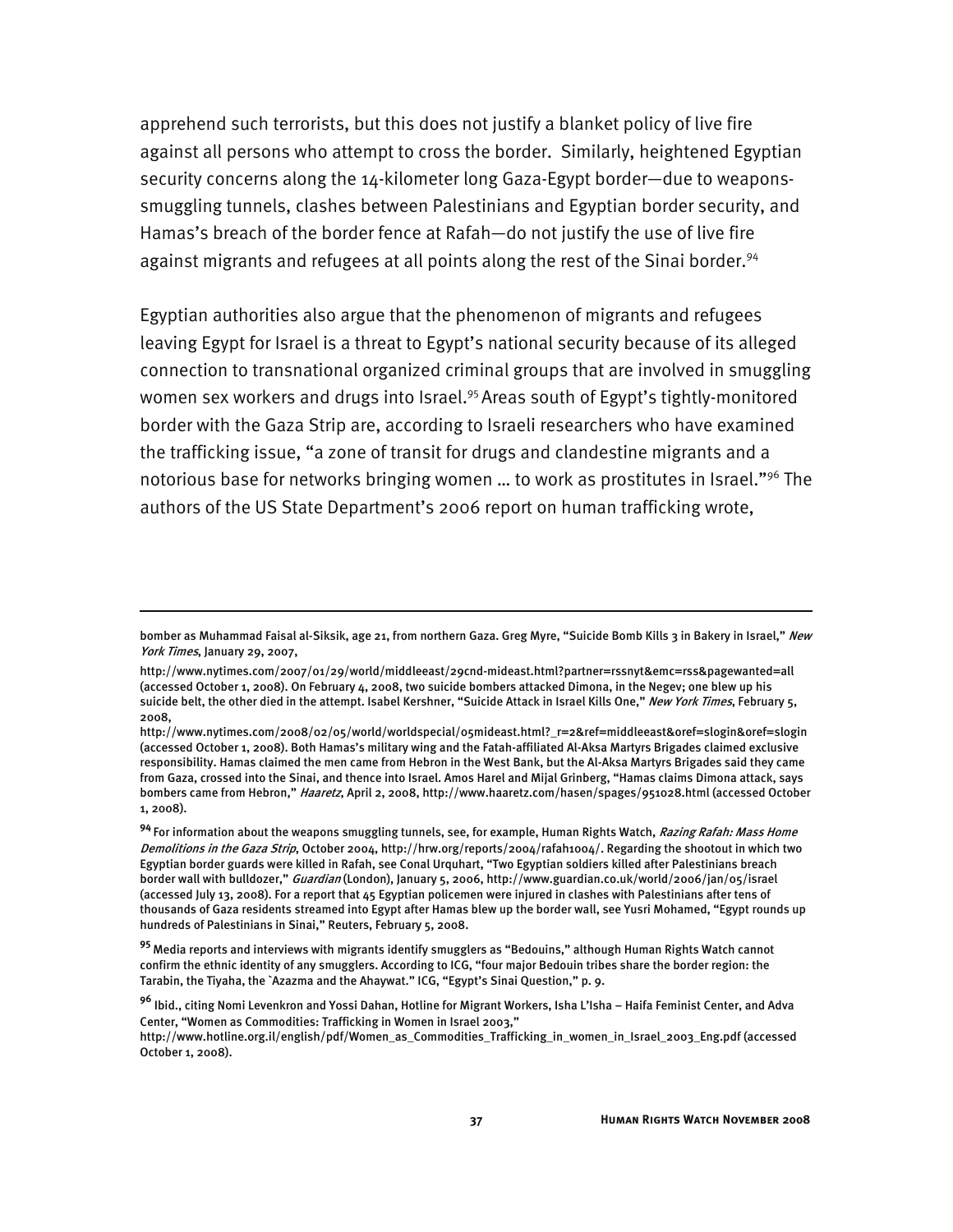apprehend such terrorists, but this does not justify a blanket policy of live fire against all persons who attempt to cross the border. Similarly, heightened Egyptian security concerns along the 14-kilometer long Gaza-Egypt border—due to weapons-smuggling tunnels, clashes between Palestinians and Egyptian border security, and Hamas's breach of the border fence at Rafah—do not justify the use of live fire against migrants and refugees at all points along the rest of the Sinai border.[94]

Egyptian authorities also argue that the phenomenon of migrants and refugees leaving Egypt for Israel is a threat to Egypt's national security because of its alleged connection to transnational organized criminal groups that are involved in smuggling women sex workers and drugs into Israel.[95] Areas south of Egypt's tightly-monitored border with the Gaza Strip are, according to Israeli researchers who have examined the trafficking issue, "a zone of transit for drugs and clandestine migrants and a notorious base for networks bringing women … to work as prostitutes in Israel."[96] The authors of the US State Department's 2006 report on human trafficking wrote,

---

bomber as Muhammad Faisal al-Siksik, age 21, from northern Gaza. Greg Myre, "Suicide Bomb Kills 3 in Bakery in Israel," *New York Times*, January 29, 2007, http://www.nytimes.com/2007/01/29/world/middleeast/29cnd-mideast.html?partner=rssnyt&emc=rss&pagewanted=all (accessed October 1, 2008). On February 4, 2008, two suicide bombers attacked Dimona, in the Negev; one blew up his suicide belt, the other died in the attempt. Isabel Kershner, "Suicide Attack in Israel Kills One," *New York Times*, February 5, 2008, http://www.nytimes.com/2008/02/05/world/worldspecial/05mideast.html?_r=2&ref=middleeast&oref=slogin&oref=slogin (accessed October 1, 2008). Both Hamas's military wing and the Fatah-affiliated Al-Aksa Martyrs Brigades claimed exclusive responsibility. Hamas claimed the men came from Hebron in the West Bank, but the Al-Aksa Martyrs Brigades said they came from Gaza, crossed into the Sinai, and thence into Israel. Amos Harel and Mijal Grinberg, "Hamas claims Dimona attack, says bombers came from Hebron," *Haaretz*, April 2, 2008, http://www.haaretz.com/hasen/spages/951028.html (accessed October 1, 2008).

[94] For information about the weapons smuggling tunnels, see, for example, Human Rights Watch, *Razing Rafah: Mass Home Demolitions in the Gaza Strip*, October 2004, http://hrw.org/reports/2004/rafah1004/. Regarding the shootout in which two Egyptian border guards were killed in Rafah, see Conal Urquhart, "Two Egyptian soldiers killed after Palestinians breach border wall with bulldozer," *Guardian* (London), January 5, 2006, http://www.guardian.co.uk/world/2006/jan/05/israel (accessed July 13, 2008). For a report that 45 Egyptian policemen were injured in clashes with Palestinians after tens of thousands of Gaza residents streamed into Egypt after Hamas blew up the border wall, see Yusri Mohamed, "Egypt rounds up hundreds of Palestinians in Sinai," Reuters, February 5, 2008.

[95] Media reports and interviews with migrants identify smugglers as "Bedouins," although Human Rights Watch cannot confirm the ethnic identity of any smugglers. According to ICG, "four major Bedouin tribes share the border region: the Tarabin, the Tiyaha, the `Azazma and the Ahaywat." ICG, "Egypt's Sinai Question," p. 9.

[96] Ibid., citing Nomi Levenkron and Yossi Dahan, Hotline for Migrant Workers, Isha L'Isha – Haifa Feminist Center, and Adva Center, "Women as Commodities: Trafficking in Women in Israel 2003," http://www.hotline.org.il/english/pdf/Women_as_Commodities_Trafficking_in_women_in_Israel_2003_Eng.pdf (accessed October 1, 2008).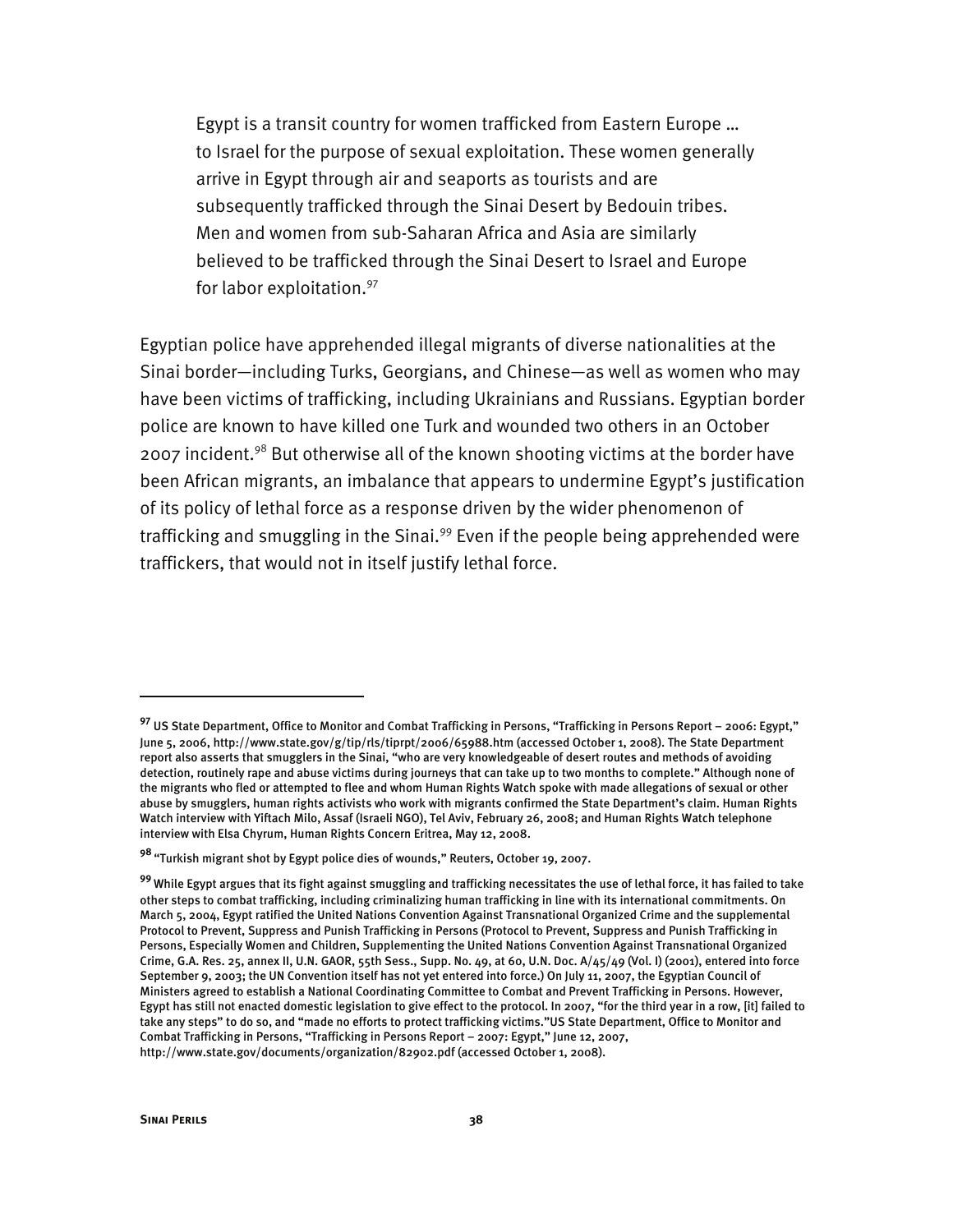> Egypt is a transit country for women trafficked from Eastern Europe … to Israel for the purpose of sexual exploitation. These women generally arrive in Egypt through air and seaports as tourists and are subsequently trafficked through the Sinai Desert by Bedouin tribes. Men and women from sub-Saharan Africa and Asia are similarly believed to be trafficked through the Sinai Desert to Israel and Europe for labor exploitation.[97]

Egyptian police have apprehended illegal migrants of diverse nationalities at the Sinai border—including Turks, Georgians, and Chinese—as well as women who may have been victims of trafficking, including Ukrainians and Russians. Egyptian border police are known to have killed one Turk and wounded two others in an October 2007 incident.[98] But otherwise all of the known shooting victims at the border have been African migrants, an imbalance that appears to undermine Egypt's justification of its policy of lethal force as a response driven by the wider phenomenon of trafficking and smuggling in the Sinai.[99] Even if the people being apprehended were traffickers, that would not in itself justify lethal force.

---

[97] US State Department, Office to Monitor and Combat Trafficking in Persons, "Trafficking in Persons Report – 2006: Egypt," June 5, 2006, http://www.state.gov/g/tip/rls/tiprpt/2006/65988.htm (accessed October 1, 2008). The State Department report also asserts that smugglers in the Sinai, "who are very knowledgeable of desert routes and methods of avoiding detection, routinely rape and abuse victims during journeys that can take up to two months to complete." Although none of the migrants who fled or attempted to flee and whom Human Rights Watch spoke with made allegations of sexual or other abuse by smugglers, human rights activists who work with migrants confirmed the State Department's claim. Human Rights Watch interview with Yiftach Milo, Assaf (Israeli NGO), Tel Aviv, February 26, 2008; and Human Rights Watch telephone interview with Elsa Chyrum, Human Rights Concern Eritrea, May 12, 2008.

[98] "Turkish migrant shot by Egypt police dies of wounds," Reuters, October 19, 2007.

[99] While Egypt argues that its fight against smuggling and trafficking necessitates the use of lethal force, it has failed to take other steps to combat trafficking, including criminalizing human trafficking in line with its international commitments. On March 5, 2004, Egypt ratified the United Nations Convention Against Transnational Organized Crime and the supplemental Protocol to Prevent, Suppress and Punish Trafficking in Persons (Protocol to Prevent, Suppress and Punish Trafficking in Persons, Especially Women and Children, Supplementing the United Nations Convention Against Transnational Organized Crime, G.A. Res. 25, annex II, U.N. GAOR, 55th Sess., Supp. No. 49, at 60, U.N. Doc. A/45/49 (Vol. I) (2001), entered into force September 9, 2003; the UN Convention itself has not yet entered into force.) On July 11, 2007, the Egyptian Council of Ministers agreed to establish a National Coordinating Committee to Combat and Prevent Trafficking in Persons. However, Egypt has still not enacted domestic legislation to give effect to the protocol. In 2007, "for the third year in a row, [it] failed to take any steps" to do so, and "made no efforts to protect trafficking victims."US State Department, Office to Monitor and Combat Trafficking in Persons, "Trafficking in Persons Report – 2007: Egypt," June 12, 2007, http://www.state.gov/documents/organization/82902.pdf (accessed October 1, 2008).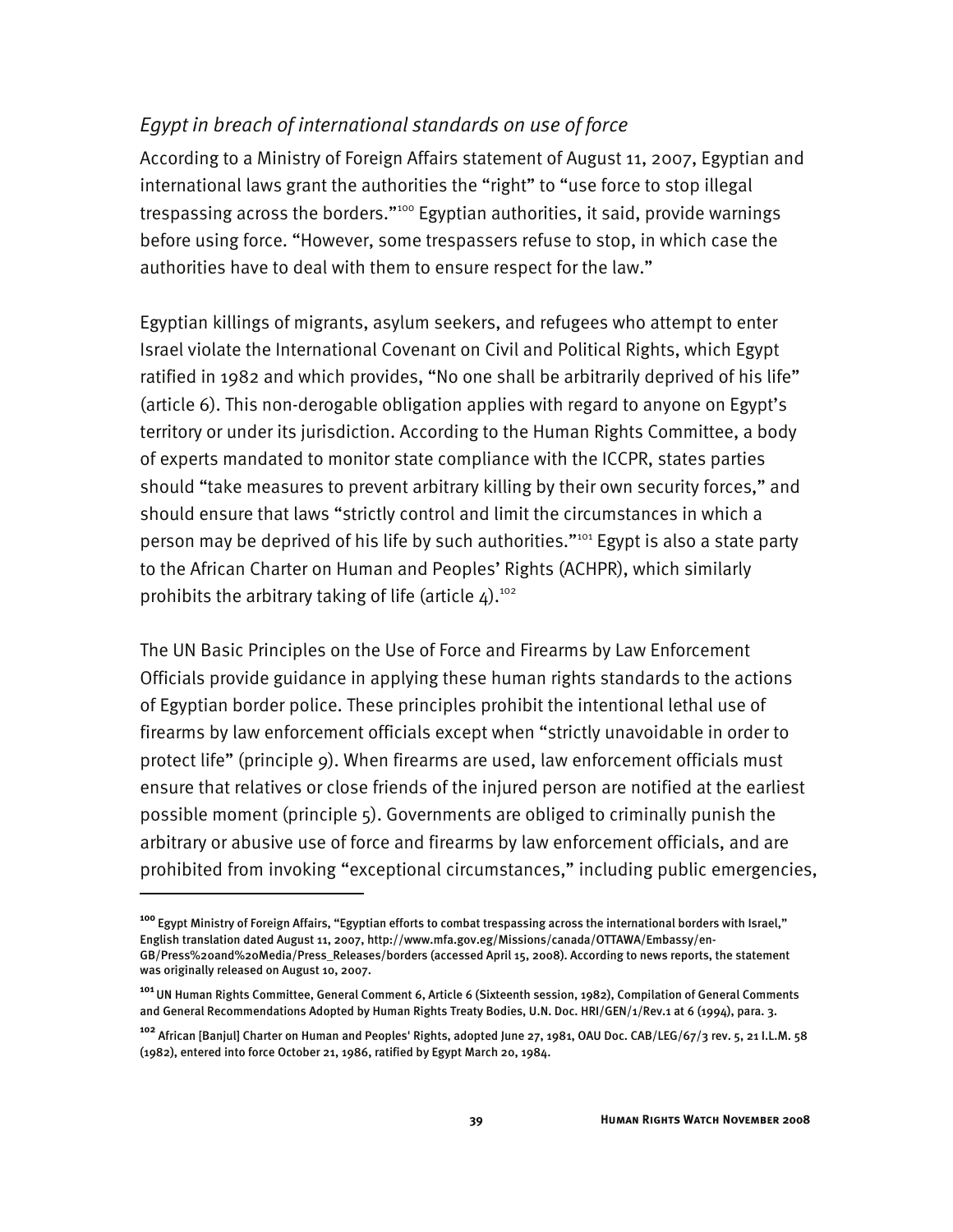*Egypt in breach of international standards on use of force*

According to a Ministry of Foreign Affairs statement of August 11, 2007, Egyptian and international laws grant the authorities the "right" to "use force to stop illegal trespassing across the borders."[100] Egyptian authorities, it said, provide warnings before using force. "However, some trespassers refuse to stop, in which case the authorities have to deal with them to ensure respect for the law."

Egyptian killings of migrants, asylum seekers, and refugees who attempt to enter Israel violate the International Covenant on Civil and Political Rights, which Egypt ratified in 1982 and which provides, "No one shall be arbitrarily deprived of his life" (article 6). This non-derogable obligation applies with regard to anyone on Egypt's territory or under its jurisdiction. According to the Human Rights Committee, a body of experts mandated to monitor state compliance with the ICCPR, states parties should "take measures to prevent arbitrary killing by their own security forces," and should ensure that laws "strictly control and limit the circumstances in which a person may be deprived of his life by such authorities."[101] Egypt is also a state party to the African Charter on Human and Peoples' Rights (ACHPR), which similarly prohibits the arbitrary taking of life (article 4).[102]

The UN Basic Principles on the Use of Force and Firearms by Law Enforcement Officials provide guidance in applying these human rights standards to the actions of Egyptian border police. These principles prohibit the intentional lethal use of firearms by law enforcement officials except when "strictly unavoidable in order to protect life" (principle 9). When firearms are used, law enforcement officials must ensure that relatives or close friends of the injured person are notified at the earliest possible moment (principle 5). Governments are obliged to criminally punish the arbitrary or abusive use of force and firearms by law enforcement officials, and are prohibited from invoking "exceptional circumstances," including public emergencies,

---

[100] Egypt Ministry of Foreign Affairs, "Egyptian efforts to combat trespassing across the international borders with Israel," English translation dated August 11, 2007, http://www.mfa.gov.eg/Missions/canada/OTTAWA/Embassy/en-GB/Press%20and%20Media/Press_Releases/borders (accessed April 15, 2008). According to news reports, the statement was originally released on August 10, 2007.

[101] UN Human Rights Committee, General Comment 6, Article 6 (Sixteenth session, 1982), Compilation of General Comments and General Recommendations Adopted by Human Rights Treaty Bodies, U.N. Doc. HRI/GEN/1/Rev.1 at 6 (1994), para. 3.

[102] African [Banjul] Charter on Human and Peoples' Rights, adopted June 27, 1981, OAU Doc. CAB/LEG/67/3 rev. 5, 21 I.L.M. 58 (1982), entered into force October 21, 1986, ratified by Egypt March 20, 1984.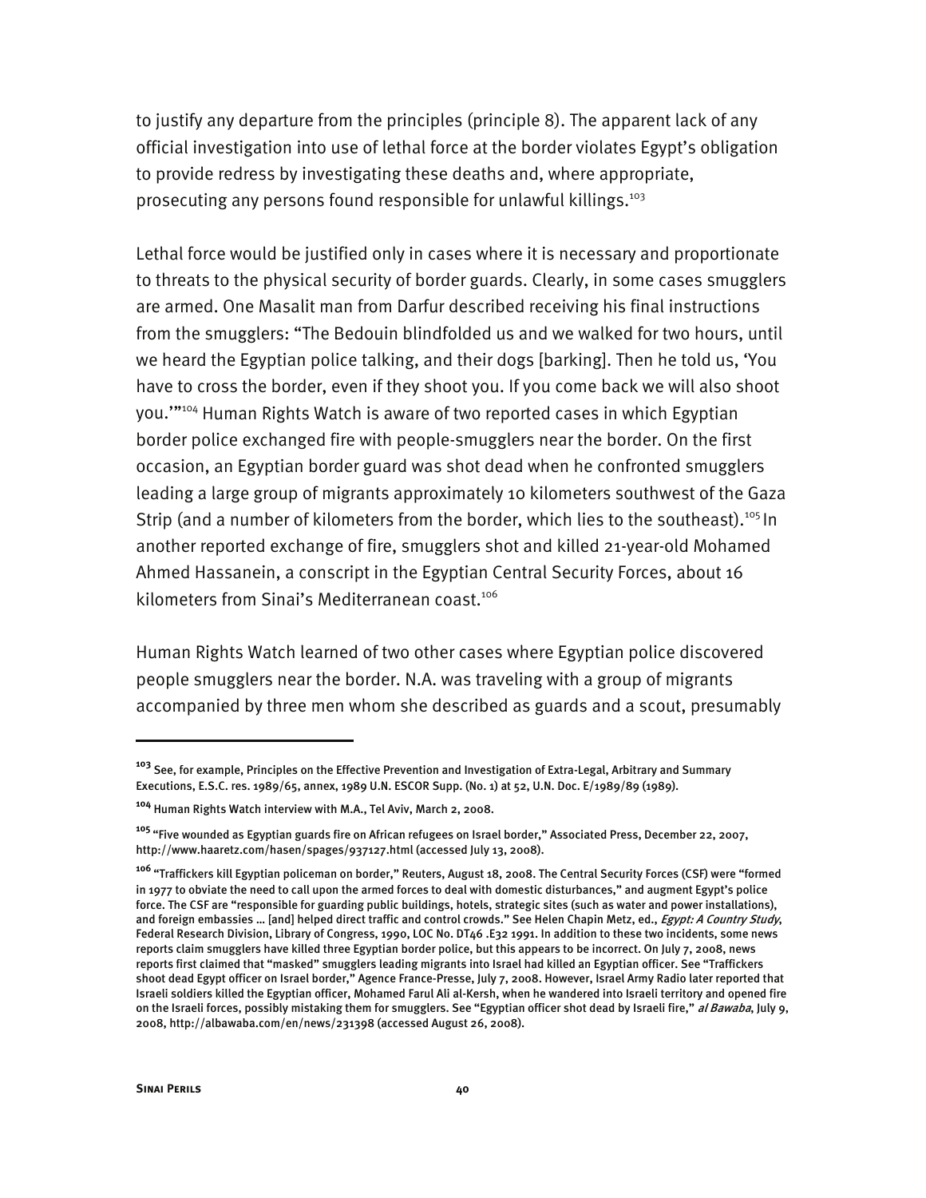to justify any departure from the principles (principle 8). The apparent lack of any official investigation into use of lethal force at the border violates Egypt's obligation to provide redress by investigating these deaths and, where appropriate, prosecuting any persons found responsible for unlawful killings.[103]

Lethal force would be justified only in cases where it is necessary and proportionate to threats to the physical security of border guards. Clearly, in some cases smugglers are armed. One Masalit man from Darfur described receiving his final instructions from the smugglers: "The Bedouin blindfolded us and we walked for two hours, until we heard the Egyptian police talking, and their dogs [barking]. Then he told us, 'You have to cross the border, even if they shoot you. If you come back we will also shoot you.'"[104] Human Rights Watch is aware of two reported cases in which Egyptian border police exchanged fire with people-smugglers near the border. On the first occasion, an Egyptian border guard was shot dead when he confronted smugglers leading a large group of migrants approximately 10 kilometers southwest of the Gaza Strip (and a number of kilometers from the border, which lies to the southeast).[105] In another reported exchange of fire, smugglers shot and killed 21-year-old Mohamed Ahmed Hassanein, a conscript in the Egyptian Central Security Forces, about 16 kilometers from Sinai's Mediterranean coast.[106]

Human Rights Watch learned of two other cases where Egyptian police discovered people smugglers near the border. N.A. was traveling with a group of migrants accompanied by three men whom she described as guards and a scout, presumably

---

[103] See, for example, Principles on the Effective Prevention and Investigation of Extra-Legal, Arbitrary and Summary Executions, E.S.C. res. 1989/65, annex, 1989 U.N. ESCOR Supp. (No. 1) at 52, U.N. Doc. E/1989/89 (1989).

[104] Human Rights Watch interview with M.A., Tel Aviv, March 2, 2008.

[105] "Five wounded as Egyptian guards fire on African refugees on Israel border," Associated Press, December 22, 2007, http://www.haaretz.com/hasen/spages/937127.html (accessed July 13, 2008).

[106] "Traffickers kill Egyptian policeman on border," Reuters, August 18, 2008. The Central Security Forces (CSF) were "formed in 1977 to obviate the need to call upon the armed forces to deal with domestic disturbances," and augment Egypt's police force. The CSF are "responsible for guarding public buildings, hotels, strategic sites (such as water and power installations), and foreign embassies … [and] helped direct traffic and control crowds." See Helen Chapin Metz, ed., *Egypt: A Country Study*, Federal Research Division, Library of Congress, 1990, LOC No. DT46 .E32 1991. In addition to these two incidents, some news reports claim smugglers have killed three Egyptian border police, but this appears to be incorrect. On July 7, 2008, news reports first claimed that "masked" smugglers leading migrants into Israel had killed an Egyptian officer. See "Traffickers shoot dead Egypt officer on Israel border," Agence France-Presse, July 7, 2008. However, Israel Army Radio later reported that Israeli soldiers killed the Egyptian officer, Mohamed Farul Ali al-Kersh, when he wandered into Israeli territory and opened fire on the Israeli forces, possibly mistaking them for smugglers. See "Egyptian officer shot dead by Israeli fire," *al Bawaba*, July 9, 2008, http://albawaba.com/en/news/231398 (accessed August 26, 2008).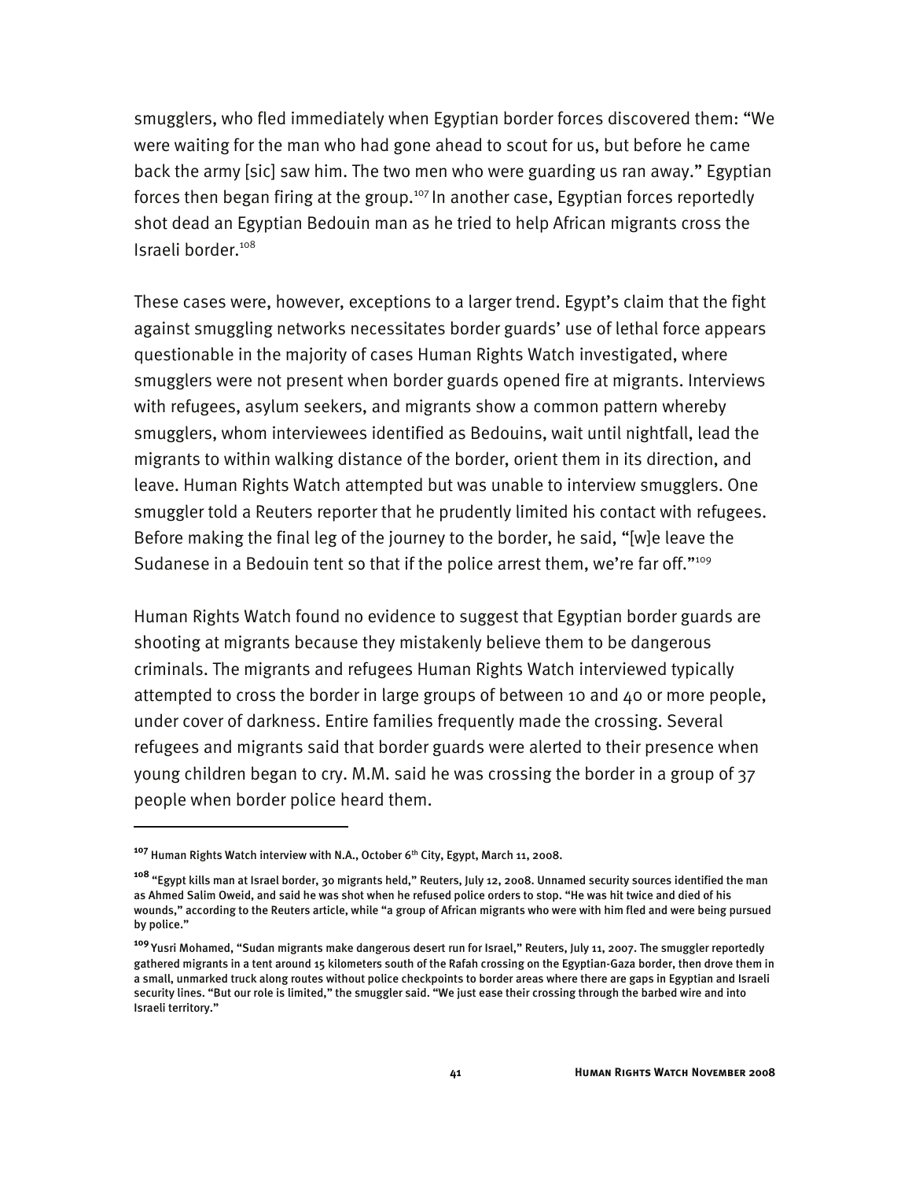smugglers, who fled immediately when Egyptian border forces discovered them: "We were waiting for the man who had gone ahead to scout for us, but before he came back the army [sic] saw him. The two men who were guarding us ran away." Egyptian forces then began firing at the group.[107] In another case, Egyptian forces reportedly shot dead an Egyptian Bedouin man as he tried to help African migrants cross the Israeli border.[108]

These cases were, however, exceptions to a larger trend. Egypt's claim that the fight against smuggling networks necessitates border guards' use of lethal force appears questionable in the majority of cases Human Rights Watch investigated, where smugglers were not present when border guards opened fire at migrants. Interviews with refugees, asylum seekers, and migrants show a common pattern whereby smugglers, whom interviewees identified as Bedouins, wait until nightfall, lead the migrants to within walking distance of the border, orient them in its direction, and leave. Human Rights Watch attempted but was unable to interview smugglers. One smuggler told a Reuters reporter that he prudently limited his contact with refugees. Before making the final leg of the journey to the border, he said, "[w]e leave the Sudanese in a Bedouin tent so that if the police arrest them, we're far off."[109]

Human Rights Watch found no evidence to suggest that Egyptian border guards are shooting at migrants because they mistakenly believe them to be dangerous criminals. The migrants and refugees Human Rights Watch interviewed typically attempted to cross the border in large groups of between 10 and 40 or more people, under cover of darkness. Entire families frequently made the crossing. Several refugees and migrants said that border guards were alerted to their presence when young children began to cry. M.M. said he was crossing the border in a group of 37 people when border police heard them.

---

[107] Human Rights Watch interview with N.A., October 6th City, Egypt, March 11, 2008.

[108] "Egypt kills man at Israel border, 30 migrants held," Reuters, July 12, 2008. Unnamed security sources identified the man as Ahmed Salim Oweid, and said he was shot when he refused police orders to stop. "He was hit twice and died of his wounds," according to the Reuters article, while "a group of African migrants who were with him fled and were being pursued by police."

[109] Yusri Mohamed, "Sudan migrants make dangerous desert run for Israel," Reuters, July 11, 2007. The smuggler reportedly gathered migrants in a tent around 15 kilometers south of the Rafah crossing on the Egyptian-Gaza border, then drove them in a small, unmarked truck along routes without police checkpoints to border areas where there are gaps in Egyptian and Israeli security lines. "But our role is limited," the smuggler said. "We just ease their crossing through the barbed wire and into Israeli territory."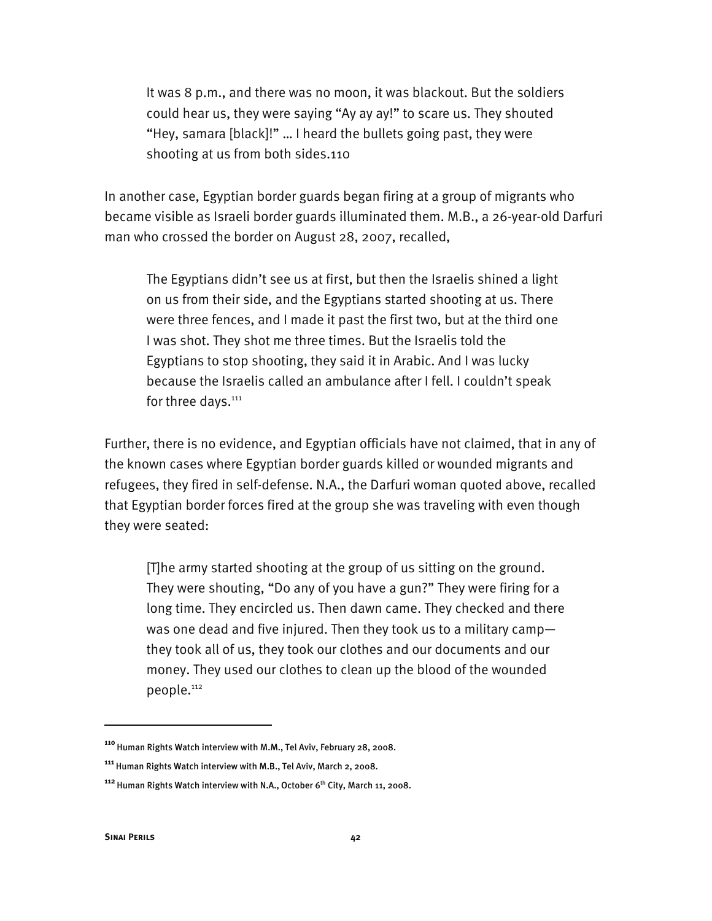> It was 8 p.m., and there was no moon, it was blackout. But the soldiers could hear us, they were saying "Ay ay ay!" to scare us. They shouted "Hey, samara [black]!" … I heard the bullets going past, they were shooting at us from both sides.[110]

In another case, Egyptian border guards began firing at a group of migrants who became visible as Israeli border guards illuminated them. M.B., a 26-year-old Darfuri man who crossed the border on August 28, 2007, recalled,

> The Egyptians didn't see us at first, but then the Israelis shined a light on us from their side, and the Egyptians started shooting at us. There were three fences, and I made it past the first two, but at the third one I was shot. They shot me three times. But the Israelis told the Egyptians to stop shooting, they said it in Arabic. And I was lucky because the Israelis called an ambulance after I fell. I couldn't speak for three days.[111]

Further, there is no evidence, and Egyptian officials have not claimed, that in any of the known cases where Egyptian border guards killed or wounded migrants and refugees, they fired in self-defense. N.A., the Darfuri woman quoted above, recalled that Egyptian border forces fired at the group she was traveling with even though they were seated:

> [T]he army started shooting at the group of us sitting on the ground. They were shouting, "Do any of you have a gun?" They were firing for a long time. They encircled us. Then dawn came. They checked and there was one dead and five injured. Then they took us to a military camp—they took all of us, they took our clothes and our documents and our money. They used our clothes to clean up the blood of the wounded people.[112]

---

[110] Human Rights Watch interview with M.M., Tel Aviv, February 28, 2008.

[111] Human Rights Watch interview with M.B., Tel Aviv, March 2, 2008.

[112] Human Rights Watch interview with N.A., October 6th City, March 11, 2008.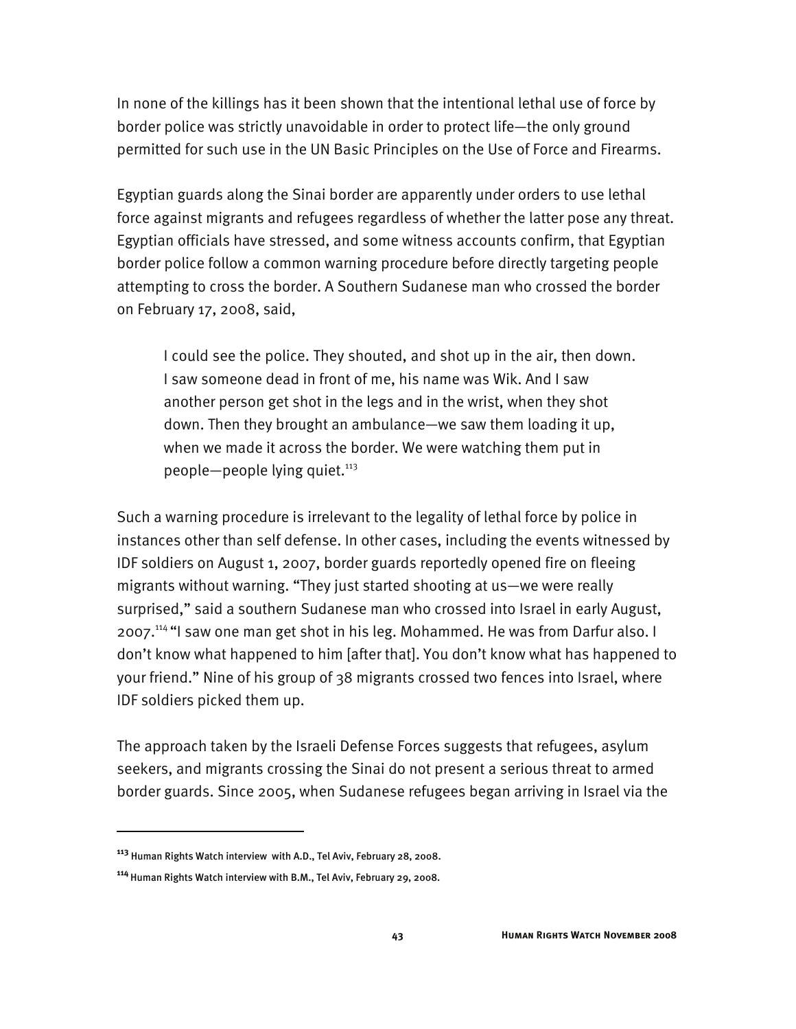In none of the killings has it been shown that the intentional lethal use of force by border police was strictly unavoidable in order to protect life—the only ground permitted for such use in the UN Basic Principles on the Use of Force and Firearms.

Egyptian guards along the Sinai border are apparently under orders to use lethal force against migrants and refugees regardless of whether the latter pose any threat. Egyptian officials have stressed, and some witness accounts confirm, that Egyptian border police follow a common warning procedure before directly targeting people attempting to cross the border. A Southern Sudanese man who crossed the border on February 17, 2008, said,

> I could see the police. They shouted, and shot up in the air, then down. I saw someone dead in front of me, his name was Wik. And I saw another person get shot in the legs and in the wrist, when they shot down. Then they brought an ambulance—we saw them loading it up, when we made it across the border. We were watching them put in people—people lying quiet.[113]

Such a warning procedure is irrelevant to the legality of lethal force by police in instances other than self defense. In other cases, including the events witnessed by IDF soldiers on August 1, 2007, border guards reportedly opened fire on fleeing migrants without warning. "They just started shooting at us—we were really surprised," said a southern Sudanese man who crossed into Israel in early August, 2007.[114] "I saw one man get shot in his leg. Mohammed. He was from Darfur also. I don't know what happened to him [after that]. You don't know what has happened to your friend." Nine of his group of 38 migrants crossed two fences into Israel, where IDF soldiers picked them up.

The approach taken by the Israeli Defense Forces suggests that refugees, asylum seekers, and migrants crossing the Sinai do not present a serious threat to armed border guards. Since 2005, when Sudanese refugees began arriving in Israel via the

---

[113] Human Rights Watch interview with A.D., Tel Aviv, February 28, 2008.

[114] Human Rights Watch interview with B.M., Tel Aviv, February 29, 2008.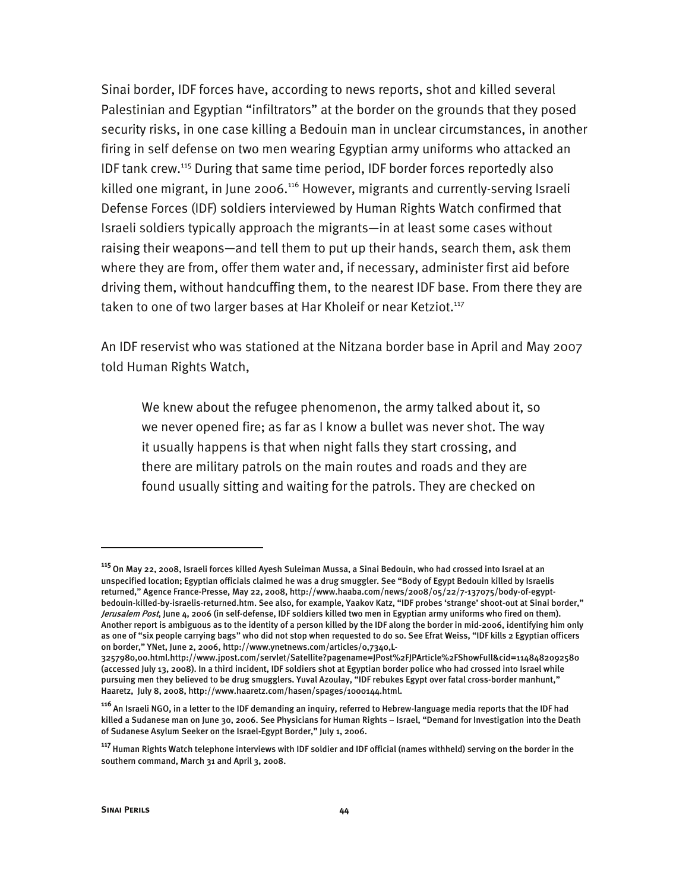Sinai border, IDF forces have, according to news reports, shot and killed several Palestinian and Egyptian "infiltrators" at the border on the grounds that they posed security risks, in one case killing a Bedouin man in unclear circumstances, in another firing in self defense on two men wearing Egyptian army uniforms who attacked an IDF tank crew.[115] During that same time period, IDF border forces reportedly also killed one migrant, in June 2006.[116] However, migrants and currently-serving Israeli Defense Forces (IDF) soldiers interviewed by Human Rights Watch confirmed that Israeli soldiers typically approach the migrants—in at least some cases without raising their weapons—and tell them to put up their hands, search them, ask them where they are from, offer them water and, if necessary, administer first aid before driving them, without handcuffing them, to the nearest IDF base. From there they are taken to one of two larger bases at Har Kholeif or near Ketziot.[117]

An IDF reservist who was stationed at the Nitzana border base in April and May 2007 told Human Rights Watch,

> We knew about the refugee phenomenon, the army talked about it, so we never opened fire; as far as I know a bullet was never shot. The way it usually happens is that when night falls they start crossing, and there are military patrols on the main routes and roads and they are found usually sitting and waiting for the patrols. They are checked on

---

[115] On May 22, 2008, Israeli forces killed Ayesh Suleiman Mussa, a Sinai Bedouin, who had crossed into Israel at an unspecified location; Egyptian officials claimed he was a drug smuggler. See "Body of Egypt Bedouin killed by Israelis returned," Agence France-Presse, May 22, 2008, http://www.haaba.com/news/2008/05/22/7-137075/body-of-egypt-bedouin-killed-by-israelis-returned.htm. See also, for example, Yaakov Katz, "IDF probes 'strange' shoot-out at Sinai border," *Jerusalem Post*, June 4, 2006 (in self-defense, IDF soldiers killed two men in Egyptian army uniforms who fired on them). Another report is ambiguous as to the identity of a person killed by the IDF along the border in mid-2006, identifying him only as one of "six people carrying bags" who did not stop when requested to do so. See Efrat Weiss, "IDF kills 2 Egyptian officers on border," YNet, June 2, 2006, http://www.ynetnews.com/articles/0,7340,L-3257980,00.html.http://www.jpost.com/servlet/Satellite?pagename=JPost%2FJPArticle%2FShowFull&cid=1148482092580 (accessed July 13, 2008). In a third incident, IDF soldiers shot at Egyptian border police who had crossed into Israel while pursuing men they believed to be drug smugglers. Yuval Azoulay, "IDF rebukes Egypt over fatal cross-border manhunt," Haaretz, July 8, 2008, http://www.haaretz.com/hasen/spages/1000144.html.

[116] An Israeli NGO, in a letter to the IDF demanding an inquiry, referred to Hebrew-language media reports that the IDF had killed a Sudanese man on June 30, 2006. See Physicians for Human Rights – Israel, "Demand for Investigation into the Death of Sudanese Asylum Seeker on the Israel-Egypt Border," July 1, 2006.

[117] Human Rights Watch telephone interviews with IDF soldier and IDF official (names withheld) serving on the border in the southern command, March 31 and April 3, 2008.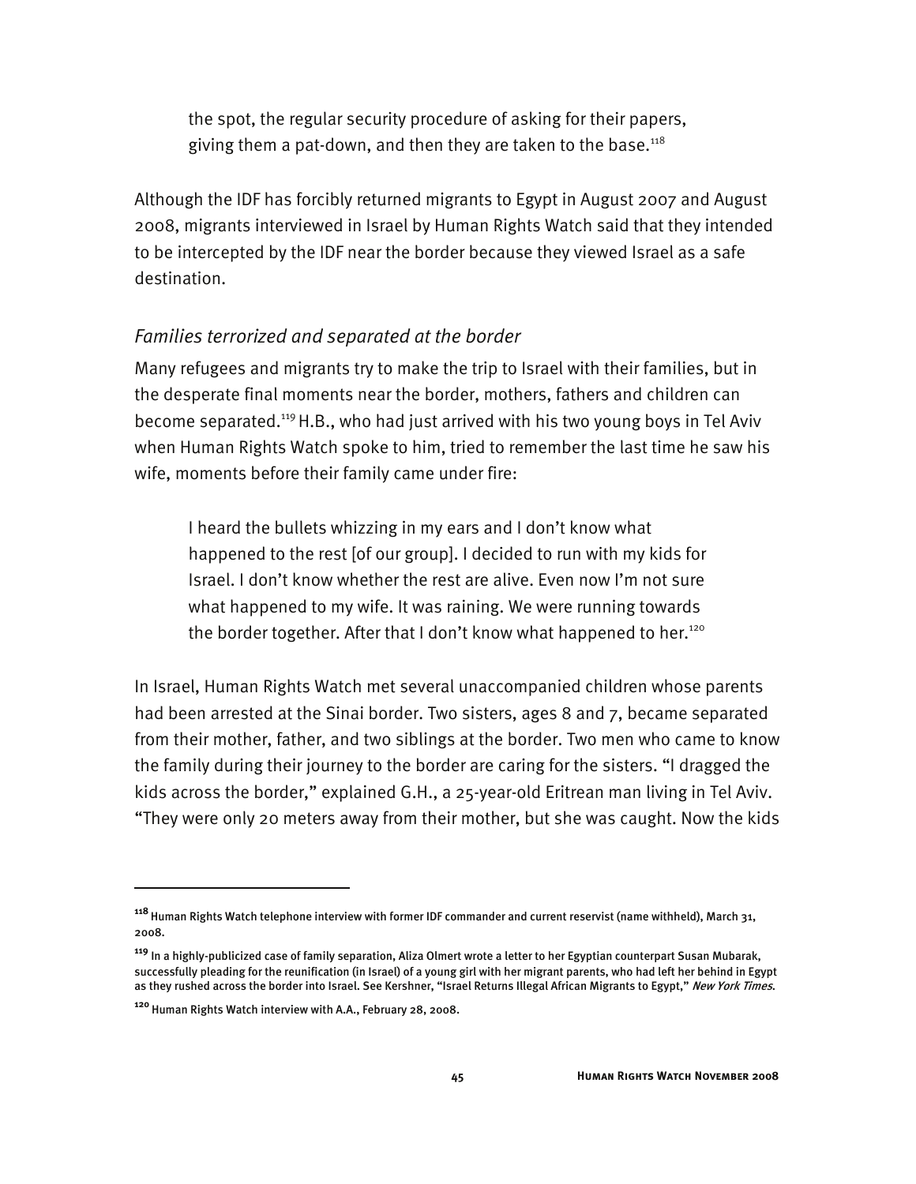> the spot, the regular security procedure of asking for their papers, giving them a pat-down, and then they are taken to the base.[118]

Although the IDF has forcibly returned migrants to Egypt in August 2007 and August 2008, migrants interviewed in Israel by Human Rights Watch said that they intended to be intercepted by the IDF near the border because they viewed Israel as a safe destination.

### *Families terrorized and separated at the border*

Many refugees and migrants try to make the trip to Israel with their families, but in the desperate final moments near the border, mothers, fathers and children can become separated.[119] H.B., who had just arrived with his two young boys in Tel Aviv when Human Rights Watch spoke to him, tried to remember the last time he saw his wife, moments before their family came under fire:

> I heard the bullets whizzing in my ears and I don't know what happened to the rest [of our group]. I decided to run with my kids for Israel. I don't know whether the rest are alive. Even now I'm not sure what happened to my wife. It was raining. We were running towards the border together. After that I don't know what happened to her.[120]

In Israel, Human Rights Watch met several unaccompanied children whose parents had been arrested at the Sinai border. Two sisters, ages 8 and 7, became separated from their mother, father, and two siblings at the border. Two men who came to know the family during their journey to the border are caring for the sisters. "I dragged the kids across the border," explained G.H., a 25-year-old Eritrean man living in Tel Aviv. "They were only 20 meters away from their mother, but she was caught. Now the kids

---

[118] Human Rights Watch telephone interview with former IDF commander and current reservist (name withheld), March 31, 2008.

[119] In a highly-publicized case of family separation, Aliza Olmert wrote a letter to her Egyptian counterpart Susan Mubarak, successfully pleading for the reunification (in Israel) of a young girl with her migrant parents, who had left her behind in Egypt as they rushed across the border into Israel. See Kershner, "Israel Returns Illegal African Migrants to Egypt," *New York Times*.

[120] Human Rights Watch interview with A.A., February 28, 2008.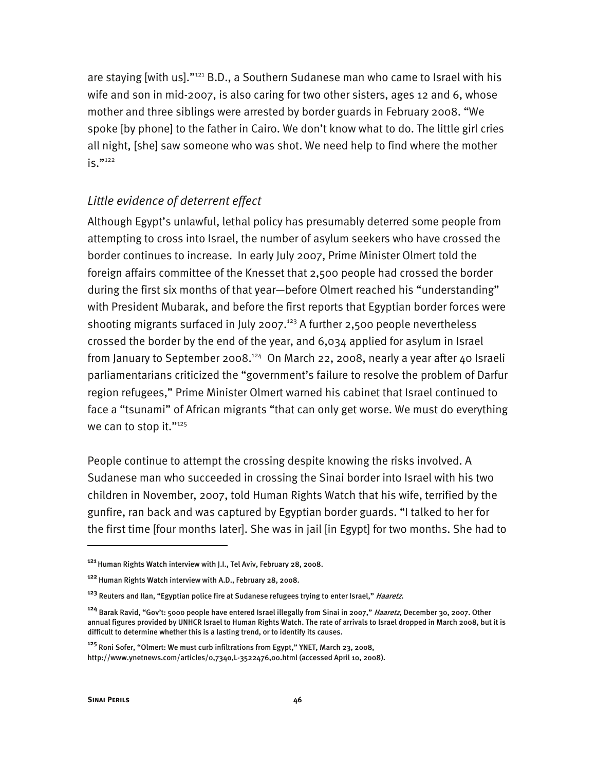are staying [with us]."[121] B.D., a Southern Sudanese man who came to Israel with his wife and son in mid-2007, is also caring for two other sisters, ages 12 and 6, whose mother and three siblings were arrested by border guards in February 2008. "We spoke [by phone] to the father in Cairo. We don't know what to do. The little girl cries all night, [she] saw someone who was shot. We need help to find where the mother is."[122]

### *Little evidence of deterrent effect*

Although Egypt's unlawful, lethal policy has presumably deterred some people from attempting to cross into Israel, the number of asylum seekers who have crossed the border continues to increase. In early July 2007, Prime Minister Olmert told the foreign affairs committee of the Knesset that 2,500 people had crossed the border during the first six months of that year—before Olmert reached his "understanding" with President Mubarak, and before the first reports that Egyptian border forces were shooting migrants surfaced in July 2007.[123] A further 2,500 people nevertheless crossed the border by the end of the year, and 6,034 applied for asylum in Israel from January to September 2008.[124] On March 22, 2008, nearly a year after 40 Israeli parliamentarians criticized the "government's failure to resolve the problem of Darfur region refugees," Prime Minister Olmert warned his cabinet that Israel continued to face a "tsunami" of African migrants "that can only get worse. We must do everything we can to stop it."[125]

People continue to attempt the crossing despite knowing the risks involved. A Sudanese man who succeeded in crossing the Sinai border into Israel with his two children in November, 2007, told Human Rights Watch that his wife, terrified by the gunfire, ran back and was captured by Egyptian border guards. "I talked to her for the first time [four months later]. She was in jail [in Egypt] for two months. She had to

---

[121] Human Rights Watch interview with J.I., Tel Aviv, February 28, 2008.

[122] Human Rights Watch interview with A.D., February 28, 2008.

[123] Reuters and Ilan, "Egyptian police fire at Sudanese refugees trying to enter Israel," *Haaretz*.

[124] Barak Ravid, "Gov't: 5000 people have entered Israel illegally from Sinai in 2007," *Haaretz*, December 30, 2007. Other annual figures provided by UNHCR Israel to Human Rights Watch. The rate of arrivals to Israel dropped in March 2008, but it is difficult to determine whether this is a lasting trend, or to identify its causes.

[125] Roni Sofer, "Olmert: We must curb infiltrations from Egypt," YNET, March 23, 2008, http://www.ynetnews.com/articles/0,7340,L-3522476,00.html (accessed April 10, 2008).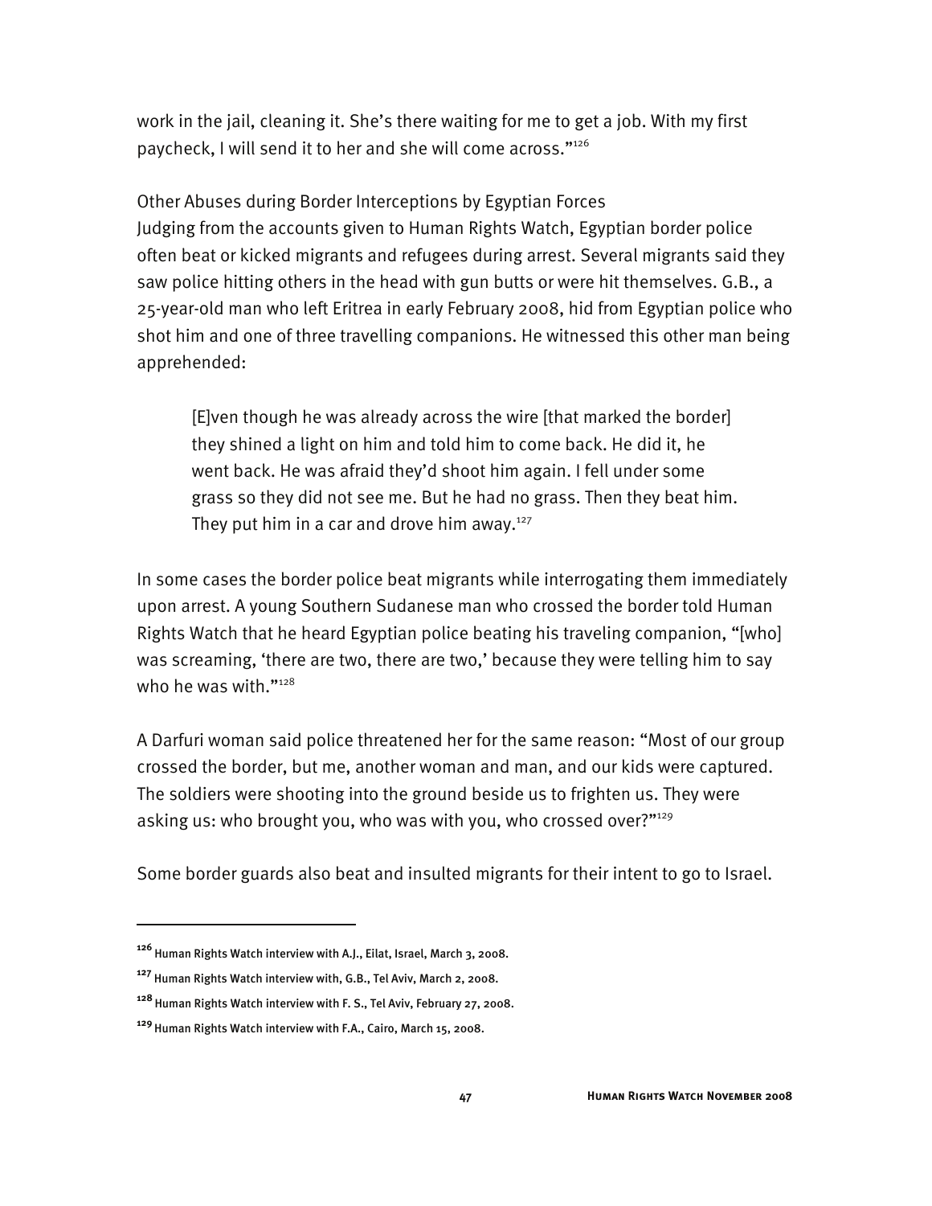work in the jail, cleaning it. She's there waiting for me to get a job. With my first paycheck, I will send it to her and she will come across."[126]

### Other Abuses during Border Interceptions by Egyptian Forces

Judging from the accounts given to Human Rights Watch, Egyptian border police often beat or kicked migrants and refugees during arrest. Several migrants said they saw police hitting others in the head with gun butts or were hit themselves. G.B., a 25-year-old man who left Eritrea in early February 2008, hid from Egyptian police who shot him and one of three travelling companions. He witnessed this other man being apprehended:

> [E]ven though he was already across the wire [that marked the border] they shined a light on him and told him to come back. He did it, he went back. He was afraid they'd shoot him again. I fell under some grass so they did not see me. But he had no grass. Then they beat him. They put him in a car and drove him away.[127]

In some cases the border police beat migrants while interrogating them immediately upon arrest. A young Southern Sudanese man who crossed the border told Human Rights Watch that he heard Egyptian police beating his traveling companion, "[who] was screaming, 'there are two, there are two,' because they were telling him to say who he was with."[128]

A Darfuri woman said police threatened her for the same reason: "Most of our group crossed the border, but me, another woman and man, and our kids were captured. The soldiers were shooting into the ground beside us to frighten us. They were asking us: who brought you, who was with you, who crossed over?"[129]

Some border guards also beat and insulted migrants for their intent to go to Israel.

---

[126] Human Rights Watch interview with A.J., Eilat, Israel, March 3, 2008.

[127] Human Rights Watch interview with, G.B., Tel Aviv, March 2, 2008.

[128] Human Rights Watch interview with F. S., Tel Aviv, February 27, 2008.

[129] Human Rights Watch interview with F.A., Cairo, March 15, 2008.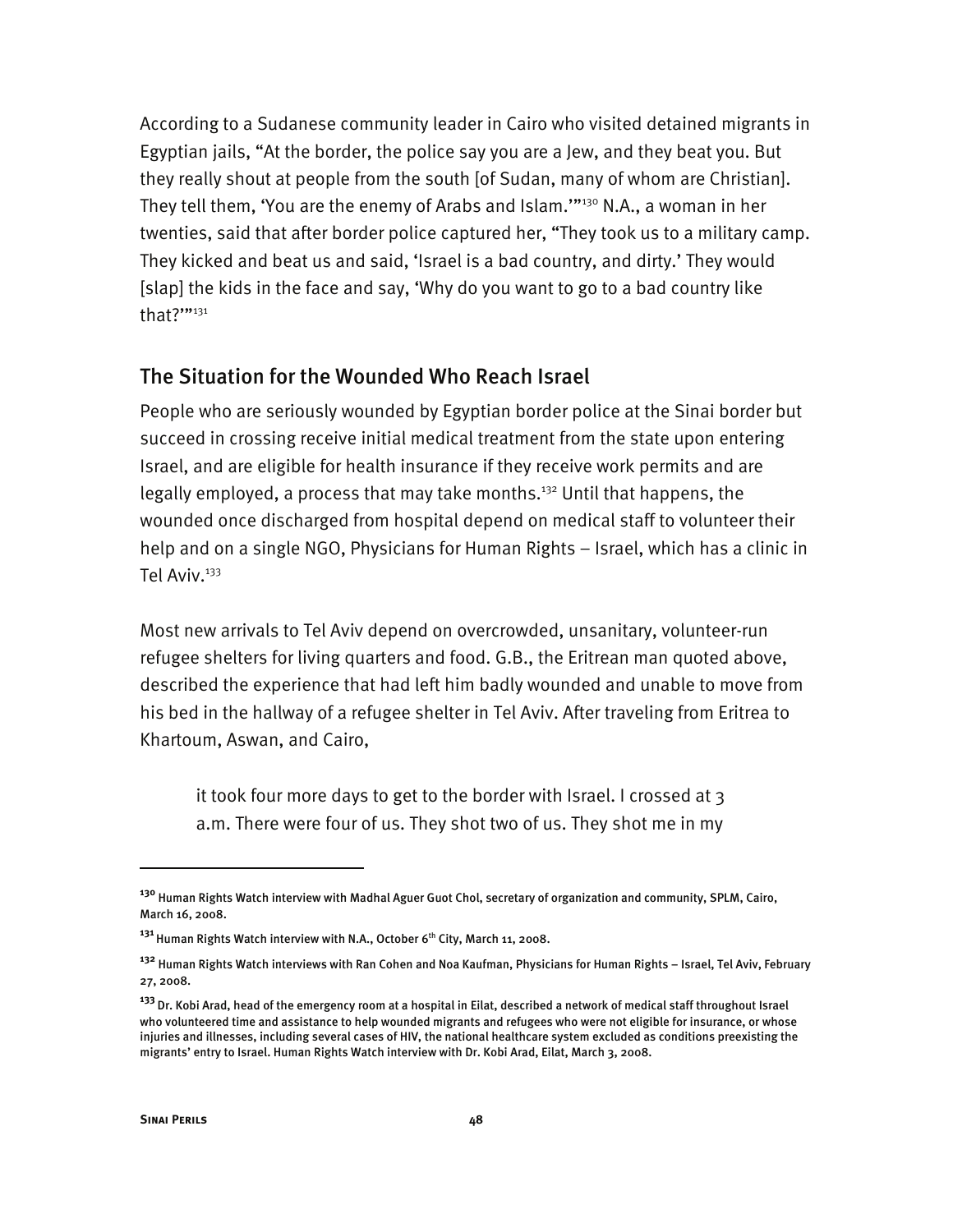According to a Sudanese community leader in Cairo who visited detained migrants in Egyptian jails, "At the border, the police say you are a Jew, and they beat you. But they really shout at people from the south [of Sudan, many of whom are Christian]. They tell them, 'You are the enemy of Arabs and Islam.'"[130] N.A., a woman in her twenties, said that after border police captured her, "They took us to a military camp. They kicked and beat us and said, 'Israel is a bad country, and dirty.' They would [slap] the kids in the face and say, 'Why do you want to go to a bad country like that?'"[131]

## The Situation for the Wounded Who Reach Israel

People who are seriously wounded by Egyptian border police at the Sinai border but succeed in crossing receive initial medical treatment from the state upon entering Israel, and are eligible for health insurance if they receive work permits and are legally employed, a process that may take months.[132] Until that happens, the wounded once discharged from hospital depend on medical staff to volunteer their help and on a single NGO, Physicians for Human Rights – Israel, which has a clinic in Tel Aviv.[133]

Most new arrivals to Tel Aviv depend on overcrowded, unsanitary, volunteer-run refugee shelters for living quarters and food. G.B., the Eritrean man quoted above, described the experience that had left him badly wounded and unable to move from his bed in the hallway of a refugee shelter in Tel Aviv. After traveling from Eritrea to Khartoum, Aswan, and Cairo,

> it took four more days to get to the border with Israel. I crossed at 3 a.m. There were four of us. They shot two of us. They shot me in my

---

[130] Human Rights Watch interview with Madhal Aguer Guot Chol, secretary of organization and community, SPLM, Cairo, March 16, 2008.

[131] Human Rights Watch interview with N.A., October 6th City, March 11, 2008.

[132] Human Rights Watch interviews with Ran Cohen and Noa Kaufman, Physicians for Human Rights – Israel, Tel Aviv, February 27, 2008.

[133] Dr. Kobi Arad, head of the emergency room at a hospital in Eilat, described a network of medical staff throughout Israel who volunteered time and assistance to help wounded migrants and refugees who were not eligible for insurance, or whose injuries and illnesses, including several cases of HIV, the national healthcare system excluded as conditions preexisting the migrants' entry to Israel. Human Rights Watch interview with Dr. Kobi Arad, Eilat, March 3, 2008.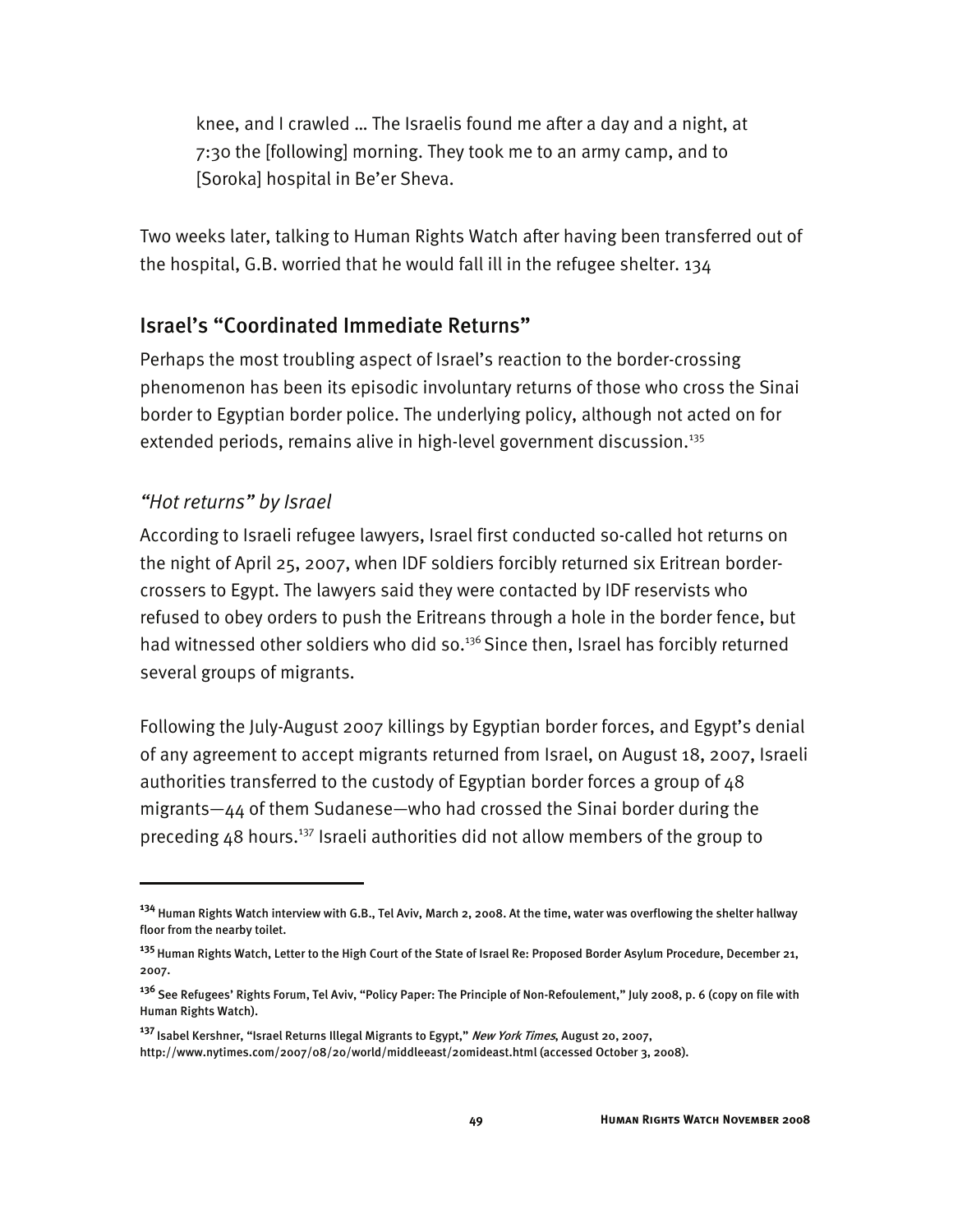> knee, and I crawled … The Israelis found me after a day and a night, at 7:30 the [following] morning. They took me to an army camp, and to [Soroka] hospital in Be'er Sheva.

Two weeks later, talking to Human Rights Watch after having been transferred out of the hospital, G.B. worried that he would fall ill in the refugee shelter. 134

## Israel's "Coordinated Immediate Returns"

Perhaps the most troubling aspect of Israel's reaction to the border-crossing phenomenon has been its episodic involuntary returns of those who cross the Sinai border to Egyptian border police. The underlying policy, although not acted on for extended periods, remains alive in high-level government discussion.[135]

### *"Hot returns" by Israel*

According to Israeli refugee lawyers, Israel first conducted so-called hot returns on the night of April 25, 2007, when IDF soldiers forcibly returned six Eritrean border-crossers to Egypt. The lawyers said they were contacted by IDF reservists who refused to obey orders to push the Eritreans through a hole in the border fence, but had witnessed other soldiers who did so.[136] Since then, Israel has forcibly returned several groups of migrants.

Following the July-August 2007 killings by Egyptian border forces, and Egypt's denial of any agreement to accept migrants returned from Israel, on August 18, 2007, Israeli authorities transferred to the custody of Egyptian border forces a group of 48 migrants—44 of them Sudanese—who had crossed the Sinai border during the preceding 48 hours.[137] Israeli authorities did not allow members of the group to

---

[134] Human Rights Watch interview with G.B., Tel Aviv, March 2, 2008. At the time, water was overflowing the shelter hallway floor from the nearby toilet.

[135] Human Rights Watch, Letter to the High Court of the State of Israel Re: Proposed Border Asylum Procedure, December 21, 2007.

[136] See Refugees' Rights Forum, Tel Aviv, "Policy Paper: The Principle of Non-Refoulement," July 2008, p. 6 (copy on file with Human Rights Watch).

[137] Isabel Kershner, "Israel Returns Illegal Migrants to Egypt," *New York Times*, August 20, 2007, http://www.nytimes.com/2007/08/20/world/middleeast/20mideast.html (accessed October 3, 2008).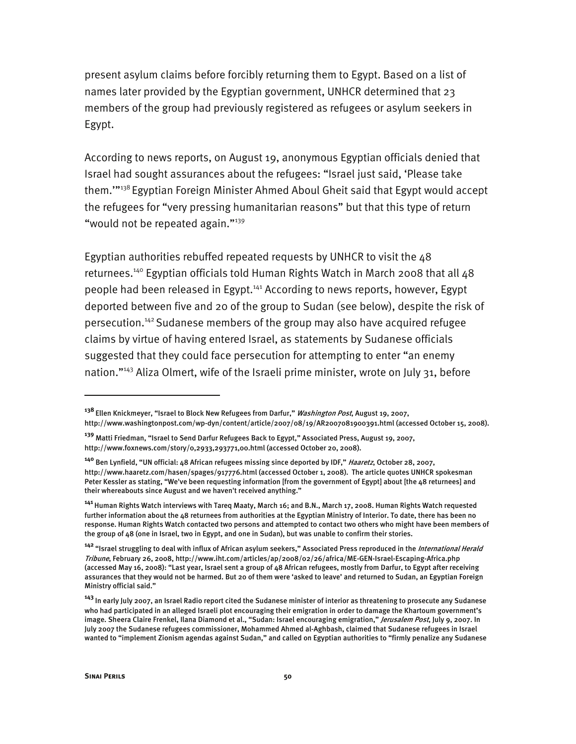present asylum claims before forcibly returning them to Egypt. Based on a list of names later provided by the Egyptian government, UNHCR determined that 23 members of the group had previously registered as refugees or asylum seekers in Egypt.

According to news reports, on August 19, anonymous Egyptian officials denied that Israel had sought assurances about the refugees: "Israel just said, 'Please take them.'"[138] Egyptian Foreign Minister Ahmed Aboul Gheit said that Egypt would accept the refugees for "very pressing humanitarian reasons" but that this type of return "would not be repeated again."[139]

Egyptian authorities rebuffed repeated requests by UNHCR to visit the 48 returnees.[140] Egyptian officials told Human Rights Watch in March 2008 that all 48 people had been released in Egypt.[141] According to news reports, however, Egypt deported between five and 20 of the group to Sudan (see below), despite the risk of persecution.[142] Sudanese members of the group may also have acquired refugee claims by virtue of having entered Israel, as statements by Sudanese officials suggested that they could face persecution for attempting to enter "an enemy nation."[143] Aliza Olmert, wife of the Israeli prime minister, wrote on July 31, before

---

[138] Ellen Knickmeyer, "Israel to Block New Refugees from Darfur," *Washington Post*, August 19, 2007, http://www.washingtonpost.com/wp-dyn/content/article/2007/08/19/AR2007081900391.html (accessed October 15, 2008).

[139] Matti Friedman, "Israel to Send Darfur Refugees Back to Egypt," Associated Press, August 19, 2007, http://www.foxnews.com/story/0,2933,293771,00.html (accessed October 20, 2008).

[140] Ben Lynfield, "UN official: 48 African refugees missing since deported by IDF," *Haaretz*, October 28, 2007, http://www.haaretz.com/hasen/spages/917776.html (accessed October 1, 2008). The article quotes UNHCR spokesman Peter Kessler as stating, "We've been requesting information [from the government of Egypt] about [the 48 returnees] and their whereabouts since August and we haven't received anything."

[141] Human Rights Watch interviews with Tareq Maaty, March 16; and B.N., March 17, 2008. Human Rights Watch requested further information about the 48 returnees from authorities at the Egyptian Ministry of Interior. To date, there has been no response. Human Rights Watch contacted two persons and attempted to contact two others who might have been members of the group of 48 (one in Israel, two in Egypt, and one in Sudan), but was unable to confirm their stories.

[142] "Israel struggling to deal with influx of African asylum seekers," Associated Press reproduced in the *International Herald Tribune*, February 26, 2008, http://www.iht.com/articles/ap/2008/02/26/africa/ME-GEN-Israel-Escaping-Africa.php (accessed May 16, 2008): "Last year, Israel sent a group of 48 African refugees, mostly from Darfur, to Egypt after receiving assurances that they would not be harmed. But 20 of them were 'asked to leave' and returned to Sudan, an Egyptian Foreign Ministry official said."

[143] In early July 2007, an Israel Radio report cited the Sudanese minister of interior as threatening to prosecute any Sudanese who had participated in an alleged Israeli plot encouraging their emigration in order to damage the Khartoum government's image. Sheera Claire Frenkel, Ilana Diamond et al., "Sudan: Israel encouraging emigration," *Jerusalem Post*, July 9, 2007. In July 2007 the Sudanese refugees commissioner, Mohammed Ahmed al-Aghbash, claimed that Sudanese refugees in Israel wanted to "implement Zionism agendas against Sudan," and called on Egyptian authorities to "firmly penalize any Sudanese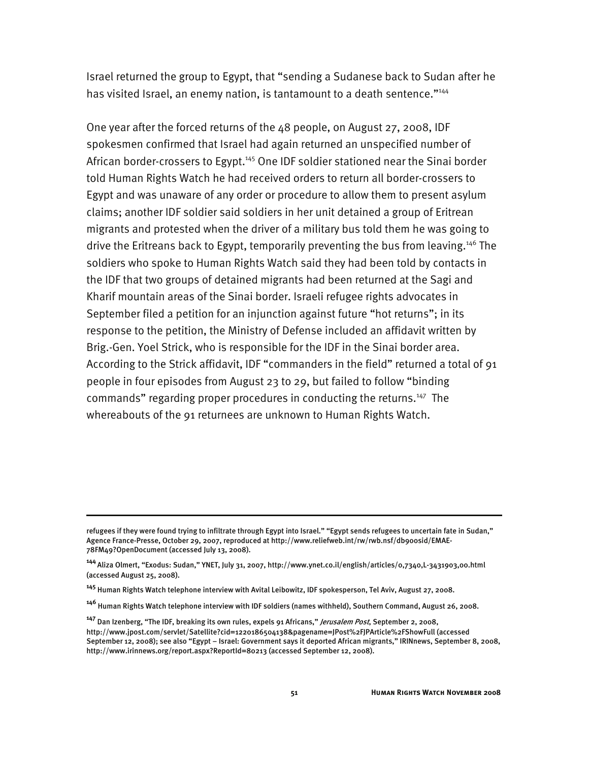Israel returned the group to Egypt, that "sending a Sudanese back to Sudan after he has visited Israel, an enemy nation, is tantamount to a death sentence."[144]

One year after the forced returns of the 48 people, on August 27, 2008, IDF spokesmen confirmed that Israel had again returned an unspecified number of African border-crossers to Egypt.[145] One IDF soldier stationed near the Sinai border told Human Rights Watch he had received orders to return all border-crossers to Egypt and was unaware of any order or procedure to allow them to present asylum claims; another IDF soldier said soldiers in her unit detained a group of Eritrean migrants and protested when the driver of a military bus told them he was going to drive the Eritreans back to Egypt, temporarily preventing the bus from leaving.[146] The soldiers who spoke to Human Rights Watch said they had been told by contacts in the IDF that two groups of detained migrants had been returned at the Sagi and Kharif mountain areas of the Sinai border. Israeli refugee rights advocates in September filed a petition for an injunction against future "hot returns"; in its response to the petition, the Ministry of Defense included an affidavit written by Brig.-Gen. Yoel Strick, who is responsible for the IDF in the Sinai border area. According to the Strick affidavit, IDF "commanders in the field" returned a total of 91 people in four episodes from August 23 to 29, but failed to follow "binding commands" regarding proper procedures in conducting the returns.[147] The whereabouts of the 91 returnees are unknown to Human Rights Watch.

---

refugees if they were found trying to infiltrate through Egypt into Israel." "Egypt sends refugees to uncertain fate in Sudan," Agence France-Presse, October 29, 2007, reproduced at http://www.reliefweb.int/rw/rwb.nsf/db900sid/EMAE-78FM49?OpenDocument (accessed July 13, 2008).

[144] Aliza Olmert, "Exodus: Sudan," YNET, July 31, 2007, http://www.ynet.co.il/english/articles/0,7340,L-3431903,00.html (accessed August 25, 2008).

[145] Human Rights Watch telephone interview with Avital Leibowitz, IDF spokesperson, Tel Aviv, August 27, 2008.

[146] Human Rights Watch telephone interview with IDF soldiers (names withheld), Southern Command, August 26, 2008.

[147] Dan Izenberg, "The IDF, breaking its own rules, expels 91 Africans," *Jerusalem Post*, September 2, 2008, http://www.jpost.com/servlet/Satellite?cid=1220186504138&pagename=JPost%2FJPArticle%2FShowFull (accessed September 12, 2008); see also "Egypt – Israel: Government says it deported African migrants," IRINnews, September 8, 2008, http://www.irinnews.org/report.aspx?ReportId=80213 (accessed September 12, 2008).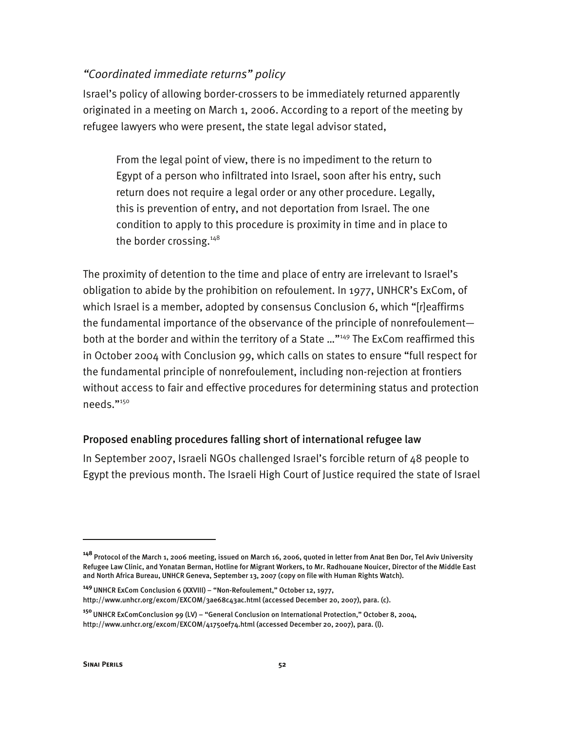### *"Coordinated immediate returns" policy*

Israel's policy of allowing border-crossers to be immediately returned apparently originated in a meeting on March 1, 2006. According to a report of the meeting by refugee lawyers who were present, the state legal advisor stated,

> From the legal point of view, there is no impediment to the return to Egypt of a person who infiltrated into Israel, soon after his entry, such return does not require a legal order or any other procedure. Legally, this is prevention of entry, and not deportation from Israel. The one condition to apply to this procedure is proximity in time and in place to the border crossing.[148]

The proximity of detention to the time and place of entry are irrelevant to Israel's obligation to abide by the prohibition on refoulement. In 1977, UNHCR's ExCom, of which Israel is a member, adopted by consensus Conclusion 6, which "[r]eaffirms the fundamental importance of the observance of the principle of nonrefoulement—both at the border and within the territory of a State …"[149] The ExCom reaffirmed this in October 2004 with Conclusion 99, which calls on states to ensure "full respect for the fundamental principle of nonrefoulement, including non-rejection at frontiers without access to fair and effective procedures for determining status and protection needs."[150]

### Proposed enabling procedures falling short of international refugee law

In September 2007, Israeli NGOs challenged Israel's forcible return of 48 people to Egypt the previous month. The Israeli High Court of Justice required the state of Israel

---

[148] Protocol of the March 1, 2006 meeting, issued on March 16, 2006, quoted in letter from Anat Ben Dor, Tel Aviv University Refugee Law Clinic, and Yonatan Berman, Hotline for Migrant Workers, to Mr. Radhouane Nouicer, Director of the Middle East and North Africa Bureau, UNHCR Geneva, September 13, 2007 (copy on file with Human Rights Watch).

[149] UNHCR ExCom Conclusion 6 (XXVIII) – "Non-Refoulement," October 12, 1977, http://www.unhcr.org/excom/EXCOM/3ae68c43ac.html (accessed December 20, 2007), para. (c).

[150] UNHCR ExComConclusion 99 (LV) – "General Conclusion on International Protection," October 8, 2004, http://www.unhcr.org/excom/EXCOM/41750ef74.html (accessed December 20, 2007), para. (l).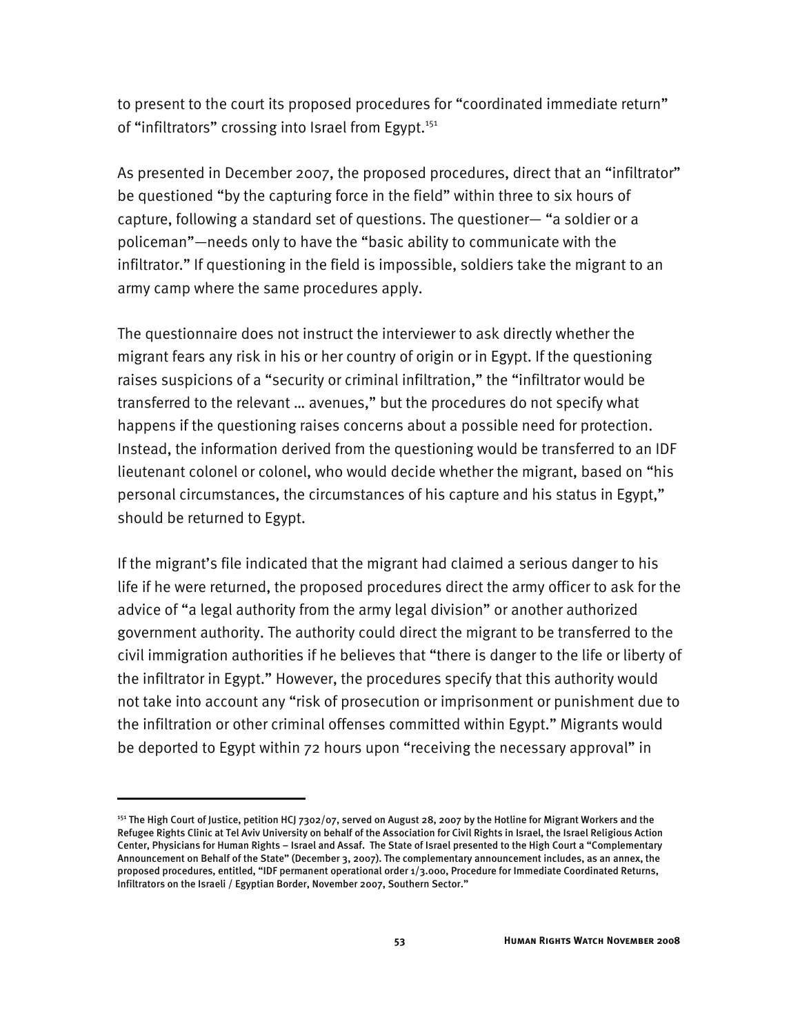to present to the court its proposed procedures for "coordinated immediate return" of "infiltrators" crossing into Israel from Egypt.[151]

As presented in December 2007, the proposed procedures, direct that an "infiltrator" be questioned "by the capturing force in the field" within three to six hours of capture, following a standard set of questions. The questioner— "a soldier or a policeman"—needs only to have the "basic ability to communicate with the infiltrator." If questioning in the field is impossible, soldiers take the migrant to an army camp where the same procedures apply.

The questionnaire does not instruct the interviewer to ask directly whether the migrant fears any risk in his or her country of origin or in Egypt. If the questioning raises suspicions of a "security or criminal infiltration," the "infiltrator would be transferred to the relevant … avenues," but the procedures do not specify what happens if the questioning raises concerns about a possible need for protection. Instead, the information derived from the questioning would be transferred to an IDF lieutenant colonel or colonel, who would decide whether the migrant, based on "his personal circumstances, the circumstances of his capture and his status in Egypt," should be returned to Egypt.

If the migrant's file indicated that the migrant had claimed a serious danger to his life if he were returned, the proposed procedures direct the army officer to ask for the advice of "a legal authority from the army legal division" or another authorized government authority. The authority could direct the migrant to be transferred to the civil immigration authorities if he believes that "there is danger to the life or liberty of the infiltrator in Egypt." However, the procedures specify that this authority would not take into account any "risk of prosecution or imprisonment or punishment due to the infiltration or other criminal offenses committed within Egypt." Migrants would be deported to Egypt within 72 hours upon "receiving the necessary approval" in

---

[151] The High Court of Justice, petition HCJ 7302/07, served on August 28, 2007 by the Hotline for Migrant Workers and the Refugee Rights Clinic at Tel Aviv University on behalf of the Association for Civil Rights in Israel, the Israel Religious Action Center, Physicians for Human Rights – Israel and Assaf. The State of Israel presented to the High Court a "Complementary Announcement on Behalf of the State" (December 3, 2007). The complementary announcement includes, as an annex, the proposed procedures, entitled, "IDF permanent operational order 1/3.000, Procedure for Immediate Coordinated Returns, Infiltrators on the Israeli / Egyptian Border, November 2007, Southern Sector."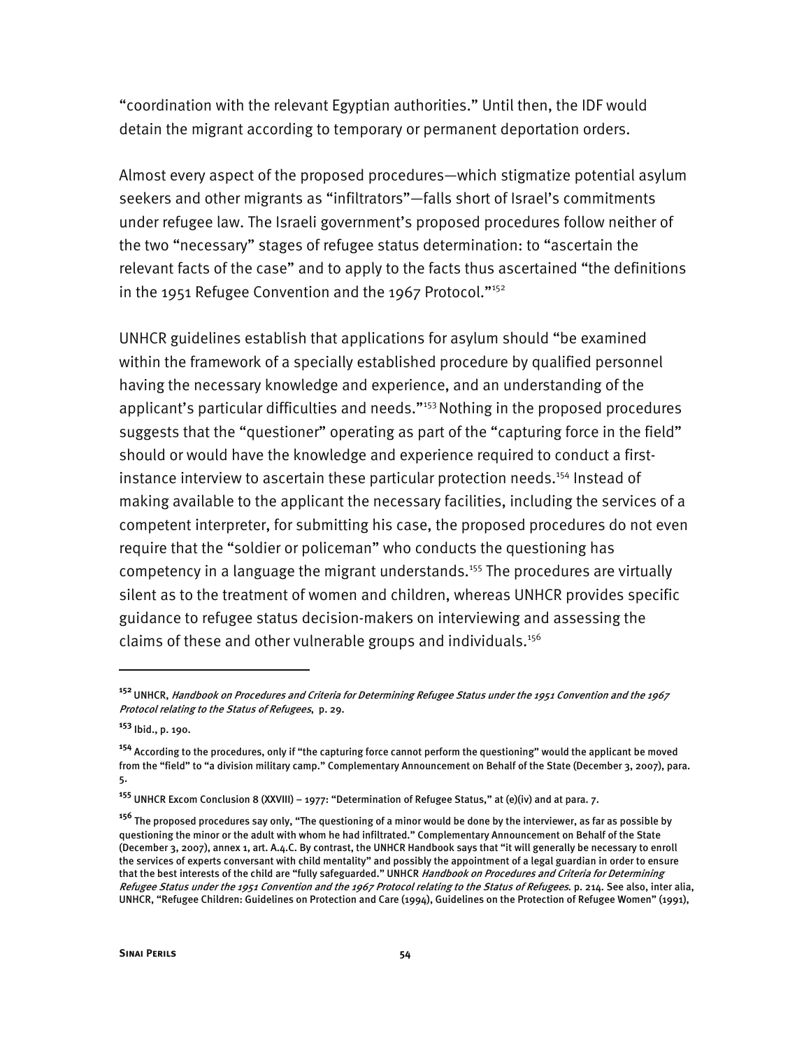"coordination with the relevant Egyptian authorities." Until then, the IDF would detain the migrant according to temporary or permanent deportation orders.

Almost every aspect of the proposed procedures—which stigmatize potential asylum seekers and other migrants as "infiltrators"—falls short of Israel's commitments under refugee law. The Israeli government's proposed procedures follow neither of the two "necessary" stages of refugee status determination: to "ascertain the relevant facts of the case" and to apply to the facts thus ascertained "the definitions in the 1951 Refugee Convention and the 1967 Protocol."[152]

UNHCR guidelines establish that applications for asylum should "be examined within the framework of a specially established procedure by qualified personnel having the necessary knowledge and experience, and an understanding of the applicant's particular difficulties and needs."[153] Nothing in the proposed procedures suggests that the "questioner" operating as part of the "capturing force in the field" should or would have the knowledge and experience required to conduct a first-instance interview to ascertain these particular protection needs.[154] Instead of making available to the applicant the necessary facilities, including the services of a competent interpreter, for submitting his case, the proposed procedures do not even require that the "soldier or policeman" who conducts the questioning has competency in a language the migrant understands.[155] The procedures are virtually silent as to the treatment of women and children, whereas UNHCR provides specific guidance to refugee status decision-makers on interviewing and assessing the claims of these and other vulnerable groups and individuals.[156]

---

[152] UNHCR, *Handbook on Procedures and Criteria for Determining Refugee Status under the 1951 Convention and the 1967 Protocol relating to the Status of Refugees*, p. 29.

[153] Ibid., p. 190.

[154] According to the procedures, only if "the capturing force cannot perform the questioning" would the applicant be moved from the "field" to "a division military camp." Complementary Announcement on Behalf of the State (December 3, 2007), para. 5.

[155] UNHCR Excom Conclusion 8 (XXVIII) – 1977: "Determination of Refugee Status," at (e)(iv) and at para. 7.

[156] The proposed procedures say only, "The questioning of a minor would be done by the interviewer, as far as possible by questioning the minor or the adult with whom he had infiltrated." Complementary Announcement on Behalf of the State (December 3, 2007), annex 1, art. A.4.C. By contrast, the UNHCR Handbook says that "it will generally be necessary to enroll the services of experts conversant with child mentality" and possibly the appointment of a legal guardian in order to ensure that the best interests of the child are "fully safeguarded." UNHCR *Handbook on Procedures and Criteria for Determining Refugee Status under the 1951 Convention and the 1967 Protocol relating to the Status of Refugees*. p. 214. See also, inter alia, UNHCR, "Refugee Children: Guidelines on Protection and Care (1994), Guidelines on the Protection of Refugee Women" (1991),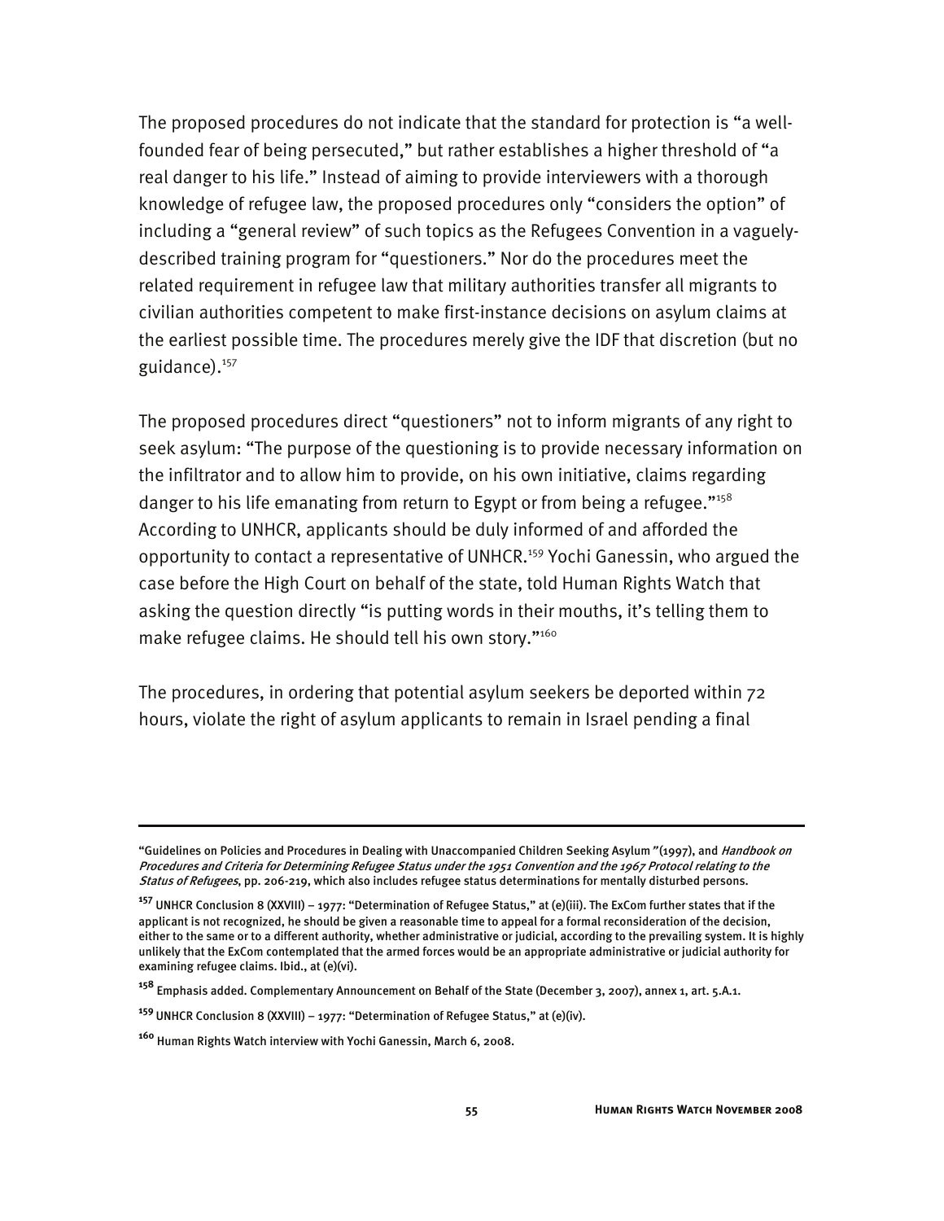The proposed procedures do not indicate that the standard for protection is "a well-founded fear of being persecuted," but rather establishes a higher threshold of "a real danger to his life." Instead of aiming to provide interviewers with a thorough knowledge of refugee law, the proposed procedures only "considers the option" of including a "general review" of such topics as the Refugees Convention in a vaguely-described training program for "questioners." Nor do the procedures meet the related requirement in refugee law that military authorities transfer all migrants to civilian authorities competent to make first-instance decisions on asylum claims at the earliest possible time. The procedures merely give the IDF that discretion (but no guidance).[157]

The proposed procedures direct "questioners" not to inform migrants of any right to seek asylum: "The purpose of the questioning is to provide necessary information on the infiltrator and to allow him to provide, on his own initiative, claims regarding danger to his life emanating from return to Egypt or from being a refugee."[158] According to UNHCR, applicants should be duly informed of and afforded the opportunity to contact a representative of UNHCR.[159] Yochi Ganessin, who argued the case before the High Court on behalf of the state, told Human Rights Watch that asking the question directly "is putting words in their mouths, it's telling them to make refugee claims. He should tell his own story."[160]

The procedures, in ordering that potential asylum seekers be deported within 72 hours, violate the right of asylum applicants to remain in Israel pending a final

---

"Guidelines on Policies and Procedures in Dealing with Unaccompanied Children Seeking Asylum" (1997), and *Handbook on Procedures and Criteria for Determining Refugee Status under the 1951 Convention and the 1967 Protocol relating to the Status of Refugees*, pp. 206-219, which also includes refugee status determinations for mentally disturbed persons.

[157] UNHCR Conclusion 8 (XXVIII) – 1977: "Determination of Refugee Status," at (e)(iii). The ExCom further states that if the applicant is not recognized, he should be given a reasonable time to appeal for a formal reconsideration of the decision, either to the same or to a different authority, whether administrative or judicial, according to the prevailing system. It is highly unlikely that the ExCom contemplated that the armed forces would be an appropriate administrative or judicial authority for examining refugee claims. Ibid., at (e)(vi).

[158] Emphasis added. Complementary Announcement on Behalf of the State (December 3, 2007), annex 1, art. 5.A.1.

[159] UNHCR Conclusion 8 (XXVIII) – 1977: "Determination of Refugee Status," at (e)(iv).

[160] Human Rights Watch interview with Yochi Ganessin, March 6, 2008.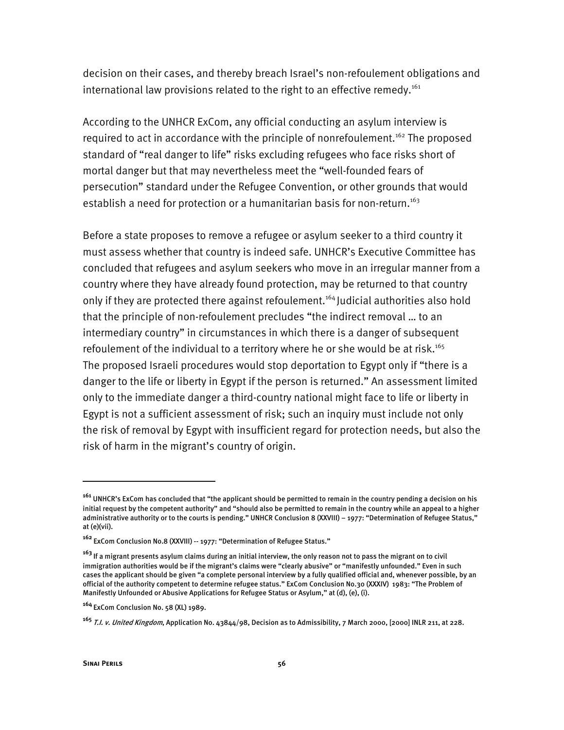decision on their cases, and thereby breach Israel's non-refoulement obligations and international law provisions related to the right to an effective remedy.[161]

According to the UNHCR ExCom, any official conducting an asylum interview is required to act in accordance with the principle of nonrefoulement.[162] The proposed standard of "real danger to life" risks excluding refugees who face risks short of mortal danger but that may nevertheless meet the "well-founded fears of persecution" standard under the Refugee Convention, or other grounds that would establish a need for protection or a humanitarian basis for non-return.[163]

Before a state proposes to remove a refugee or asylum seeker to a third country it must assess whether that country is indeed safe. UNHCR's Executive Committee has concluded that refugees and asylum seekers who move in an irregular manner from a country where they have already found protection, may be returned to that country only if they are protected there against refoulement.[164] Judicial authorities also hold that the principle of non-refoulement precludes "the indirect removal … to an intermediary country" in circumstances in which there is a danger of subsequent refoulement of the individual to a territory where he or she would be at risk.[165] The proposed Israeli procedures would stop deportation to Egypt only if "there is a danger to the life or liberty in Egypt if the person is returned." An assessment limited only to the immediate danger a third-country national might face to life or liberty in Egypt is not a sufficient assessment of risk; such an inquiry must include not only the risk of removal by Egypt with insufficient regard for protection needs, but also the risk of harm in the migrant's country of origin.

---

[161] UNHCR's ExCom has concluded that "the applicant should be permitted to remain in the country pending a decision on his initial request by the competent authority" and "should also be permitted to remain in the country while an appeal to a higher administrative authority or to the courts is pending." UNHCR Conclusion 8 (XXVIII) – 1977: "Determination of Refugee Status," at (e)(vii).

[162] ExCom Conclusion No.8 (XXVIII) -- 1977: "Determination of Refugee Status."

[163] If a migrant presents asylum claims during an initial interview, the only reason not to pass the migrant on to civil immigration authorities would be if the migrant's claims were "clearly abusive" or "manifestly unfounded." Even in such cases the applicant should be given "a complete personal interview by a fully qualified official and, whenever possible, by an official of the authority competent to determine refugee status." ExCom Conclusion No.30 (XXXIV) 1983: "The Problem of Manifestly Unfounded or Abusive Applications for Refugee Status or Asylum," at (d), (e), (i).

[164] ExCom Conclusion No. 58 (XL) 1989.

[165] *T.I. v. United Kingdom*, Application No. 43844/98, Decision as to Admissibility, 7 March 2000, [2000] INLR 211, at 228.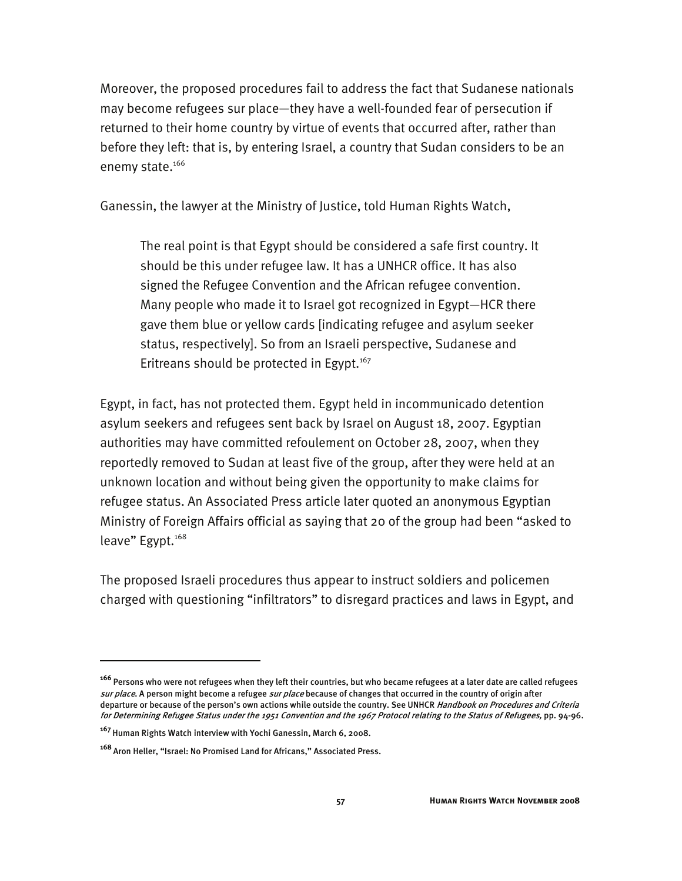Moreover, the proposed procedures fail to address the fact that Sudanese nationals may become refugees sur place—they have a well-founded fear of persecution if returned to their home country by virtue of events that occurred after, rather than before they left: that is, by entering Israel, a country that Sudan considers to be an enemy state.[166]

Ganessin, the lawyer at the Ministry of Justice, told Human Rights Watch,

> The real point is that Egypt should be considered a safe first country. It should be this under refugee law. It has a UNHCR office. It has also signed the Refugee Convention and the African refugee convention. Many people who made it to Israel got recognized in Egypt—HCR there gave them blue or yellow cards [indicating refugee and asylum seeker status, respectively]. So from an Israeli perspective, Sudanese and Eritreans should be protected in Egypt.[167]

Egypt, in fact, has not protected them. Egypt held in incommunicado detention asylum seekers and refugees sent back by Israel on August 18, 2007. Egyptian authorities may have committed refoulement on October 28, 2007, when they reportedly removed to Sudan at least five of the group, after they were held at an unknown location and without being given the opportunity to make claims for refugee status. An Associated Press article later quoted an anonymous Egyptian Ministry of Foreign Affairs official as saying that 20 of the group had been "asked to leave" Egypt.[168]

The proposed Israeli procedures thus appear to instruct soldiers and policemen charged with questioning "infiltrators" to disregard practices and laws in Egypt, and

---

[166] Persons who were not refugees when they left their countries, but who became refugees at a later date are called refugees *sur place*. A person might become a refugee *sur place* because of changes that occurred in the country of origin after departure or because of the person's own actions while outside the country. See UNHCR *Handbook on Procedures and Criteria for Determining Refugee Status under the 1951 Convention and the 1967 Protocol relating to the Status of Refugees,* pp. 94-96.

[167] Human Rights Watch interview with Yochi Ganessin, March 6, 2008.

[168] Aron Heller, "Israel: No Promised Land for Africans," Associated Press.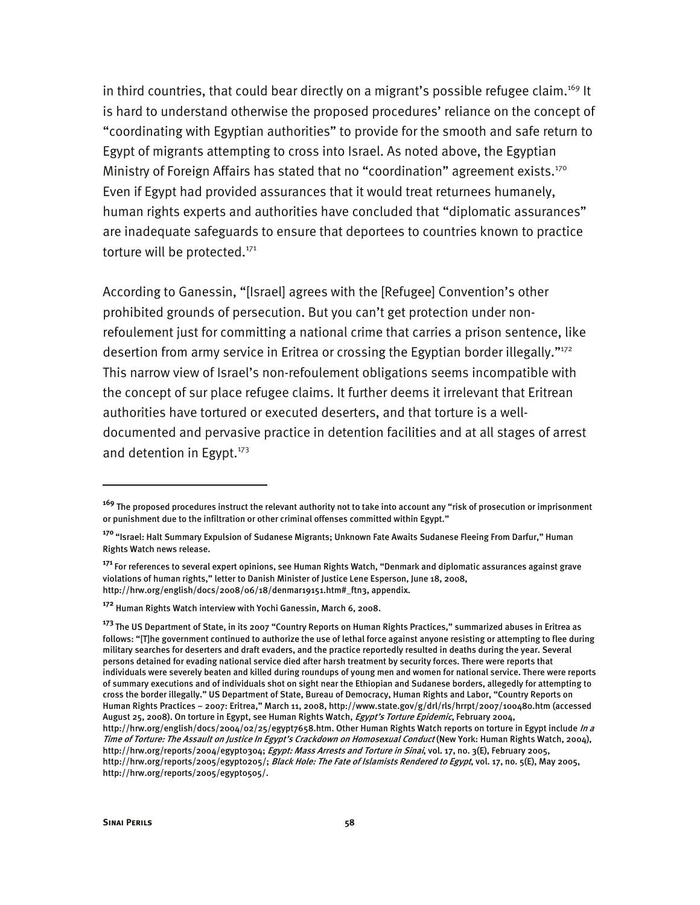in third countries, that could bear directly on a migrant's possible refugee claim.[169] It is hard to understand otherwise the proposed procedures' reliance on the concept of "coordinating with Egyptian authorities" to provide for the smooth and safe return to Egypt of migrants attempting to cross into Israel. As noted above, the Egyptian Ministry of Foreign Affairs has stated that no "coordination" agreement exists.[170] Even if Egypt had provided assurances that it would treat returnees humanely, human rights experts and authorities have concluded that "diplomatic assurances" are inadequate safeguards to ensure that deportees to countries known to practice torture will be protected.[171]

According to Ganessin, "[Israel] agrees with the [Refugee] Convention's other prohibited grounds of persecution. But you can't get protection under non-refoulement just for committing a national crime that carries a prison sentence, like desertion from army service in Eritrea or crossing the Egyptian border illegally."[172] This narrow view of Israel's non-refoulement obligations seems incompatible with the concept of sur place refugee claims. It further deems it irrelevant that Eritrean authorities have tortured or executed deserters, and that torture is a well-documented and pervasive practice in detention facilities and at all stages of arrest and detention in Egypt.[173]

---

[169] The proposed procedures instruct the relevant authority not to take into account any "risk of prosecution or imprisonment or punishment due to the infiltration or other criminal offenses committed within Egypt."

[170] "Israel: Halt Summary Expulsion of Sudanese Migrants; Unknown Fate Awaits Sudanese Fleeing From Darfur," Human Rights Watch news release.

[171] For references to several expert opinions, see Human Rights Watch, "Denmark and diplomatic assurances against grave violations of human rights," letter to Danish Minister of Justice Lene Esperson, June 18, 2008, http://hrw.org/english/docs/2008/06/18/denmar19151.htm#_ftn3, appendix.

[172] Human Rights Watch interview with Yochi Ganessin, March 6, 2008.

[173] The US Department of State, in its 2007 "Country Reports on Human Rights Practices," summarized abuses in Eritrea as follows: "[T]he government continued to authorize the use of lethal force against anyone resisting or attempting to flee during military searches for deserters and draft evaders, and the practice reportedly resulted in deaths during the year. Several persons detained for evading national service died after harsh treatment by security forces. There were reports that individuals were severely beaten and killed during roundups of young men and women for national service. There were reports of summary executions and of individuals shot on sight near the Ethiopian and Sudanese borders, allegedly for attempting to cross the border illegally." US Department of State, Bureau of Democracy, Human Rights and Labor, "Country Reports on Human Rights Practices – 2007: Eritrea," March 11, 2008, http://www.state.gov/g/drl/rls/hrrpt/2007/100480.htm (accessed August 25, 2008). On torture in Egypt, see Human Rights Watch, *Egypt's Torture Epidemic*, February 2004, http://hrw.org/english/docs/2004/02/25/egypt7658.htm. Other Human Rights Watch reports on torture in Egypt include *In a Time of Torture: The Assault on Justice In Egypt's Crackdown on Homosexual Conduct* (New York: Human Rights Watch, 2004), http://hrw.org/reports/2004/egypt0304; *Egypt: Mass Arrests and Torture in Sinai*, vol. 17, no. 3(E), February 2005, http://hrw.org/reports/2005/egypt0205/; *Black Hole: The Fate of Islamists Rendered to Egypt*, vol. 17, no. 5(E), May 2005, http://hrw.org/reports/2005/egypt0505/.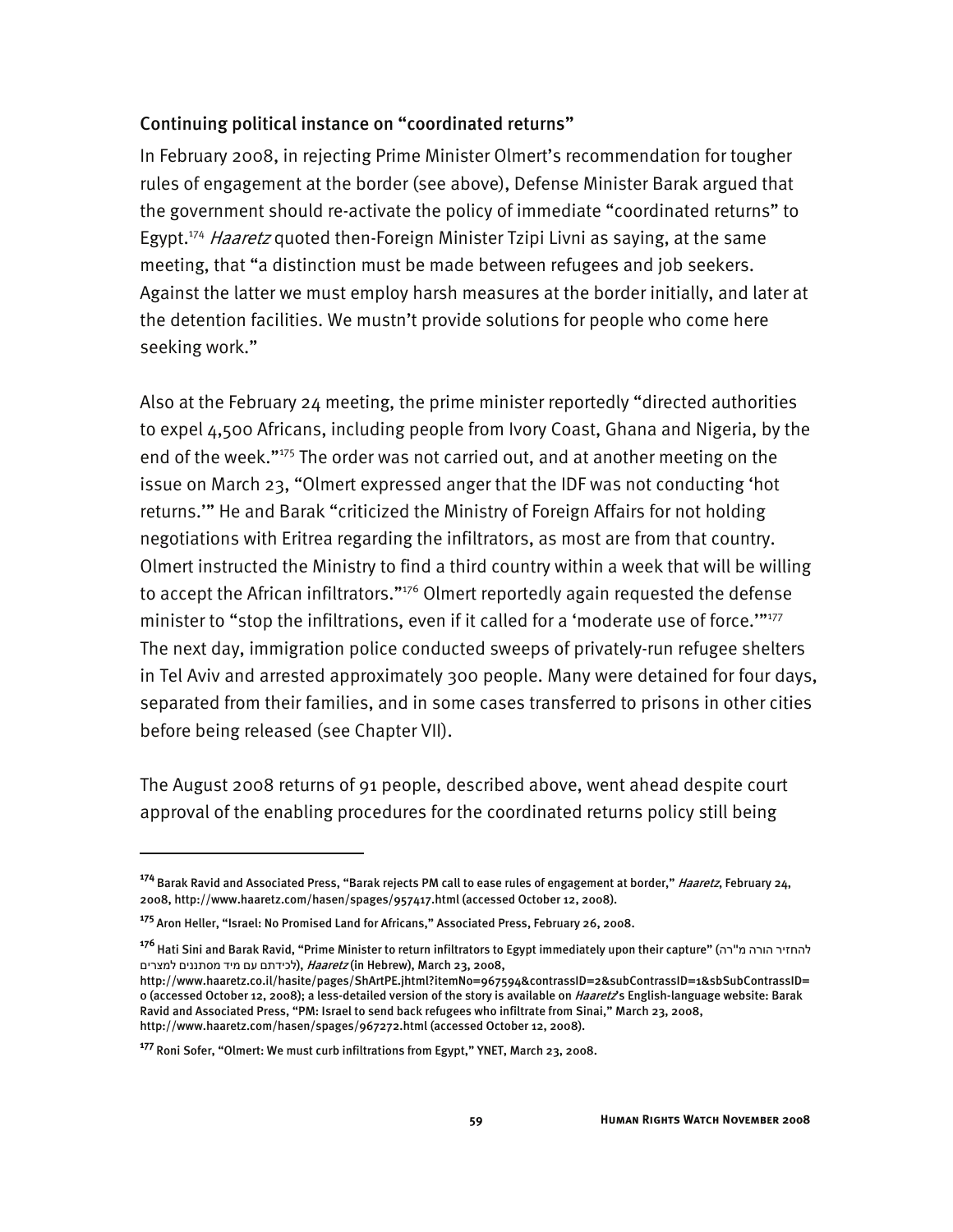### Continuing political instance on "coordinated returns"

In February 2008, in rejecting Prime Minister Olmert's recommendation for tougher rules of engagement at the border (see above), Defense Minister Barak argued that the government should re-activate the policy of immediate "coordinated returns" to Egypt.[174] *Haaretz* quoted then-Foreign Minister Tzipi Livni as saying, at the same meeting, that "a distinction must be made between refugees and job seekers. Against the latter we must employ harsh measures at the border initially, and later at the detention facilities. We mustn't provide solutions for people who come here seeking work."

Also at the February 24 meeting, the prime minister reportedly "directed authorities to expel 4,500 Africans, including people from Ivory Coast, Ghana and Nigeria, by the end of the week."[175] The order was not carried out, and at another meeting on the issue on March 23, "Olmert expressed anger that the IDF was not conducting 'hot returns.'" He and Barak "criticized the Ministry of Foreign Affairs for not holding negotiations with Eritrea regarding the infiltrators, as most are from that country. Olmert instructed the Ministry to find a third country within a week that will be willing to accept the African infiltrators."[176] Olmert reportedly again requested the defense minister to "stop the infiltrations, even if it called for a 'moderate use of force.'"[177] The next day, immigration police conducted sweeps of privately-run refugee shelters in Tel Aviv and arrested approximately 300 people. Many were detained for four days, separated from their families, and in some cases transferred to prisons in other cities before being released (see Chapter VII).

The August 2008 returns of 91 people, described above, went ahead despite court approval of the enabling procedures for the coordinated returns policy still being

---

[174] Barak Ravid and Associated Press, "Barak rejects PM call to ease rules of engagement at border," *Haaretz*, February 24, 2008, http://www.haaretz.com/hasen/spages/957417.html (accessed October 12, 2008).

[175] Aron Heller, "Israel: No Promised Land for Africans," Associated Press, February 26, 2008.

[176] Hati Sini and Barak Ravid, "Prime Minister to return infiltrators to Egypt immediately upon their capture" (להחזיר הורה מ"רה לכידתם עם מיד מסתננים למצרים), *Haaretz* (in Hebrew), March 23, 2008, http://www.haaretz.co.il/hasite/pages/ShArtPE.jhtml?itemNo=967594&contrassID=2&subContrassID=1&sbSubContrassID=0 (accessed October 12, 2008); a less-detailed version of the story is available on *Haaretz*'s English-language website: Barak Ravid and Associated Press, "PM: Israel to send back refugees who infiltrate from Sinai," March 23, 2008, http://www.haaretz.com/hasen/spages/967272.html (accessed October 12, 2008).

[177] Roni Sofer, "Olmert: We must curb infiltrations from Egypt," YNET, March 23, 2008.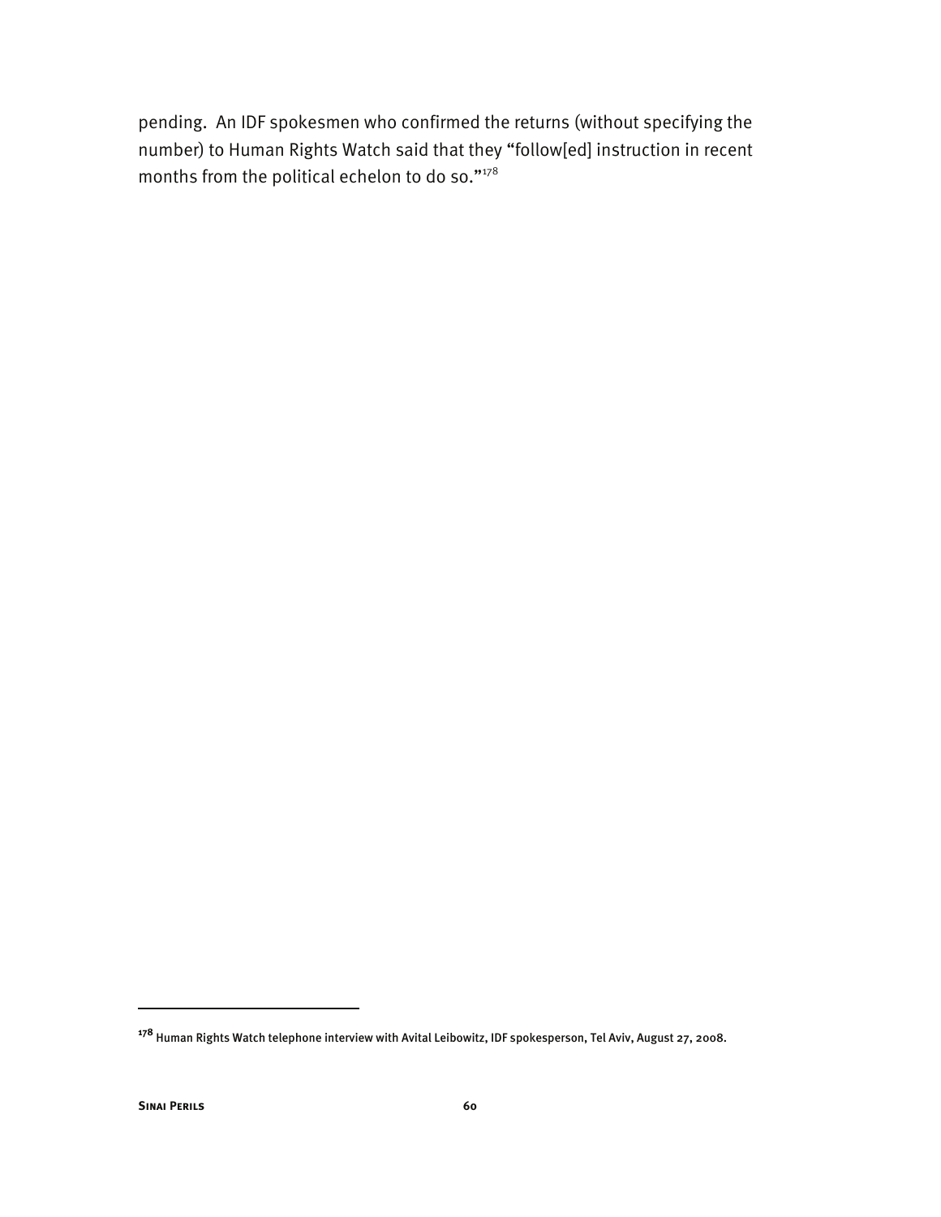pending. An IDF spokesmen who confirmed the returns (without specifying the number) to Human Rights Watch said that they "follow[ed] instruction in recent months from the political echelon to do so."[178]

---

[178] Human Rights Watch telephone interview with Avital Leibowitz, IDF spokesperson, Tel Aviv, August 27, 2008.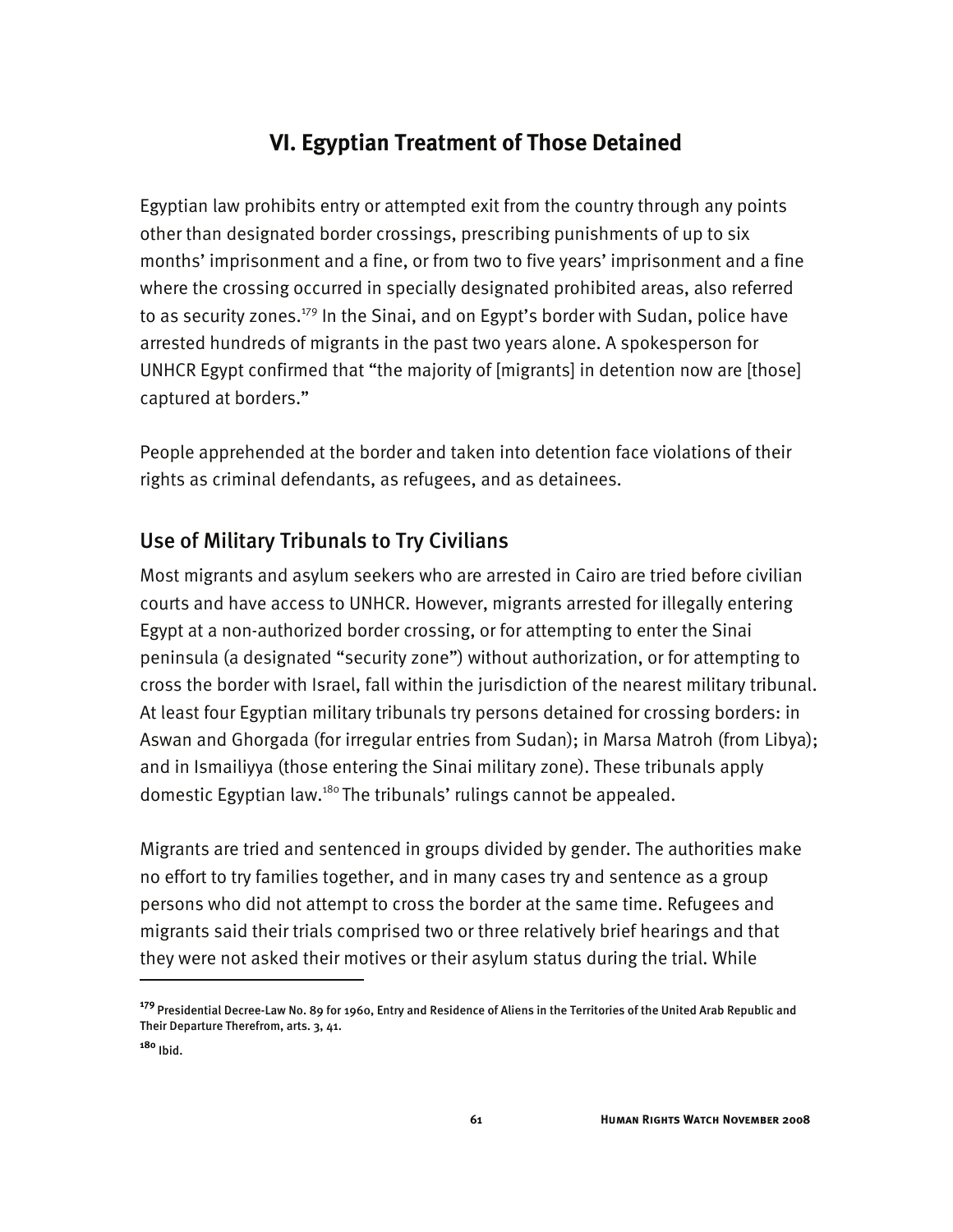## VI. Egyptian Treatment of Those Detained

Egyptian law prohibits entry or attempted exit from the country through any points other than designated border crossings, prescribing punishments of up to six months' imprisonment and a fine, or from two to five years' imprisonment and a fine where the crossing occurred in specially designated prohibited areas, also referred to as security zones.[179] In the Sinai, and on Egypt's border with Sudan, police have arrested hundreds of migrants in the past two years alone. A spokesperson for UNHCR Egypt confirmed that "the majority of [migrants] in detention now are [those] captured at borders."

People apprehended at the border and taken into detention face violations of their rights as criminal defendants, as refugees, and as detainees.

### Use of Military Tribunals to Try Civilians

Most migrants and asylum seekers who are arrested in Cairo are tried before civilian courts and have access to UNHCR. However, migrants arrested for illegally entering Egypt at a non-authorized border crossing, or for attempting to enter the Sinai peninsula (a designated "security zone") without authorization, or for attempting to cross the border with Israel, fall within the jurisdiction of the nearest military tribunal. At least four Egyptian military tribunals try persons detained for crossing borders: in Aswan and Ghorgada (for irregular entries from Sudan); in Marsa Matroh (from Libya); and in Ismailiyya (those entering the Sinai military zone). These tribunals apply domestic Egyptian law.[180] The tribunals' rulings cannot be appealed.

Migrants are tried and sentenced in groups divided by gender. The authorities make no effort to try families together, and in many cases try and sentence as a group persons who did not attempt to cross the border at the same time. Refugees and migrants said their trials comprised two or three relatively brief hearings and that they were not asked their motives or their asylum status during the trial. While

---

[179] Presidential Decree-Law No. 89 for 1960, Entry and Residence of Aliens in the Territories of the United Arab Republic and Their Departure Therefrom, arts. 3, 41.

[180] Ibid.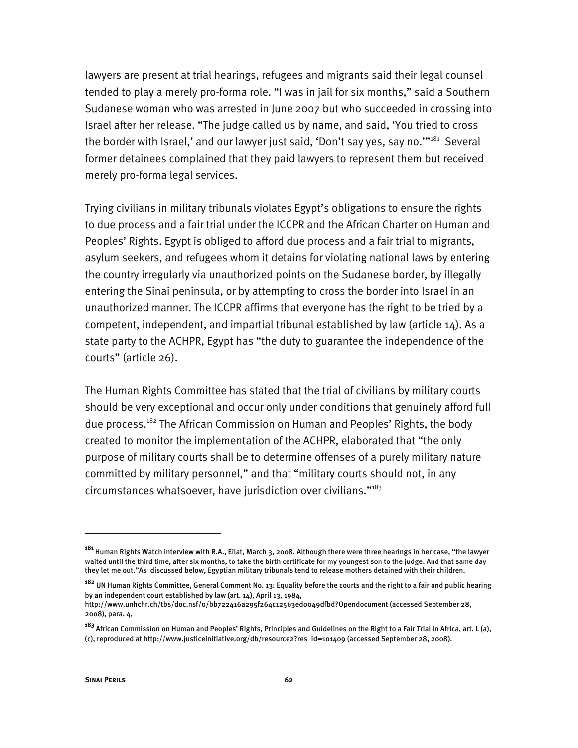lawyers are present at trial hearings, refugees and migrants said their legal counsel tended to play a merely pro-forma role. "I was in jail for six months," said a Southern Sudanese woman who was arrested in June 2007 but who succeeded in crossing into Israel after her release. "The judge called us by name, and said, 'You tried to cross the border with Israel,' and our lawyer just said, 'Don't say yes, say no.'"[181] Several former detainees complained that they paid lawyers to represent them but received merely pro-forma legal services.

Trying civilians in military tribunals violates Egypt's obligations to ensure the rights to due process and a fair trial under the ICCPR and the African Charter on Human and Peoples' Rights. Egypt is obliged to afford due process and a fair trial to migrants, asylum seekers, and refugees whom it detains for violating national laws by entering the country irregularly via unauthorized points on the Sudanese border, by illegally entering the Sinai peninsula, or by attempting to cross the border into Israel in an unauthorized manner. The ICCPR affirms that everyone has the right to be tried by a competent, independent, and impartial tribunal established by law (article 14). As a state party to the ACHPR, Egypt has "the duty to guarantee the independence of the courts" (article 26).

The Human Rights Committee has stated that the trial of civilians by military courts should be very exceptional and occur only under conditions that genuinely afford full due process.[182] The African Commission on Human and Peoples' Rights, the body created to monitor the implementation of the ACHPR, elaborated that "the only purpose of military courts shall be to determine offenses of a purely military nature committed by military personnel," and that "military courts should not, in any circumstances whatsoever, have jurisdiction over civilians."[183]

---

[181] Human Rights Watch interview with R.A., Eilat, March 3, 2008. Although there were three hearings in her case, "the lawyer waited until the third time, after six months, to take the birth certificate for my youngest son to the judge. And that same day they let me out."As discussed below, Egyptian military tribunals tend to release mothers detained with their children.

[182] UN Human Rights Committee, General Comment No. 13: Equality before the courts and the right to a fair and public hearing by an independent court established by law (art. 14), April 13, 1984, http://www.unhchr.ch/tbs/doc.nsf/0/bb722416a295f264c12563ed0049dfbd?Opendocument (accessed September 28, 2008), para. 4,

[183] African Commission on Human and Peoples' Rights, Principles and Guidelines on the Right to a Fair Trial in Africa, art. L (a), (c), reproduced at http://www.justiceinitiative.org/db/resource2?res_id=101409 (accessed September 28, 2008).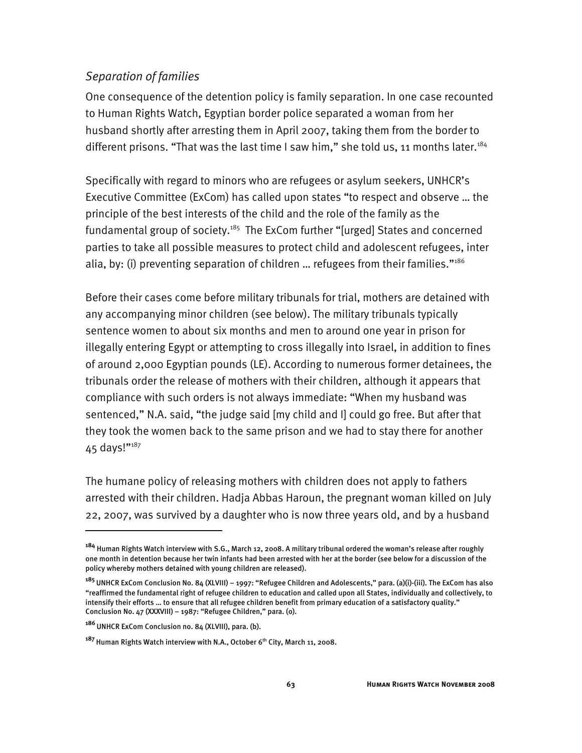### *Separation of families*

One consequence of the detention policy is family separation. In one case recounted to Human Rights Watch, Egyptian border police separated a woman from her husband shortly after arresting them in April 2007, taking them from the border to different prisons. "That was the last time I saw him," she told us, 11 months later.[184]

Specifically with regard to minors who are refugees or asylum seekers, UNHCR's Executive Committee (ExCom) has called upon states "to respect and observe … the principle of the best interests of the child and the role of the family as the fundamental group of society.[185] The ExCom further "[urged] States and concerned parties to take all possible measures to protect child and adolescent refugees, inter alia, by: (i) preventing separation of children … refugees from their families."[186]

Before their cases come before military tribunals for trial, mothers are detained with any accompanying minor children (see below). The military tribunals typically sentence women to about six months and men to around one year in prison for illegally entering Egypt or attempting to cross illegally into Israel, in addition to fines of around 2,000 Egyptian pounds (LE). According to numerous former detainees, the tribunals order the release of mothers with their children, although it appears that compliance with such orders is not always immediate: "When my husband was sentenced," N.A. said, "the judge said [my child and I] could go free. But after that they took the women back to the same prison and we had to stay there for another 45 days!"[187]

The humane policy of releasing mothers with children does not apply to fathers arrested with their children. Hadja Abbas Haroun, the pregnant woman killed on July 22, 2007, was survived by a daughter who is now three years old, and by a husband

---

[184] Human Rights Watch interview with S.G., March 12, 2008. A military tribunal ordered the woman's release after roughly one month in detention because her twin infants had been arrested with her at the border (see below for a discussion of the policy whereby mothers detained with young children are released).

[185] UNHCR ExCom Conclusion No. 84 (XLVIII) – 1997: "Refugee Children and Adolescents," para. (a)(i)-(iii). The ExCom has also "reaffirmed the fundamental right of refugee children to education and called upon all States, individually and collectively, to intensify their efforts … to ensure that all refugee children benefit from primary education of a satisfactory quality." Conclusion No. 47 (XXXVIII) – 1987: "Refugee Children," para. (o).

[186] UNHCR ExCom Conclusion no. 84 (XLVIII), para. (b).

[187] Human Rights Watch interview with N.A., October 6th City, March 11, 2008.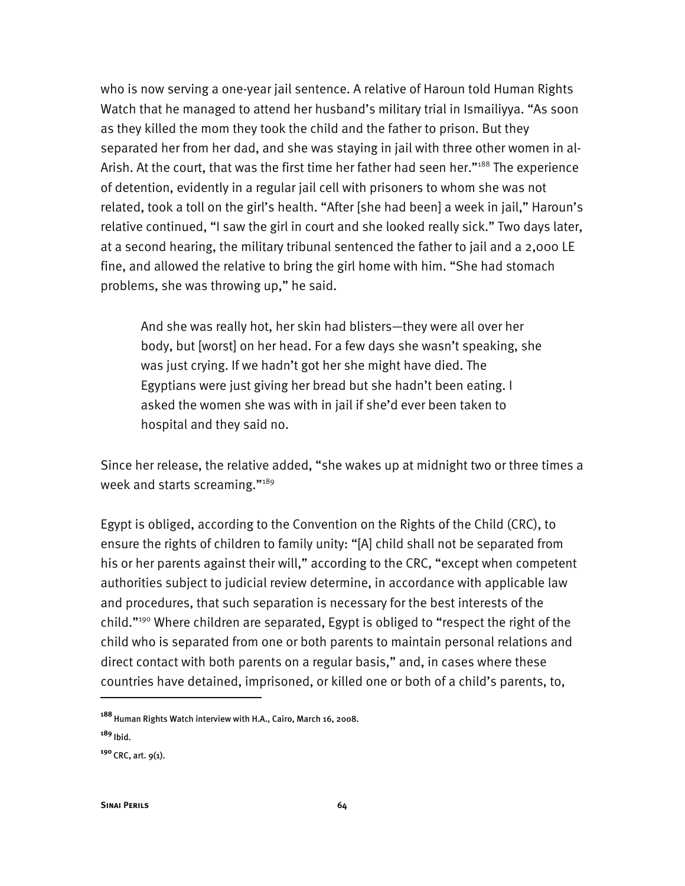who is now serving a one-year jail sentence. A relative of Haroun told Human Rights Watch that he managed to attend her husband's military trial in Ismailiyya. "As soon as they killed the mom they took the child and the father to prison. But they separated her from her dad, and she was staying in jail with three other women in al-Arish. At the court, that was the first time her father had seen her."[188] The experience of detention, evidently in a regular jail cell with prisoners to whom she was not related, took a toll on the girl's health. "After [she had been] a week in jail," Haroun's relative continued, "I saw the girl in court and she looked really sick." Two days later, at a second hearing, the military tribunal sentenced the father to jail and a 2,000 LE fine, and allowed the relative to bring the girl home with him. "She had stomach problems, she was throwing up," he said.

> And she was really hot, her skin had blisters—they were all over her body, but [worst] on her head. For a few days she wasn't speaking, she was just crying. If we hadn't got her she might have died. The Egyptians were just giving her bread but she hadn't been eating. I asked the women she was with in jail if she'd ever been taken to hospital and they said no.

Since her release, the relative added, "she wakes up at midnight two or three times a week and starts screaming."[189]

Egypt is obliged, according to the Convention on the Rights of the Child (CRC), to ensure the rights of children to family unity: "[A] child shall not be separated from his or her parents against their will," according to the CRC, "except when competent authorities subject to judicial review determine, in accordance with applicable law and procedures, that such separation is necessary for the best interests of the child."[190] Where children are separated, Egypt is obliged to "respect the right of the child who is separated from one or both parents to maintain personal relations and direct contact with both parents on a regular basis," and, in cases where these countries have detained, imprisoned, or killed one or both of a child's parents, to,

---

[188] Human Rights Watch interview with H.A., Cairo, March 16, 2008.

[189] Ibid.

[190] CRC, art. 9(1).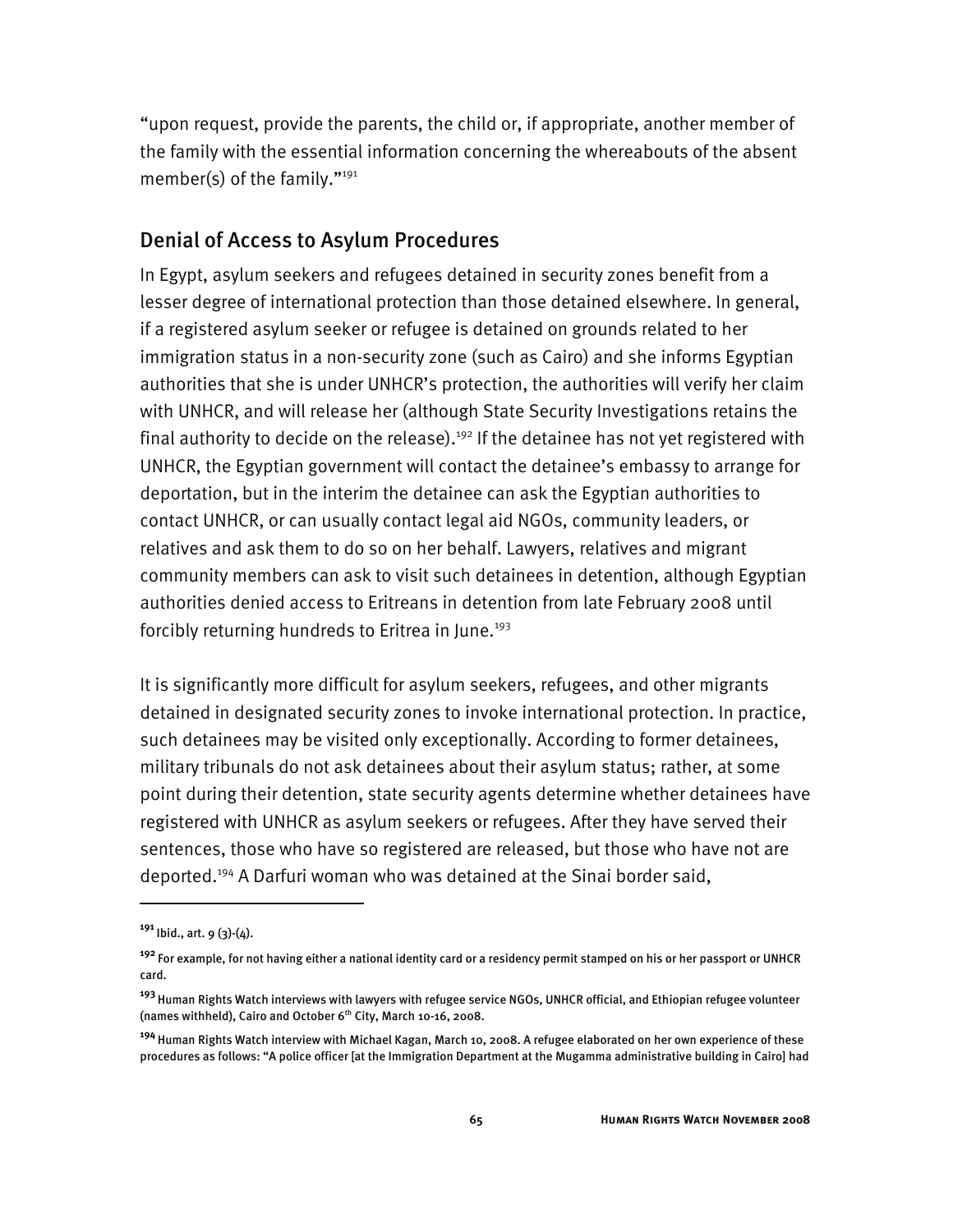"upon request, provide the parents, the child or, if appropriate, another member of the family with the essential information concerning the whereabouts of the absent member(s) of the family."[191]

## Denial of Access to Asylum Procedures

In Egypt, asylum seekers and refugees detained in security zones benefit from a lesser degree of international protection than those detained elsewhere. In general, if a registered asylum seeker or refugee is detained on grounds related to her immigration status in a non-security zone (such as Cairo) and she informs Egyptian authorities that she is under UNHCR's protection, the authorities will verify her claim with UNHCR, and will release her (although State Security Investigations retains the final authority to decide on the release).[192] If the detainee has not yet registered with UNHCR, the Egyptian government will contact the detainee's embassy to arrange for deportation, but in the interim the detainee can ask the Egyptian authorities to contact UNHCR, or can usually contact legal aid NGOs, community leaders, or relatives and ask them to do so on her behalf. Lawyers, relatives and migrant community members can ask to visit such detainees in detention, although Egyptian authorities denied access to Eritreans in detention from late February 2008 until forcibly returning hundreds to Eritrea in June.[193]

It is significantly more difficult for asylum seekers, refugees, and other migrants detained in designated security zones to invoke international protection. In practice, such detainees may be visited only exceptionally. According to former detainees, military tribunals do not ask detainees about their asylum status; rather, at some point during their detention, state security agents determine whether detainees have registered with UNHCR as asylum seekers or refugees. After they have served their sentences, those who have so registered are released, but those who have not are deported.[194] A Darfuri woman who was detained at the Sinai border said,

---

[191] Ibid., art. 9 (3)-(4).

[192] For example, for not having either a national identity card or a residency permit stamped on his or her passport or UNHCR card.

[193] Human Rights Watch interviews with lawyers with refugee service NGOs, UNHCR official, and Ethiopian refugee volunteer (names withheld), Cairo and October 6th City, March 10-16, 2008.

[194] Human Rights Watch interview with Michael Kagan, March 10, 2008. A refugee elaborated on her own experience of these procedures as follows: "A police officer [at the Immigration Department at the Mugamma administrative building in Cairo] had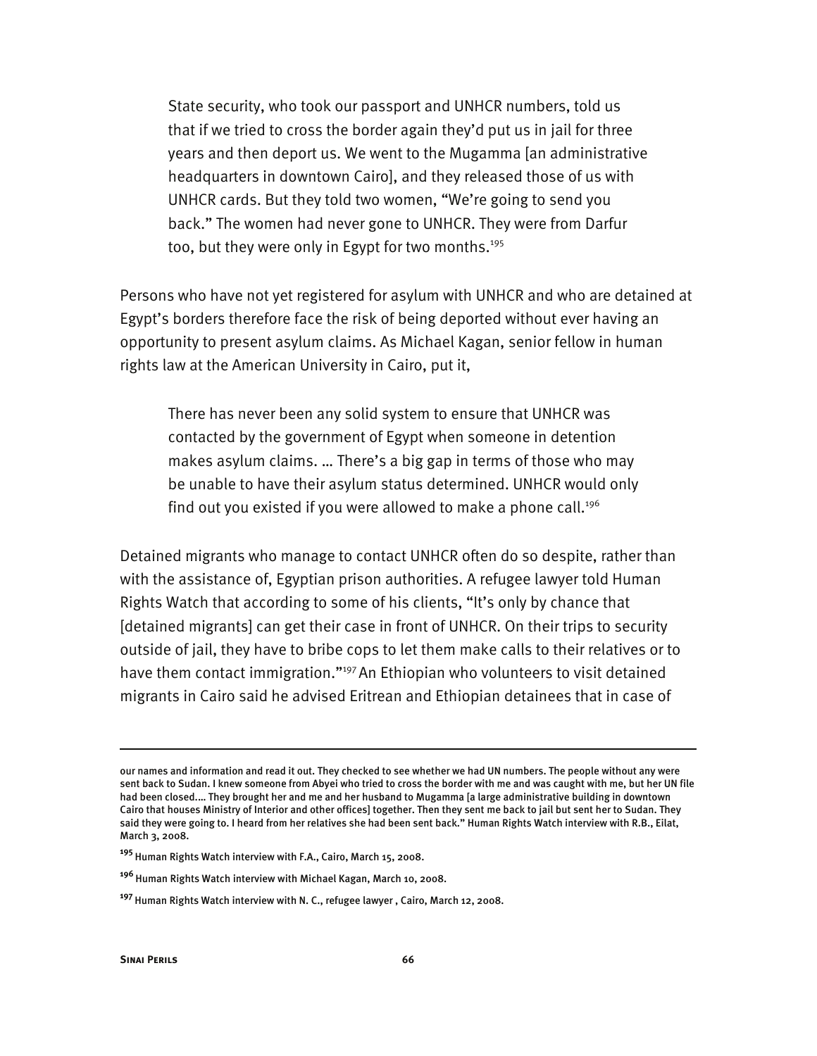> State security, who took our passport and UNHCR numbers, told us that if we tried to cross the border again they'd put us in jail for three years and then deport us. We went to the Mugamma [an administrative headquarters in downtown Cairo], and they released those of us with UNHCR cards. But they told two women, "We're going to send you back." The women had never gone to UNHCR. They were from Darfur too, but they were only in Egypt for two months.[195]

Persons who have not yet registered for asylum with UNHCR and who are detained at Egypt's borders therefore face the risk of being deported without ever having an opportunity to present asylum claims. As Michael Kagan, senior fellow in human rights law at the American University in Cairo, put it,

> There has never been any solid system to ensure that UNHCR was contacted by the government of Egypt when someone in detention makes asylum claims. … There's a big gap in terms of those who may be unable to have their asylum status determined. UNHCR would only find out you existed if you were allowed to make a phone call.[196]

Detained migrants who manage to contact UNHCR often do so despite, rather than with the assistance of, Egyptian prison authorities. A refugee lawyer told Human Rights Watch that according to some of his clients, "It's only by chance that [detained migrants] can get their case in front of UNHCR. On their trips to security outside of jail, they have to bribe cops to let them make calls to their relatives or to have them contact immigration."[197] An Ethiopian who volunteers to visit detained migrants in Cairo said he advised Eritrean and Ethiopian detainees that in case of

---

our names and information and read it out. They checked to see whether we had UN numbers. The people without any were sent back to Sudan. I knew someone from Abyei who tried to cross the border with me and was caught with me, but her UN file had been closed.… They brought her and me and her husband to Mugamma [a large administrative building in downtown Cairo that houses Ministry of Interior and other offices] together. Then they sent me back to jail but sent her to Sudan. They said they were going to. I heard from her relatives she had been sent back." Human Rights Watch interview with R.B., Eilat, March 3, 2008.

[195] Human Rights Watch interview with F.A., Cairo, March 15, 2008.

[196] Human Rights Watch interview with Michael Kagan, March 10, 2008.

[197] Human Rights Watch interview with N. C., refugee lawyer , Cairo, March 12, 2008.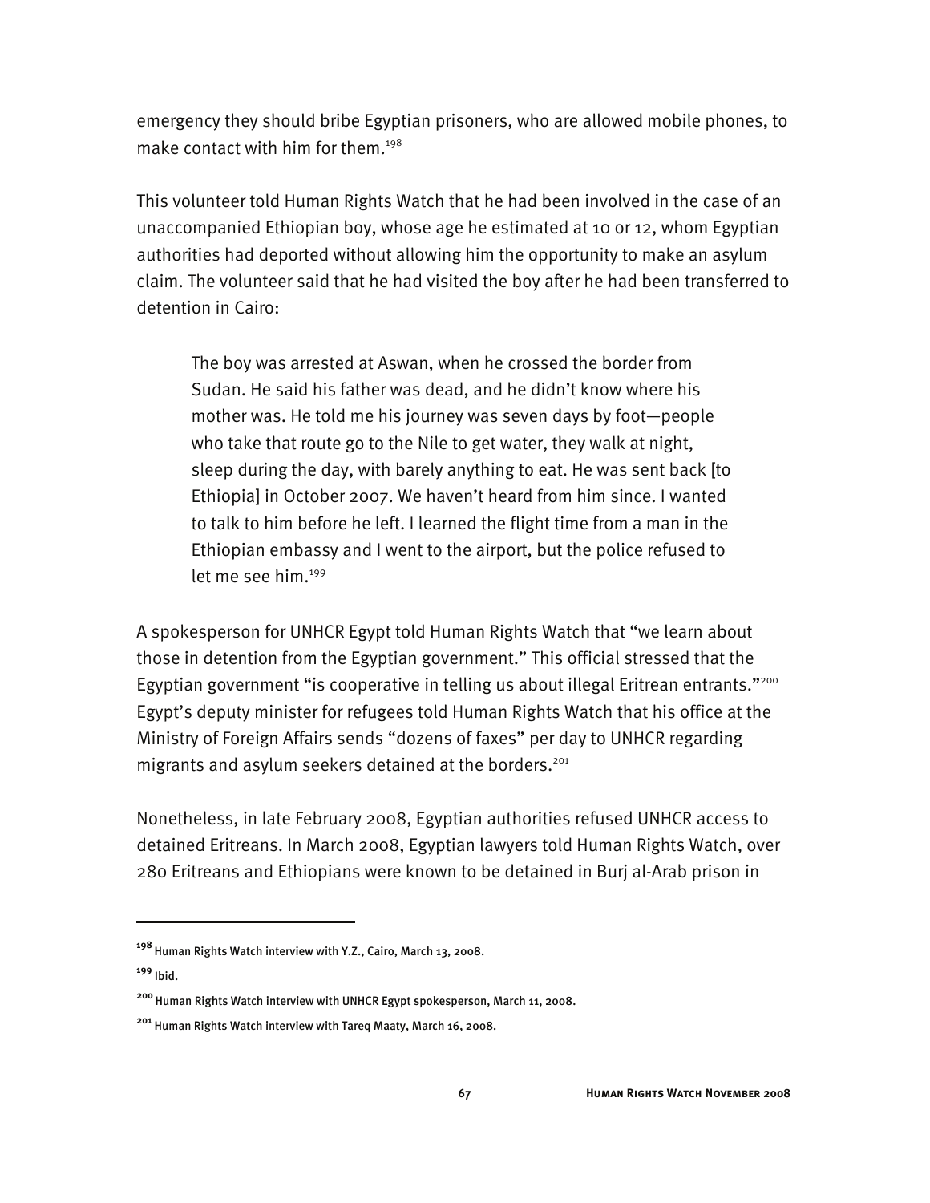emergency they should bribe Egyptian prisoners, who are allowed mobile phones, to make contact with him for them.[198]

This volunteer told Human Rights Watch that he had been involved in the case of an unaccompanied Ethiopian boy, whose age he estimated at 10 or 12, whom Egyptian authorities had deported without allowing him the opportunity to make an asylum claim. The volunteer said that he had visited the boy after he had been transferred to detention in Cairo:

> The boy was arrested at Aswan, when he crossed the border from Sudan. He said his father was dead, and he didn't know where his mother was. He told me his journey was seven days by foot—people who take that route go to the Nile to get water, they walk at night, sleep during the day, with barely anything to eat. He was sent back [to Ethiopia] in October 2007. We haven't heard from him since. I wanted to talk to him before he left. I learned the flight time from a man in the Ethiopian embassy and I went to the airport, but the police refused to let me see him.[199]

A spokesperson for UNHCR Egypt told Human Rights Watch that "we learn about those in detention from the Egyptian government." This official stressed that the Egyptian government "is cooperative in telling us about illegal Eritrean entrants."[200] Egypt's deputy minister for refugees told Human Rights Watch that his office at the Ministry of Foreign Affairs sends "dozens of faxes" per day to UNHCR regarding migrants and asylum seekers detained at the borders.[201]

Nonetheless, in late February 2008, Egyptian authorities refused UNHCR access to detained Eritreans. In March 2008, Egyptian lawyers told Human Rights Watch, over 280 Eritreans and Ethiopians were known to be detained in Burj al-Arab prison in

---

[198] Human Rights Watch interview with Y.Z., Cairo, March 13, 2008.

[199] Ibid.

[200] Human Rights Watch interview with UNHCR Egypt spokesperson, March 11, 2008.

[201] Human Rights Watch interview with Tareq Maaty, March 16, 2008.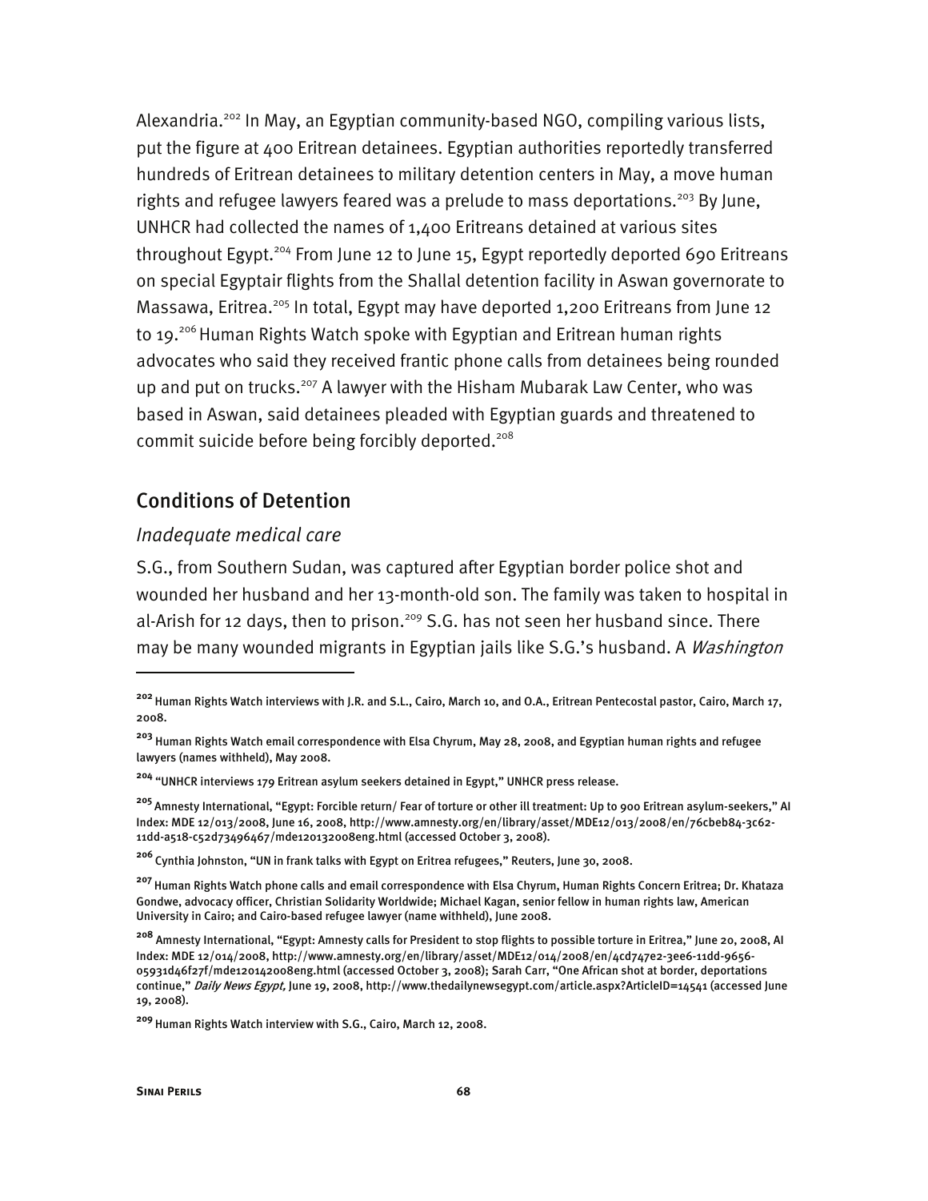Alexandria.[202] In May, an Egyptian community-based NGO, compiling various lists, put the figure at 400 Eritrean detainees. Egyptian authorities reportedly transferred hundreds of Eritrean detainees to military detention centers in May, a move human rights and refugee lawyers feared was a prelude to mass deportations.[203] By June, UNHCR had collected the names of 1,400 Eritreans detained at various sites throughout Egypt.[204] From June 12 to June 15, Egypt reportedly deported 690 Eritreans on special Egyptair flights from the Shallal detention facility in Aswan governorate to Massawa, Eritrea.[205] In total, Egypt may have deported 1,200 Eritreans from June 12 to 19.[206] Human Rights Watch spoke with Egyptian and Eritrean human rights advocates who said they received frantic phone calls from detainees being rounded up and put on trucks.[207] A lawyer with the Hisham Mubarak Law Center, who was based in Aswan, said detainees pleaded with Egyptian guards and threatened to commit suicide before being forcibly deported.[208]

## Conditions of Detention

### *Inadequate medical care*

S.G., from Southern Sudan, was captured after Egyptian border police shot and wounded her husband and her 13-month-old son. The family was taken to hospital in al-Arish for 12 days, then to prison.[209] S.G. has not seen her husband since. There may be many wounded migrants in Egyptian jails like S.G.'s husband. A *Washington*

---

[202] Human Rights Watch interviews with J.R. and S.L., Cairo, March 10, and O.A., Eritrean Pentecostal pastor, Cairo, March 17, 2008.

[203] Human Rights Watch email correspondence with Elsa Chyrum, May 28, 2008, and Egyptian human rights and refugee lawyers (names withheld), May 2008.

[204] "UNHCR interviews 179 Eritrean asylum seekers detained in Egypt," UNHCR press release.

[205] Amnesty International, "Egypt: Forcible return/ Fear of torture or other ill treatment: Up to 900 Eritrean asylum-seekers," AI Index: MDE 12/013/2008, June 16, 2008, http://www.amnesty.org/en/library/asset/MDE12/013/2008/en/76cbeb84-3c62-11dd-a518-c52d73496467/mde120132008eng.html (accessed October 3, 2008).

[206] Cynthia Johnston, "UN in frank talks with Egypt on Eritrea refugees," Reuters, June 30, 2008.

[207] Human Rights Watch phone calls and email correspondence with Elsa Chyrum, Human Rights Concern Eritrea; Dr. Khataza Gondwe, advocacy officer, Christian Solidarity Worldwide; Michael Kagan, senior fellow in human rights law, American University in Cairo; and Cairo-based refugee lawyer (name withheld), June 2008.

[208] Amnesty International, "Egypt: Amnesty calls for President to stop flights to possible torture in Eritrea," June 20, 2008, AI Index: MDE 12/014/2008, http://www.amnesty.org/en/library/asset/MDE12/014/2008/en/4cd747e2-3ee6-11dd-9656-05931d46f27f/mde120142008eng.html (accessed October 3, 2008); Sarah Carr, "One African shot at border, deportations continue," *Daily News Egypt,* June 19, 2008, http://www.thedailynewsegypt.com/article.aspx?ArticleID=14541 (accessed June 19, 2008).

[209] Human Rights Watch interview with S.G., Cairo, March 12, 2008.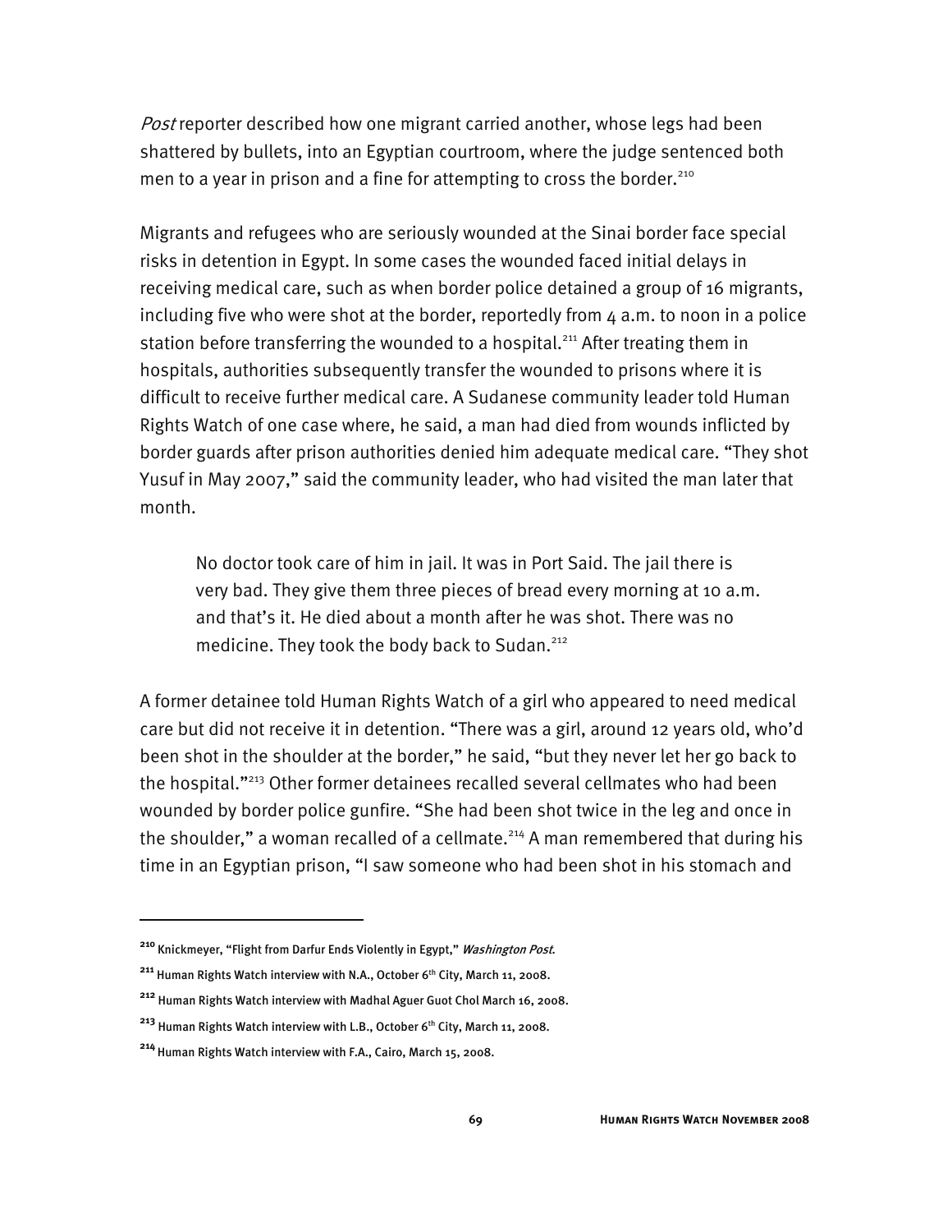*Post* reporter described how one migrant carried another, whose legs had been shattered by bullets, into an Egyptian courtroom, where the judge sentenced both men to a year in prison and a fine for attempting to cross the border.[210]

Migrants and refugees who are seriously wounded at the Sinai border face special risks in detention in Egypt. In some cases the wounded faced initial delays in receiving medical care, such as when border police detained a group of 16 migrants, including five who were shot at the border, reportedly from 4 a.m. to noon in a police station before transferring the wounded to a hospital.[211] After treating them in hospitals, authorities subsequently transfer the wounded to prisons where it is difficult to receive further medical care. A Sudanese community leader told Human Rights Watch of one case where, he said, a man had died from wounds inflicted by border guards after prison authorities denied him adequate medical care. "They shot Yusuf in May 2007," said the community leader, who had visited the man later that month.

> No doctor took care of him in jail. It was in Port Said. The jail there is very bad. They give them three pieces of bread every morning at 10 a.m. and that's it. He died about a month after he was shot. There was no medicine. They took the body back to Sudan.[212]

A former detainee told Human Rights Watch of a girl who appeared to need medical care but did not receive it in detention. "There was a girl, around 12 years old, who'd been shot in the shoulder at the border," he said, "but they never let her go back to the hospital."[213] Other former detainees recalled several cellmates who had been wounded by border police gunfire. "She had been shot twice in the leg and once in the shoulder," a woman recalled of a cellmate.[214] A man remembered that during his time in an Egyptian prison, "I saw someone who had been shot in his stomach and

---

[210] Knickmeyer, "Flight from Darfur Ends Violently in Egypt," *Washington Post*.

[211] Human Rights Watch interview with N.A., October 6th City, March 11, 2008.

[212] Human Rights Watch interview with Madhal Aguer Guot Chol March 16, 2008.

[213] Human Rights Watch interview with L.B., October 6th City, March 11, 2008.

[214] Human Rights Watch interview with F.A., Cairo, March 15, 2008.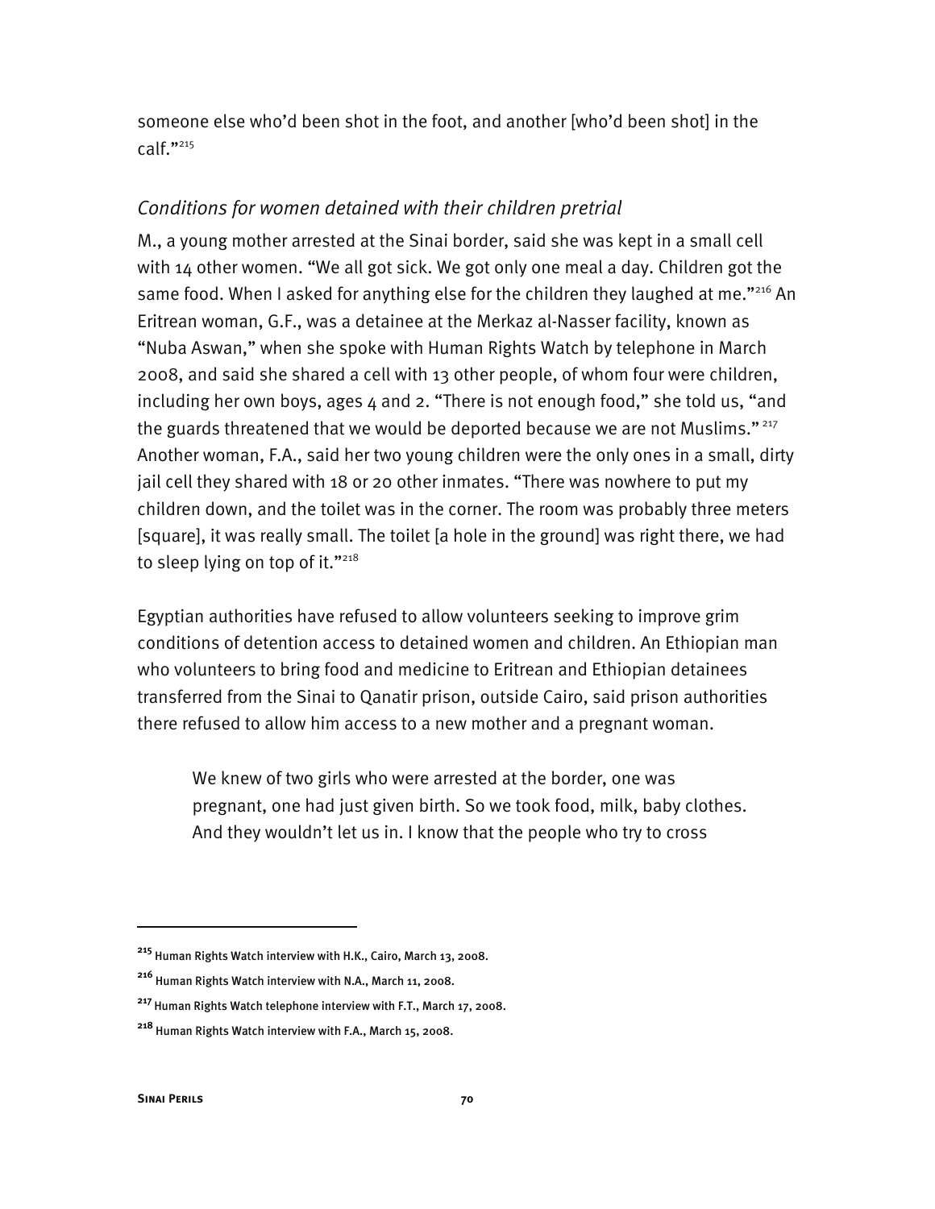someone else who'd been shot in the foot, and another [who'd been shot] in the calf."[215]

*Conditions for women detained with their children pretrial*

M., a young mother arrested at the Sinai border, said she was kept in a small cell with 14 other women. "We all got sick. We got only one meal a day. Children got the same food. When I asked for anything else for the children they laughed at me."[216] An Eritrean woman, G.F., was a detainee at the Merkaz al-Nasser facility, known as "Nuba Aswan," when she spoke with Human Rights Watch by telephone in March 2008, and said she shared a cell with 13 other people, of whom four were children, including her own boys, ages 4 and 2. "There is not enough food," she told us, "and the guards threatened that we would be deported because we are not Muslims."[217] Another woman, F.A., said her two young children were the only ones in a small, dirty jail cell they shared with 18 or 20 other inmates. "There was nowhere to put my children down, and the toilet was in the corner. The room was probably three meters [square], it was really small. The toilet [a hole in the ground] was right there, we had to sleep lying on top of it."[218]

Egyptian authorities have refused to allow volunteers seeking to improve grim conditions of detention access to detained women and children. An Ethiopian man who volunteers to bring food and medicine to Eritrean and Ethiopian detainees transferred from the Sinai to Qanatir prison, outside Cairo, said prison authorities there refused to allow him access to a new mother and a pregnant woman.

> We knew of two girls who were arrested at the border, one was pregnant, one had just given birth. So we took food, milk, baby clothes. And they wouldn't let us in. I know that the people who try to cross

---

[215] Human Rights Watch interview with H.K., Cairo, March 13, 2008.

[216] Human Rights Watch interview with N.A., March 11, 2008.

[217] Human Rights Watch telephone interview with F.T., March 17, 2008.

[218] Human Rights Watch interview with F.A., March 15, 2008.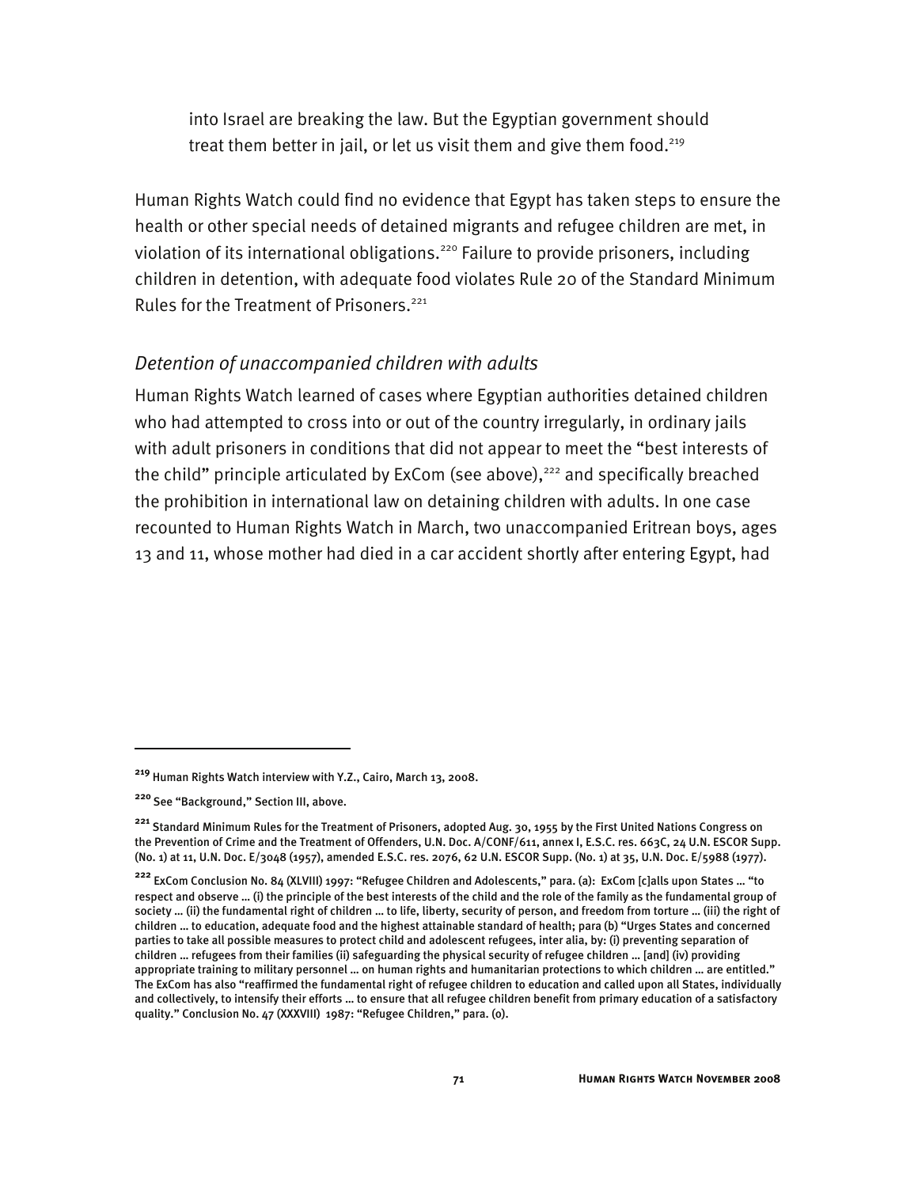into Israel are breaking the law. But the Egyptian government should treat them better in jail, or let us visit them and give them food.[219]

Human Rights Watch could find no evidence that Egypt has taken steps to ensure the health or other special needs of detained migrants and refugee children are met, in violation of its international obligations.[220] Failure to provide prisoners, including children in detention, with adequate food violates Rule 20 of the Standard Minimum Rules for the Treatment of Prisoners.[221]

### *Detention of unaccompanied children with adults*

Human Rights Watch learned of cases where Egyptian authorities detained children who had attempted to cross into or out of the country irregularly, in ordinary jails with adult prisoners in conditions that did not appear to meet the "best interests of the child" principle articulated by ExCom (see above),[222] and specifically breached the prohibition in international law on detaining children with adults. In one case recounted to Human Rights Watch in March, two unaccompanied Eritrean boys, ages 13 and 11, whose mother had died in a car accident shortly after entering Egypt, had

---

[219] Human Rights Watch interview with Y.Z., Cairo, March 13, 2008.

[220] See "Background," Section III, above.

[221] Standard Minimum Rules for the Treatment of Prisoners, adopted Aug. 30, 1955 by the First United Nations Congress on the Prevention of Crime and the Treatment of Offenders, U.N. Doc. A/CONF/611, annex I, E.S.C. res. 663C, 24 U.N. ESCOR Supp. (No. 1) at 11, U.N. Doc. E/3048 (1957), amended E.S.C. res. 2076, 62 U.N. ESCOR Supp. (No. 1) at 35, U.N. Doc. E/5988 (1977).

[222] ExCom Conclusion No. 84 (XLVIII) 1997: "Refugee Children and Adolescents," para. (a): ExCom [c]alls upon States … "to respect and observe … (i) the principle of the best interests of the child and the role of the family as the fundamental group of society … (ii) the fundamental right of children … to life, liberty, security of person, and freedom from torture … (iii) the right of children … to education, adequate food and the highest attainable standard of health; para (b) "Urges States and concerned parties to take all possible measures to protect child and adolescent refugees, inter alia, by: (i) preventing separation of children … refugees from their families (ii) safeguarding the physical security of refugee children … [and] (iv) providing appropriate training to military personnel … on human rights and humanitarian protections to which children … are entitled." The ExCom has also "reaffirmed the fundamental right of refugee children to education and called upon all States, individually and collectively, to intensify their efforts … to ensure that all refugee children benefit from primary education of a satisfactory quality." Conclusion No. 47 (XXXVIII) 1987: "Refugee Children," para. (o).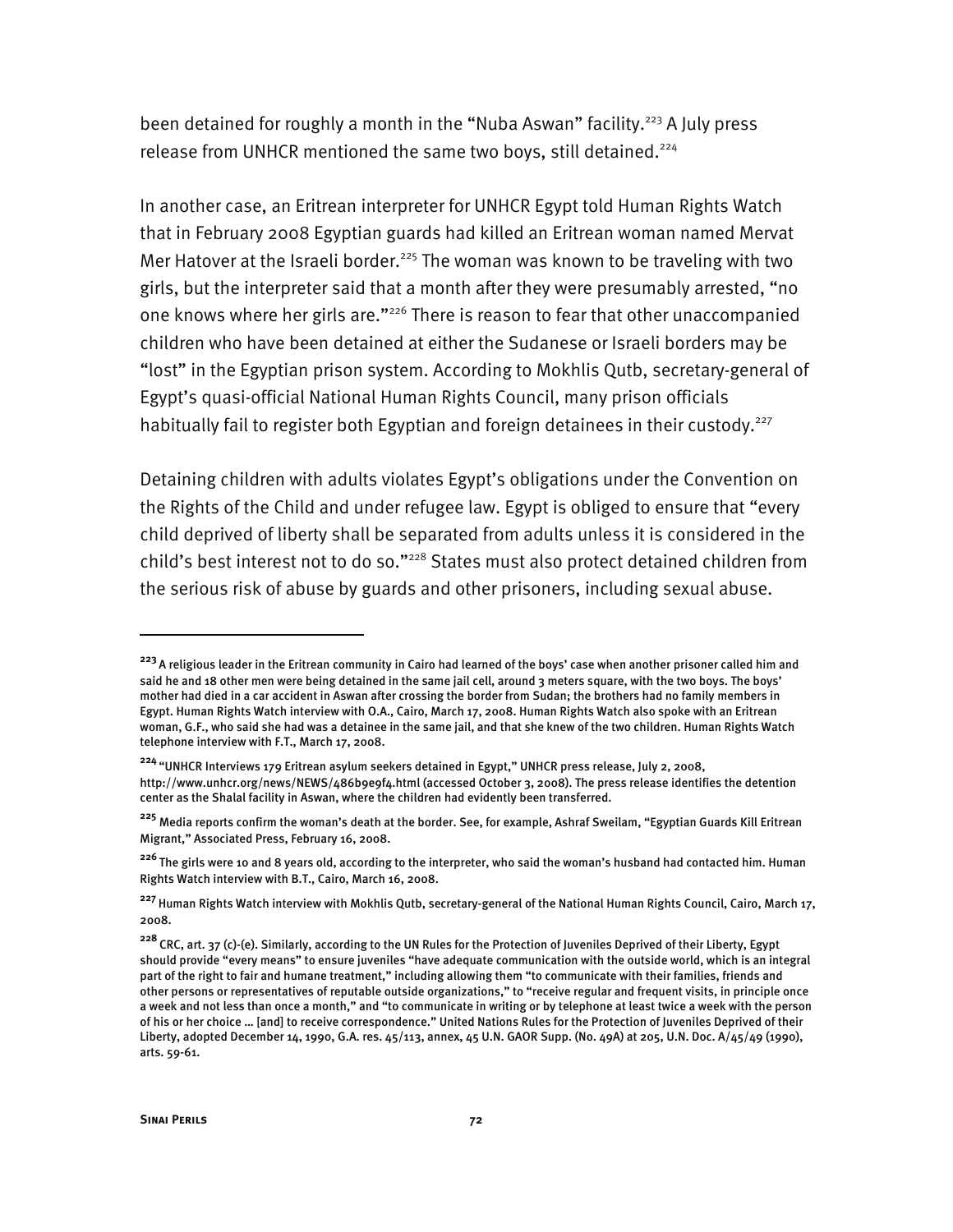been detained for roughly a month in the "Nuba Aswan" facility.[223] A July press release from UNHCR mentioned the same two boys, still detained.[224]

In another case, an Eritrean interpreter for UNHCR Egypt told Human Rights Watch that in February 2008 Egyptian guards had killed an Eritrean woman named Mervat Mer Hatover at the Israeli border.[225] The woman was known to be traveling with two girls, but the interpreter said that a month after they were presumably arrested, "no one knows where her girls are."[226] There is reason to fear that other unaccompanied children who have been detained at either the Sudanese or Israeli borders may be "lost" in the Egyptian prison system. According to Mokhlis Qutb, secretary-general of Egypt's quasi-official National Human Rights Council, many prison officials habitually fail to register both Egyptian and foreign detainees in their custody.[227]

Detaining children with adults violates Egypt's obligations under the Convention on the Rights of the Child and under refugee law. Egypt is obliged to ensure that "every child deprived of liberty shall be separated from adults unless it is considered in the child's best interest not to do so."[228] States must also protect detained children from the serious risk of abuse by guards and other prisoners, including sexual abuse.

---

[223] A religious leader in the Eritrean community in Cairo had learned of the boys' case when another prisoner called him and said he and 18 other men were being detained in the same jail cell, around 3 meters square, with the two boys. The boys' mother had died in a car accident in Aswan after crossing the border from Sudan; the brothers had no family members in Egypt. Human Rights Watch interview with O.A., Cairo, March 17, 2008. Human Rights Watch also spoke with an Eritrean woman, G.F., who said she had was a detainee in the same jail, and that she knew of the two children. Human Rights Watch telephone interview with F.T., March 17, 2008.

[224] "UNHCR Interviews 179 Eritrean asylum seekers detained in Egypt," UNHCR press release, July 2, 2008, http://www.unhcr.org/news/NEWS/486b9e9f4.html (accessed October 3, 2008). The press release identifies the detention center as the Shalal facility in Aswan, where the children had evidently been transferred.

[225] Media reports confirm the woman's death at the border. See, for example, Ashraf Sweilam, "Egyptian Guards Kill Eritrean Migrant," Associated Press, February 16, 2008.

[226] The girls were 10 and 8 years old, according to the interpreter, who said the woman's husband had contacted him. Human Rights Watch interview with B.T., Cairo, March 16, 2008.

[227] Human Rights Watch interview with Mokhlis Qutb, secretary-general of the National Human Rights Council, Cairo, March 17, 2008.

[228] CRC, art. 37 (c)-(e). Similarly, according to the UN Rules for the Protection of Juveniles Deprived of their Liberty, Egypt should provide "every means" to ensure juveniles "have adequate communication with the outside world, which is an integral part of the right to fair and humane treatment," including allowing them "to communicate with their families, friends and other persons or representatives of reputable outside organizations," to "receive regular and frequent visits, in principle once a week and not less than once a month," and "to communicate in writing or by telephone at least twice a week with the person of his or her choice … [and] to receive correspondence." United Nations Rules for the Protection of Juveniles Deprived of their Liberty, adopted December 14, 1990, G.A. res. 45/113, annex, 45 U.N. GAOR Supp. (No. 49A) at 205, U.N. Doc. A/45/49 (1990), arts. 59-61.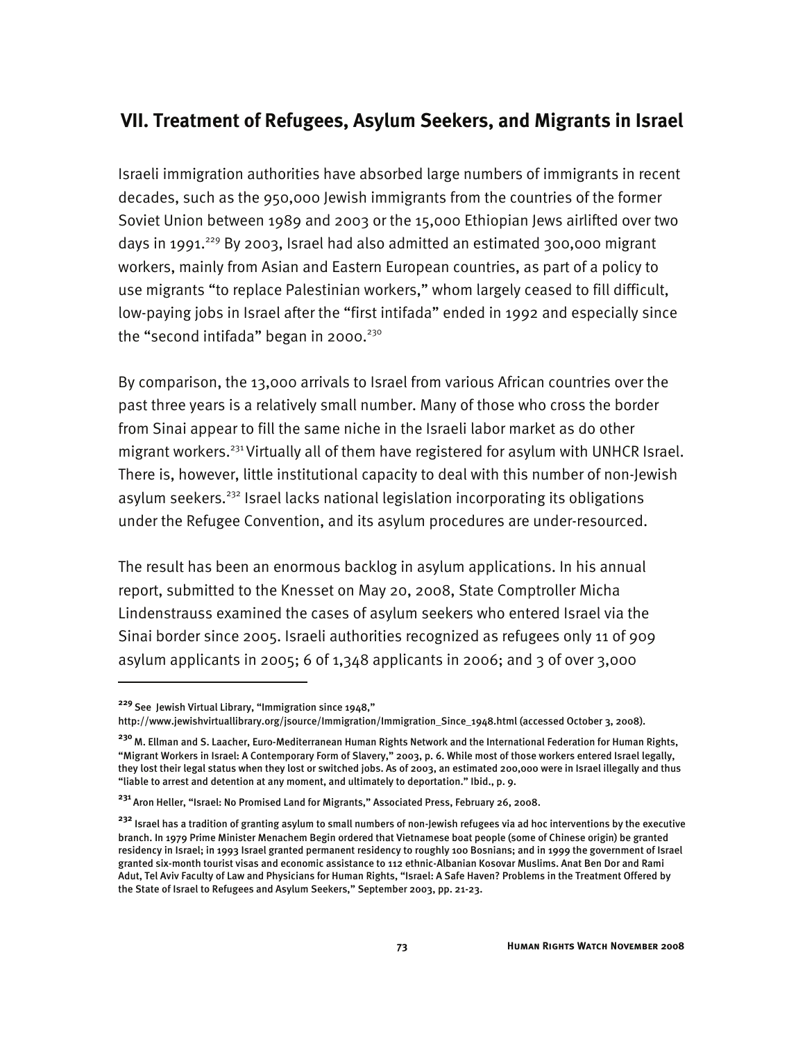## VII. Treatment of Refugees, Asylum Seekers, and Migrants in Israel

Israeli immigration authorities have absorbed large numbers of immigrants in recent decades, such as the 950,000 Jewish immigrants from the countries of the former Soviet Union between 1989 and 2003 or the 15,000 Ethiopian Jews airlifted over two days in 1991.[229] By 2003, Israel had also admitted an estimated 300,000 migrant workers, mainly from Asian and Eastern European countries, as part of a policy to use migrants "to replace Palestinian workers," whom largely ceased to fill difficult, low-paying jobs in Israel after the "first intifada" ended in 1992 and especially since the "second intifada" began in 2000.[230]

By comparison, the 13,000 arrivals to Israel from various African countries over the past three years is a relatively small number. Many of those who cross the border from Sinai appear to fill the same niche in the Israeli labor market as do other migrant workers.[231] Virtually all of them have registered for asylum with UNHCR Israel. There is, however, little institutional capacity to deal with this number of non-Jewish asylum seekers.[232] Israel lacks national legislation incorporating its obligations under the Refugee Convention, and its asylum procedures are under-resourced.

The result has been an enormous backlog in asylum applications. In his annual report, submitted to the Knesset on May 20, 2008, State Comptroller Micha Lindenstrauss examined the cases of asylum seekers who entered Israel via the Sinai border since 2005. Israeli authorities recognized as refugees only 11 of 909 asylum applicants in 2005; 6 of 1,348 applicants in 2006; and 3 of over 3,000

---

[229] See Jewish Virtual Library, "Immigration since 1948," http://www.jewishvirtuallibrary.org/jsource/Immigration/Immigration_Since_1948.html (accessed October 3, 2008).

[230] M. Ellman and S. Laacher, Euro-Mediterranean Human Rights Network and the International Federation for Human Rights, "Migrant Workers in Israel: A Contemporary Form of Slavery," 2003, p. 6. While most of those workers entered Israel legally, they lost their legal status when they lost or switched jobs. As of 2003, an estimated 200,000 were in Israel illegally and thus "liable to arrest and detention at any moment, and ultimately to deportation." Ibid., p. 9.

[231] Aron Heller, "Israel: No Promised Land for Migrants," Associated Press, February 26, 2008.

[232] Israel has a tradition of granting asylum to small numbers of non-Jewish refugees via ad hoc interventions by the executive branch. In 1979 Prime Minister Menachem Begin ordered that Vietnamese boat people (some of Chinese origin) be granted residency in Israel; in 1993 Israel granted permanent residency to roughly 100 Bosnians; and in 1999 the government of Israel granted six-month tourist visas and economic assistance to 112 ethnic-Albanian Kosovar Muslims. Anat Ben Dor and Rami Adut, Tel Aviv Faculty of Law and Physicians for Human Rights, "Israel: A Safe Haven? Problems in the Treatment Offered by the State of Israel to Refugees and Asylum Seekers," September 2003, pp. 21-23.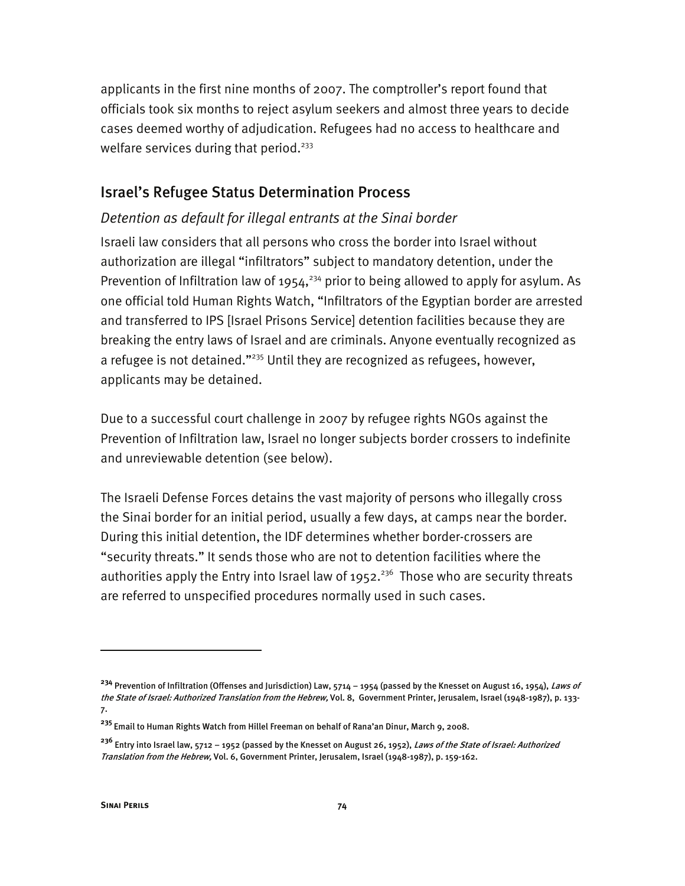applicants in the first nine months of 2007. The comptroller's report found that officials took six months to reject asylum seekers and almost three years to decide cases deemed worthy of adjudication. Refugees had no access to healthcare and welfare services during that period.[233]

## Israel's Refugee Status Determination Process

### *Detention as default for illegal entrants at the Sinai border*

Israeli law considers that all persons who cross the border into Israel without authorization are illegal "infiltrators" subject to mandatory detention, under the Prevention of Infiltration law of 1954,[234] prior to being allowed to apply for asylum. As one official told Human Rights Watch, "Infiltrators of the Egyptian border are arrested and transferred to IPS [Israel Prisons Service] detention facilities because they are breaking the entry laws of Israel and are criminals. Anyone eventually recognized as a refugee is not detained."[235] Until they are recognized as refugees, however, applicants may be detained.

Due to a successful court challenge in 2007 by refugee rights NGOs against the Prevention of Infiltration law, Israel no longer subjects border crossers to indefinite and unreviewable detention (see below).

The Israeli Defense Forces detains the vast majority of persons who illegally cross the Sinai border for an initial period, usually a few days, at camps near the border. During this initial detention, the IDF determines whether border-crossers are "security threats." It sends those who are not to detention facilities where the authorities apply the Entry into Israel law of 1952.[236] Those who are security threats are referred to unspecified procedures normally used in such cases.

---

[234] Prevention of Infiltration (Offenses and Jurisdiction) Law, 5714 – 1954 (passed by the Knesset on August 16, 1954), *Laws of the State of Israel: Authorized Translation from the Hebrew,* Vol. 8, Government Printer, Jerusalem, Israel (1948-1987), p. 133-7.

[235] Email to Human Rights Watch from Hillel Freeman on behalf of Rana'an Dinur, March 9, 2008.

[236] Entry into Israel law, 5712 – 1952 (passed by the Knesset on August 26, 1952), *Laws of the State of Israel: Authorized Translation from the Hebrew,* Vol. 6, Government Printer, Jerusalem, Israel (1948-1987), p. 159-162.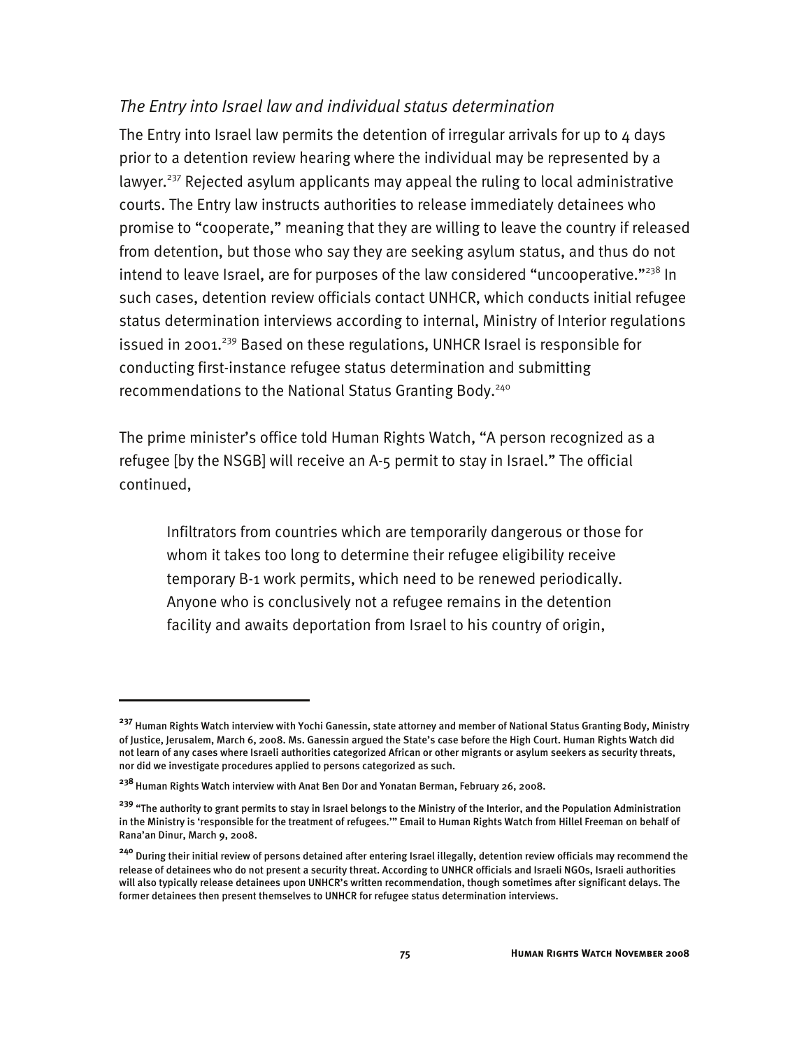### *The Entry into Israel law and individual status determination*

The Entry into Israel law permits the detention of irregular arrivals for up to 4 days prior to a detention review hearing where the individual may be represented by a lawyer.[237] Rejected asylum applicants may appeal the ruling to local administrative courts. The Entry law instructs authorities to release immediately detainees who promise to "cooperate," meaning that they are willing to leave the country if released from detention, but those who say they are seeking asylum status, and thus do not intend to leave Israel, are for purposes of the law considered "uncooperative."[238] In such cases, detention review officials contact UNHCR, which conducts initial refugee status determination interviews according to internal, Ministry of Interior regulations issued in 2001.[239] Based on these regulations, UNHCR Israel is responsible for conducting first-instance refugee status determination and submitting recommendations to the National Status Granting Body.[240]

The prime minister's office told Human Rights Watch, "A person recognized as a refugee [by the NSGB] will receive an A-5 permit to stay in Israel." The official continued,

> Infiltrators from countries which are temporarily dangerous or those for whom it takes too long to determine their refugee eligibility receive temporary B-1 work permits, which need to be renewed periodically. Anyone who is conclusively not a refugee remains in the detention facility and awaits deportation from Israel to his country of origin,

---

[237] Human Rights Watch interview with Yochi Ganessin, state attorney and member of National Status Granting Body, Ministry of Justice, Jerusalem, March 6, 2008. Ms. Ganessin argued the State's case before the High Court. Human Rights Watch did not learn of any cases where Israeli authorities categorized African or other migrants or asylum seekers as security threats, nor did we investigate procedures applied to persons categorized as such.

[238] Human Rights Watch interview with Anat Ben Dor and Yonatan Berman, February 26, 2008.

[239] "The authority to grant permits to stay in Israel belongs to the Ministry of the Interior, and the Population Administration in the Ministry is 'responsible for the treatment of refugees.'" Email to Human Rights Watch from Hillel Freeman on behalf of Rana'an Dinur, March 9, 2008.

[240] During their initial review of persons detained after entering Israel illegally, detention review officials may recommend the release of detainees who do not present a security threat. According to UNHCR officials and Israeli NGOs, Israeli authorities will also typically release detainees upon UNHCR's written recommendation, though sometimes after significant delays. The former detainees then present themselves to UNHCR for refugee status determination interviews.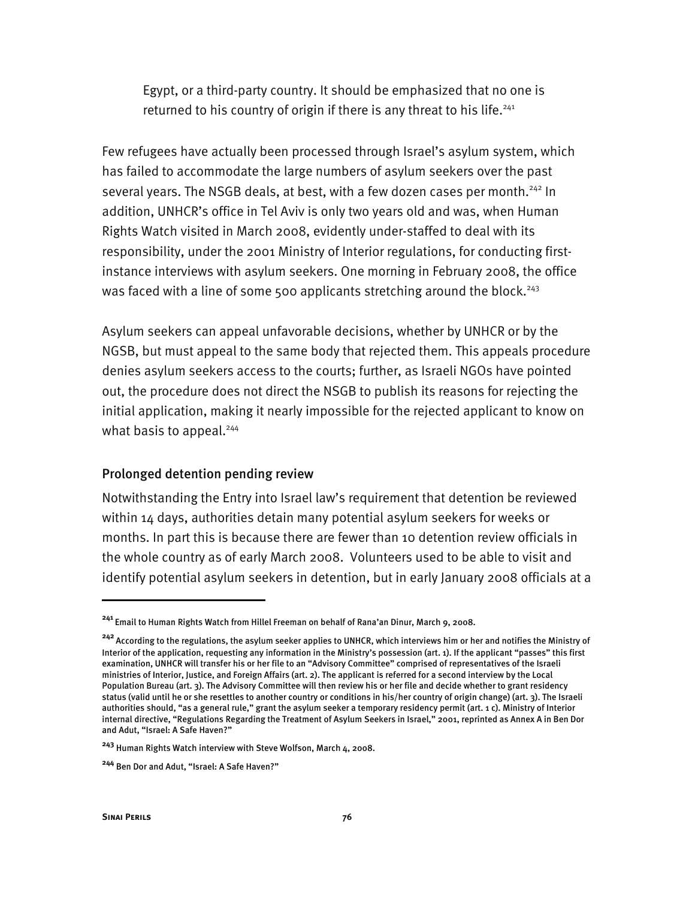Egypt, or a third-party country. It should be emphasized that no one is returned to his country of origin if there is any threat to his life.[241]

Few refugees have actually been processed through Israel's asylum system, which has failed to accommodate the large numbers of asylum seekers over the past several years. The NSGB deals, at best, with a few dozen cases per month.[242] In addition, UNHCR's office in Tel Aviv is only two years old and was, when Human Rights Watch visited in March 2008, evidently under-staffed to deal with its responsibility, under the 2001 Ministry of Interior regulations, for conducting first-instance interviews with asylum seekers. One morning in February 2008, the office was faced with a line of some 500 applicants stretching around the block.[243]

Asylum seekers can appeal unfavorable decisions, whether by UNHCR or by the NGSB, but must appeal to the same body that rejected them. This appeals procedure denies asylum seekers access to the courts; further, as Israeli NGOs have pointed out, the procedure does not direct the NSGB to publish its reasons for rejecting the initial application, making it nearly impossible for the rejected applicant to know on what basis to appeal.[244]

### Prolonged detention pending review

Notwithstanding the Entry into Israel law's requirement that detention be reviewed within 14 days, authorities detain many potential asylum seekers for weeks or months. In part this is because there are fewer than 10 detention review officials in the whole country as of early March 2008. Volunteers used to be able to visit and identify potential asylum seekers in detention, but in early January 2008 officials at a

---

[241] Email to Human Rights Watch from Hillel Freeman on behalf of Rana'an Dinur, March 9, 2008.

[242] According to the regulations, the asylum seeker applies to UNHCR, which interviews him or her and notifies the Ministry of Interior of the application, requesting any information in the Ministry's possession (art. 1). If the applicant "passes" this first examination, UNHCR will transfer his or her file to an "Advisory Committee" comprised of representatives of the Israeli ministries of Interior, Justice, and Foreign Affairs (art. 2). The applicant is referred for a second interview by the Local Population Bureau (art. 3). The Advisory Committee will then review his or her file and decide whether to grant residency status (valid until he or she resettles to another country or conditions in his/her country of origin change) (art. 3). The Israeli authorities should, "as a general rule," grant the asylum seeker a temporary residency permit (art. 1 c). Ministry of Interior internal directive, "Regulations Regarding the Treatment of Asylum Seekers in Israel," 2001, reprinted as Annex A in Ben Dor and Adut, "Israel: A Safe Haven?"

[243] Human Rights Watch interview with Steve Wolfson, March 4, 2008.

[244] Ben Dor and Adut, "Israel: A Safe Haven?"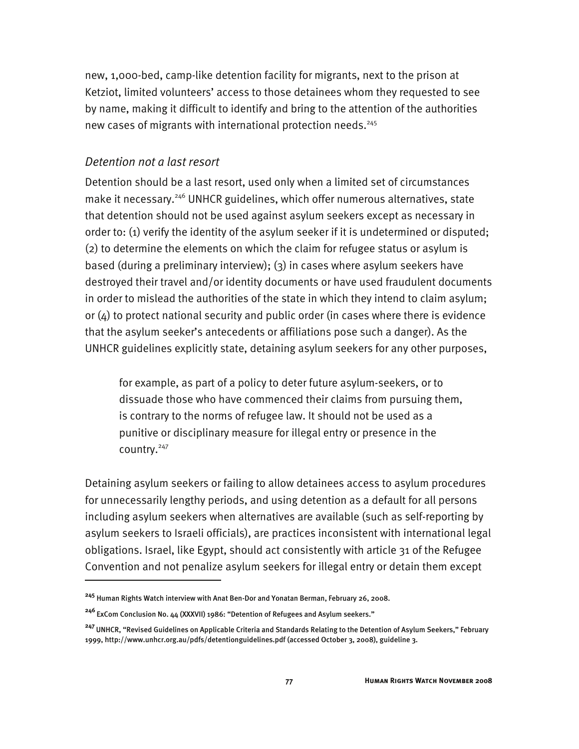new, 1,000-bed, camp-like detention facility for migrants, next to the prison at Ketziot, limited volunteers' access to those detainees whom they requested to see by name, making it difficult to identify and bring to the attention of the authorities new cases of migrants with international protection needs.[245]

### *Detention not a last resort*

Detention should be a last resort, used only when a limited set of circumstances make it necessary.[246] UNHCR guidelines, which offer numerous alternatives, state that detention should not be used against asylum seekers except as necessary in order to: (1) verify the identity of the asylum seeker if it is undetermined or disputed; (2) to determine the elements on which the claim for refugee status or asylum is based (during a preliminary interview); (3) in cases where asylum seekers have destroyed their travel and/or identity documents or have used fraudulent documents in order to mislead the authorities of the state in which they intend to claim asylum; or (4) to protect national security and public order (in cases where there is evidence that the asylum seeker's antecedents or affiliations pose such a danger). As the UNHCR guidelines explicitly state, detaining asylum seekers for any other purposes,

> for example, as part of a policy to deter future asylum-seekers, or to dissuade those who have commenced their claims from pursuing them, is contrary to the norms of refugee law. It should not be used as a punitive or disciplinary measure for illegal entry or presence in the country.[247]

Detaining asylum seekers or failing to allow detainees access to asylum procedures for unnecessarily lengthy periods, and using detention as a default for all persons including asylum seekers when alternatives are available (such as self-reporting by asylum seekers to Israeli officials), are practices inconsistent with international legal obligations. Israel, like Egypt, should act consistently with article 31 of the Refugee Convention and not penalize asylum seekers for illegal entry or detain them except

---

[245] Human Rights Watch interview with Anat Ben-Dor and Yonatan Berman, February 26, 2008.

[246] ExCom Conclusion No. 44 (XXXVII) 1986: "Detention of Refugees and Asylum seekers."

[247] UNHCR, "Revised Guidelines on Applicable Criteria and Standards Relating to the Detention of Asylum Seekers," February 1999, http://www.unhcr.org.au/pdfs/detentionguidelines.pdf (accessed October 3, 2008), guideline 3.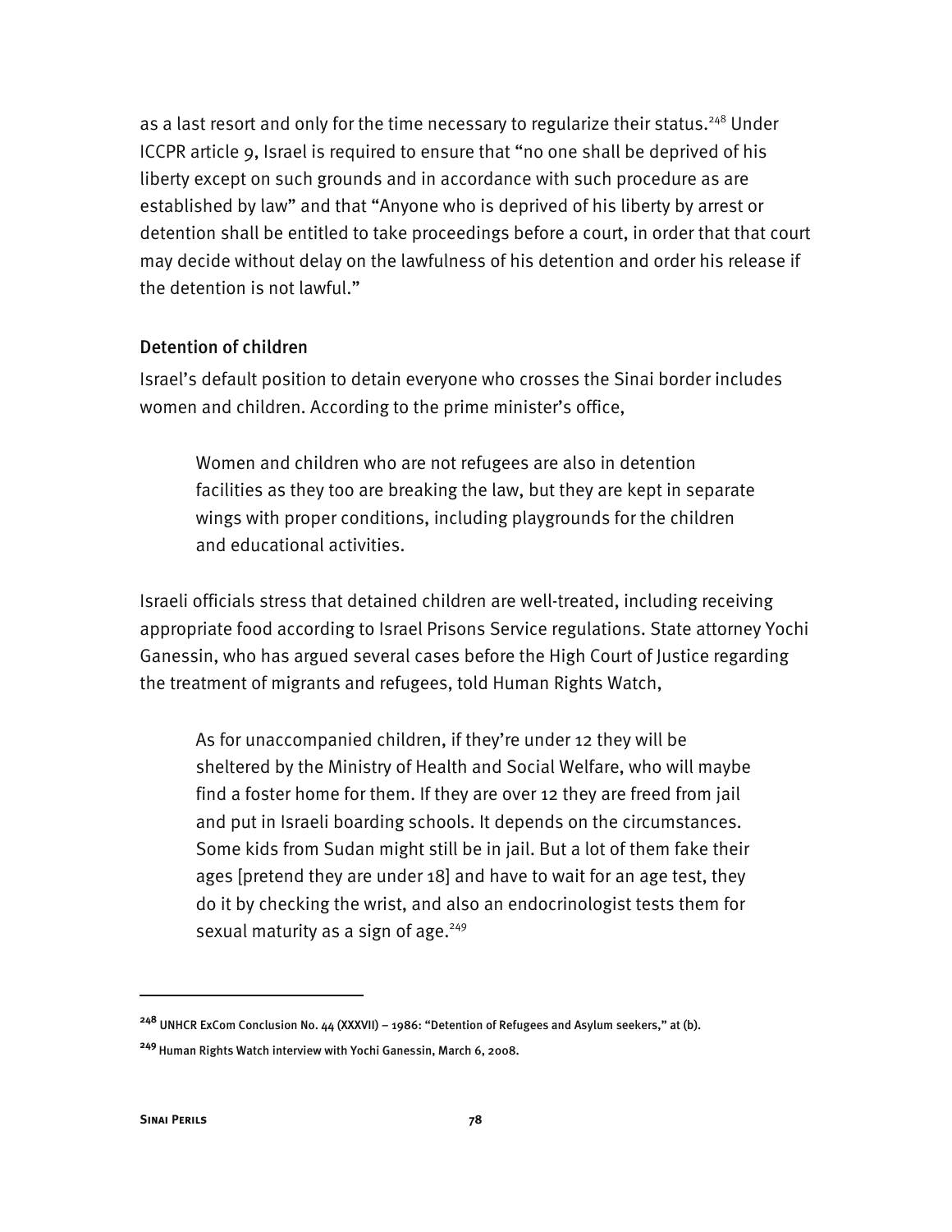as a last resort and only for the time necessary to regularize their status.[248] Under ICCPR article 9, Israel is required to ensure that "no one shall be deprived of his liberty except on such grounds and in accordance with such procedure as are established by law" and that "Anyone who is deprived of his liberty by arrest or detention shall be entitled to take proceedings before a court, in order that that court may decide without delay on the lawfulness of his detention and order his release if the detention is not lawful."

### Detention of children

Israel's default position to detain everyone who crosses the Sinai border includes women and children. According to the prime minister's office,

> Women and children who are not refugees are also in detention facilities as they too are breaking the law, but they are kept in separate wings with proper conditions, including playgrounds for the children and educational activities.

Israeli officials stress that detained children are well-treated, including receiving appropriate food according to Israel Prisons Service regulations. State attorney Yochi Ganessin, who has argued several cases before the High Court of Justice regarding the treatment of migrants and refugees, told Human Rights Watch,

> As for unaccompanied children, if they're under 12 they will be sheltered by the Ministry of Health and Social Welfare, who will maybe find a foster home for them. If they are over 12 they are freed from jail and put in Israeli boarding schools. It depends on the circumstances. Some kids from Sudan might still be in jail. But a lot of them fake their ages [pretend they are under 18] and have to wait for an age test, they do it by checking the wrist, and also an endocrinologist tests them for sexual maturity as a sign of age.[249]

---

[248] UNHCR ExCom Conclusion No. 44 (XXXVII) – 1986: "Detention of Refugees and Asylum seekers," at (b).

[249] Human Rights Watch interview with Yochi Ganessin, March 6, 2008.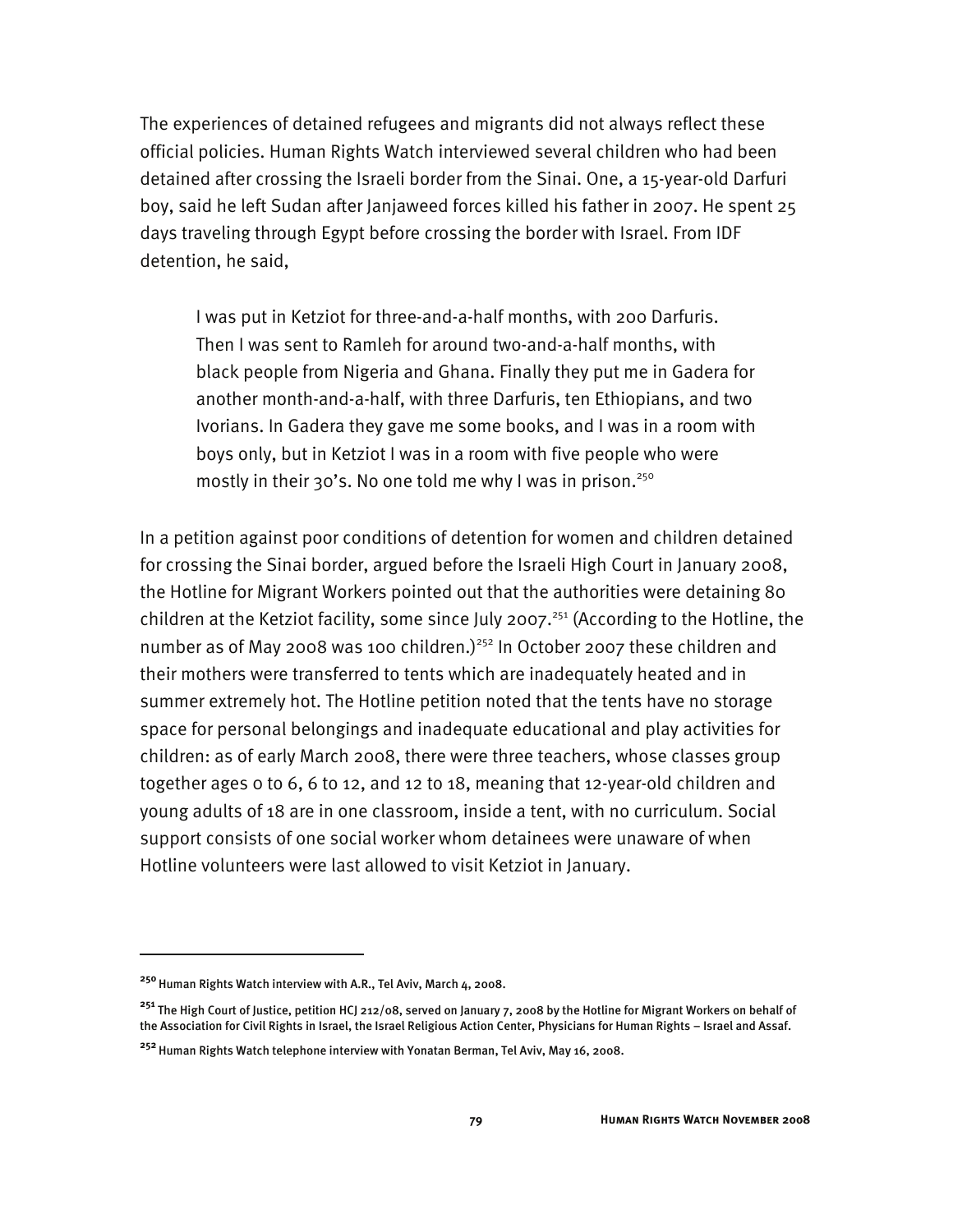The experiences of detained refugees and migrants did not always reflect these official policies. Human Rights Watch interviewed several children who had been detained after crossing the Israeli border from the Sinai. One, a 15-year-old Darfuri boy, said he left Sudan after Janjaweed forces killed his father in 2007. He spent 25 days traveling through Egypt before crossing the border with Israel. From IDF detention, he said,

> I was put in Ketziot for three-and-a-half months, with 200 Darfuris. Then I was sent to Ramleh for around two-and-a-half months, with black people from Nigeria and Ghana. Finally they put me in Gadera for another month-and-a-half, with three Darfuris, ten Ethiopians, and two Ivorians. In Gadera they gave me some books, and I was in a room with boys only, but in Ketziot I was in a room with five people who were mostly in their 30's. No one told me why I was in prison.[250]

In a petition against poor conditions of detention for women and children detained for crossing the Sinai border, argued before the Israeli High Court in January 2008, the Hotline for Migrant Workers pointed out that the authorities were detaining 80 children at the Ketziot facility, some since July 2007.[251] (According to the Hotline, the number as of May 2008 was 100 children.)[252] In October 2007 these children and their mothers were transferred to tents which are inadequately heated and in summer extremely hot. The Hotline petition noted that the tents have no storage space for personal belongings and inadequate educational and play activities for children: as of early March 2008, there were three teachers, whose classes group together ages 0 to 6, 6 to 12, and 12 to 18, meaning that 12-year-old children and young adults of 18 are in one classroom, inside a tent, with no curriculum. Social support consists of one social worker whom detainees were unaware of when Hotline volunteers were last allowed to visit Ketziot in January.

---

[250] Human Rights Watch interview with A.R., Tel Aviv, March 4, 2008.

[251] The High Court of Justice, petition HCJ 212/08, served on January 7, 2008 by the Hotline for Migrant Workers on behalf of the Association for Civil Rights in Israel, the Israel Religious Action Center, Physicians for Human Rights – Israel and Assaf.

[252] Human Rights Watch telephone interview with Yonatan Berman, Tel Aviv, May 16, 2008.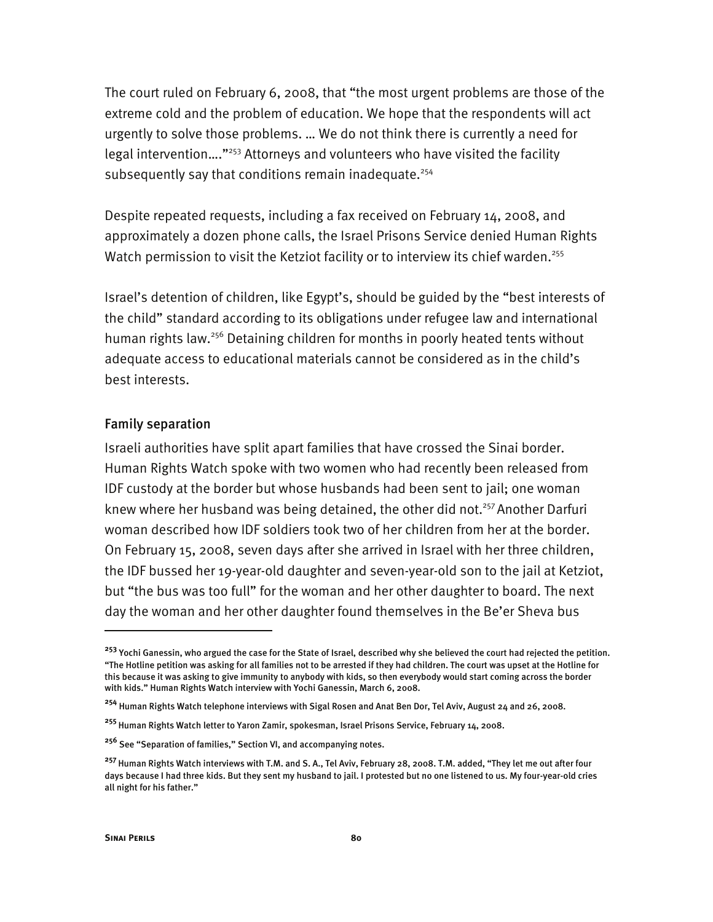The court ruled on February 6, 2008, that "the most urgent problems are those of the extreme cold and the problem of education. We hope that the respondents will act urgently to solve those problems. … We do not think there is currently a need for legal intervention…."[253] Attorneys and volunteers who have visited the facility subsequently say that conditions remain inadequate.[254]

Despite repeated requests, including a fax received on February 14, 2008, and approximately a dozen phone calls, the Israel Prisons Service denied Human Rights Watch permission to visit the Ketziot facility or to interview its chief warden.[255]

Israel's detention of children, like Egypt's, should be guided by the "best interests of the child" standard according to its obligations under refugee law and international human rights law.[256] Detaining children for months in poorly heated tents without adequate access to educational materials cannot be considered as in the child's best interests.

### Family separation

Israeli authorities have split apart families that have crossed the Sinai border. Human Rights Watch spoke with two women who had recently been released from IDF custody at the border but whose husbands had been sent to jail; one woman knew where her husband was being detained, the other did not.[257] Another Darfuri woman described how IDF soldiers took two of her children from her at the border. On February 15, 2008, seven days after she arrived in Israel with her three children, the IDF bussed her 19-year-old daughter and seven-year-old son to the jail at Ketziot, but "the bus was too full" for the woman and her other daughter to board. The next day the woman and her other daughter found themselves in the Be'er Sheva bus

---

[253] Yochi Ganessin, who argued the case for the State of Israel, described why she believed the court had rejected the petition. "The Hotline petition was asking for all families not to be arrested if they had children. The court was upset at the Hotline for this because it was asking to give immunity to anybody with kids, so then everybody would start coming across the border with kids." Human Rights Watch interview with Yochi Ganessin, March 6, 2008.

[254] Human Rights Watch telephone interviews with Sigal Rosen and Anat Ben Dor, Tel Aviv, August 24 and 26, 2008.

[255] Human Rights Watch letter to Yaron Zamir, spokesman, Israel Prisons Service, February 14, 2008.

[256] See "Separation of families," Section VI, and accompanying notes.

[257] Human Rights Watch interviews with T.M. and S. A., Tel Aviv, February 28, 2008. T.M. added, "They let me out after four days because I had three kids. But they sent my husband to jail. I protested but no one listened to us. My four-year-old cries all night for his father."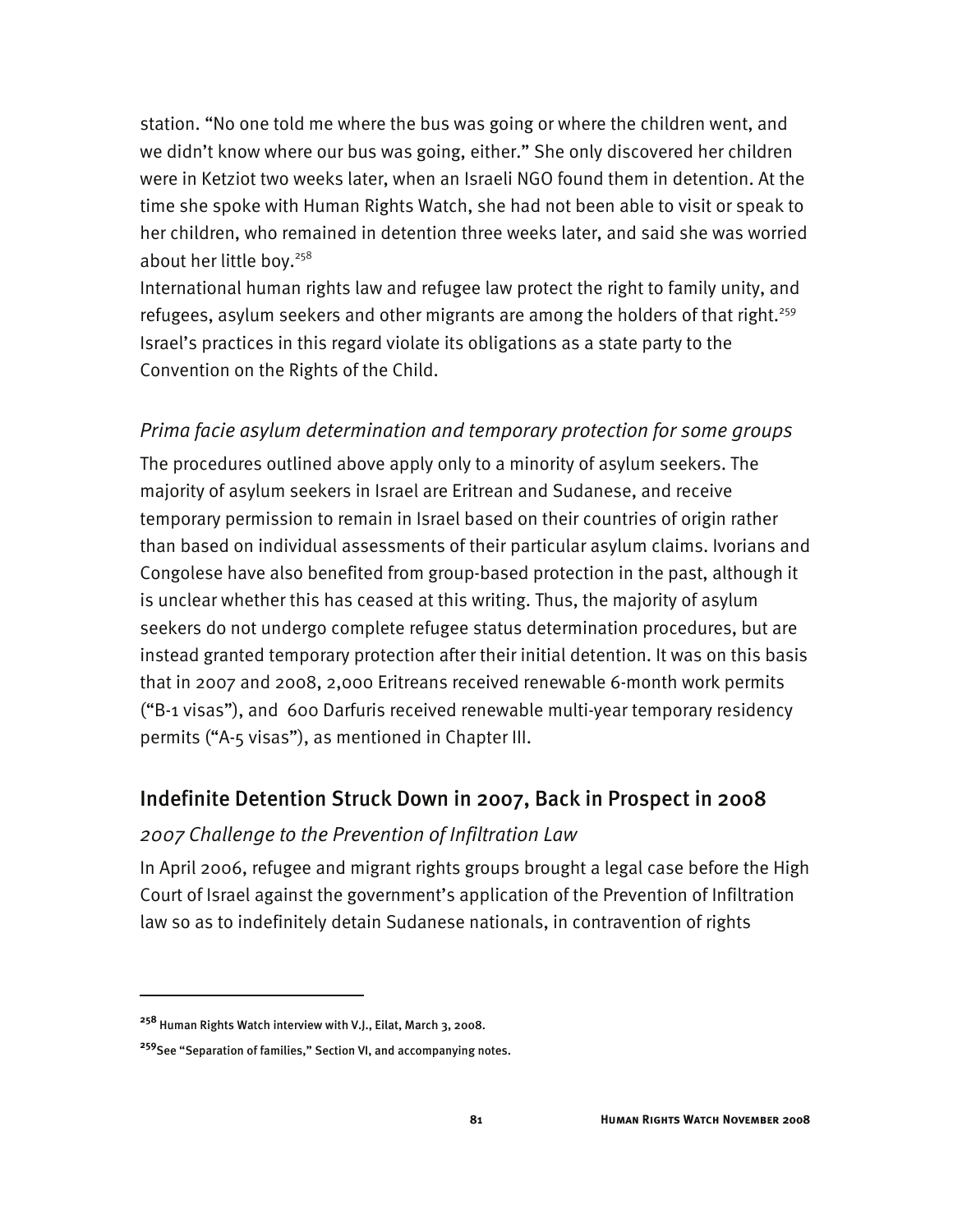station. "No one told me where the bus was going or where the children went, and we didn't know where our bus was going, either." She only discovered her children were in Ketziot two weeks later, when an Israeli NGO found them in detention. At the time she spoke with Human Rights Watch, she had not been able to visit or speak to her children, who remained in detention three weeks later, and said she was worried about her little boy.[258]

International human rights law and refugee law protect the right to family unity, and refugees, asylum seekers and other migrants are among the holders of that right.[259] Israel's practices in this regard violate its obligations as a state party to the Convention on the Rights of the Child.

### *Prima facie asylum determination and temporary protection for some groups*

The procedures outlined above apply only to a minority of asylum seekers. The majority of asylum seekers in Israel are Eritrean and Sudanese, and receive temporary permission to remain in Israel based on their countries of origin rather than based on individual assessments of their particular asylum claims. Ivorians and Congolese have also benefited from group-based protection in the past, although it is unclear whether this has ceased at this writing. Thus, the majority of asylum seekers do not undergo complete refugee status determination procedures, but are instead granted temporary protection after their initial detention. It was on this basis that in 2007 and 2008, 2,000 Eritreans received renewable 6-month work permits ("B-1 visas"), and 600 Darfuris received renewable multi-year temporary residency permits ("A-5 visas"), as mentioned in Chapter III.

## Indefinite Detention Struck Down in 2007, Back in Prospect in 2008

### *2007 Challenge to the Prevention of Infiltration Law*

In April 2006, refugee and migrant rights groups brought a legal case before the High Court of Israel against the government's application of the Prevention of Infiltration law so as to indefinitely detain Sudanese nationals, in contravention of rights

---

[258] Human Rights Watch interview with V.J., Eilat, March 3, 2008.

[259] See "Separation of families," Section VI, and accompanying notes.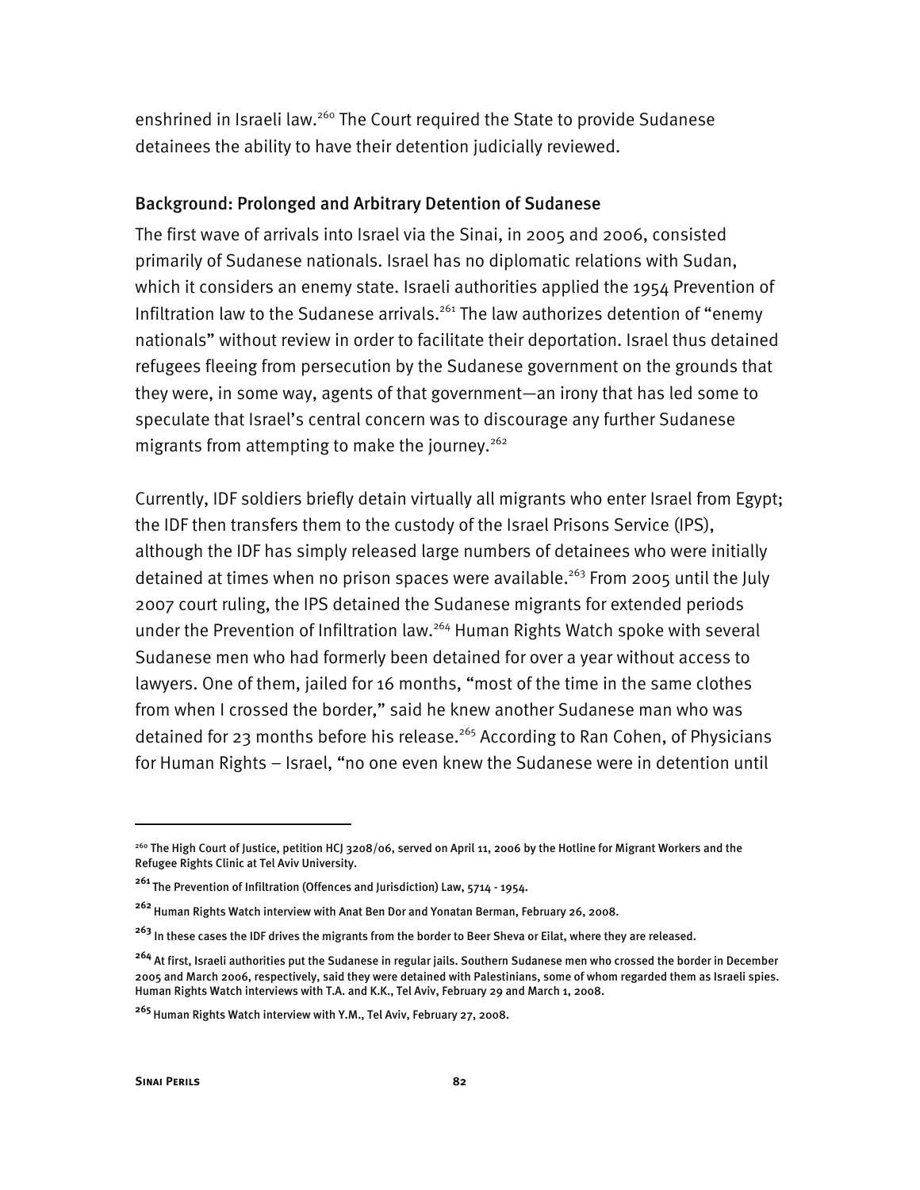enshrined in Israeli law.[260] The Court required the State to provide Sudanese detainees the ability to have their detention judicially reviewed.

### Background: Prolonged and Arbitrary Detention of Sudanese

The first wave of arrivals into Israel via the Sinai, in 2005 and 2006, consisted primarily of Sudanese nationals. Israel has no diplomatic relations with Sudan, which it considers an enemy state. Israeli authorities applied the 1954 Prevention of Infiltration law to the Sudanese arrivals.[261] The law authorizes detention of "enemy nationals" without review in order to facilitate their deportation. Israel thus detained refugees fleeing from persecution by the Sudanese government on the grounds that they were, in some way, agents of that government—an irony that has led some to speculate that Israel's central concern was to discourage any further Sudanese migrants from attempting to make the journey.[262]

Currently, IDF soldiers briefly detain virtually all migrants who enter Israel from Egypt; the IDF then transfers them to the custody of the Israel Prisons Service (IPS), although the IDF has simply released large numbers of detainees who were initially detained at times when no prison spaces were available.[263] From 2005 until the July 2007 court ruling, the IPS detained the Sudanese migrants for extended periods under the Prevention of Infiltration law.[264] Human Rights Watch spoke with several Sudanese men who had formerly been detained for over a year without access to lawyers. One of them, jailed for 16 months, "most of the time in the same clothes from when I crossed the border," said he knew another Sudanese man who was detained for 23 months before his release.[265] According to Ran Cohen, of Physicians for Human Rights – Israel, "no one even knew the Sudanese were in detention until

---

[260] The High Court of Justice, petition HCJ 3208/06, served on April 11, 2006 by the Hotline for Migrant Workers and the Refugee Rights Clinic at Tel Aviv University.

[261] The Prevention of Infiltration (Offences and Jurisdiction) Law, 5714 - 1954.

[262] Human Rights Watch interview with Anat Ben Dor and Yonatan Berman, February 26, 2008.

[263] In these cases the IDF drives the migrants from the border to Beer Sheva or Eilat, where they are released.

[264] At first, Israeli authorities put the Sudanese in regular jails. Southern Sudanese men who crossed the border in December 2005 and March 2006, respectively, said they were detained with Palestinians, some of whom regarded them as Israeli spies. Human Rights Watch interviews with T.A. and K.K., Tel Aviv, February 29 and March 1, 2008.

[265] Human Rights Watch interview with Y.M., Tel Aviv, February 27, 2008.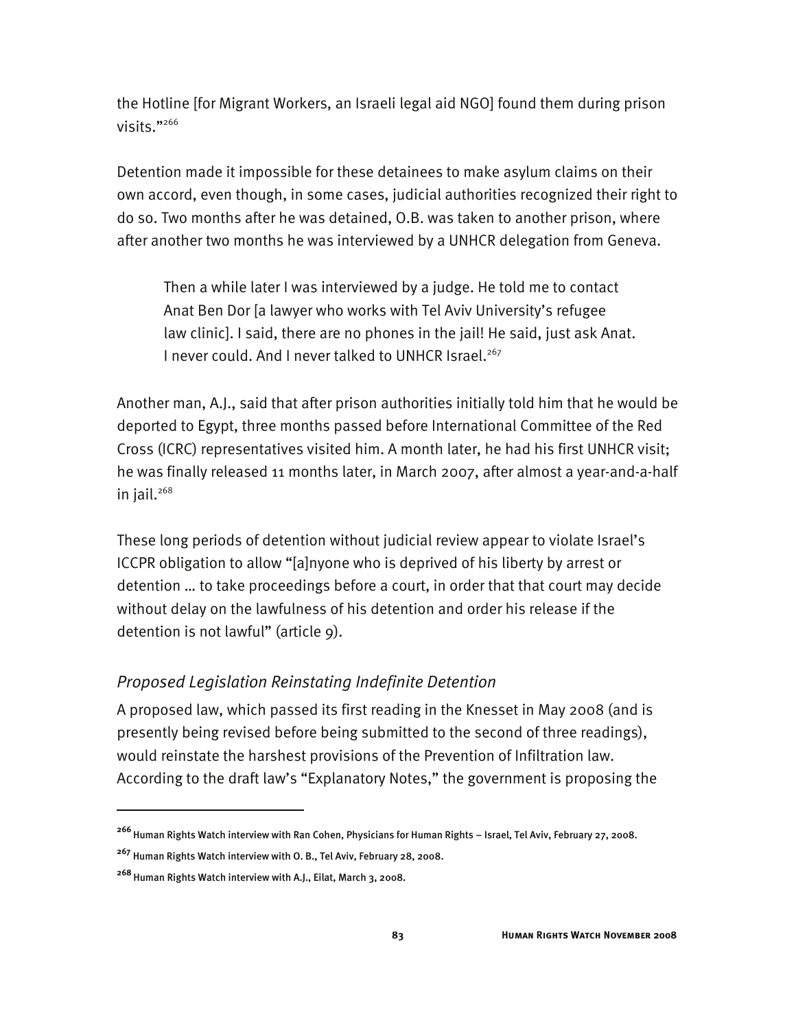the Hotline [for Migrant Workers, an Israeli legal aid NGO] found them during prison visits."[266]

Detention made it impossible for these detainees to make asylum claims on their own accord, even though, in some cases, judicial authorities recognized their right to do so. Two months after he was detained, O.B. was taken to another prison, where after another two months he was interviewed by a UNHCR delegation from Geneva.

> Then a while later I was interviewed by a judge. He told me to contact Anat Ben Dor [a lawyer who works with Tel Aviv University's refugee law clinic]. I said, there are no phones in the jail! He said, just ask Anat. I never could. And I never talked to UNHCR Israel.[267]

Another man, A.J., said that after prison authorities initially told him that he would be deported to Egypt, three months passed before International Committee of the Red Cross (ICRC) representatives visited him. A month later, he had his first UNHCR visit; he was finally released 11 months later, in March 2007, after almost a year-and-a-half in jail.[268]

These long periods of detention without judicial review appear to violate Israel's ICCPR obligation to allow "[a]nyone who is deprived of his liberty by arrest or detention … to take proceedings before a court, in order that that court may decide without delay on the lawfulness of his detention and order his release if the detention is not lawful" (article 9).

### *Proposed Legislation Reinstating Indefinite Detention*

A proposed law, which passed its first reading in the Knesset in May 2008 (and is presently being revised before being submitted to the second of three readings), would reinstate the harshest provisions of the Prevention of Infiltration law. According to the draft law's "Explanatory Notes," the government is proposing the

---

[266] Human Rights Watch interview with Ran Cohen, Physicians for Human Rights – Israel, Tel Aviv, February 27, 2008.

[267] Human Rights Watch interview with O. B., Tel Aviv, February 28, 2008.

[268] Human Rights Watch interview with A.J., Eilat, March 3, 2008.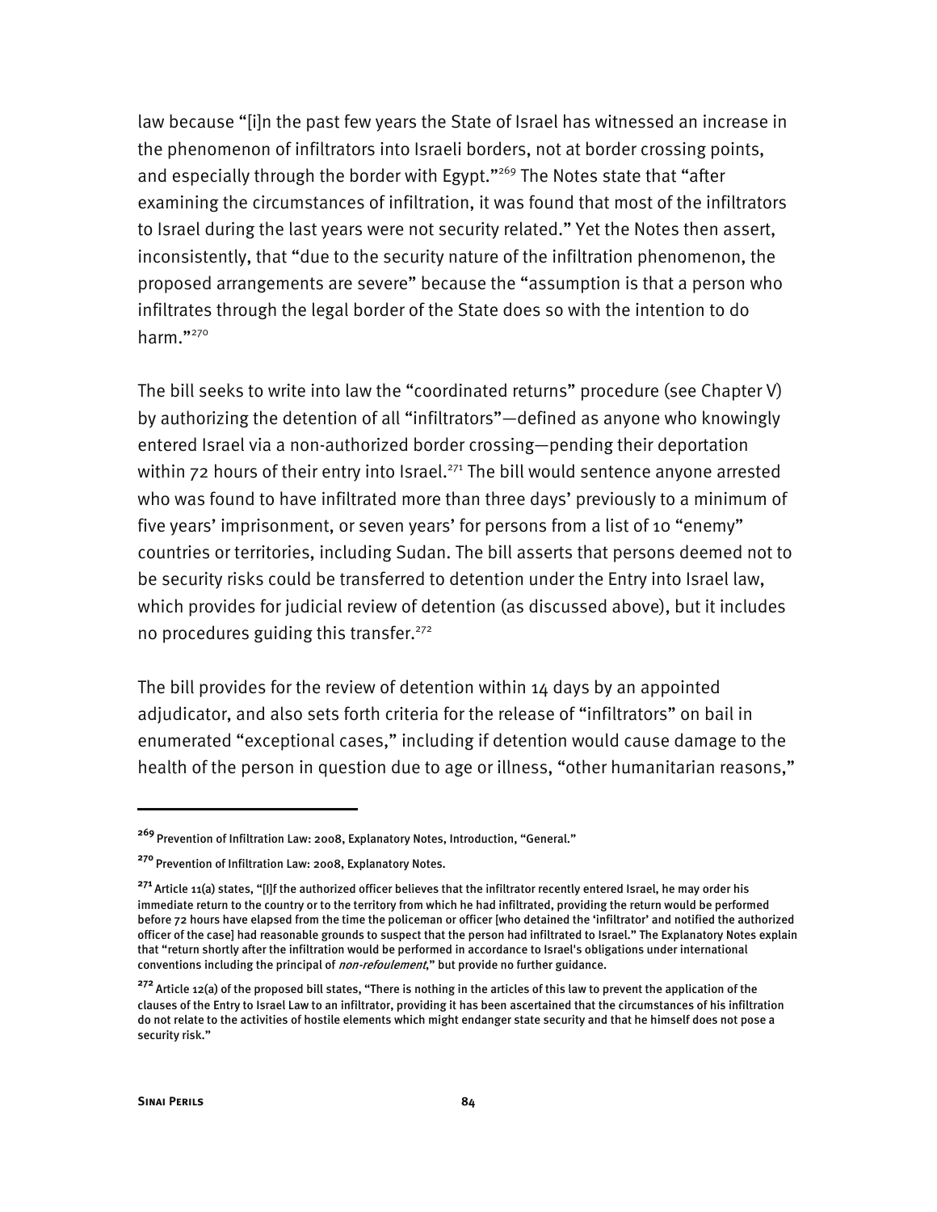law because "[i]n the past few years the State of Israel has witnessed an increase in the phenomenon of infiltrators into Israeli borders, not at border crossing points, and especially through the border with Egypt."[269] The Notes state that "after examining the circumstances of infiltration, it was found that most of the infiltrators to Israel during the last years were not security related." Yet the Notes then assert, inconsistently, that "due to the security nature of the infiltration phenomenon, the proposed arrangements are severe" because the "assumption is that a person who infiltrates through the legal border of the State does so with the intention to do harm."[270]

The bill seeks to write into law the "coordinated returns" procedure (see Chapter V) by authorizing the detention of all "infiltrators"—defined as anyone who knowingly entered Israel via a non-authorized border crossing—pending their deportation within 72 hours of their entry into Israel.[271] The bill would sentence anyone arrested who was found to have infiltrated more than three days' previously to a minimum of five years' imprisonment, or seven years' for persons from a list of 10 "enemy" countries or territories, including Sudan. The bill asserts that persons deemed not to be security risks could be transferred to detention under the Entry into Israel law, which provides for judicial review of detention (as discussed above), but it includes no procedures guiding this transfer.[272]

The bill provides for the review of detention within 14 days by an appointed adjudicator, and also sets forth criteria for the release of "infiltrators" on bail in enumerated "exceptional cases," including if detention would cause damage to the health of the person in question due to age or illness, "other humanitarian reasons,"

---

[269] Prevention of Infiltration Law: 2008, Explanatory Notes, Introduction, "General."

[270] Prevention of Infiltration Law: 2008, Explanatory Notes.

[271] Article 11(a) states, "[I]f the authorized officer believes that the infiltrator recently entered Israel, he may order his immediate return to the country or to the territory from which he had infiltrated, providing the return would be performed before 72 hours have elapsed from the time the policeman or officer [who detained the 'infiltrator' and notified the authorized officer of the case] had reasonable grounds to suspect that the person had infiltrated to Israel." The Explanatory Notes explain that "return shortly after the infiltration would be performed in accordance to Israel's obligations under international conventions including the principal of *non-refoulement*," but provide no further guidance.

[272] Article 12(a) of the proposed bill states, "There is nothing in the articles of this law to prevent the application of the clauses of the Entry to Israel Law to an infiltrator, providing it has been ascertained that the circumstances of his infiltration do not relate to the activities of hostile elements which might endanger state security and that he himself does not pose a security risk."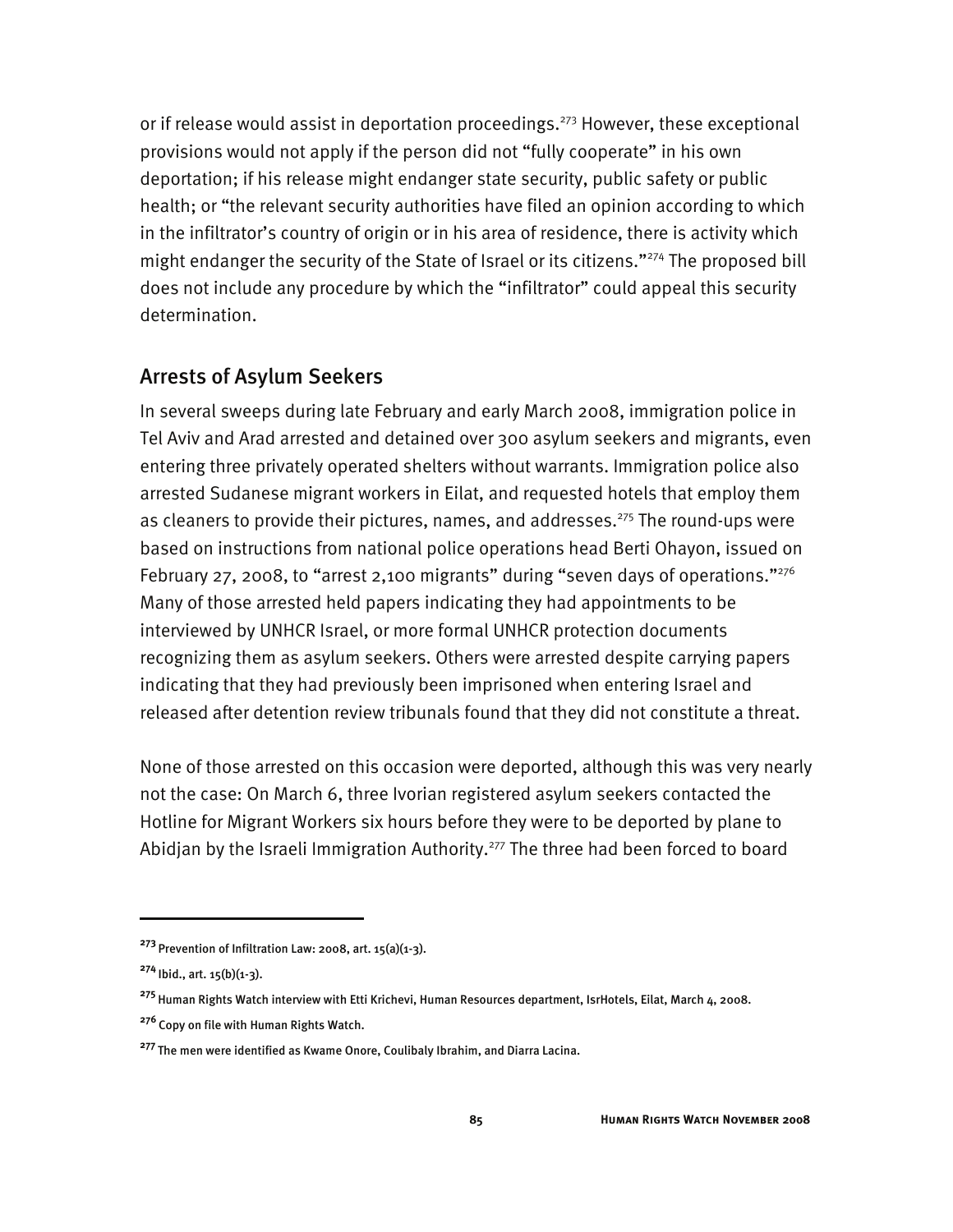or if release would assist in deportation proceedings.[273] However, these exceptional provisions would not apply if the person did not "fully cooperate" in his own deportation; if his release might endanger state security, public safety or public health; or "the relevant security authorities have filed an opinion according to which in the infiltrator's country of origin or in his area of residence, there is activity which might endanger the security of the State of Israel or its citizens."[274] The proposed bill does not include any procedure by which the "infiltrator" could appeal this security determination.

## Arrests of Asylum Seekers

In several sweeps during late February and early March 2008, immigration police in Tel Aviv and Arad arrested and detained over 300 asylum seekers and migrants, even entering three privately operated shelters without warrants. Immigration police also arrested Sudanese migrant workers in Eilat, and requested hotels that employ them as cleaners to provide their pictures, names, and addresses.[275] The round-ups were based on instructions from national police operations head Berti Ohayon, issued on February 27, 2008, to "arrest 2,100 migrants" during "seven days of operations."[276] Many of those arrested held papers indicating they had appointments to be interviewed by UNHCR Israel, or more formal UNHCR protection documents recognizing them as asylum seekers. Others were arrested despite carrying papers indicating that they had previously been imprisoned when entering Israel and released after detention review tribunals found that they did not constitute a threat.

None of those arrested on this occasion were deported, although this was very nearly not the case: On March 6, three Ivorian registered asylum seekers contacted the Hotline for Migrant Workers six hours before they were to be deported by plane to Abidjan by the Israeli Immigration Authority.[277] The three had been forced to board

---

[273] Prevention of Infiltration Law: 2008, art. 15(a)(1-3).

[274] Ibid., art. 15(b)(1-3).

[275] Human Rights Watch interview with Etti Krichevi, Human Resources department, IsrHotels, Eilat, March 4, 2008.

[276] Copy on file with Human Rights Watch.

[277] The men were identified as Kwame Onore, Coulibaly Ibrahim, and Diarra Lacina.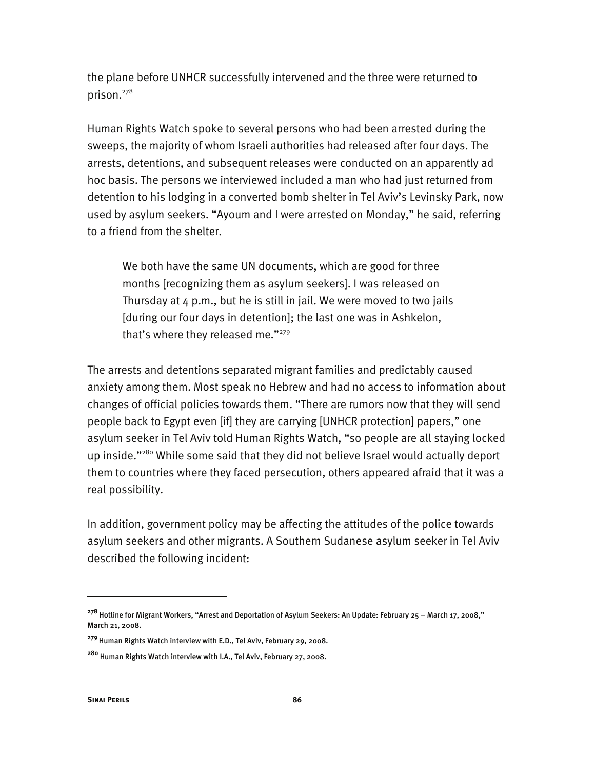the plane before UNHCR successfully intervened and the three were returned to prison.[278]

Human Rights Watch spoke to several persons who had been arrested during the sweeps, the majority of whom Israeli authorities had released after four days. The arrests, detentions, and subsequent releases were conducted on an apparently ad hoc basis. The persons we interviewed included a man who had just returned from detention to his lodging in a converted bomb shelter in Tel Aviv's Levinsky Park, now used by asylum seekers. "Ayoum and I were arrested on Monday," he said, referring to a friend from the shelter.

> We both have the same UN documents, which are good for three months [recognizing them as asylum seekers]. I was released on Thursday at 4 p.m., but he is still in jail. We were moved to two jails [during our four days in detention]; the last one was in Ashkelon, that's where they released me."[279]

The arrests and detentions separated migrant families and predictably caused anxiety among them. Most speak no Hebrew and had no access to information about changes of official policies towards them. "There are rumors now that they will send people back to Egypt even [if] they are carrying [UNHCR protection] papers," one asylum seeker in Tel Aviv told Human Rights Watch, "so people are all staying locked up inside."[280] While some said that they did not believe Israel would actually deport them to countries where they faced persecution, others appeared afraid that it was a real possibility.

In addition, government policy may be affecting the attitudes of the police towards asylum seekers and other migrants. A Southern Sudanese asylum seeker in Tel Aviv described the following incident:

---

[278] Hotline for Migrant Workers, "Arrest and Deportation of Asylum Seekers: An Update: February 25 – March 17, 2008," March 21, 2008.

[279] Human Rights Watch interview with E.D., Tel Aviv, February 29, 2008.

[280] Human Rights Watch interview with I.A., Tel Aviv, February 27, 2008.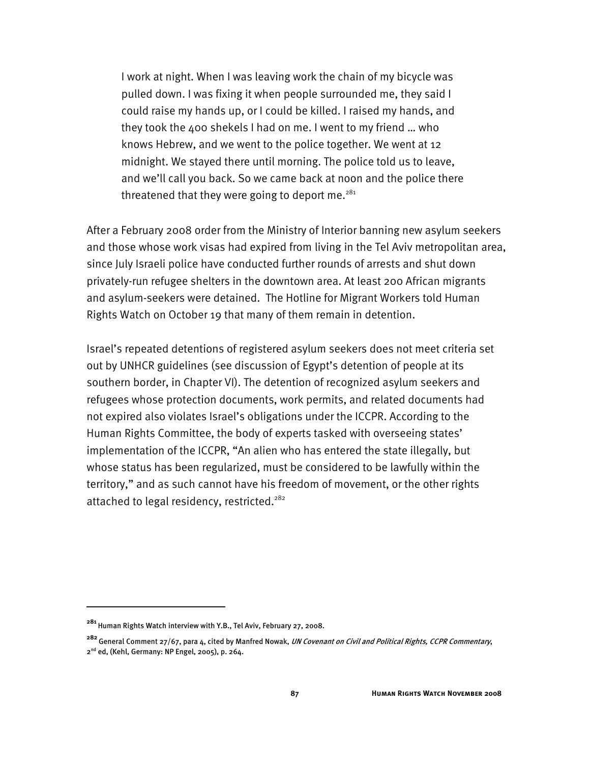> I work at night. When I was leaving work the chain of my bicycle was pulled down. I was fixing it when people surrounded me, they said I could raise my hands up, or I could be killed. I raised my hands, and they took the 400 shekels I had on me. I went to my friend … who knows Hebrew, and we went to the police together. We went at 12 midnight. We stayed there until morning. The police told us to leave, and we'll call you back. So we came back at noon and the police there threatened that they were going to deport me.[281]

After a February 2008 order from the Ministry of Interior banning new asylum seekers and those whose work visas had expired from living in the Tel Aviv metropolitan area, since July Israeli police have conducted further rounds of arrests and shut down privately-run refugee shelters in the downtown area. At least 200 African migrants and asylum-seekers were detained. The Hotline for Migrant Workers told Human Rights Watch on October 19 that many of them remain in detention.

Israel's repeated detentions of registered asylum seekers does not meet criteria set out by UNHCR guidelines (see discussion of Egypt's detention of people at its southern border, in Chapter VI). The detention of recognized asylum seekers and refugees whose protection documents, work permits, and related documents had not expired also violates Israel's obligations under the ICCPR. According to the Human Rights Committee, the body of experts tasked with overseeing states' implementation of the ICCPR, "An alien who has entered the state illegally, but whose status has been regularized, must be considered to be lawfully within the territory," and as such cannot have his freedom of movement, or the other rights attached to legal residency, restricted.[282]

---

[281] Human Rights Watch interview with Y.B., Tel Aviv, February 27, 2008.

[282] General Comment 27/67, para 4, cited by Manfred Nowak, *UN Covenant on Civil and Political Rights, CCPR Commentary*, 2nd ed, (Kehl, Germany: NP Engel, 2005), p. 264.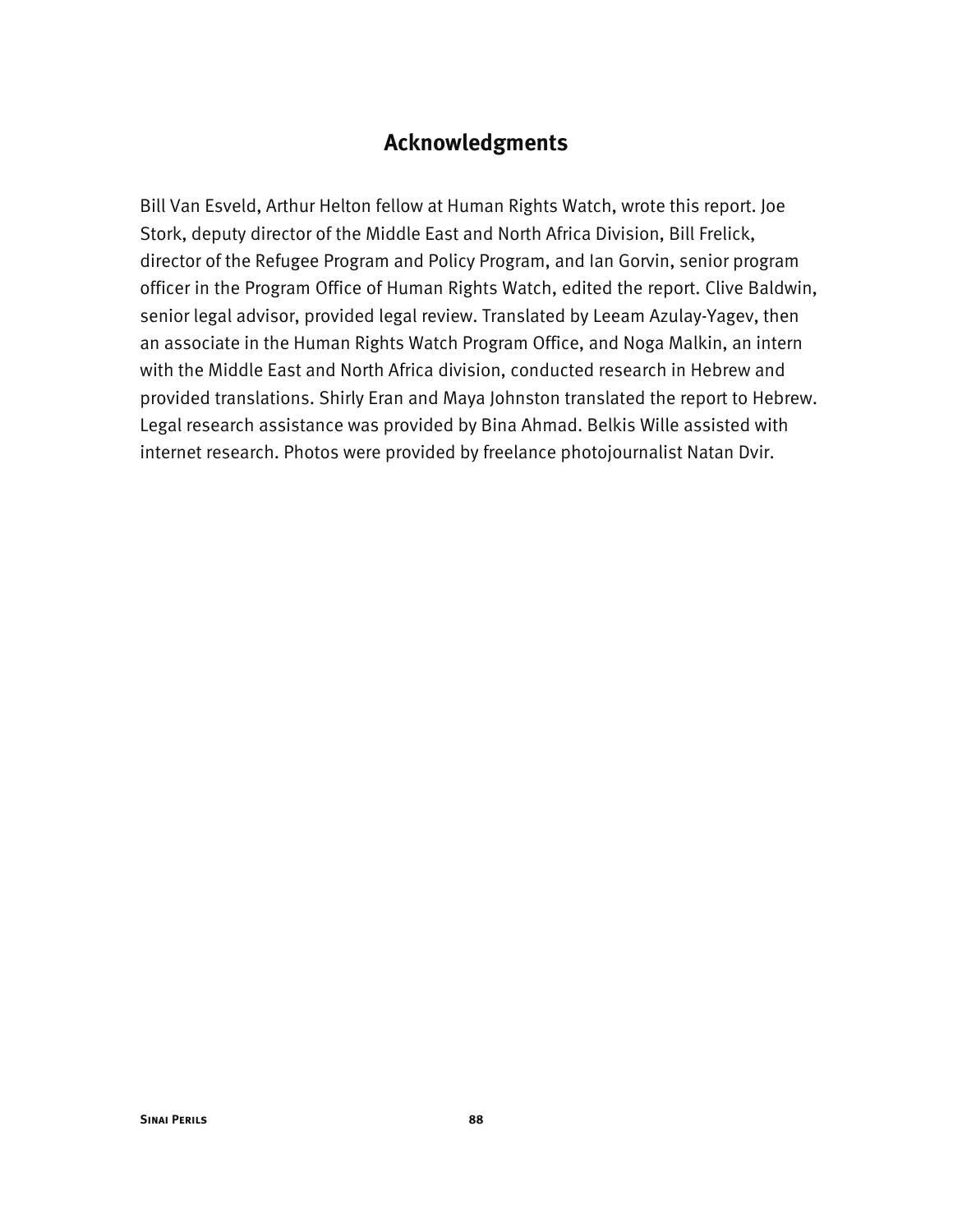## Acknowledgments

Bill Van Esveld, Arthur Helton fellow at Human Rights Watch, wrote this report. Joe Stork, deputy director of the Middle East and North Africa Division, Bill Frelick, director of the Refugee Program and Policy Program, and Ian Gorvin, senior program officer in the Program Office of Human Rights Watch, edited the report. Clive Baldwin, senior legal advisor, provided legal review. Translated by Leeam Azulay-Yagev, then an associate in the Human Rights Watch Program Office, and Noga Malkin, an intern with the Middle East and North Africa division, conducted research in Hebrew and provided translations. Shirly Eran and Maya Johnston translated the report to Hebrew. Legal research assistance was provided by Bina Ahmad. Belkis Wille assisted with internet research. Photos were provided by freelance photojournalist Natan Dvir.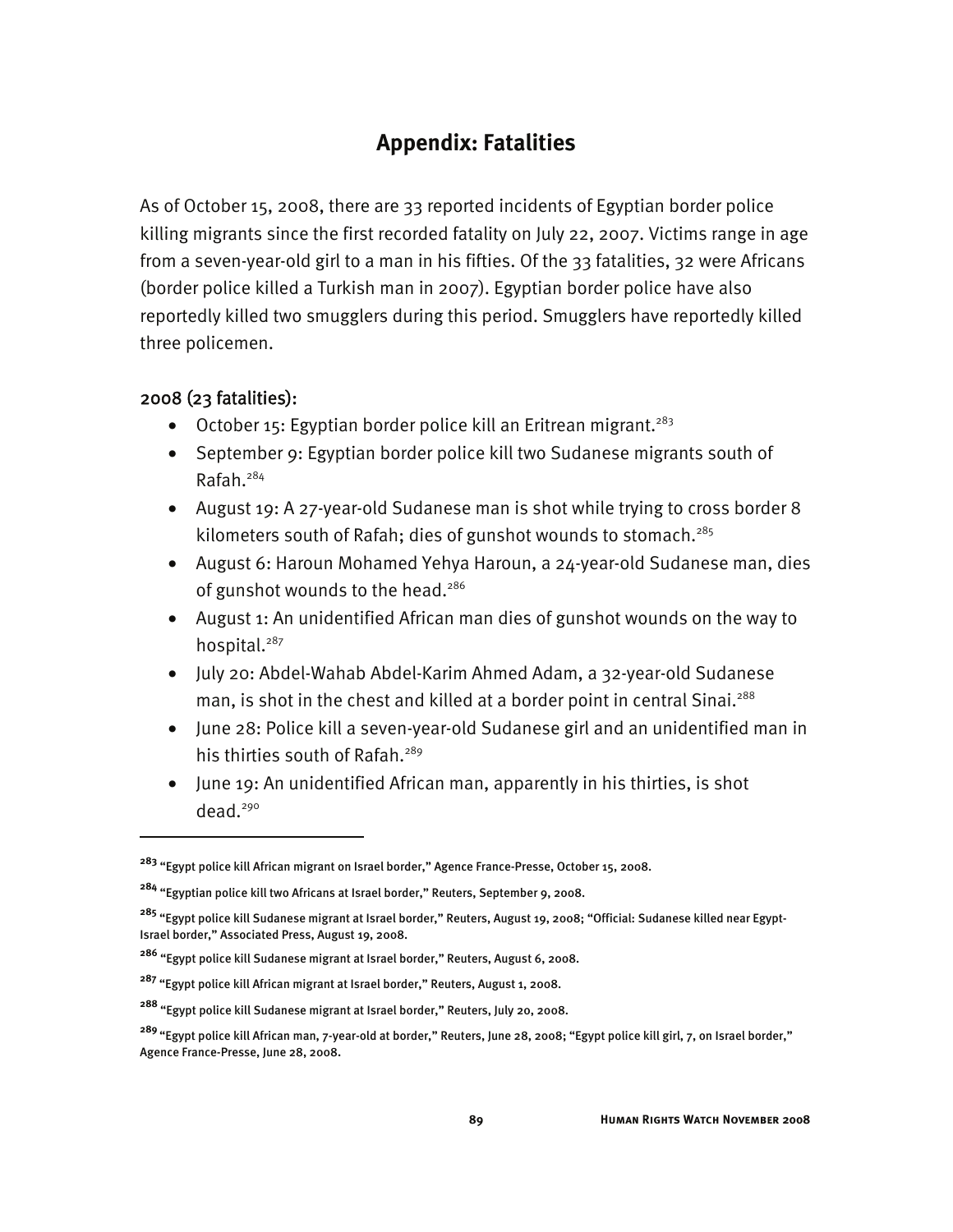# Appendix: Fatalities

As of October 15, 2008, there are 33 reported incidents of Egyptian border police killing migrants since the first recorded fatality on July 22, 2007. Victims range in age from a seven-year-old girl to a man in his fifties. Of the 33 fatalities, 32 were Africans (border police killed a Turkish man in 2007). Egyptian border police have also reportedly killed two smugglers during this period. Smugglers have reportedly killed three policemen.

## 2008 (23 fatalities):

- October 15: Egyptian border police kill an Eritrean migrant.[283]
- September 9: Egyptian border police kill two Sudanese migrants south of Rafah.[284]
- August 19: A 27-year-old Sudanese man is shot while trying to cross border 8 kilometers south of Rafah; dies of gunshot wounds to stomach.[285]
- August 6: Haroun Mohamed Yehya Haroun, a 24-year-old Sudanese man, dies of gunshot wounds to the head.[286]
- August 1: An unidentified African man dies of gunshot wounds on the way to hospital.[287]
- July 20: Abdel-Wahab Abdel-Karim Ahmed Adam, a 32-year-old Sudanese man, is shot in the chest and killed at a border point in central Sinai.[288]
- June 28: Police kill a seven-year-old Sudanese girl and an unidentified man in his thirties south of Rafah.[289]
- June 19: An unidentified African man, apparently in his thirties, is shot dead.[290]

---

[283] "Egypt police kill African migrant on Israel border," Agence France-Presse, October 15, 2008.

[284] "Egyptian police kill two Africans at Israel border," Reuters, September 9, 2008.

[285] "Egypt police kill Sudanese migrant at Israel border," Reuters, August 19, 2008; "Official: Sudanese killed near Egypt-Israel border," Associated Press, August 19, 2008.

[286] "Egypt police kill Sudanese migrant at Israel border," Reuters, August 6, 2008.

[287] "Egypt police kill African migrant at Israel border," Reuters, August 1, 2008.

[288] "Egypt police kill Sudanese migrant at Israel border," Reuters, July 20, 2008.

[289] "Egypt police kill African man, 7-year-old at border," Reuters, June 28, 2008; "Egypt police kill girl, 7, on Israel border," Agence France-Presse, June 28, 2008.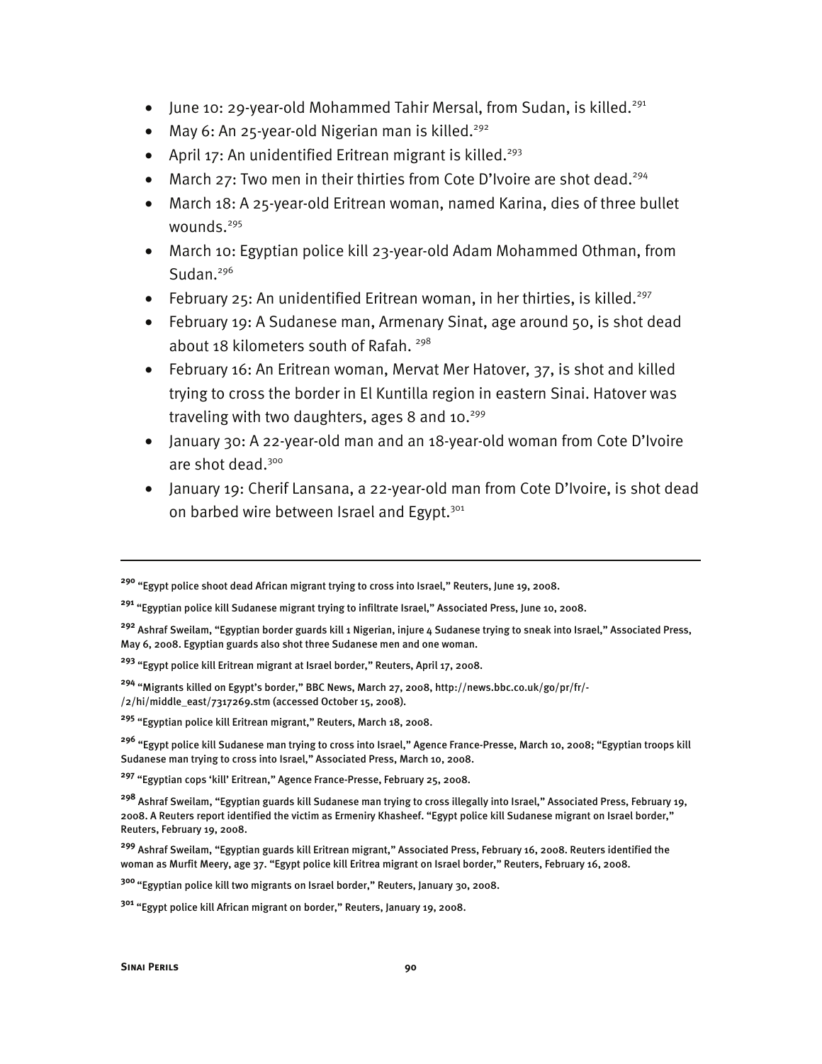- June 10: 29-year-old Mohammed Tahir Mersal, from Sudan, is killed.[291]
- May 6: An 25-year-old Nigerian man is killed.[292]
- April 17: An unidentified Eritrean migrant is killed.[293]
- March 27: Two men in their thirties from Cote D'Ivoire are shot dead.[294]
- March 18: A 25-year-old Eritrean woman, named Karina, dies of three bullet wounds.[295]
- March 10: Egyptian police kill 23-year-old Adam Mohammed Othman, from Sudan.[296]
- February 25: An unidentified Eritrean woman, in her thirties, is killed.[297]
- February 19: A Sudanese man, Armenary Sinat, age around 50, is shot dead about 18 kilometers south of Rafah. [298]
- February 16: An Eritrean woman, Mervat Mer Hatover, 37, is shot and killed trying to cross the border in El Kuntilla region in eastern Sinai. Hatover was traveling with two daughters, ages 8 and 10.[299]
- January 30: A 22-year-old man and an 18-year-old woman from Cote D'Ivoire are shot dead.[300]
- January 19: Cherif Lansana, a 22-year-old man from Cote D'Ivoire, is shot dead on barbed wire between Israel and Egypt.[301]

---

[290] "Egypt police shoot dead African migrant trying to cross into Israel," Reuters, June 19, 2008.

[291] "Egyptian police kill Sudanese migrant trying to infiltrate Israel," Associated Press, June 10, 2008.

[292] Ashraf Sweilam, "Egyptian border guards kill 1 Nigerian, injure 4 Sudanese trying to sneak into Israel," Associated Press, May 6, 2008. Egyptian guards also shot three Sudanese men and one woman.

[293] "Egypt police kill Eritrean migrant at Israel border," Reuters, April 17, 2008.

[294] "Migrants killed on Egypt's border," BBC News, March 27, 2008, http://news.bbc.co.uk/go/pr/fr/-/2/hi/middle_east/7317269.stm (accessed October 15, 2008).

[295] "Egyptian police kill Eritrean migrant," Reuters, March 18, 2008.

[296] "Egypt police kill Sudanese man trying to cross into Israel," Agence France-Presse, March 10, 2008; "Egyptian troops kill Sudanese man trying to cross into Israel," Associated Press, March 10, 2008.

[297] "Egyptian cops 'kill' Eritrean," Agence France-Presse, February 25, 2008.

[298] Ashraf Sweilam, "Egyptian guards kill Sudanese man trying to cross illegally into Israel," Associated Press, February 19, 2008. A Reuters report identified the victim as Ermeniry Khasheef. "Egypt police kill Sudanese migrant on Israel border," Reuters, February 19, 2008.

[299] Ashraf Sweilam, "Egyptian guards kill Eritrean migrant," Associated Press, February 16, 2008. Reuters identified the woman as Murfit Meery, age 37. "Egypt police kill Eritrea migrant on Israel border," Reuters, February 16, 2008.

[300] "Egyptian police kill two migrants on Israel border," Reuters, January 30, 2008.

[301] "Egypt police kill African migrant on border," Reuters, January 19, 2008.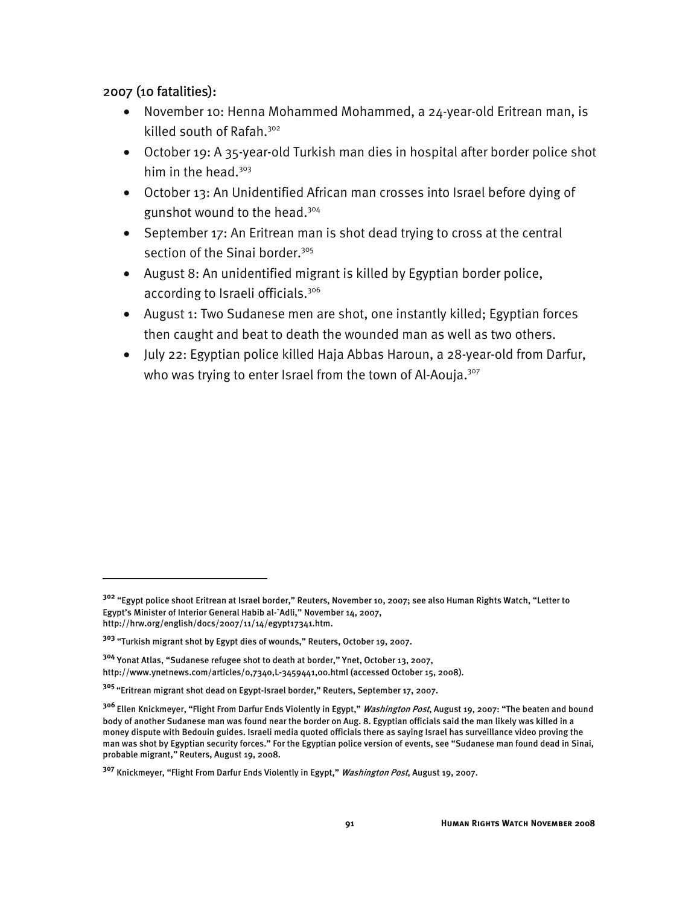## 2007 (10 fatalities):

- November 10: Henna Mohammed Mohammed, a 24-year-old Eritrean man, is killed south of Rafah.[302]
- October 19: A 35-year-old Turkish man dies in hospital after border police shot him in the head.[303]
- October 13: An Unidentified African man crosses into Israel before dying of gunshot wound to the head.[304]
- September 17: An Eritrean man is shot dead trying to cross at the central section of the Sinai border.[305]
- August 8: An unidentified migrant is killed by Egyptian border police, according to Israeli officials.[306]
- August 1: Two Sudanese men are shot, one instantly killed; Egyptian forces then caught and beat to death the wounded man as well as two others.
- July 22: Egyptian police killed Haja Abbas Haroun, a 28-year-old from Darfur, who was trying to enter Israel from the town of Al-Aouja.[307]

---

[302] "Egypt police shoot Eritrean at Israel border," Reuters, November 10, 2007; see also Human Rights Watch, "Letter to Egypt's Minister of Interior General Habib al-`Adli," November 14, 2007, http://hrw.org/english/docs/2007/11/14/egypt17341.htm.

[303] "Turkish migrant shot by Egypt dies of wounds," Reuters, October 19, 2007.

[304] Yonat Atlas, "Sudanese refugee shot to death at border," Ynet, October 13, 2007, http://www.ynetnews.com/articles/0,7340,L-3459441,00.html (accessed October 15, 2008).

[305] "Eritrean migrant shot dead on Egypt-Israel border," Reuters, September 17, 2007.

[306] Ellen Knickmeyer, "Flight From Darfur Ends Violently in Egypt," *Washington Post*, August 19, 2007: "The beaten and bound body of another Sudanese man was found near the border on Aug. 8. Egyptian officials said the man likely was killed in a money dispute with Bedouin guides. Israeli media quoted officials there as saying Israel has surveillance video proving the man was shot by Egyptian security forces." For the Egyptian police version of events, see "Sudanese man found dead in Sinai, probable migrant," Reuters, August 19, 2008.

[307] Knickmeyer, "Flight From Darfur Ends Violently in Egypt," *Washington Post*, August 19, 2007.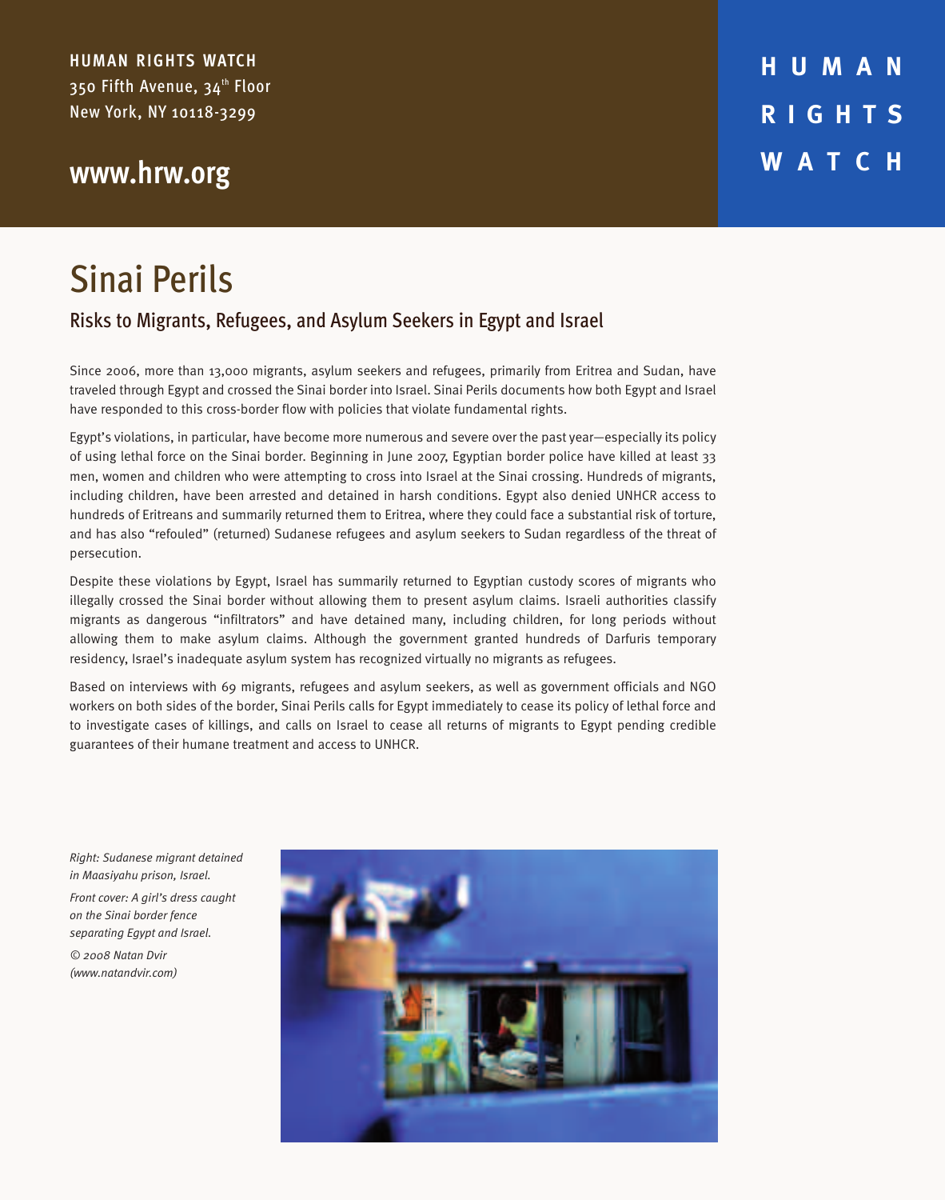**HUMAN RIGHTS WATCH**
350 Fifth Avenue, 34th Floor
New York, NY 10118-3299

**www.hrw.org**

**HUMAN RIGHTS WATCH**

# Sinai Perils

## Risks to Migrants, Refugees, and Asylum Seekers in Egypt and Israel

Since 2006, more than 13,000 migrants, asylum seekers and refugees, primarily from Eritrea and Sudan, have traveled through Egypt and crossed the Sinai border into Israel. Sinai Perils documents how both Egypt and Israel have responded to this cross-border flow with policies that violate fundamental rights.

Egypt's violations, in particular, have become more numerous and severe over the past year—especially its policy of using lethal force on the Sinai border. Beginning in June 2007, Egyptian border police have killed at least 33 men, women and children who were attempting to cross into Israel at the Sinai crossing. Hundreds of migrants, including children, have been arrested and detained in harsh conditions. Egypt also denied UNHCR access to hundreds of Eritreans and summarily returned them to Eritrea, where they could face a substantial risk of torture, and has also "refouled" (returned) Sudanese refugees and asylum seekers to Sudan regardless of the threat of persecution.

Despite these violations by Egypt, Israel has summarily returned to Egyptian custody scores of migrants who illegally crossed the Sinai border without allowing them to present asylum claims. Israeli authorities classify migrants as dangerous "infiltrators" and have detained many, including children, for long periods without allowing them to make asylum claims. Although the government granted hundreds of Darfuris temporary residency, Israel's inadequate asylum system has recognized virtually no migrants as refugees.

Based on interviews with 69 migrants, refugees and asylum seekers, as well as government officials and NGO workers on both sides of the border, Sinai Perils calls for Egypt immediately to cease its policy of lethal force and to investigate cases of killings, and calls on Israel to cease all returns of migrants to Egypt pending credible guarantees of their humane treatment and access to UNHCR.

*Right: Sudanese migrant detained in Maasiyahu prison, Israel.*

*Front cover: A girl's dress caught on the Sinai border fence separating Egypt and Israel.*

*© 2008 Natan Dvir (www.natandvir.com)*